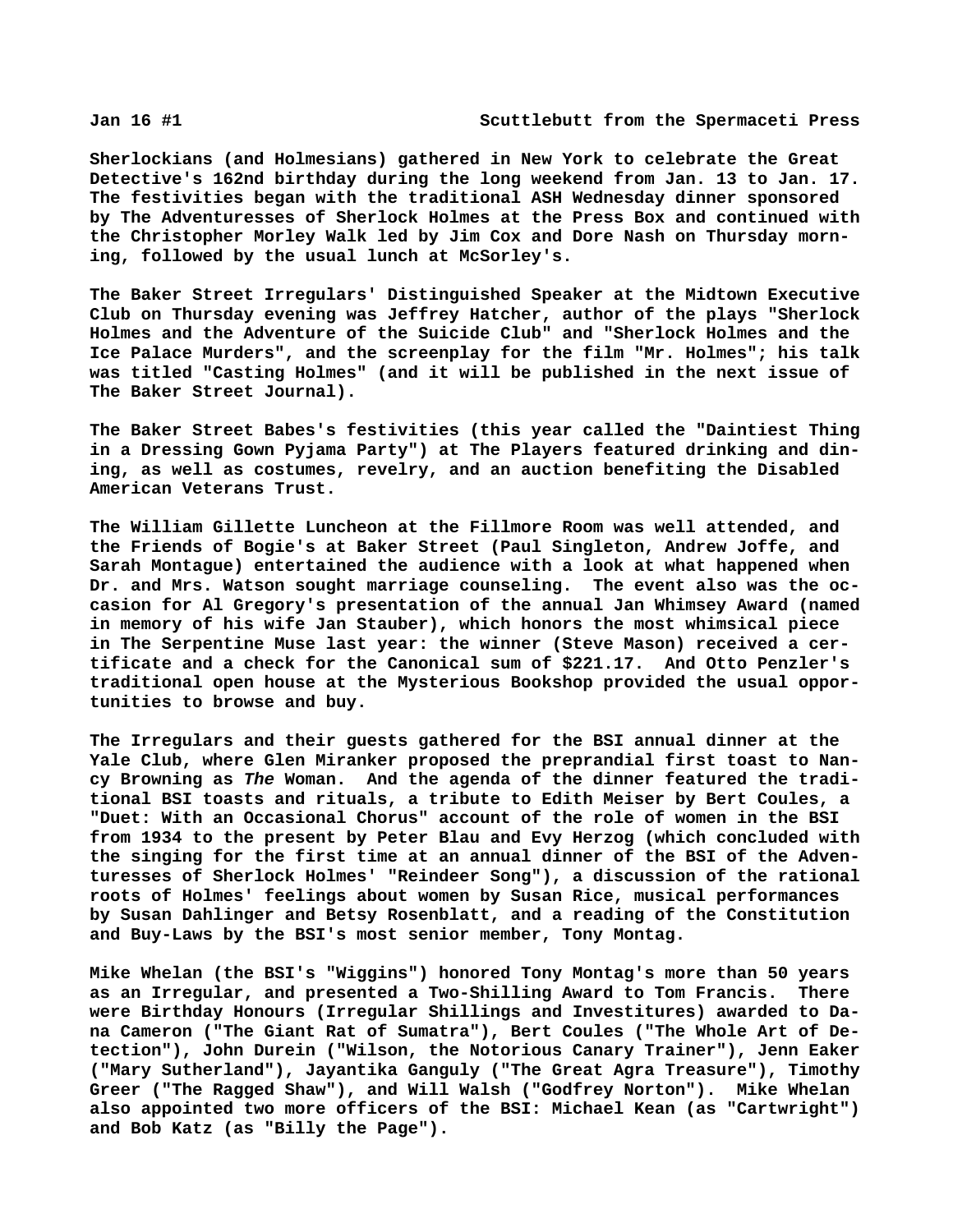Sherlockians (and Holmesians) gathered in New York to celebrate the Great Detective's 162nd birthday during the long weekend from Jan. 13 to Jan. 17. The festivities began with the traditional ASH Wednesday dinner sponsored by The Adventuresses of Sherlock Holmes at the Press Box and continued with the Christopher Morley Walk led by Jim Cox and Dore Nash on Thursday morning, followed by the usual lunch at McSorley's.

The Baker Street Irregulars' Distinguished Speaker at the Midtown Executive Club on Thursday evening was Jeffrey Hatcher, author of the plays "Sherlock Holmes and the Adventure of the Suicide Club" and "Sherlock Holmes and the Ice Palace Murders", and the screenplay for the film "Mr. Holmes"; his talk was titled "Casting Holmes" (and it will be published in the next issue of The Baker Street Journal).

The Baker Street Babes's festivities (this year called the "Daintiest Thing in a Dressing Gown Pyjama Party") at The Players featured drinking and dining, as well as costumes, revelry, and an auction benefiting the Disabled American Veterans Trust.

The William Gillette Luncheon at the Fillmore Room was well attended, and the Friends of Bogie's at Baker Street (Paul Singleton, Andrew Joffe, and Sarah Montague) entertained the audience with a look at what happened when Dr. and Mrs. Watson sought marriage counseling. The event also was the occasion for Al Gregory's presentation of the annual Jan Whimsey Award (named in memory of his wife Jan Stauber), which honors the most whimsical piece in The Serpentine Muse last year: the winner (Steve Mason) received a certificate and a check for the Canonical sum of $221.17. And Otto Penzler's traditional open house at the Mysterious Bookshop provided the usual opportunities to browse and buy.

The Irregulars and their guests gathered for the BSI annual dinner at the Yale Club, where Glen Miranker proposed the preprandial first toast to Nancy Browning as *The* Woman. And the agenda of the dinner featured the traditional BSI toasts and rituals, a tribute to Edith Meiser by Bert Coules, a "Duet: With an Occasional Chorus" account of the role of women in the BSI from 1934 to the present by Peter Blau and Evy Herzog (which concluded with the singing for the first time at an annual dinner of the BSI of the Adventuresses of Sherlock Holmes' "Reindeer Song"), a discussion of the rational roots of Holmes' feelings about women by Susan Rice, musical performances by Susan Dahlinger and Betsy Rosenblatt, and a reading of the Constitution and Buy-Laws by the BSI's most senior member, Tony Montag.

Mike Whelan (the BSI's "Wiggins") honored Tony Montag's more than 50 years as an Irregular, and presented a Two-Shilling Award to Tom Francis. There were Birthday Honours (Irregular Shillings and Investitures) awarded to Dana Cameron ("The Giant Rat of Sumatra"), Bert Coules ("The Whole Art of Detection"), John Durein ("Wilson, the Notorious Canary Trainer"), Jenn Eaker ("Mary Sutherland"), Jayantika Ganguly ("The Great Agra Treasure"), Timothy Greer ("The Ragged Shaw"), and Will Walsh ("Godfrey Norton"). Mike Whelan also appointed two more officers of the BSI: Michael Kean (as "Cartwright") and Bob Katz (as "Billy the Page").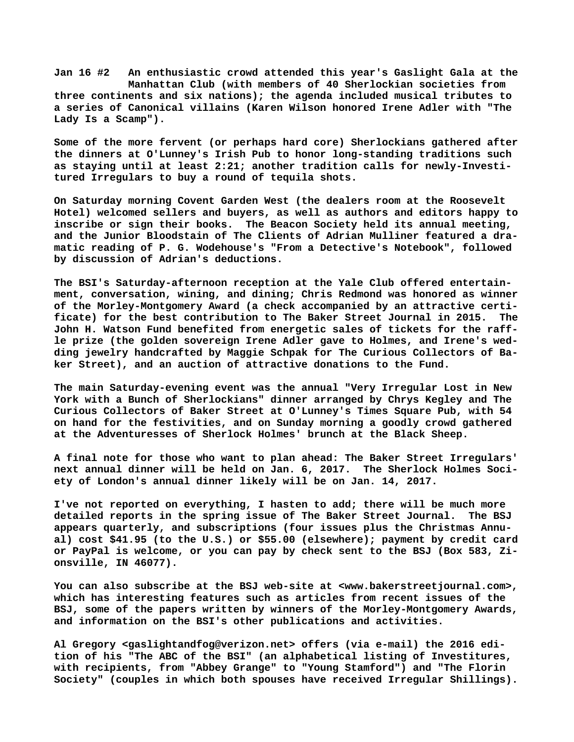Jan 16 #2   An enthusiastic crowd attended this year's Gaslight Gala at the Manhattan Club (with members of 40 Sherlockian societies from three continents and six nations); the agenda included musical tributes to a series of Canonical villains (Karen Wilson honored Irene Adler with "The Lady Is a Scamp").

Some of the more fervent (or perhaps hard core) Sherlockians gathered after the dinners at O'Lunney's Irish Pub to honor long-standing traditions such as staying until at least 2:21; another tradition calls for newly-Invested Irregulars to buy a round of tequila shots.

On Saturday morning Covent Garden West (the dealers room at the Roosevelt Hotel) welcomed sellers and buyers, as well as authors and editors happy to inscribe or sign their books. The Beacon Society held its annual meeting, and the Junior Bloodstain of The Clients of Adrian Mulliner featured a dramatic reading of P. G. Wodehouse's "From a Detective's Notebook", followed by discussion of Adrian's deductions.

The BSI's Saturday-afternoon reception at the Yale Club offered entertainment, conversation, wining, and dining; Chris Redmond was honored as winner of the Morley-Montgomery Award (a check accompanied by an attractive certificate) for the best contribution to The Baker Street Journal in 2015. The John H. Watson Fund benefited from energetic sales of tickets for the raffle prize (the golden sovereign Irene Adler gave to Holmes, and Irene's wedding jewelry handcrafted by Maggie Schpak for The Curious Collectors of Baker Street), and an auction of attractive donations to the Fund.

The main Saturday-evening event was the annual "Very Irregular Lost in New York with a Bunch of Sherlockians" dinner arranged by Chrys Kegley and The Curious Collectors of Baker Street at O'Lunney's Times Square Pub, with 54 on hand for the festivities, and on Sunday morning a goodly crowd gathered at the Adventuresses of Sherlock Holmes' brunch at the Black Sheep.

A final note for those who want to plan ahead: The Baker Street Irregulars' next annual dinner will be held on Jan. 6, 2017. The Sherlock Holmes Society of London's annual dinner likely will be on Jan. 14, 2017.

I've not reported on everything, I hasten to add; there will be much more detailed reports in the spring issue of The Baker Street Journal. The BSJ appears quarterly, and subscriptions (four issues plus the Christmas Annual) cost $41.95 (to the U.S.) or $55.00 (elsewhere); payment by credit card or PayPal is welcome, or you can pay by check sent to the BSJ (Box 583, Zionsville, IN 46077).

You can also subscribe at the BSJ web-site at <www.bakerstreetjournal.com>, which has interesting features such as articles from recent issues of the BSJ, some of the papers written by winners of the Morley-Montgomery Awards, and information on the BSI's other publications and activities.

Al Gregory <gaslightandfog@verizon.net> offers (via e-mail) the 2016 edition of his "The ABC of the BSI" (an alphabetical listing of Investitures, with recipients, from "Abbey Grange" to "Young Stamford") and "The Florin Society" (couples in which both spouses have received Irregular Shillings).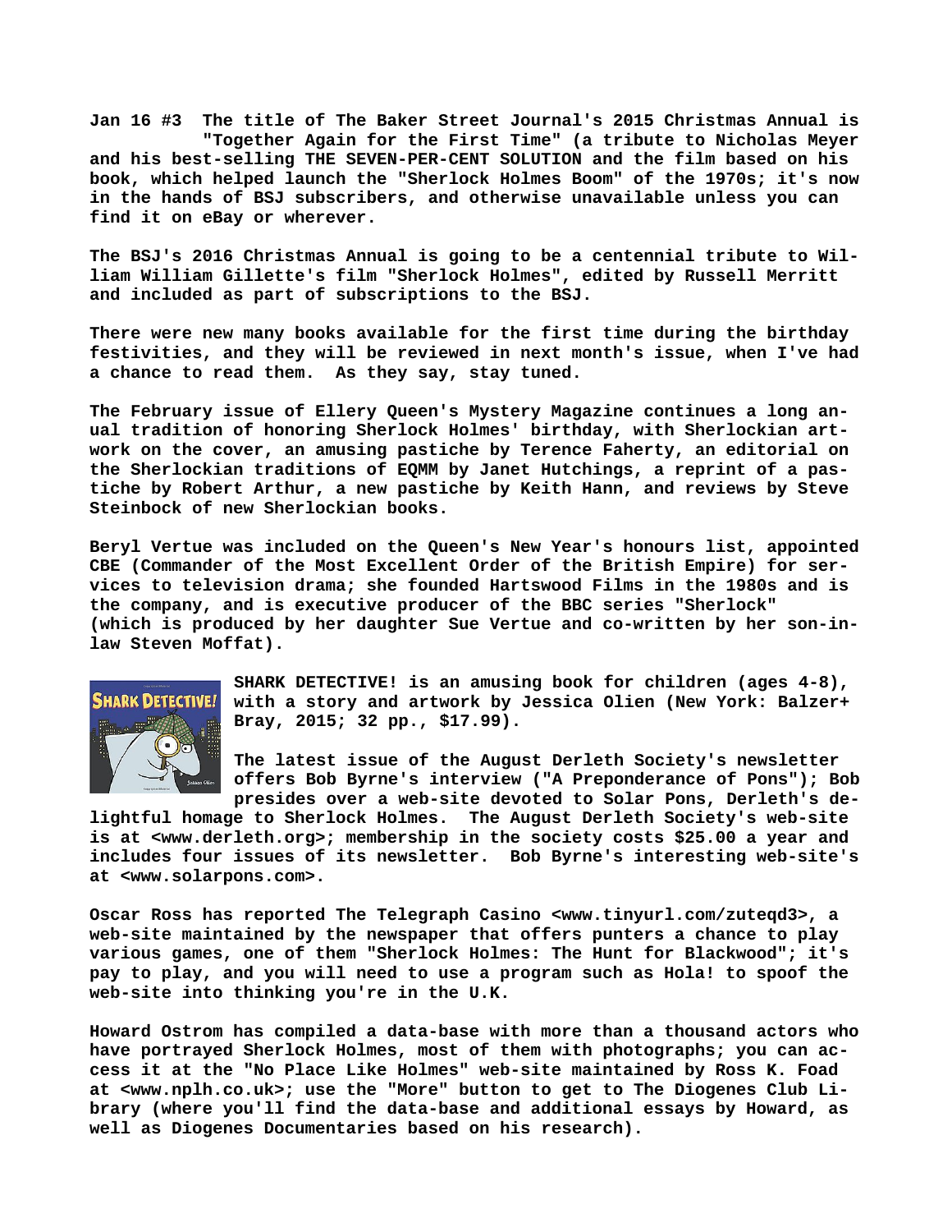**Jan 16 #3 The title of The Baker Street Journal's 2015 Christmas Annual is "Together Again for the First Time" (a tribute to Nicholas Meyer and his best-selling THE SEVEN-PER-CENT SOLUTION and the film based on his book, which helped launch the "Sherlock Holmes Boom" of the 1970s; it's now in the hands of BSJ subscribers, and otherwise unavailable unless you can find it on eBay or wherever.**

**The BSJ's 2016 Christmas Annual is going to be a centennial tribute to William William Gillette's film "Sherlock Holmes", edited by Russell Merritt and included as part of subscriptions to the BSJ.**

**There were new many books available for the first time during the birthday festivities, and they will be reviewed in next month's issue, when I've had a chance to read them. As they say, stay tuned.**

**The February issue of Ellery Queen's Mystery Magazine continues a long anual tradition of honoring Sherlock Holmes' birthday, with Sherlockian artwork on the cover, an amusing pastiche by Terence Faherty, an editorial on the Sherlockian traditions of EQMM by Janet Hutchings, a reprint of a pastiche by Robert Arthur, a new pastiche by Keith Hann, and reviews by Steve Steinbock of new Sherlockian books.**

**Beryl Vertue was included on the Queen's New Year's honours list, appointed CBE (Commander of the Most Excellent Order of the British Empire) for services to television drama; she founded Hartswood Films in the 1980s and is the company, and is executive producer of the BBC series "Sherlock" (which is produced by her daughter Sue Vertue and co-written by her son-in-law Steven Moffat).**

**SHARK DETECTIVE! is an amusing book for children (ages 4-8), with a story and artwork by Jessica Olien (New York: Balzer+ Bray, 2015; 32 pp., $17.99).**

**The latest issue of the August Derleth Society's newsletter offers Bob Byrne's interview ("A Preponderance of Pons"); Bob presides over a web-site devoted to Solar Pons, Derleth's delightful homage to Sherlock Holmes. The August Derleth Society's web-site is at <www.derleth.org>; membership in the society costs $25.00 a year and includes four issues of its newsletter. Bob Byrne's interesting web-site's at <www.solarpons.com>.**

**Oscar Ross has reported The Telegraph Casino <www.tinyurl.com/zuteqd3>, a web-site maintained by the newspaper that offers punters a chance to play various games, one of them "Sherlock Holmes: The Hunt for Blackwood"; it's pay to play, and you will need to use a program such as Hola! to spoof the web-site into thinking you're in the U.K.**

**Howard Ostrom has compiled a data-base with more than a thousand actors who have portrayed Sherlock Holmes, most of them with photographs; you can access it at the "No Place Like Holmes" web-site maintained by Ross K. Foad at <www.nplh.co.uk>; use the "More" button to get to The Diogenes Club Library (where you'll find the data-base and additional essays by Howard, as well as Diogenes Documentaries based on his research).**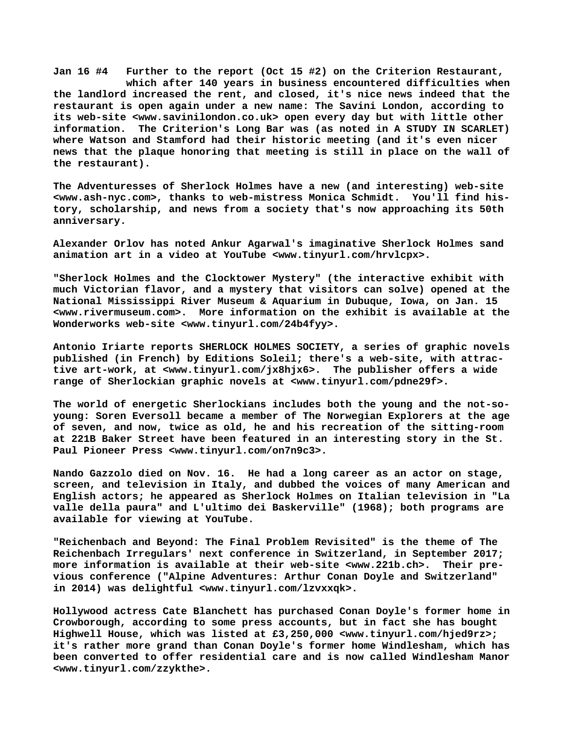**Jan 16 #4   Further to the report (Oct 15 #2) on the Criterion Restaurant, which after 140 years in business encountered difficulties when the landlord increased the rent, and closed, it's nice news indeed that the restaurant is open again under a new name: The Savini London, according to its web-site <www.savinilondon.co.uk> open every day but with little other information.  The Criterion's Long Bar was (as noted in A STUDY IN SCARLET) where Watson and Stamford had their historic meeting (and it's even nicer news that the plaque honoring that meeting is still in place on the wall of the restaurant).**

**The Adventuresses of Sherlock Holmes have a new (and interesting) web-site <www.ash-nyc.com>, thanks to web-mistress Monica Schmidt.  You'll find history, scholarship, and news from a society that's now approaching its 50th anniversary.**

**Alexander Orlov has noted Ankur Agarwal's imaginative Sherlock Holmes sand animation art in a video at YouTube <www.tinyurl.com/hrvlcpx>.**

**"Sherlock Holmes and the Clocktower Mystery" (the interactive exhibit with much Victorian flavor, and a mystery that visitors can solve) opened at the National Mississippi River Museum & Aquarium in Dubuque, Iowa, on Jan. 15 <www.rivermuseum.com>.  More information on the exhibit is available at the Wonderworks web-site <www.tinyurl.com/24b4fyy>.**

**Antonio Iriarte reports SHERLOCK HOLMES SOCIETY, a series of graphic novels published (in French) by Editions Soleil; there's a web-site, with attractive art-work, at <www.tinyurl.com/jx8hjx6>.  The publisher offers a wide range of Sherlockian graphic novels at <www.tinyurl.com/pdne29f>.**

**The world of energetic Sherlockians includes both the young and the not-so-young: Soren Eversoll became a member of The Norwegian Explorers at the age of seven, and now, twice as old, he and his recreation of the sitting-room at 221B Baker Street have been featured in an interesting story in the St. Paul Pioneer Press <www.tinyurl.com/on7n9c3>.**

**Nando Gazzolo died on Nov. 16.  He had a long career as an actor on stage, screen, and television in Italy, and dubbed the voices of many American and English actors; he appeared as Sherlock Holmes on Italian television in "La valle della paura" and L'ultimo dei Baskerville" (1968); both programs are available for viewing at YouTube.**

**"Reichenbach and Beyond: The Final Problem Revisited" is the theme of The Reichenbach Irregulars' next conference in Switzerland, in September 2017; more information is available at their web-site <www.221b.ch>.  Their previous conference ("Alpine Adventures: Arthur Conan Doyle and Switzerland" in 2014) was delightful <www.tinyurl.com/lzvxxqk>.**

**Hollywood actress Cate Blanchett has purchased Conan Doyle's former home in Crowborough, according to some press accounts, but in fact she has bought Highwell House, which was listed at £3,250,000 <www.tinyurl.com/hjed9rz>; it's rather more grand than Conan Doyle's former home Windlesham, which has been converted to offer residential care and is now called Windlesham Manor <www.tinyurl.com/zzykthe>.**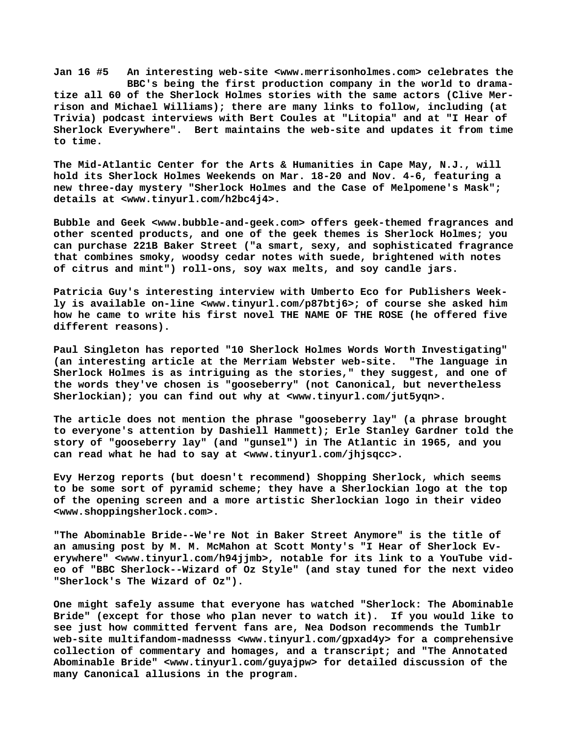**Jan 16 #5** An interesting web-site <www.merrisonholmes.com> celebrates the BBC's being the first production company in the world to dramatize all 60 of the Sherlock Holmes stories with the same actors (Clive Merrison and Michael Williams); there are many links to follow, including (at Trivia) podcast interviews with Bert Coules at "Litopia" and at "I Hear of Sherlock Everywhere". Bert maintains the web-site and updates it from time to time.

The Mid-Atlantic Center for the Arts & Humanities in Cape May, N.J., will hold its Sherlock Holmes Weekends on Mar. 18-20 and Nov. 4-6, featuring a new three-day mystery "Sherlock Holmes and the Case of Melpomene's Mask"; details at <www.tinyurl.com/h2bc4j4>.

Bubble and Geek <www.bubble-and-geek.com> offers geek-themed fragrances and other scented products, and one of the geek themes is Sherlock Holmes; you can purchase 221B Baker Street ("a smart, sexy, and sophisticated fragrance that combines smoky, woodsy cedar notes with suede, brightened with notes of citrus and mint") roll-ons, soy wax melts, and soy candle jars.

Patricia Guy's interesting interview with Umberto Eco for Publishers Weekly is available on-line <www.tinyurl.com/p87btj6>; of course she asked him how he came to write his first novel THE NAME OF THE ROSE (he offered five different reasons).

Paul Singleton has reported "10 Sherlock Holmes Words Worth Investigating" (an interesting article at the Merriam Webster web-site. "The language in Sherlock Holmes is as intriguing as the stories," they suggest, and one of the words they've chosen is "gooseberry" (not Canonical, but nevertheless Sherlockian); you can find out why at <www.tinyurl.com/jut5yqn>.

The article does not mention the phrase "gooseberry lay" (a phrase brought to everyone's attention by Dashiell Hammett); Erle Stanley Gardner told the story of "gooseberry lay" (and "gunsel") in The Atlantic in 1965, and you can read what he had to say at <www.tinyurl.com/jhjsqcc>.

Evy Herzog reports (but doesn't recommend) Shopping Sherlock, which seems to be some sort of pyramid scheme; they have a Sherlockian logo at the top of the opening screen and a more artistic Sherlockian logo in their video <www.shoppingsherlock.com>.

"The Abominable Bride--We're Not in Baker Street Anymore" is the title of an amusing post by M. M. McMahon at Scott Monty's "I Hear of Sherlock Everywhere" <www.tinyurl.com/h94jjmb>, notable for its link to a YouTube video of "BBC Sherlock--Wizard of Oz Style" (and stay tuned for the next video "Sherlock's The Wizard of Oz").

One might safely assume that everyone has watched "Sherlock: The Abominable Bride" (except for those who plan never to watch it). If you would like to see just how committed fervent fans are, Nea Dodson recommends the Tumblr web-site multifandom-madnesss <www.tinyurl.com/gpxad4y> for a comprehensive collection of commentary and homages, and a transcript; and "The Annotated Abominable Bride" <www.tinyurl.com/guyajpw> for detailed discussion of the many Canonical allusions in the program.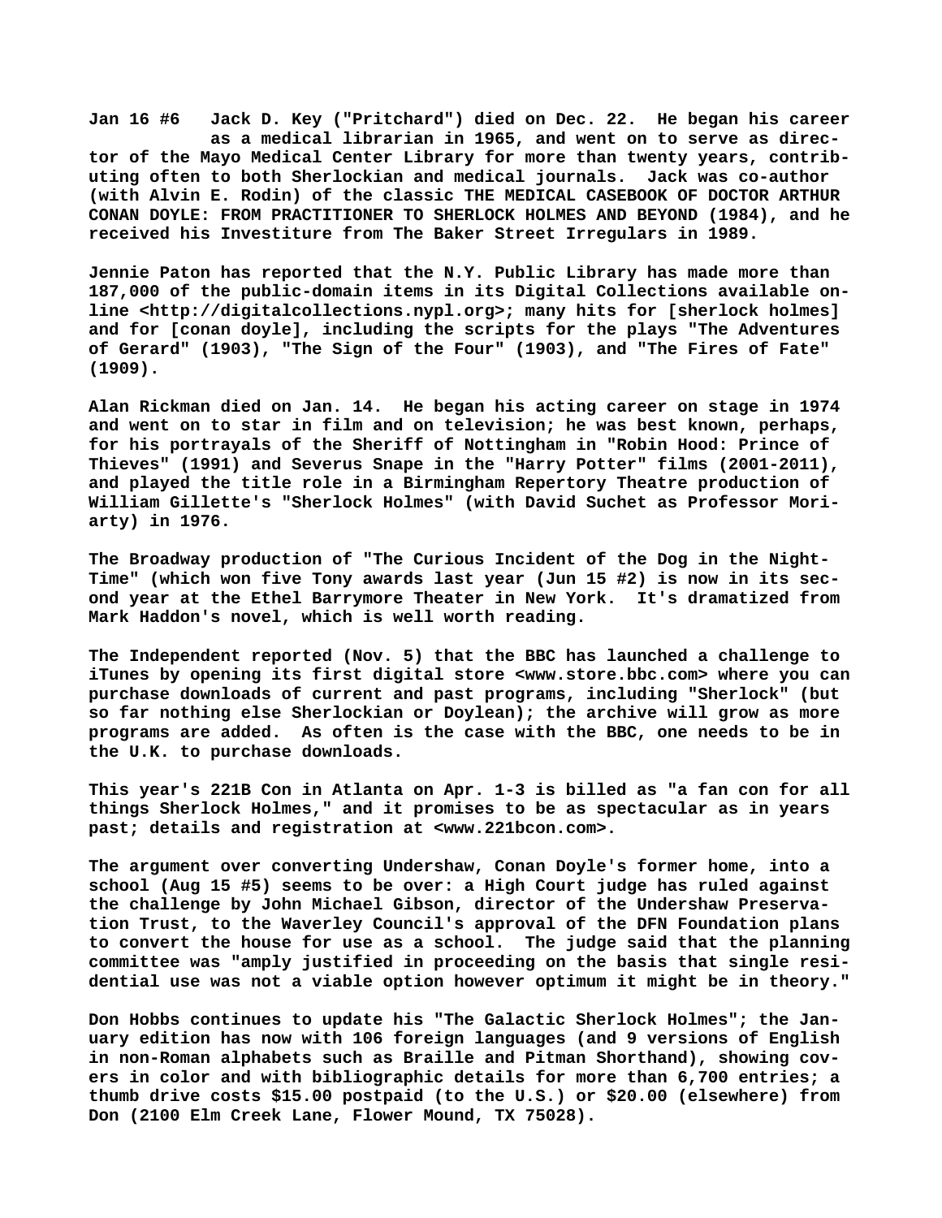**Jan 16 #6 Jack D. Key ("Pritchard") died on Dec. 22. He began his career as a medical librarian in 1965, and went on to serve as director of the Mayo Medical Center Library for more than twenty years, contributing often to both Sherlockian and medical journals. Jack was co-author (with Alvin E. Rodin) of the classic THE MEDICAL CASEBOOK OF DOCTOR ARTHUR CONAN DOYLE: FROM PRACTITIONER TO SHERLOCK HOLMES AND BEYOND (1984), and he received his Investiture from The Baker Street Irregulars in 1989.**

**Jennie Paton has reported that the N.Y. Public Library has made more than 187,000 of the public-domain items in its Digital Collections available online <http://digitalcollections.nypl.org>; many hits for [sherlock holmes] and for [conan doyle], including the scripts for the plays "The Adventures of Gerard" (1903), "The Sign of the Four" (1903), and "The Fires of Fate" (1909).**

**Alan Rickman died on Jan. 14. He began his acting career on stage in 1974 and went on to star in film and on television; he was best known, perhaps, for his portrayals of the Sheriff of Nottingham in "Robin Hood: Prince of Thieves" (1991) and Severus Snape in the "Harry Potter" films (2001-2011), and played the title role in a Birmingham Repertory Theatre production of William Gillette's "Sherlock Holmes" (with David Suchet as Professor Moriarty) in 1976.**

**The Broadway production of "The Curious Incident of the Dog in the Night-Time" (which won five Tony awards last year (Jun 15 #2) is now in its second year at the Ethel Barrymore Theater in New York. It's dramatized from Mark Haddon's novel, which is well worth reading.**

**The Independent reported (Nov. 5) that the BBC has launched a challenge to iTunes by opening its first digital store <www.store.bbc.com> where you can purchase downloads of current and past programs, including "Sherlock" (but so far nothing else Sherlockian or Doylean); the archive will grow as more programs are added. As often is the case with the BBC, one needs to be in the U.K. to purchase downloads.**

**This year's 221B Con in Atlanta on Apr. 1-3 is billed as "a fan con for all things Sherlock Holmes," and it promises to be as spectacular as in years past; details and registration at <www.221bcon.com>.**

**The argument over converting Undershaw, Conan Doyle's former home, into a school (Aug 15 #5) seems to be over: a High Court judge has ruled against the challenge by John Michael Gibson, director of the Undershaw Preservation Trust, to the Waverley Council's approval of the DFN Foundation plans to convert the house for use as a school. The judge said that the planning committee was "amply justified in proceeding on the basis that single residential use was not a viable option however optimum it might be in theory."**

**Don Hobbs continues to update his "The Galactic Sherlock Holmes"; the January edition has now with 106 foreign languages (and 9 versions of English in non-Roman alphabets such as Braille and Pitman Shorthand), showing covers in color and with bibliographic details for more than 6,700 entries; a thumb drive costs $15.00 postpaid (to the U.S.) or $20.00 (elsewhere) from Don (2100 Elm Creek Lane, Flower Mound, TX 75028).**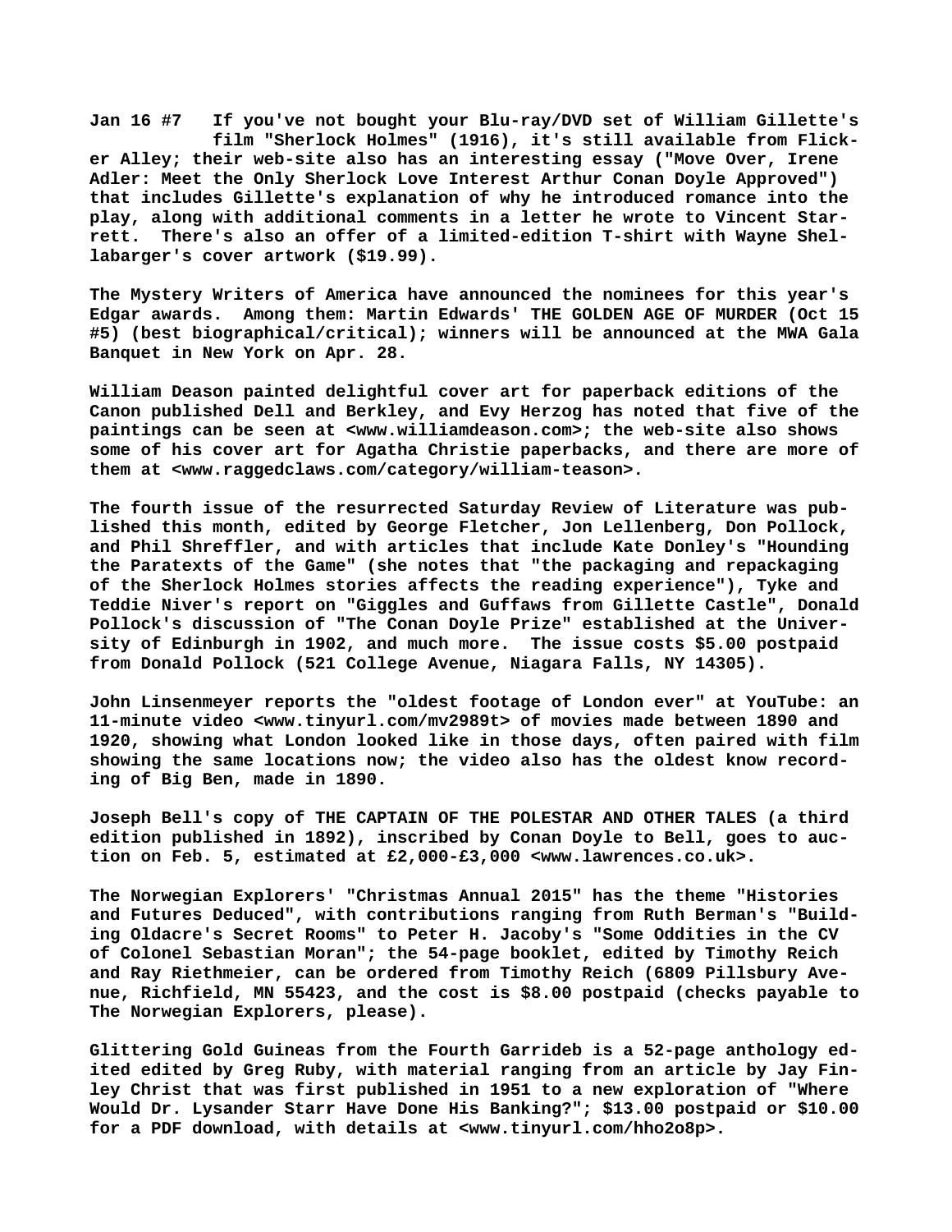**Jan 16 #7** If you've not bought your Blu-ray/DVD set of William Gillette's film "Sherlock Holmes" (1916), it's still available from Flicker Alley; their web-site also has an interesting essay ("Move Over, Irene Adler: Meet the Only Sherlock Love Interest Arthur Conan Doyle Approved") that includes Gillette's explanation of why he introduced romance into the play, along with additional comments in a letter he wrote to Vincent Starrett. There's also an offer of a limited-edition T-shirt with Wayne Shellabarger's cover artwork ($19.99).

The Mystery Writers of America have announced the nominees for this year's Edgar awards. Among them: Martin Edwards' THE GOLDEN AGE OF MURDER (Oct 15 #5) (best biographical/critical); winners will be announced at the MWA Gala Banquet in New York on Apr. 28.

William Deason painted delightful cover art for paperback editions of the Canon published Dell and Berkley, and Evy Herzog has noted that five of the paintings can be seen at <www.williamdeason.com>; the web-site also shows some of his cover art for Agatha Christie paperbacks, and there are more of them at <www.raggedclaws.com/category/william-teason>.

The fourth issue of the resurrected Saturday Review of Literature was published this month, edited by George Fletcher, Jon Lellenberg, Don Pollock, and Phil Shreffler, and with articles that include Kate Donley's "Hounding the Paratexts of the Game" (she notes that "the packaging and repackaging of the Sherlock Holmes stories affects the reading experience"), Tyke and Teddie Niver's report on "Giggles and Guffaws from Gillette Castle", Donald Pollock's discussion of "The Conan Doyle Prize" established at the University of Edinburgh in 1902, and much more. The issue costs $5.00 postpaid from Donald Pollock (521 College Avenue, Niagara Falls, NY 14305).

John Linsenmeyer reports the "oldest footage of London ever" at YouTube: an 11-minute video <www.tinyurl.com/mv2989t> of movies made between 1890 and 1920, showing what London looked like in those days, often paired with film showing the same locations now; the video also has the oldest know recording of Big Ben, made in 1890.

Joseph Bell's copy of THE CAPTAIN OF THE POLESTAR AND OTHER TALES (a third edition published in 1892), inscribed by Conan Doyle to Bell, goes to auction on Feb. 5, estimated at £2,000-£3,000 <www.lawrences.co.uk>.

The Norwegian Explorers' "Christmas Annual 2015" has the theme "Histories and Futures Deduced", with contributions ranging from Ruth Berman's "Building Oldacre's Secret Rooms" to Peter H. Jacoby's "Some Oddities in the CV of Colonel Sebastian Moran"; the 54-page booklet, edited by Timothy Reich and Ray Riethmeier, can be ordered from Timothy Reich (6809 Pillsbury Avenue, Richfield, MN 55423, and the cost is $8.00 postpaid (checks payable to The Norwegian Explorers, please).

Glittering Gold Guineas from the Fourth Garrideb is a 52-page anthology edited edited by Greg Ruby, with material ranging from an article by Jay Finley Christ that was first published in 1951 to a new exploration of "Where Would Dr. Lysander Starr Have Done His Banking?"; $13.00 postpaid or $10.00 for a PDF download, with details at <www.tinyurl.com/hho2o8p>.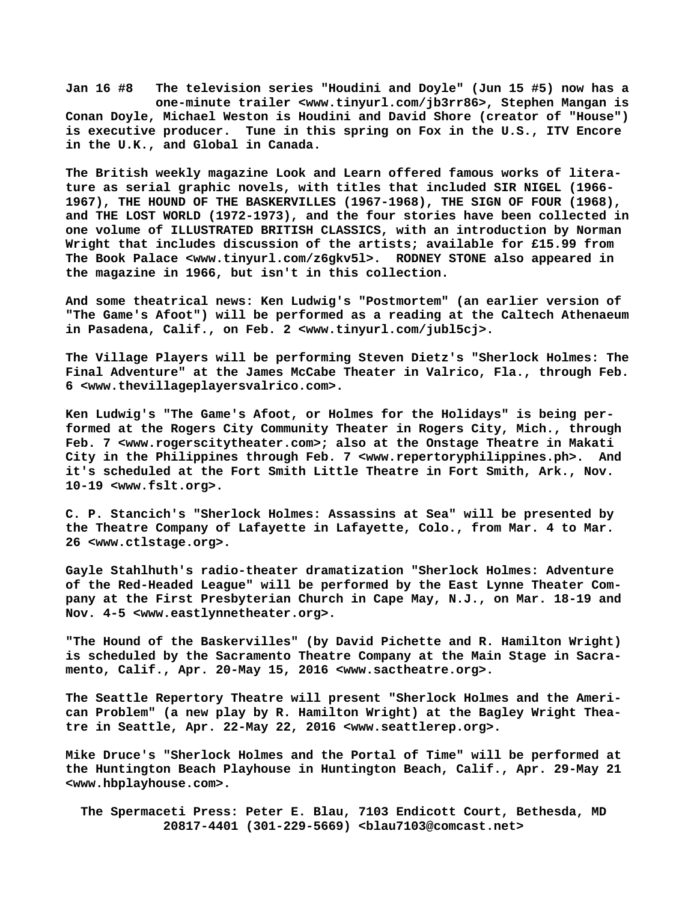**Jan 16 #8** The television series "Houdini and Doyle" (Jun 15 #5) now has a one-minute trailer <www.tinyurl.com/jb3rr86>, Stephen Mangan is Conan Doyle, Michael Weston is Houdini and David Shore (creator of "House") is executive producer. Tune in this spring on Fox in the U.S., ITV Encore in the U.K., and Global in Canada.

The British weekly magazine Look and Learn offered famous works of literature as serial graphic novels, with titles that included SIR NIGEL (1966-1967), THE HOUND OF THE BASKERVILLES (1967-1968), THE SIGN OF FOUR (1968), and THE LOST WORLD (1972-1973), and the four stories have been collected in one volume of ILLUSTRATED BRITISH CLASSICS, with an introduction by Norman Wright that includes discussion of the artists; available for £15.99 from The Book Palace <www.tinyurl.com/z6gkv5l>. RODNEY STONE also appeared in the magazine in 1966, but isn't in this collection.

And some theatrical news: Ken Ludwig's "Postmortem" (an earlier version of "The Game's Afoot") will be performed as a reading at the Caltech Athenaeum in Pasadena, Calif., on Feb. 2 <www.tinyurl.com/jubl5cj>.

The Village Players will be performing Steven Dietz's "Sherlock Holmes: The Final Adventure" at the James McCabe Theater in Valrico, Fla., through Feb. 6 <www.thevillageplayersvalrico.com>.

Ken Ludwig's "The Game's Afoot, or Holmes for the Holidays" is being performed at the Rogers City Community Theater in Rogers City, Mich., through Feb. 7 <www.rogerscitytheater.com>; also at the Onstage Theatre in Makati City in the Philippines through Feb. 7 <www.repertoryphilippines.ph>. And it's scheduled at the Fort Smith Little Theatre in Fort Smith, Ark., Nov. 10-19 <www.fslt.org>.

C. P. Stancich's "Sherlock Holmes: Assassins at Sea" will be presented by the Theatre Company of Lafayette in Lafayette, Colo., from Mar. 4 to Mar. 26 <www.ctlstage.org>.

Gayle Stahlhuth's radio-theater dramatization "Sherlock Holmes: Adventure of the Red-Headed League" will be performed by the East Lynne Theater Company at the First Presbyterian Church in Cape May, N.J., on Mar. 18-19 and Nov. 4-5 <www.eastlynnetheater.org>.

"The Hound of the Baskervilles" (by David Pichette and R. Hamilton Wright) is scheduled by the Sacramento Theatre Company at the Main Stage in Sacramento, Calif., Apr. 20-May 15, 2016 <www.sactheatre.org>.

The Seattle Repertory Theatre will present "Sherlock Holmes and the American Problem" (a new play by R. Hamilton Wright) at the Bagley Wright Theatre in Seattle, Apr. 22-May 22, 2016 <www.seattlerep.org>.

Mike Druce's "Sherlock Holmes and the Portal of Time" will be performed at the Huntington Beach Playhouse in Huntington Beach, Calif., Apr. 29-May 21 <www.hbplayhouse.com>.

The Spermaceti Press: Peter E. Blau, 7103 Endicott Court, Bethesda, MD 20817-4401 (301-229-5669) <blau7103@comcast.net>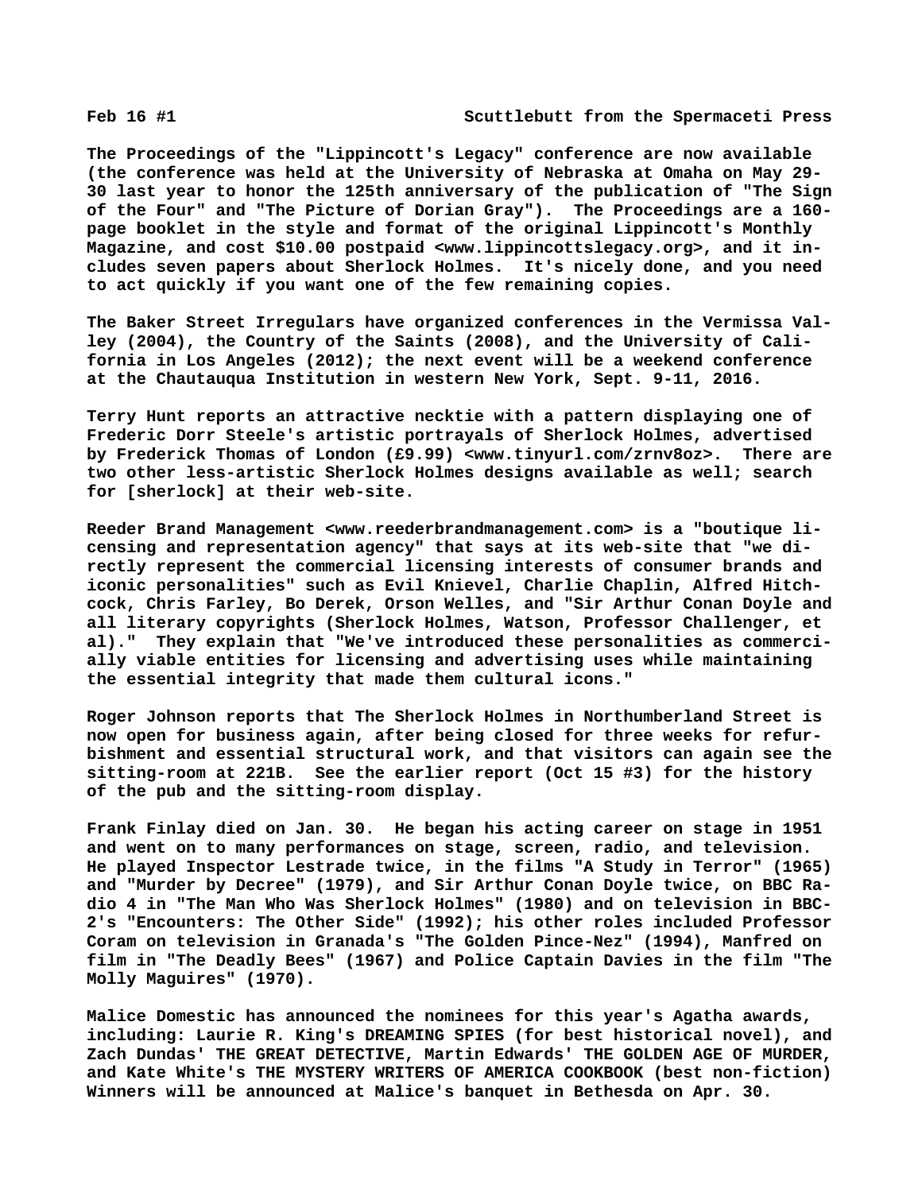The Proceedings of the "Lippincott's Legacy" conference are now available (the conference was held at the University of Nebraska at Omaha on May 29-30 last year to honor the 125th anniversary of the publication of "The Sign of the Four" and "The Picture of Dorian Gray"). The Proceedings are a 160-page booklet in the style and format of the original Lippincott's Monthly Magazine, and cost $10.00 postpaid <www.lippincottslegacy.org>, and it includes seven papers about Sherlock Holmes. It's nicely done, and you need to act quickly if you want one of the few remaining copies.

The Baker Street Irregulars have organized conferences in the Vermissa Valley (2004), the Country of the Saints (2008), and the University of California in Los Angeles (2012); the next event will be a weekend conference at the Chautauqua Institution in western New York, Sept. 9-11, 2016.

Terry Hunt reports an attractive necktie with a pattern displaying one of Frederic Dorr Steele's artistic portrayals of Sherlock Holmes, advertised by Frederick Thomas of London (£9.99) <www.tinyurl.com/zrnv8oz>. There are two other less-artistic Sherlock Holmes designs available as well; search for [sherlock] at their web-site.

Reeder Brand Management <www.reederbrandmanagement.com> is a "boutique licensing and representation agency" that says at its web-site that "we directly represent the commercial licensing interests of consumer brands and iconic personalities" such as Evil Knievel, Charlie Chaplin, Alfred Hitchcock, Chris Farley, Bo Derek, Orson Welles, and "Sir Arthur Conan Doyle and all literary copyrights (Sherlock Holmes, Watson, Professor Challenger, et al)." They explain that "We've introduced these personalities as commercially viable entities for licensing and advertising uses while maintaining the essential integrity that made them cultural icons."

Roger Johnson reports that The Sherlock Holmes in Northumberland Street is now open for business again, after being closed for three weeks for refurbishment and essential structural work, and that visitors can again see the sitting-room at 221B. See the earlier report (Oct 15 #3) for the history of the pub and the sitting-room display.

Frank Finlay died on Jan. 30. He began his acting career on stage in 1951 and went on to many performances on stage, screen, radio, and television. He played Inspector Lestrade twice, in the films "A Study in Terror" (1965) and "Murder by Decree" (1979), and Sir Arthur Conan Doyle twice, on BBC Radio 4 in "The Man Who Was Sherlock Holmes" (1980) and on television in BBC-2's "Encounters: The Other Side" (1992); his other roles included Professor Coram on television in Granada's "The Golden Pince-Nez" (1994), Manfred on film in "The Deadly Bees" (1967) and Police Captain Davies in the film "The Molly Maguires" (1970).

Malice Domestic has announced the nominees for this year's Agatha awards, including: Laurie R. King's DREAMING SPIES (for best historical novel), and Zach Dundas' THE GREAT DETECTIVE, Martin Edwards' THE GOLDEN AGE OF MURDER, and Kate White's THE MYSTERY WRITERS OF AMERICA COOKBOOK (best non-fiction) Winners will be announced at Malice's banquet in Bethesda on Apr. 30.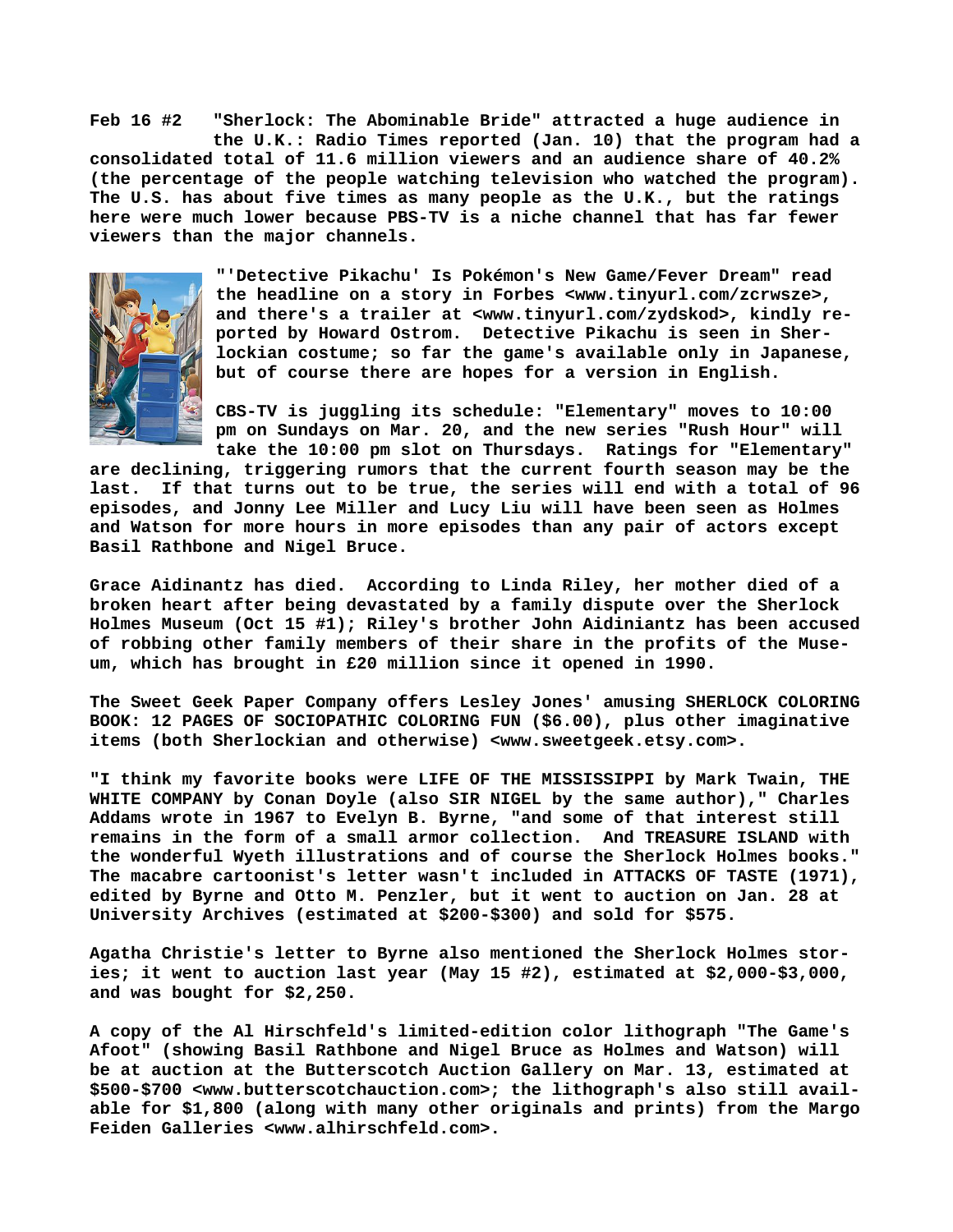**Feb 16 #2 "Sherlock: The Abominable Bride" attracted a huge audience in the U.K.: Radio Times reported (Jan. 10) that the program had a consolidated total of 11.6 million viewers and an audience share of 40.2% (the percentage of the people watching television who watched the program). The U.S. has about five times as many people as the U.K., but the ratings here were much lower because PBS-TV is a niche channel that has far fewer viewers than the major channels.**

**"'Detective Pikachu' Is Pokémon's New Game/Fever Dream" read the headline on a story in Forbes <www.tinyurl.com/zcrwsze>, and there's a trailer at <www.tinyurl.com/zydskod>, kindly reported by Howard Ostrom. Detective Pikachu is seen in Sherlockian costume; so far the game's available only in Japanese, but of course there are hopes for a version in English.**

**CBS-TV is juggling its schedule: "Elementary" moves to 10:00 pm on Sundays on Mar. 20, and the new series "Rush Hour" will take the 10:00 pm slot on Thursdays. Ratings for "Elementary" are declining, triggering rumors that the current fourth season may be the last. If that turns out to be true, the series will end with a total of 96 episodes, and Jonny Lee Miller and Lucy Liu will have been seen as Holmes and Watson for more hours in more episodes than any pair of actors except Basil Rathbone and Nigel Bruce.**

**Grace Aidinantz has died. According to Linda Riley, her mother died of a broken heart after being devastated by a family dispute over the Sherlock Holmes Museum (Oct 15 #1); Riley's brother John Aidiniantz has been accused of robbing other family members of their share in the profits of the Museum, which has brought in £20 million since it opened in 1990.**

**The Sweet Geek Paper Company offers Lesley Jones' amusing SHERLOCK COLORING BOOK: 12 PAGES OF SOCIOPATHIC COLORING FUN ($6.00), plus other imaginative items (both Sherlockian and otherwise) <www.sweetgeek.etsy.com>.**

**"I think my favorite books were LIFE OF THE MISSISSIPPI by Mark Twain, THE WHITE COMPANY by Conan Doyle (also SIR NIGEL by the same author)," Charles Addams wrote in 1967 to Evelyn B. Byrne, "and some of that interest still remains in the form of a small armor collection. And TREASURE ISLAND with the wonderful Wyeth illustrations and of course the Sherlock Holmes books." The macabre cartoonist's letter wasn't included in ATTACKS OF TASTE (1971), edited by Byrne and Otto M. Penzler, but it went to auction on Jan. 28 at University Archives (estimated at $200-$300) and sold for $575.**

**Agatha Christie's letter to Byrne also mentioned the Sherlock Holmes stories; it went to auction last year (May 15 #2), estimated at $2,000-$3,000, and was bought for $2,250.**

**A copy of the Al Hirschfeld's limited-edition color lithograph "The Game's Afoot" (showing Basil Rathbone and Nigel Bruce as Holmes and Watson) will be at auction at the Butterscotch Auction Gallery on Mar. 13, estimated at $500-$700 <www.butterscotchauction.com>; the lithograph's also still available for $1,800 (along with many other originals and prints) from the Margo Feiden Galleries <www.alhirschfeld.com>.**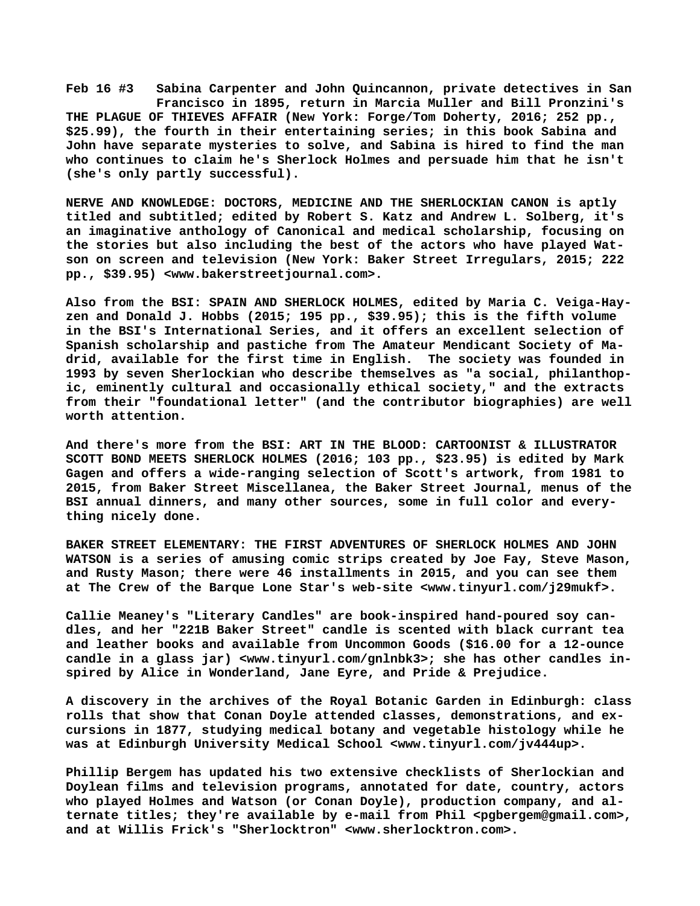**Feb 16 #3 Sabina Carpenter and John Quincannon, private detectives in San Francisco in 1895, return in Marcia Muller and Bill Pronzini's THE PLAGUE OF THIEVES AFFAIR (New York: Forge/Tom Doherty, 2016; 252 pp., $25.99), the fourth in their entertaining series; in this book Sabina and John have separate mysteries to solve, and Sabina is hired to find the man who continues to claim he's Sherlock Holmes and persuade him that he isn't (she's only partly successful).**

**NERVE AND KNOWLEDGE: DOCTORS, MEDICINE AND THE SHERLOCKIAN CANON is aptly titled and subtitled; edited by Robert S. Katz and Andrew L. Solberg, it's an imaginative anthology of Canonical and medical scholarship, focusing on the stories but also including the best of the actors who have played Watson on screen and television (New York: Baker Street Irregulars, 2015; 222 pp., $39.95) <www.bakerstreetjournal.com>.**

**Also from the BSI: SPAIN AND SHERLOCK HOLMES, edited by Maria C. Veiga-Hayzen and Donald J. Hobbs (2015; 195 pp., $39.95); this is the fifth volume in the BSI's International Series, and it offers an excellent selection of Spanish scholarship and pastiche from The Amateur Mendicant Society of Madrid, available for the first time in English. The society was founded in 1993 by seven Sherlockian who describe themselves as "a social, philanthopic, eminently cultural and occasionally ethical society," and the extracts from their "foundational letter" (and the contributor biographies) are well worth attention.**

**And there's more from the BSI: ART IN THE BLOOD: CARTOONIST & ILLUSTRATOR SCOTT BOND MEETS SHERLOCK HOLMES (2016; 103 pp., $23.95) is edited by Mark Gagen and offers a wide-ranging selection of Scott's artwork, from 1981 to 2015, from Baker Street Miscellanea, the Baker Street Journal, menus of the BSI annual dinners, and many other sources, some in full color and everything nicely done.**

**BAKER STREET ELEMENTARY: THE FIRST ADVENTURES OF SHERLOCK HOLMES AND JOHN WATSON is a series of amusing comic strips created by Joe Fay, Steve Mason, and Rusty Mason; there were 46 installments in 2015, and you can see them at The Crew of the Barque Lone Star's web-site <www.tinyurl.com/j29mukf>.**

**Callie Meaney's "Literary Candles" are book-inspired hand-poured soy candles, and her "221B Baker Street" candle is scented with black currant tea and leather books and available from Uncommon Goods ($16.00 for a 12-ounce candle in a glass jar) <www.tinyurl.com/gnlnbk3>; she has other candles inspired by Alice in Wonderland, Jane Eyre, and Pride & Prejudice.**

**A discovery in the archives of the Royal Botanic Garden in Edinburgh: class rolls that show that Conan Doyle attended classes, demonstrations, and excursions in 1877, studying medical botany and vegetable histology while he was at Edinburgh University Medical School <www.tinyurl.com/jv444up>.**

**Phillip Bergem has updated his two extensive checklists of Sherlockian and Doylean films and television programs, annotated for date, country, actors who played Holmes and Watson (or Conan Doyle), production company, and alternate titles; they're available by e-mail from Phil <pgbergem@gmail.com>, and at Willis Frick's "Sherlocktron" <www.sherlocktron.com>.**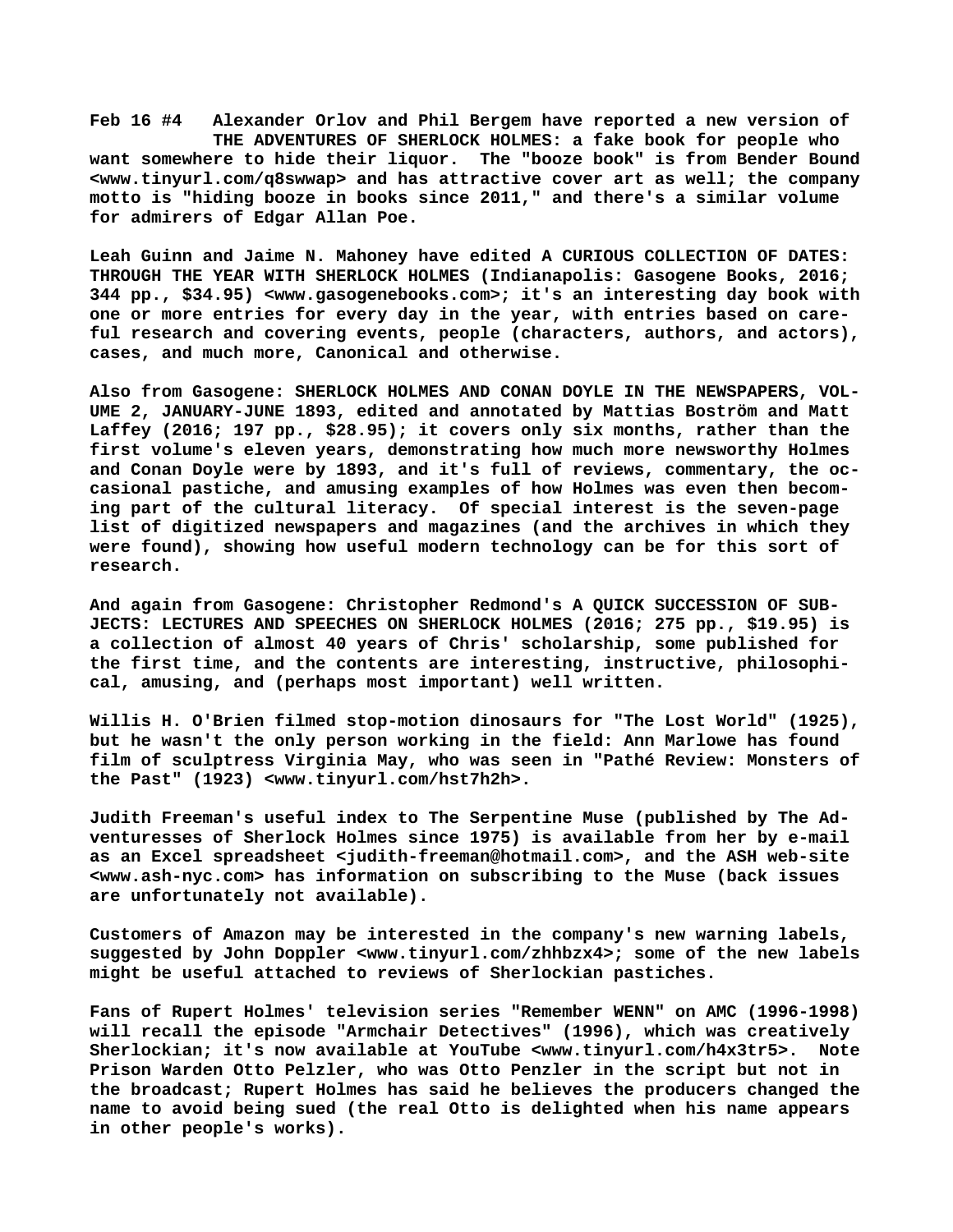**Feb 16 #4 Alexander Orlov and Phil Bergem have reported a new version of THE ADVENTURES OF SHERLOCK HOLMES: a fake book for people who want somewhere to hide their liquor. The "booze book" is from Bender Bound <www.tinyurl.com/q8swwap> and has attractive cover art as well; the company motto is "hiding booze in books since 2011," and there's a similar volume for admirers of Edgar Allan Poe.**

**Leah Guinn and Jaime N. Mahoney have edited A CURIOUS COLLECTION OF DATES: THROUGH THE YEAR WITH SHERLOCK HOLMES (Indianapolis: Gasogene Books, 2016; 344 pp., $34.95) <www.gasogenebooks.com>; it's an interesting day book with one or more entries for every day in the year, with entries based on careful research and covering events, people (characters, authors, and actors), cases, and much more, Canonical and otherwise.**

**Also from Gasogene: SHERLOCK HOLMES AND CONAN DOYLE IN THE NEWSPAPERS, VOLUME 2, JANUARY-JUNE 1893, edited and annotated by Mattias Boström and Matt Laffey (2016; 197 pp., $28.95); it covers only six months, rather than the first volume's eleven years, demonstrating how much more newsworthy Holmes and Conan Doyle were by 1893, and it's full of reviews, commentary, the occasional pastiche, and amusing examples of how Holmes was even then becoming part of the cultural literacy. Of special interest is the seven-page list of digitized newspapers and magazines (and the archives in which they were found), showing how useful modern technology can be for this sort of research.**

**And again from Gasogene: Christopher Redmond's A QUICK SUCCESSION OF SUBJECTS: LECTURES AND SPEECHES ON SHERLOCK HOLMES (2016; 275 pp., $19.95) is a collection of almost 40 years of Chris' scholarship, some published for the first time, and the contents are interesting, instructive, philosophical, amusing, and (perhaps most important) well written.**

**Willis H. O'Brien filmed stop-motion dinosaurs for "The Lost World" (1925), but he wasn't the only person working in the field: Ann Marlowe has found film of sculptress Virginia May, who was seen in "Pathé Review: Monsters of the Past" (1923) <www.tinyurl.com/hst7h2h>.**

**Judith Freeman's useful index to The Serpentine Muse (published by The Adventuresses of Sherlock Holmes since 1975) is available from her by e-mail as an Excel spreadsheet <judith-freeman@hotmail.com>, and the ASH web-site <www.ash-nyc.com> has information on subscribing to the Muse (back issues are unfortunately not available).**

**Customers of Amazon may be interested in the company's new warning labels, suggested by John Doppler <www.tinyurl.com/zhhbzx4>; some of the new labels might be useful attached to reviews of Sherlockian pastiches.**

**Fans of Rupert Holmes' television series "Remember WENN" on AMC (1996-1998) will recall the episode "Armchair Detectives" (1996), which was creatively Sherlockian; it's now available at YouTube <www.tinyurl.com/h4x3tr5>. Note Prison Warden Otto Pelzler, who was Otto Penzler in the script but not in the broadcast; Rupert Holmes has said he believes the producers changed the name to avoid being sued (the real Otto is delighted when his name appears in other people's works).**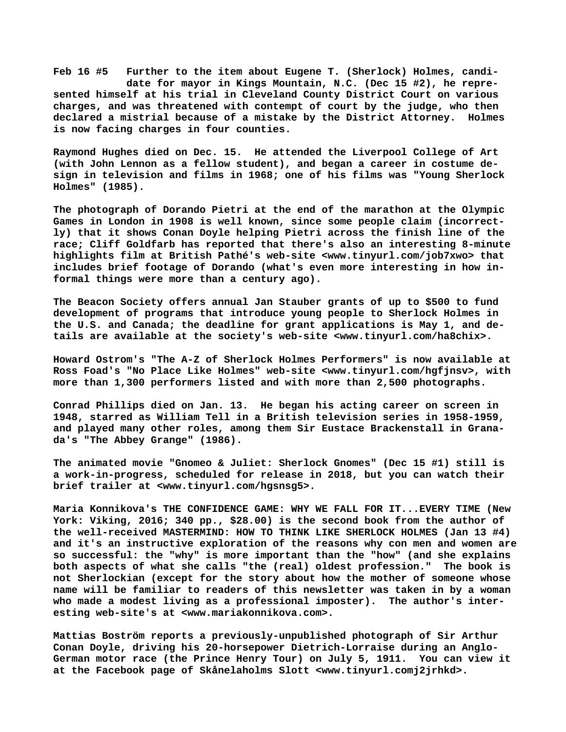**Feb 16 #5 Further to the item about Eugene T. (Sherlock) Holmes, candidate for mayor in Kings Mountain, N.C. (Dec 15 #2), he represented himself at his trial in Cleveland County District Court on various charges, and was threatened with contempt of court by the judge, who then declared a mistrial because of a mistake by the District Attorney. Holmes is now facing charges in four counties.**

**Raymond Hughes died on Dec. 15. He attended the Liverpool College of Art (with John Lennon as a fellow student), and began a career in costume design in television and films in 1968; one of his films was "Young Sherlock Holmes" (1985).**

**The photograph of Dorando Pietri at the end of the marathon at the Olympic Games in London in 1908 is well known, since some people claim (incorrectly) that it shows Conan Doyle helping Pietri across the finish line of the race; Cliff Goldfarb has reported that there's also an interesting 8-minute highlights film at British Pathé's web-site <www.tinyurl.com/job7xwo> that includes brief footage of Dorando (what's even more interesting in how informal things were more than a century ago).**

**The Beacon Society offers annual Jan Stauber grants of up to $500 to fund development of programs that introduce young people to Sherlock Holmes in the U.S. and Canada; the deadline for grant applications is May 1, and details are available at the society's web-site <www.tinyurl.com/ha8chix>.**

**Howard Ostrom's "The A-Z of Sherlock Holmes Performers" is now available at Ross Foad's "No Place Like Holmes" web-site <www.tinyurl.com/hgfjnsv>, with more than 1,300 performers listed and with more than 2,500 photographs.**

**Conrad Phillips died on Jan. 13. He began his acting career on screen in 1948, starred as William Tell in a British television series in 1958-1959, and played many other roles, among them Sir Eustace Brackenstall in Granada's "The Abbey Grange" (1986).**

**The animated movie "Gnomeo & Juliet: Sherlock Gnomes" (Dec 15 #1) still is a work-in-progress, scheduled for release in 2018, but you can watch their brief trailer at <www.tinyurl.com/hgsnsg5>.**

**Maria Konnikova's THE CONFIDENCE GAME: WHY WE FALL FOR IT...EVERY TIME (New York: Viking, 2016; 340 pp., $28.00) is the second book from the author of the well-received MASTERMIND: HOW TO THINK LIKE SHERLOCK HOLMES (Jan 13 #4) and it's an instructive exploration of the reasons why con men and women are so successful: the "why" is more important than the "how" (and she explains both aspects of what she calls "the (real) oldest profession." The book is not Sherlockian (except for the story about how the mother of someone whose name will be familiar to readers of this newsletter was taken in by a woman who made a modest living as a professional imposter). The author's interesting web-site's at <www.mariakonnikova.com>.**

**Mattias Boström reports a previously-unpublished photograph of Sir Arthur Conan Doyle, driving his 20-horsepower Dietrich-Lorraise during an Anglo-German motor race (the Prince Henry Tour) on July 5, 1911. You can view it at the Facebook page of Skånelaholms Slott <www.tinyurl.comj2jrhkd>.**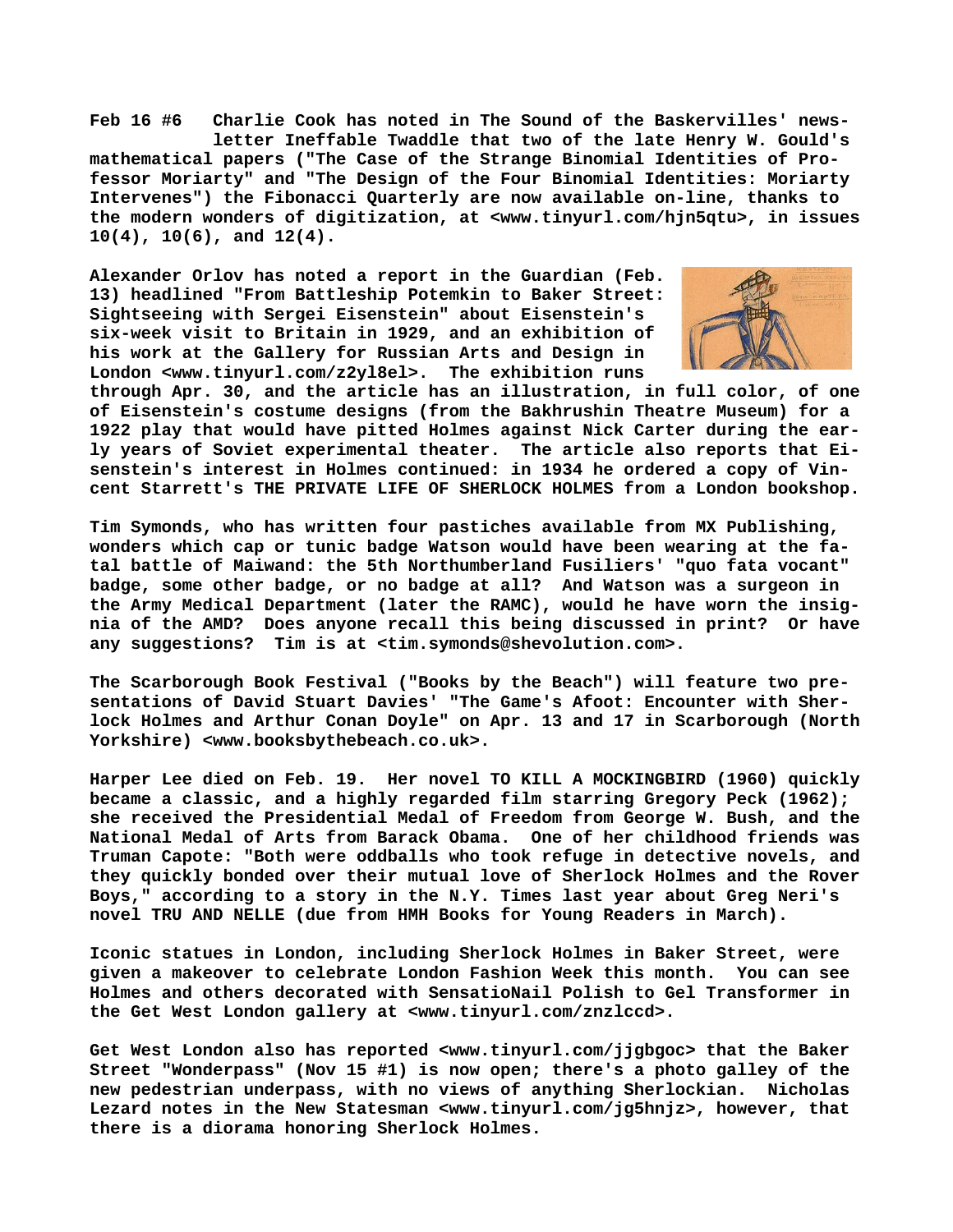**Feb 16 #6 Charlie Cook has noted in The Sound of the Baskervilles' newsletter Ineffable Twaddle that two of the late Henry W. Gould's mathematical papers ("The Case of the Strange Binomial Identities of Professor Moriarty" and "The Design of the Four Binomial Identities: Moriarty Intervenes") the Fibonacci Quarterly are now available on-line, thanks to the modern wonders of digitization, at <www.tinyurl.com/hjn5qtu>, in issues 10(4), 10(6), and 12(4).**

**Alexander Orlov has noted a report in the Guardian (Feb. 13) headlined "From Battleship Potemkin to Baker Street: Sightseeing with Sergei Eisenstein" about Eisenstein's six-week visit to Britain in 1929, and an exhibition of his work at the Gallery for Russian Arts and Design in London <www.tinyurl.com/z2yl8el>. The exhibition runs through Apr. 30, and the article has an illustration, in full color, of one of Eisenstein's costume designs (from the Bakhrushin Theatre Museum) for a 1922 play that would have pitted Holmes against Nick Carter during the early years of Soviet experimental theater. The article also reports that Eisenstein's interest in Holmes continued: in 1934 he ordered a copy of Vincent Starrett's THE PRIVATE LIFE OF SHERLOCK HOLMES from a London bookshop.**

**Tim Symonds, who has written four pastiches available from MX Publishing, wonders which cap or tunic badge Watson would have been wearing at the fatal battle of Maiwand: the 5th Northumberland Fusiliers' "quo fata vocant" badge, some other badge, or no badge at all? And Watson was a surgeon in the Army Medical Department (later the RAMC), would he have worn the insignia of the AMD? Does anyone recall this being discussed in print? Or have any suggestions? Tim is at <tim.symonds@shevolution.com>.**

**The Scarborough Book Festival ("Books by the Beach") will feature two presentations of David Stuart Davies' "The Game's Afoot: Encounter with Sherlock Holmes and Arthur Conan Doyle" on Apr. 13 and 17 in Scarborough (North Yorkshire) <www.booksbythebeach.co.uk>.**

**Harper Lee died on Feb. 19. Her novel TO KILL A MOCKINGBIRD (1960) quickly became a classic, and a highly regarded film starring Gregory Peck (1962); she received the Presidential Medal of Freedom from George W. Bush, and the National Medal of Arts from Barack Obama. One of her childhood friends was Truman Capote: "Both were oddballs who took refuge in detective novels, and they quickly bonded over their mutual love of Sherlock Holmes and the Rover Boys," according to a story in the N.Y. Times last year about Greg Neri's novel TRU AND NELLE (due from HMH Books for Young Readers in March).**

**Iconic statues in London, including Sherlock Holmes in Baker Street, were given a makeover to celebrate London Fashion Week this month. You can see Holmes and others decorated with SensatioNail Polish to Gel Transformer in the Get West London gallery at <www.tinyurl.com/znzlccd>.**

**Get West London also has reported <www.tinyurl.com/jjgbgoc> that the Baker Street "Wonderpass" (Nov 15 #1) is now open; there's a photo galley of the new pedestrian underpass, with no views of anything Sherlockian. Nicholas Lezard notes in the New Statesman <www.tinyurl.com/jg5hnjz>, however, that there is a diorama honoring Sherlock Holmes.**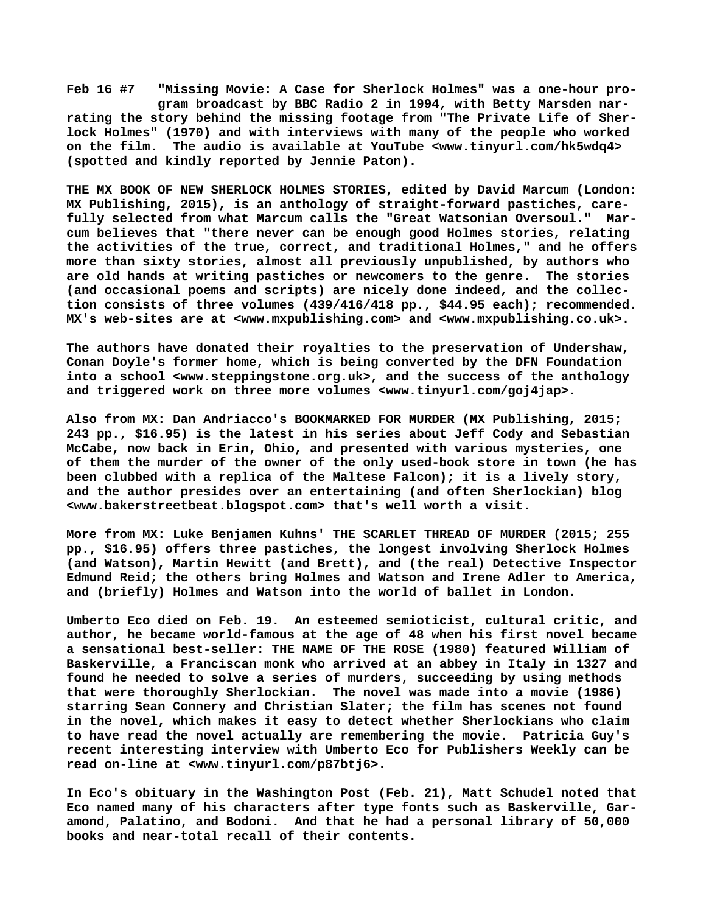**Feb 16 #7 "Missing Movie: A Case for Sherlock Holmes" was a one-hour program broadcast by BBC Radio 2 in 1994, with Betty Marsden narrating the story behind the missing footage from "The Private Life of Sherlock Holmes" (1970) and with interviews with many of the people who worked on the film. The audio is available at YouTube <www.tinyurl.com/hk5wdq4> (spotted and kindly reported by Jennie Paton).**

**THE MX BOOK OF NEW SHERLOCK HOLMES STORIES, edited by David Marcum (London: MX Publishing, 2015), is an anthology of straight-forward pastiches, carefully selected from what Marcum calls the "Great Watsonian Oversoul." Marcum believes that "there never can be enough good Holmes stories, relating the activities of the true, correct, and traditional Holmes," and he offers more than sixty stories, almost all previously unpublished, by authors who are old hands at writing pastiches or newcomers to the genre. The stories (and occasional poems and scripts) are nicely done indeed, and the collection consists of three volumes (439/416/418 pp., $44.95 each); recommended. MX's web-sites are at <www.mxpublishing.com> and <www.mxpublishing.co.uk>.**

**The authors have donated their royalties to the preservation of Undershaw, Conan Doyle's former home, which is being converted by the DFN Foundation into a school <www.steppingstone.org.uk>, and the success of the anthology and triggered work on three more volumes <www.tinyurl.com/goj4jap>.**

**Also from MX: Dan Andriacco's BOOKMARKED FOR MURDER (MX Publishing, 2015; 243 pp., $16.95) is the latest in his series about Jeff Cody and Sebastian McCabe, now back in Erin, Ohio, and presented with various mysteries, one of them the murder of the owner of the only used-book store in town (he has been clubbed with a replica of the Maltese Falcon); it is a lively story, and the author presides over an entertaining (and often Sherlockian) blog <www.bakerstreetbeat.blogspot.com> that's well worth a visit.**

**More from MX: Luke Benjamen Kuhns' THE SCARLET THREAD OF MURDER (2015; 255 pp., $16.95) offers three pastiches, the longest involving Sherlock Holmes (and Watson), Martin Hewitt (and Brett), and (the real) Detective Inspector Edmund Reid; the others bring Holmes and Watson and Irene Adler to America, and (briefly) Holmes and Watson into the world of ballet in London.**

**Umberto Eco died on Feb. 19. An esteemed semioticist, cultural critic, and author, he became world-famous at the age of 48 when his first novel became a sensational best-seller: THE NAME OF THE ROSE (1980) featured William of Baskerville, a Franciscan monk who arrived at an abbey in Italy in 1327 and found he needed to solve a series of murders, succeeding by using methods that were thoroughly Sherlockian. The novel was made into a movie (1986) starring Sean Connery and Christian Slater; the film has scenes not found in the novel, which makes it easy to detect whether Sherlockians who claim to have read the novel actually are remembering the movie. Patricia Guy's recent interesting interview with Umberto Eco for Publishers Weekly can be read on-line at <www.tinyurl.com/p87btj6>.**

**In Eco's obituary in the Washington Post (Feb. 21), Matt Schudel noted that Eco named many of his characters after type fonts such as Baskerville, Garamond, Palatino, and Bodoni. And that he had a personal library of 50,000 books and near-total recall of their contents.**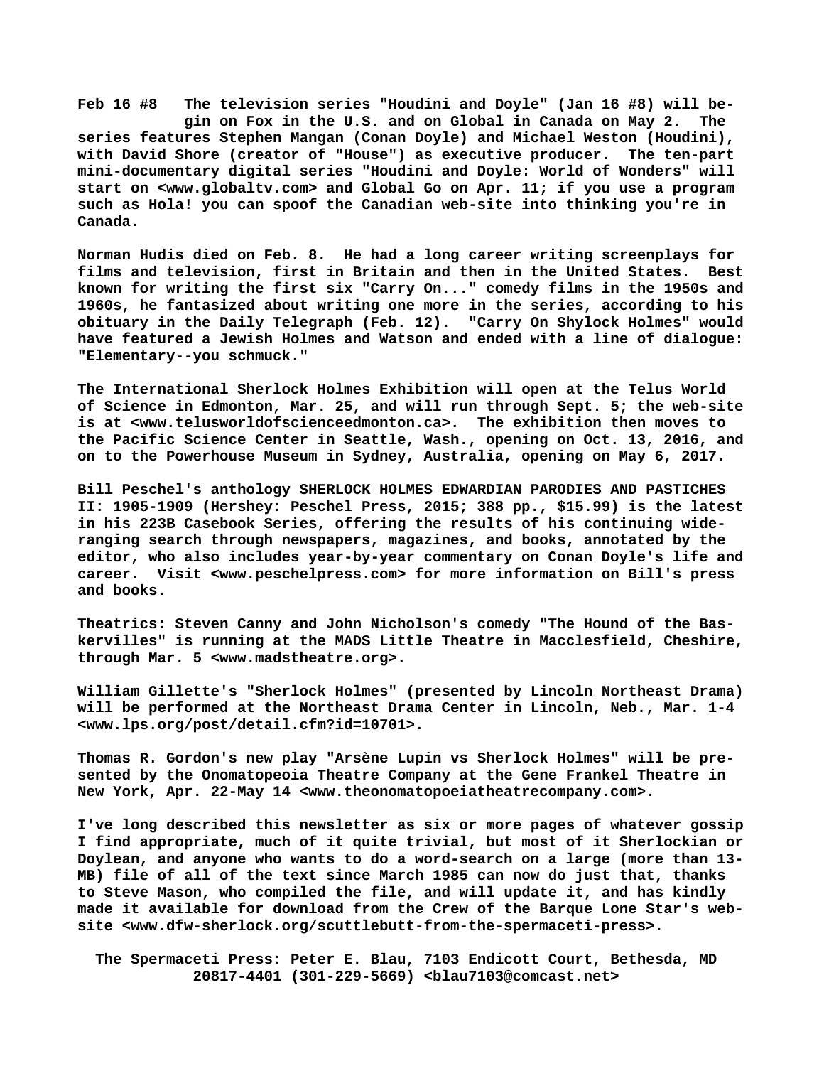**Feb 16 #8 The television series "Houdini and Doyle" (Jan 16 #8) will begin on Fox in the U.S. and on Global in Canada on May 2. The series features Stephen Mangan (Conan Doyle) and Michael Weston (Houdini), with David Shore (creator of "House") as executive producer. The ten-part mini-documentary digital series "Houdini and Doyle: World of Wonders" will start on <www.globaltv.com> and Global Go on Apr. 11; if you use a program such as Hola! you can spoof the Canadian web-site into thinking you're in Canada.**

**Norman Hudis died on Feb. 8. He had a long career writing screenplays for films and television, first in Britain and then in the United States. Best known for writing the first six "Carry On..." comedy films in the 1950s and 1960s, he fantasized about writing one more in the series, according to his obituary in the Daily Telegraph (Feb. 12). "Carry On Shylock Holmes" would have featured a Jewish Holmes and Watson and ended with a line of dialogue: "Elementary--you schmuck."**

**The International Sherlock Holmes Exhibition will open at the Telus World of Science in Edmonton, Mar. 25, and will run through Sept. 5; the web-site is at <www.telusworldofscienceedmonton.ca>. The exhibition then moves to the Pacific Science Center in Seattle, Wash., opening on Oct. 13, 2016, and on to the Powerhouse Museum in Sydney, Australia, opening on May 6, 2017.**

**Bill Peschel's anthology SHERLOCK HOLMES EDWARDIAN PARODIES AND PASTICHES II: 1905-1909 (Hershey: Peschel Press, 2015; 388 pp., $15.99) is the latest in his 223B Casebook Series, offering the results of his continuing wide-ranging search through newspapers, magazines, and books, annotated by the editor, who also includes year-by-year commentary on Conan Doyle's life and career. Visit <www.peschelpress.com> for more information on Bill's press and books.**

**Theatrics: Steven Canny and John Nicholson's comedy "The Hound of the Baskervilles" is running at the MADS Little Theatre in Macclesfield, Cheshire, through Mar. 5 <www.madstheatre.org>.**

**William Gillette's "Sherlock Holmes" (presented by Lincoln Northeast Drama) will be performed at the Northeast Drama Center in Lincoln, Neb., Mar. 1-4 <www.lps.org/post/detail.cfm?id=10701>.**

**Thomas R. Gordon's new play "Arsène Lupin vs Sherlock Holmes" will be presented by the Onomatopeoia Theatre Company at the Gene Frankel Theatre in New York, Apr. 22-May 14 <www.theonomatopoeiatheatrecompany.com>.**

**I've long described this newsletter as six or more pages of whatever gossip I find appropriate, much of it quite trivial, but most of it Sherlockian or Doylean, and anyone who wants to do a word-search on a large (more than 13-MB) file of all of the text since March 1985 can now do just that, thanks to Steve Mason, who compiled the file, and will update it, and has kindly made it available for download from the Crew of the Barque Lone Star's web-site <www.dfw-sherlock.org/scuttlebutt-from-the-spermaceti-press>.**

**The Spermaceti Press: Peter E. Blau, 7103 Endicott Court, Bethesda, MD 20817-4401 (301-229-5669) <blau7103@comcast.net>**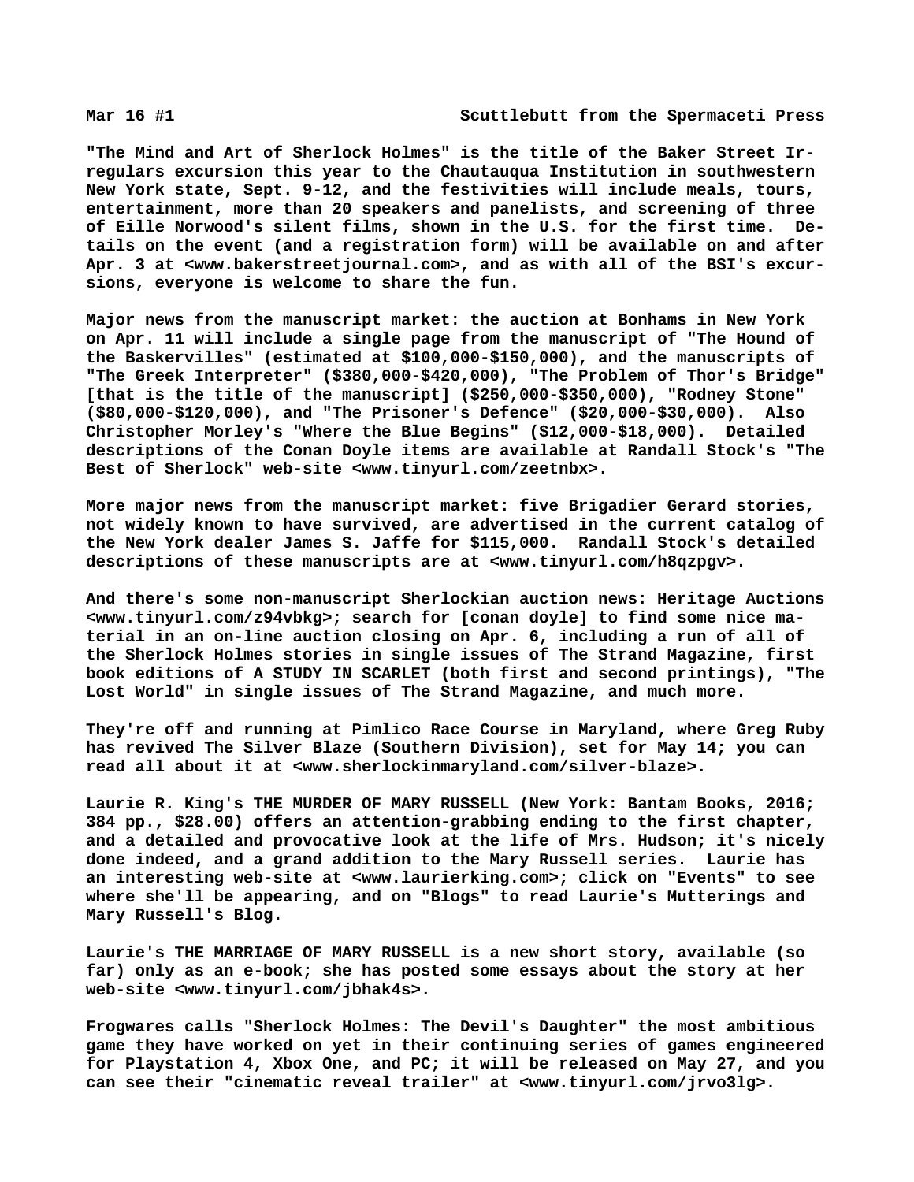"The Mind and Art of Sherlock Holmes" is the title of the Baker Street Irregulars excursion this year to the Chautauqua Institution in southwestern New York state, Sept. 9-12, and the festivities will include meals, tours, entertainment, more than 20 speakers and panelists, and screening of three of Eille Norwood's silent films, shown in the U.S. for the first time. Details on the event (and a registration form) will be available on and after Apr. 3 at <www.bakerstreetjournal.com>, and as with all of the BSI's excursions, everyone is welcome to share the fun.

Major news from the manuscript market: the auction at Bonhams in New York on Apr. 11 will include a single page from the manuscript of "The Hound of the Baskervilles" (estimated at $100,000-$150,000), and the manuscripts of "The Greek Interpreter" ($380,000-$420,000), "The Problem of Thor's Bridge" [that is the title of the manuscript] ($250,000-$350,000), "Rodney Stone" ($80,000-$120,000), and "The Prisoner's Defence" ($20,000-$30,000). Also Christopher Morley's "Where the Blue Begins" ($12,000-$18,000). Detailed descriptions of the Conan Doyle items are available at Randall Stock's "The Best of Sherlock" web-site <www.tinyurl.com/zeetnbx>.

More major news from the manuscript market: five Brigadier Gerard stories, not widely known to have survived, are advertised in the current catalog of the New York dealer James S. Jaffe for $115,000. Randall Stock's detailed descriptions of these manuscripts are at <www.tinyurl.com/h8qzpgv>.

And there's some non-manuscript Sherlockian auction news: Heritage Auctions <www.tinyurl.com/z94vbkg>; search for [conan doyle] to find some nice material in an on-line auction closing on Apr. 6, including a run of all of the Sherlock Holmes stories in single issues of The Strand Magazine, first book editions of A STUDY IN SCARLET (both first and second printings), "The Lost World" in single issues of The Strand Magazine, and much more.

They're off and running at Pimlico Race Course in Maryland, where Greg Ruby has revived The Silver Blaze (Southern Division), set for May 14; you can read all about it at <www.sherlockinmaryland.com/silver-blaze>.

Laurie R. King's THE MURDER OF MARY RUSSELL (New York: Bantam Books, 2016; 384 pp., $28.00) offers an attention-grabbing ending to the first chapter, and a detailed and provocative look at the life of Mrs. Hudson; it's nicely done indeed, and a grand addition to the Mary Russell series. Laurie has an interesting web-site at <www.laurierking.com>; click on "Events" to see where she'll be appearing, and on "Blogs" to read Laurie's Mutterings and Mary Russell's Blog.

Laurie's THE MARRIAGE OF MARY RUSSELL is a new short story, available (so far) only as an e-book; she has posted some essays about the story at her web-site <www.tinyurl.com/jbhak4s>.

Frogwares calls "Sherlock Holmes: The Devil's Daughter" the most ambitious game they have worked on yet in their continuing series of games engineered for Playstation 4, Xbox One, and PC; it will be released on May 27, and you can see their "cinematic reveal trailer" at <www.tinyurl.com/jrvo3lg>.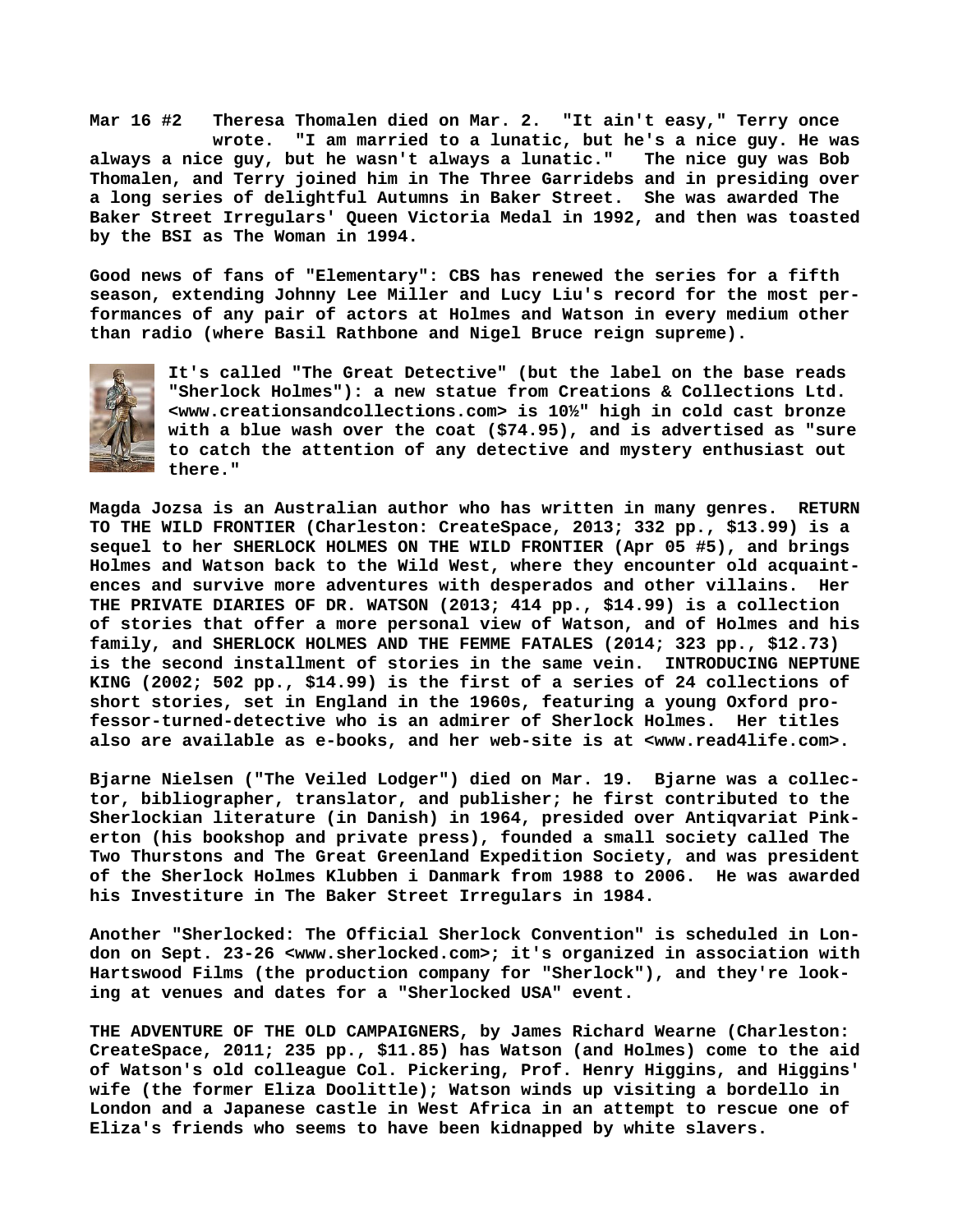**Mar 16 #2** Theresa Thomalen died on Mar. 2. "It ain't easy," Terry once wrote. "I am married to a lunatic, but he's a nice guy. He was always a nice guy, but he wasn't always a lunatic." The nice guy was Bob Thomalen, and Terry joined him in The Three Garridebs and in presiding over a long series of delightful Autumns in Baker Street. She was awarded The Baker Street Irregulars' Queen Victoria Medal in 1992, and then was toasted by the BSI as The Woman in 1994.

Good news of fans of "Elementary": CBS has renewed the series for a fifth season, extending Johnny Lee Miller and Lucy Liu's record for the most performances of any pair of actors at Holmes and Watson in every medium other than radio (where Basil Rathbone and Nigel Bruce reign supreme).

It's called "The Great Detective" (but the label on the base reads "Sherlock Holmes"): a new statue from Creations & Collections Ltd. <www.creationsandcollections.com> is 10½" high in cold cast bronze with a blue wash over the coat ($74.95), and is advertised as "sure to catch the attention of any detective and mystery enthusiast out there."

Magda Jozsa is an Australian author who has written in many genres. RETURN TO THE WILD FRONTIER (Charleston: CreateSpace, 2013; 332 pp., $13.99) is a sequel to her SHERLOCK HOLMES ON THE WILD FRONTIER (Apr 05 #5), and brings Holmes and Watson back to the Wild West, where they encounter old acquaintences and survive more adventures with desperados and other villains. Her THE PRIVATE DIARIES OF DR. WATSON (2013; 414 pp., $14.99) is a collection of stories that offer a more personal view of Watson, and of Holmes and his family, and SHERLOCK HOLMES AND THE FEMME FATALES (2014; 323 pp., $12.73) is the second installment of stories in the same vein. INTRODUCING NEPTUNE KING (2002; 502 pp., $14.99) is the first of a series of 24 collections of short stories, set in England in the 1960s, featuring a young Oxford professor-turned-detective who is an admirer of Sherlock Holmes. Her titles also are available as e-books, and her web-site is at <www.read4life.com>.

Bjarne Nielsen ("The Veiled Lodger") died on Mar. 19. Bjarne was a collector, bibliographer, translator, and publisher; he first contributed to the Sherlockian literature (in Danish) in 1964, presided over Antiqvariat Pinkerton (his bookshop and private press), founded a small society called The Two Thurstons and The Great Greenland Expedition Society, and was president of the Sherlock Holmes Klubben i Danmark from 1988 to 2006. He was awarded his Investiture in The Baker Street Irregulars in 1984.

Another "Sherlocked: The Official Sherlock Convention" is scheduled in London on Sept. 23-26 <www.sherlocked.com>; it's organized in association with Hartswood Films (the production company for "Sherlock"), and they're looking at venues and dates for a "Sherlocked USA" event.

THE ADVENTURE OF THE OLD CAMPAIGNERS, by James Richard Wearne (Charleston: CreateSpace, 2011; 235 pp., $11.85) has Watson (and Holmes) come to the aid of Watson's old colleague Col. Pickering, Prof. Henry Higgins, and Higgins' wife (the former Eliza Doolittle); Watson winds up visiting a bordello in London and a Japanese castle in West Africa in an attempt to rescue one of Eliza's friends who seems to have been kidnapped by white slavers.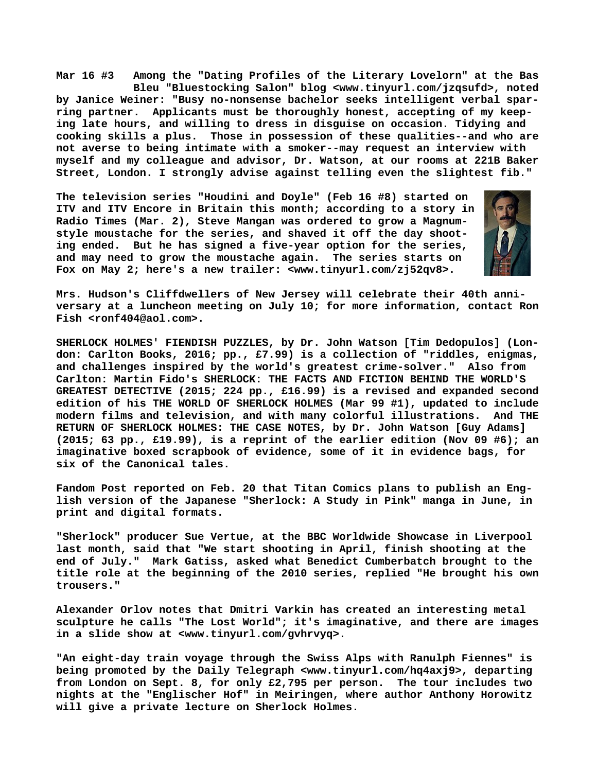**Mar 16 #3 Among the "Dating Profiles of the Literary Lovelorn" at the Bas Bleu "Bluestocking Salon" blog <www.tinyurl.com/jzqsufd>, noted by Janice Weiner: "Busy no-nonsense bachelor seeks intelligent verbal sparring partner. Applicants must be thoroughly honest, accepting of my keeping late hours, and willing to dress in disguise on occasion. Tidying and cooking skills a plus. Those in possession of these qualities--and who are not averse to being intimate with a smoker--may request an interview with myself and my colleague and advisor, Dr. Watson, at our rooms at 221B Baker Street, London. I strongly advise against telling even the slightest fib."**

**The television series "Houdini and Doyle" (Feb 16 #8) started on ITV and ITV Encore in Britain this month; according to a story in Radio Times (Mar. 2), Steve Mangan was ordered to grow a Magnum-style moustache for the series, and shaved it off the day shooting ended. But he has signed a five-year option for the series, and may need to grow the moustache again. The series starts on Fox on May 2; here's a new trailer: <www.tinyurl.com/zj52qv8>.**

**Mrs. Hudson's Cliffdwellers of New Jersey will celebrate their 40th anniversary at a luncheon meeting on July 10; for more information, contact Ron Fish <ronf404@aol.com>.**

**SHERLOCK HOLMES' FIENDISH PUZZLES, by Dr. John Watson [Tim Dedopulos] (London: Carlton Books, 2016; pp., £7.99) is a collection of "riddles, enigmas, and challenges inspired by the world's greatest crime-solver." Also from Carlton: Martin Fido's SHERLOCK: THE FACTS AND FICTION BEHIND THE WORLD'S GREATEST DETECTIVE (2015; 224 pp., £16.99) is a revised and expanded second edition of his THE WORLD OF SHERLOCK HOLMES (Mar 99 #1), updated to include modern films and television, and with many colorful illustrations. And THE RETURN OF SHERLOCK HOLMES: THE CASE NOTES, by Dr. John Watson [Guy Adams] (2015; 63 pp., £19.99), is a reprint of the earlier edition (Nov 09 #6); an imaginative boxed scrapbook of evidence, some of it in evidence bags, for six of the Canonical tales.**

**Fandom Post reported on Feb. 20 that Titan Comics plans to publish an English version of the Japanese "Sherlock: A Study in Pink" manga in June, in print and digital formats.**

**"Sherlock" producer Sue Vertue, at the BBC Worldwide Showcase in Liverpool last month, said that "We start shooting in April, finish shooting at the end of July." Mark Gatiss, asked what Benedict Cumberbatch brought to the title role at the beginning of the 2010 series, replied "He brought his own trousers."**

**Alexander Orlov notes that Dmitri Varkin has created an interesting metal sculpture he calls "The Lost World"; it's imaginative, and there are images in a slide show at <www.tinyurl.com/gvhrvyq>.**

**"An eight-day train voyage through the Swiss Alps with Ranulph Fiennes" is being promoted by the Daily Telegraph <www.tinyurl.com/hq4axj9>, departing from London on Sept. 8, for only £2,795 per person. The tour includes two nights at the "Englischer Hof" in Meiringen, where author Anthony Horowitz will give a private lecture on Sherlock Holmes.**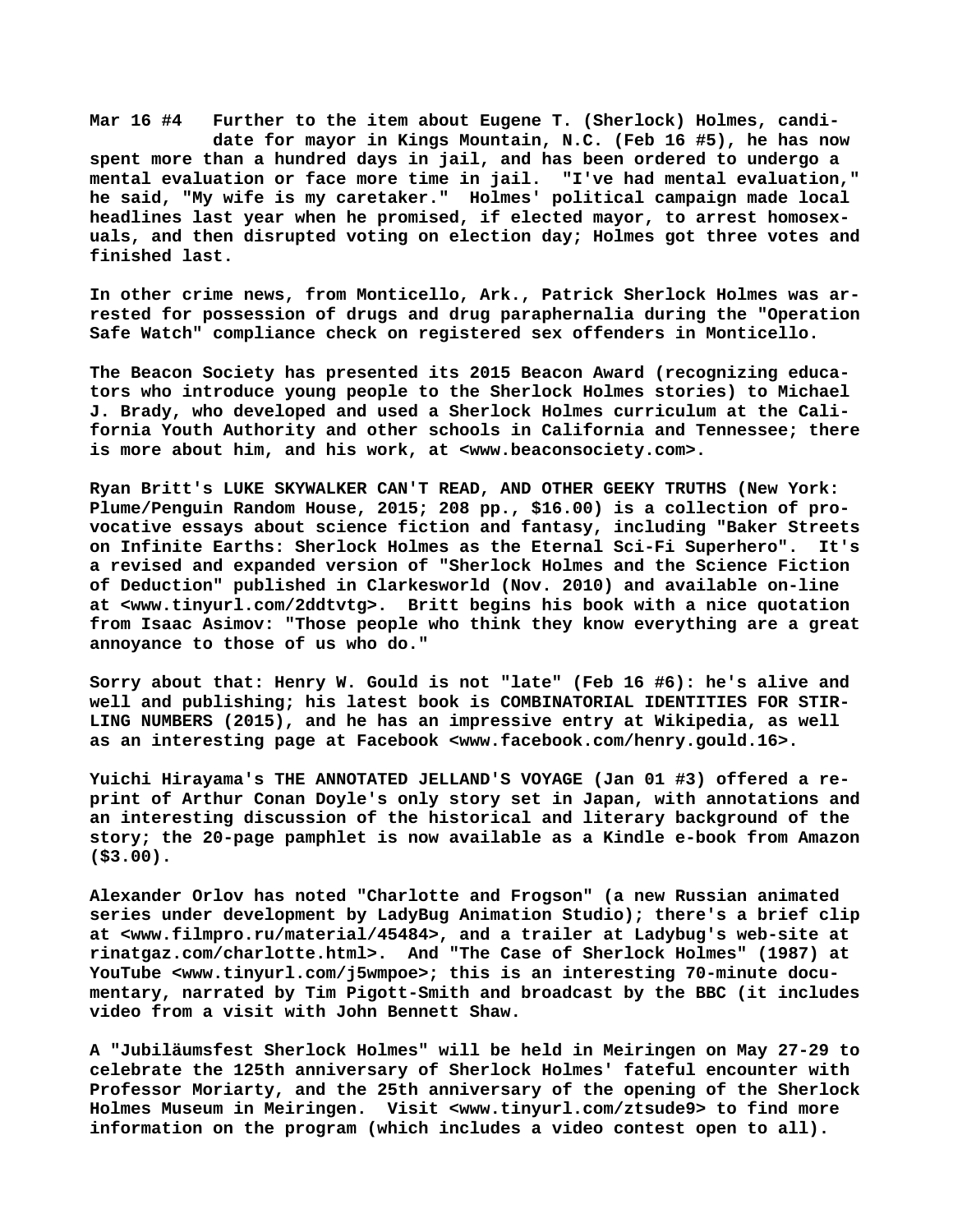**Mar 16 #4 Further to the item about Eugene T. (Sherlock) Holmes, candidate for mayor in Kings Mountain, N.C. (Feb 16 #5), he has now spent more than a hundred days in jail, and has been ordered to undergo a mental evaluation or face more time in jail. "I've had mental evaluation," he said, "My wife is my caretaker." Holmes' political campaign made local headlines last year when he promised, if elected mayor, to arrest homosexuals, and then disrupted voting on election day; Holmes got three votes and finished last.**

**In other crime news, from Monticello, Ark., Patrick Sherlock Holmes was arrested for possession of drugs and drug paraphernalia during the "Operation Safe Watch" compliance check on registered sex offenders in Monticello.**

**The Beacon Society has presented its 2015 Beacon Award (recognizing educators who introduce young people to the Sherlock Holmes stories) to Michael J. Brady, who developed and used a Sherlock Holmes curriculum at the California Youth Authority and other schools in California and Tennessee; there is more about him, and his work, at <www.beaconsociety.com>.**

**Ryan Britt's LUKE SKYWALKER CAN'T READ, AND OTHER GEEKY TRUTHS (New York: Plume/Penguin Random House, 2015; 208 pp., $16.00) is a collection of provocative essays about science fiction and fantasy, including "Baker Streets on Infinite Earths: Sherlock Holmes as the Eternal Sci-Fi Superhero". It's a revised and expanded version of "Sherlock Holmes and the Science Fiction of Deduction" published in Clarkesworld (Nov. 2010) and available on-line at <www.tinyurl.com/2ddtvtg>. Britt begins his book with a nice quotation from Isaac Asimov: "Those people who think they know everything are a great annoyance to those of us who do."**

**Sorry about that: Henry W. Gould is not "late" (Feb 16 #6): he's alive and well and publishing; his latest book is COMBINATORIAL IDENTITIES FOR STIRLING NUMBERS (2015), and he has an impressive entry at Wikipedia, as well as an interesting page at Facebook <www.facebook.com/henry.gould.16>.**

**Yuichi Hirayama's THE ANNOTATED JELLAND'S VOYAGE (Jan 01 #3) offered a reprint of Arthur Conan Doyle's only story set in Japan, with annotations and an interesting discussion of the historical and literary background of the story; the 20-page pamphlet is now available as a Kindle e-book from Amazon ($3.00).**

**Alexander Orlov has noted "Charlotte and Frogson" (a new Russian animated series under development by LadyBug Animation Studio); there's a brief clip at <www.filmpro.ru/material/45484>, and a trailer at Ladybug's web-site at rinatgaz.com/charlotte.html>. And "The Case of Sherlock Holmes" (1987) at YouTube <www.tinyurl.com/j5wmpoe>; this is an interesting 70-minute documentary, narrated by Tim Pigott-Smith and broadcast by the BBC (it includes video from a visit with John Bennett Shaw.**

**A "Jubiläumsfest Sherlock Holmes" will be held in Meiringen on May 27-29 to celebrate the 125th anniversary of Sherlock Holmes' fateful encounter with Professor Moriarty, and the 25th anniversary of the opening of the Sherlock Holmes Museum in Meiringen. Visit <www.tinyurl.com/ztsude9> to find more information on the program (which includes a video contest open to all).**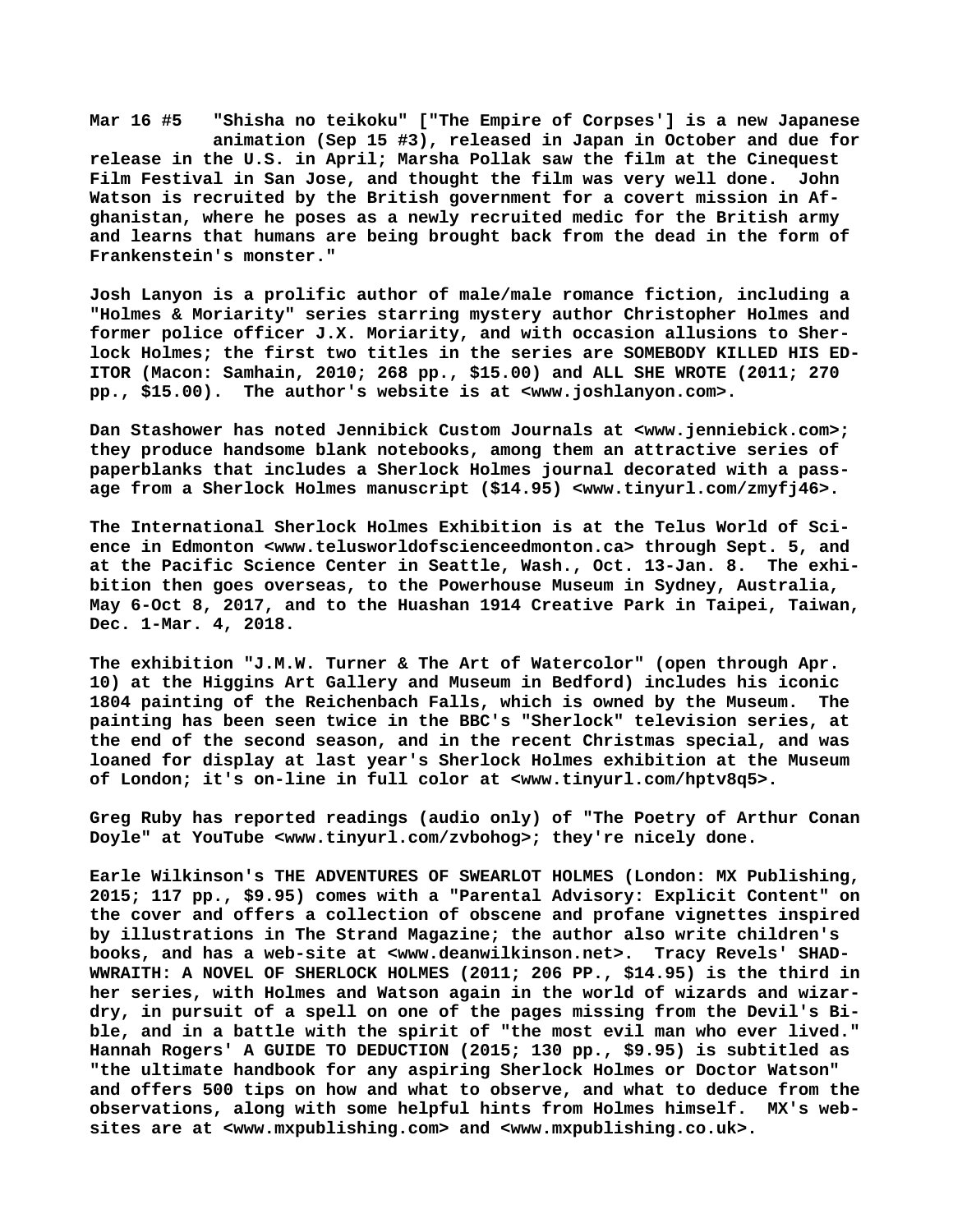**Mar 16 #5   "Shisha no teikoku" ["The Empire of Corpses'] is a new Japanese animation (Sep 15 #3), released in Japan in October and due for release in the U.S. in April; Marsha Pollak saw the film at the Cinequest Film Festival in San Jose, and thought the film was very well done.  John Watson is recruited by the British government for a covert mission in Afghanistan, where he poses as a newly recruited medic for the British army and learns that humans are being brought back from the dead in the form of Frankenstein's monster."**

**Josh Lanyon is a prolific author of male/male romance fiction, including a "Holmes & Moriarity" series starring mystery author Christopher Holmes and former police officer J.X. Moriarity, and with occasion allusions to Sherlock Holmes; the first two titles in the series are SOMEBODY KILLED HIS EDITOR (Macon: Samhain, 2010; 268 pp., $15.00) and ALL SHE WROTE (2011; 270 pp., $15.00).  The author's website is at <www.joshlanyon.com>.**

**Dan Stashower has noted Jennibick Custom Journals at <www.jenniebick.com>; they produce handsome blank notebooks, among them an attractive series of paperblanks that includes a Sherlock Holmes journal decorated with a passage from a Sherlock Holmes manuscript ($14.95) <www.tinyurl.com/zmyfj46>.**

**The International Sherlock Holmes Exhibition is at the Telus World of Science in Edmonton <www.telusworldofscienceedmonton.ca> through Sept. 5, and at the Pacific Science Center in Seattle, Wash., Oct. 13-Jan. 8.  The exhibition then goes overseas, to the Powerhouse Museum in Sydney, Australia, May 6-Oct 8, 2017, and to the Huashan 1914 Creative Park in Taipei, Taiwan, Dec. 1-Mar. 4, 2018.**

**The exhibition "J.M.W. Turner & The Art of Watercolor" (open through Apr. 10) at the Higgins Art Gallery and Museum in Bedford) includes his iconic 1804 painting of the Reichenbach Falls, which is owned by the Museum.  The painting has been seen twice in the BBC's "Sherlock" television series, at the end of the second season, and in the recent Christmas special, and was loaned for display at last year's Sherlock Holmes exhibition at the Museum of London; it's on-line in full color at <www.tinyurl.com/hptv8q5>.**

**Greg Ruby has reported readings (audio only) of "The Poetry of Arthur Conan Doyle" at YouTube <www.tinyurl.com/zvbohog>; they're nicely done.**

**Earle Wilkinson's THE ADVENTURES OF SWEARLOT HOLMES (London: MX Publishing, 2015; 117 pp., $9.95) comes with a "Parental Advisory: Explicit Content" on the cover and offers a collection of obscene and profane vignettes inspired by illustrations in The Strand Magazine; the author also write children's books, and has a web-site at <www.deanwilkinson.net>.  Tracy Revels' SHADWWRAITH: A NOVEL OF SHERLOCK HOLMES (2011; 206 PP., $14.95) is the third in her series, with Holmes and Watson again in the world of wizards and wizardry, in pursuit of a spell on one of the pages missing from the Devil's Bible, and in a battle with the spirit of "the most evil man who ever lived." Hannah Rogers' A GUIDE TO DEDUCTION (2015; 130 pp., $9.95) is subtitled as "the ultimate handbook for any aspiring Sherlock Holmes or Doctor Watson" and offers 500 tips on how and what to observe, and what to deduce from the observations, along with some helpful hints from Holmes himself.  MX's websites are at <www.mxpublishing.com> and <www.mxpublishing.co.uk>.**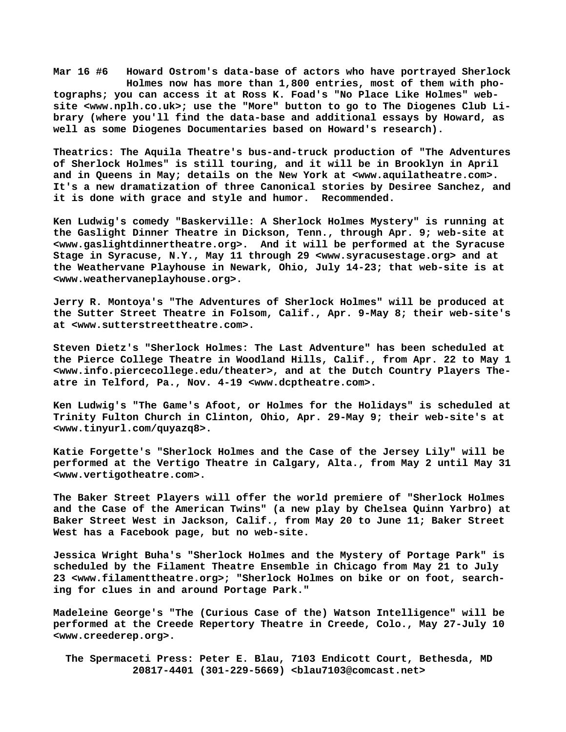**Mar 16 #6 Howard Ostrom's data-base of actors who have portrayed Sherlock Holmes now has more than 1,800 entries, most of them with photographs; you can access it at Ross K. Foad's "No Place Like Holmes" website <www.nplh.co.uk>; use the "More" button to go to The Diogenes Club Library (where you'll find the data-base and additional essays by Howard, as well as some Diogenes Documentaries based on Howard's research).**

**Theatrics: The Aquila Theatre's bus-and-truck production of "The Adventures of Sherlock Holmes" is still touring, and it will be in Brooklyn in April and in Queens in May; details on the New York at <www.aquilatheatre.com>. It's a new dramatization of three Canonical stories by Desiree Sanchez, and it is done with grace and style and humor. Recommended.**

**Ken Ludwig's comedy "Baskerville: A Sherlock Holmes Mystery" is running at the Gaslight Dinner Theatre in Dickson, Tenn., through Apr. 9; web-site at <www.gaslightdinnertheatre.org>. And it will be performed at the Syracuse Stage in Syracuse, N.Y., May 11 through 29 <www.syracusestage.org> and at the Weathervane Playhouse in Newark, Ohio, July 14-23; that web-site is at <www.weathervaneplayhouse.org>.**

**Jerry R. Montoya's "The Adventures of Sherlock Holmes" will be produced at the Sutter Street Theatre in Folsom, Calif., Apr. 9-May 8; their web-site's at <www.sutterstreettheatre.com>.**

**Steven Dietz's "Sherlock Holmes: The Last Adventure" has been scheduled at the Pierce College Theatre in Woodland Hills, Calif., from Apr. 22 to May 1 <www.info.piercecollege.edu/theater>, and at the Dutch Country Players Theatre in Telford, Pa., Nov. 4-19 <www.dcptheatre.com>.**

**Ken Ludwig's "The Game's Afoot, or Holmes for the Holidays" is scheduled at Trinity Fulton Church in Clinton, Ohio, Apr. 29-May 9; their web-site's at <www.tinyurl.com/quyazq8>.**

**Katie Forgette's "Sherlock Holmes and the Case of the Jersey Lily" will be performed at the Vertigo Theatre in Calgary, Alta., from May 2 until May 31 <www.vertigotheatre.com>.**

**The Baker Street Players will offer the world premiere of "Sherlock Holmes and the Case of the American Twins" (a new play by Chelsea Quinn Yarbro) at Baker Street West in Jackson, Calif., from May 20 to June 11; Baker Street West has a Facebook page, but no web-site.**

**Jessica Wright Buha's "Sherlock Holmes and the Mystery of Portage Park" is scheduled by the Filament Theatre Ensemble in Chicago from May 21 to July 23 <www.filamenttheatre.org>; "Sherlock Holmes on bike or on foot, searching for clues in and around Portage Park."**

**Madeleine George's "The (Curious Case of the) Watson Intelligence" will be performed at the Creede Repertory Theatre in Creede, Colo., May 27-July 10 <www.creederep.org>.**

**The Spermaceti Press: Peter E. Blau, 7103 Endicott Court, Bethesda, MD 20817-4401 (301-229-5669) <blau7103@comcast.net>**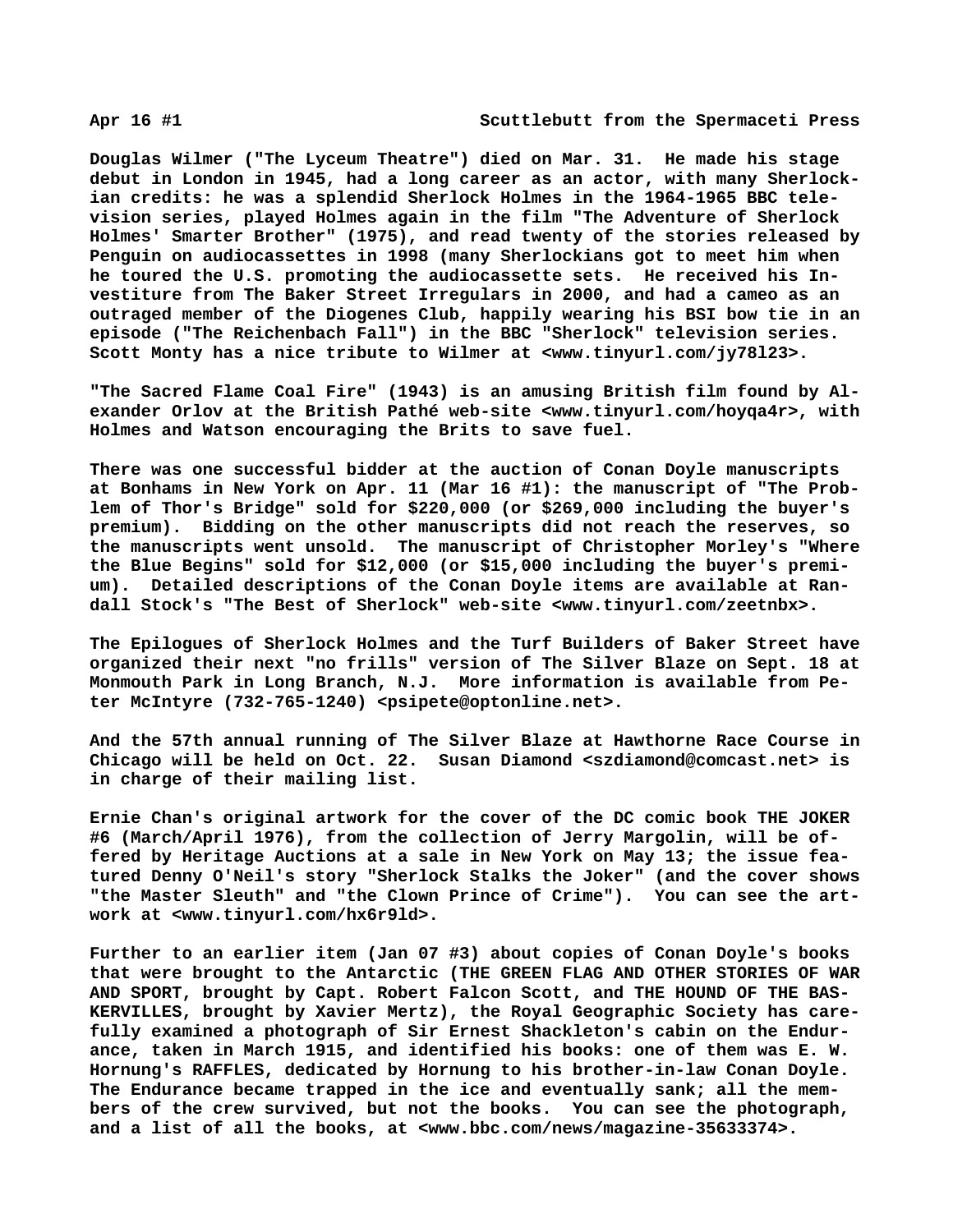**Douglas Wilmer ("The Lyceum Theatre") died on Mar. 31. He made his stage debut in London in 1945, had a long career as an actor, with many Sherlockian credits: he was a splendid Sherlock Holmes in the 1964-1965 BBC television series, played Holmes again in the film "The Adventure of Sherlock Holmes' Smarter Brother" (1975), and read twenty of the stories released by Penguin on audiocassettes in 1998 (many Sherlockians got to meet him when he toured the U.S. promoting the audiocassette sets. He received his Investiture from The Baker Street Irregulars in 2000, and had a cameo as an outraged member of the Diogenes Club, happily wearing his BSI bow tie in an episode ("The Reichenbach Fall") in the BBC "Sherlock" television series. Scott Monty has a nice tribute to Wilmer at <www.tinyurl.com/jy78l23>.**

**"The Sacred Flame Coal Fire" (1943) is an amusing British film found by Alexander Orlov at the British Pathé web-site <www.tinyurl.com/hoyqa4r>, with Holmes and Watson encouraging the Brits to save fuel.**

**There was one successful bidder at the auction of Conan Doyle manuscripts at Bonhams in New York on Apr. 11 (Mar 16 #1): the manuscript of "The Problem of Thor's Bridge" sold for $220,000 (or $269,000 including the buyer's premium). Bidding on the other manuscripts did not reach the reserves, so the manuscripts went unsold. The manuscript of Christopher Morley's "Where the Blue Begins" sold for $12,000 (or $15,000 including the buyer's premium). Detailed descriptions of the Conan Doyle items are available at Randall Stock's "The Best of Sherlock" web-site <www.tinyurl.com/zeetnbx>.**

**The Epilogues of Sherlock Holmes and the Turf Builders of Baker Street have organized their next "no frills" version of The Silver Blaze on Sept. 18 at Monmouth Park in Long Branch, N.J. More information is available from Peter McIntyre (732-765-1240) <psipete@optonline.net>.**

**And the 57th annual running of The Silver Blaze at Hawthorne Race Course in Chicago will be held on Oct. 22. Susan Diamond <szdiamond@comcast.net> is in charge of their mailing list.**

**Ernie Chan's original artwork for the cover of the DC comic book THE JOKER #6 (March/April 1976), from the collection of Jerry Margolin, will be offered by Heritage Auctions at a sale in New York on May 13; the issue featured Denny O'Neil's story "Sherlock Stalks the Joker" (and the cover shows "the Master Sleuth" and "the Clown Prince of Crime"). You can see the artwork at <www.tinyurl.com/hx6r9ld>.**

**Further to an earlier item (Jan 07 #3) about copies of Conan Doyle's books that were brought to the Antarctic (THE GREEN FLAG AND OTHER STORIES OF WAR AND SPORT, brought by Capt. Robert Falcon Scott, and THE HOUND OF THE BASKERVILLES, brought by Xavier Mertz), the Royal Geographic Society has carefully examined a photograph of Sir Ernest Shackleton's cabin on the Endurance, taken in March 1915, and identified his books: one of them was E. W. Hornung's RAFFLES, dedicated by Hornung to his brother-in-law Conan Doyle. The Endurance became trapped in the ice and eventually sank; all the members of the crew survived, but not the books. You can see the photograph, and a list of all the books, at <www.bbc.com/news/magazine-35633374>.**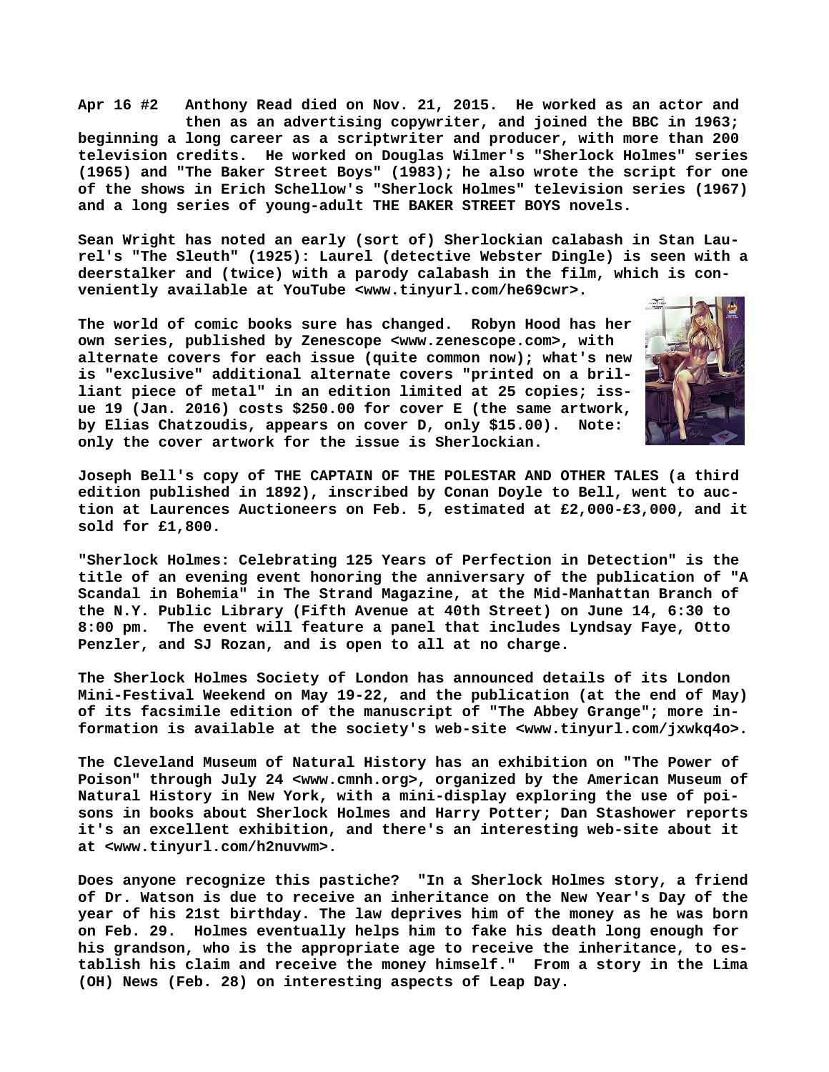**Apr 16 #2 Anthony Read died on Nov. 21, 2015. He worked as an actor and then as an advertising copywriter, and joined the BBC in 1963; beginning a long career as a scriptwriter and producer, with more than 200 television credits. He worked on Douglas Wilmer's "Sherlock Holmes" series (1965) and "The Baker Street Boys" (1983); he also wrote the script for one of the shows in Erich Schellow's "Sherlock Holmes" television series (1967) and a long series of young-adult THE BAKER STREET BOYS novels.**

**Sean Wright has noted an early (sort of) Sherlockian calabash in Stan Laurel's "The Sleuth" (1925): Laurel (detective Webster Dingle) is seen with a deerstalker and (twice) with a parody calabash in the film, which is conveniently available at YouTube <www.tinyurl.com/he69cwr>.**

**The world of comic books sure has changed. Robyn Hood has her own series, published by Zenescope <www.zenescope.com>, with alternate covers for each issue (quite common now); what's new is "exclusive" additional alternate covers "printed on a brilliant piece of metal" in an edition limited at 25 copies; issue 19 (Jan. 2016) costs $250.00 for cover E (the same artwork, by Elias Chatzoudis, appears on cover D, only $15.00). Note: only the cover artwork for the issue is Sherlockian.**

**Joseph Bell's copy of THE CAPTAIN OF THE POLESTAR AND OTHER TALES (a third edition published in 1892), inscribed by Conan Doyle to Bell, went to auction at Laurences Auctioneers on Feb. 5, estimated at £2,000-£3,000, and it sold for £1,800.**

**"Sherlock Holmes: Celebrating 125 Years of Perfection in Detection" is the title of an evening event honoring the anniversary of the publication of "A Scandal in Bohemia" in The Strand Magazine, at the Mid-Manhattan Branch of the N.Y. Public Library (Fifth Avenue at 40th Street) on June 14, 6:30 to 8:00 pm. The event will feature a panel that includes Lyndsay Faye, Otto Penzler, and SJ Rozan, and is open to all at no charge.**

**The Sherlock Holmes Society of London has announced details of its London Mini-Festival Weekend on May 19-22, and the publication (at the end of May) of its facsimile edition of the manuscript of "The Abbey Grange"; more information is available at the society's web-site <www.tinyurl.com/jxwkq4o>.**

**The Cleveland Museum of Natural History has an exhibition on "The Power of Poison" through July 24 <www.cmnh.org>, organized by the American Museum of Natural History in New York, with a mini-display exploring the use of poisons in books about Sherlock Holmes and Harry Potter; Dan Stashower reports it's an excellent exhibition, and there's an interesting web-site about it at <www.tinyurl.com/h2nuvwm>.**

**Does anyone recognize this pastiche? "In a Sherlock Holmes story, a friend of Dr. Watson is due to receive an inheritance on the New Year's Day of the year of his 21st birthday. The law deprives him of the money as he was born on Feb. 29. Holmes eventually helps him to fake his death long enough for his grandson, who is the appropriate age to receive the inheritance, to establish his claim and receive the money himself." From a story in the Lima (OH) News (Feb. 28) on interesting aspects of Leap Day.**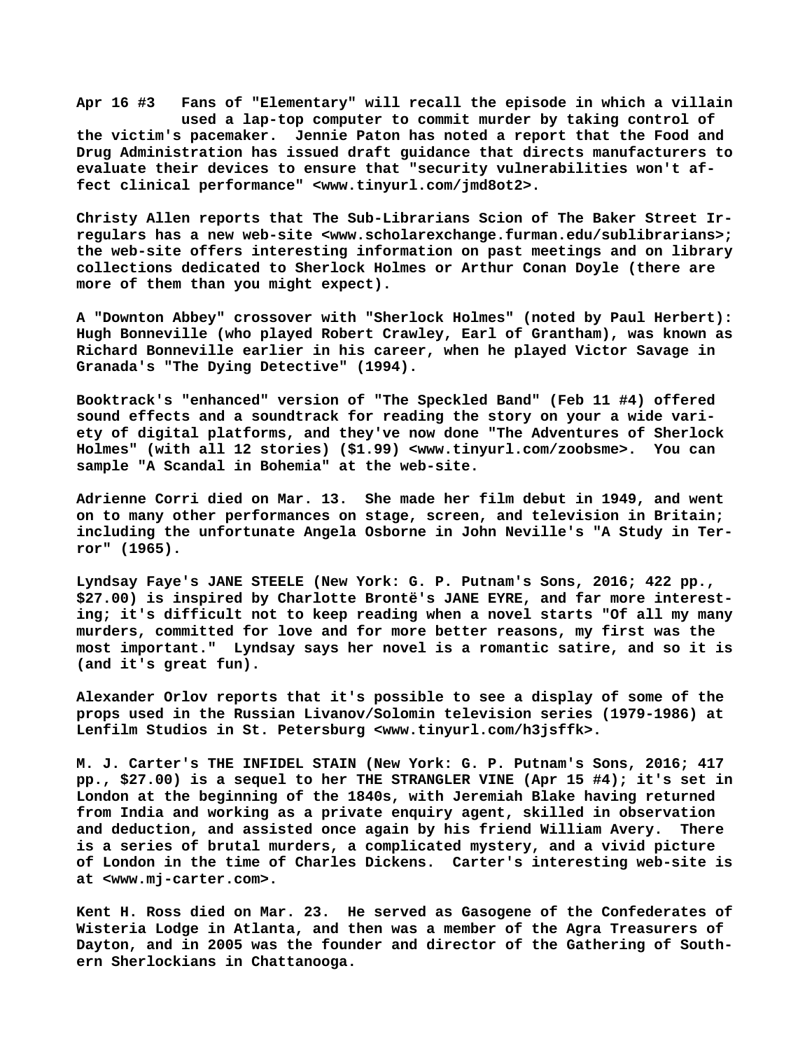**Apr 16 #3 Fans of "Elementary" will recall the episode in which a villain used a lap-top computer to commit murder by taking control of the victim's pacemaker. Jennie Paton has noted a report that the Food and Drug Administration has issued draft guidance that directs manufacturers to evaluate their devices to ensure that "security vulnerabilities won't affect clinical performance" <www.tinyurl.com/jmd8ot2>.**

**Christy Allen reports that The Sub-Librarians Scion of The Baker Street Irregulars has a new web-site <www.scholarexchange.furman.edu/sublibrarians>; the web-site offers interesting information on past meetings and on library collections dedicated to Sherlock Holmes or Arthur Conan Doyle (there are more of them than you might expect).**

**A "Downton Abbey" crossover with "Sherlock Holmes" (noted by Paul Herbert): Hugh Bonneville (who played Robert Crawley, Earl of Grantham), was known as Richard Bonneville earlier in his career, when he played Victor Savage in Granada's "The Dying Detective" (1994).**

**Booktrack's "enhanced" version of "The Speckled Band" (Feb 11 #4) offered sound effects and a soundtrack for reading the story on your a wide variety of digital platforms, and they've now done "The Adventures of Sherlock Holmes" (with all 12 stories) ($1.99) <www.tinyurl.com/zoobsme>. You can sample "A Scandal in Bohemia" at the web-site.**

**Adrienne Corri died on Mar. 13. She made her film debut in 1949, and went on to many other performances on stage, screen, and television in Britain; including the unfortunate Angela Osborne in John Neville's "A Study in Terror" (1965).**

**Lyndsay Faye's JANE STEELE (New York: G. P. Putnam's Sons, 2016; 422 pp., $27.00) is inspired by Charlotte Brontë's JANE EYRE, and far more interesting; it's difficult not to keep reading when a novel starts "Of all my many murders, committed for love and for more better reasons, my first was the most important." Lyndsay says her novel is a romantic satire, and so it is (and it's great fun).**

**Alexander Orlov reports that it's possible to see a display of some of the props used in the Russian Livanov/Solomin television series (1979-1986) at Lenfilm Studios in St. Petersburg <www.tinyurl.com/h3jsffk>.**

**M. J. Carter's THE INFIDEL STAIN (New York: G. P. Putnam's Sons, 2016; 417 pp., $27.00) is a sequel to her THE STRANGLER VINE (Apr 15 #4); it's set in London at the beginning of the 1840s, with Jeremiah Blake having returned from India and working as a private enquiry agent, skilled in observation and deduction, and assisted once again by his friend William Avery. There is a series of brutal murders, a complicated mystery, and a vivid picture of London in the time of Charles Dickens. Carter's interesting web-site is at <www.mj-carter.com>.**

**Kent H. Ross died on Mar. 23. He served as Gasogene of the Confederates of Wisteria Lodge in Atlanta, and then was a member of the Agra Treasurers of Dayton, and in 2005 was the founder and director of the Gathering of Southern Sherlockians in Chattanooga.**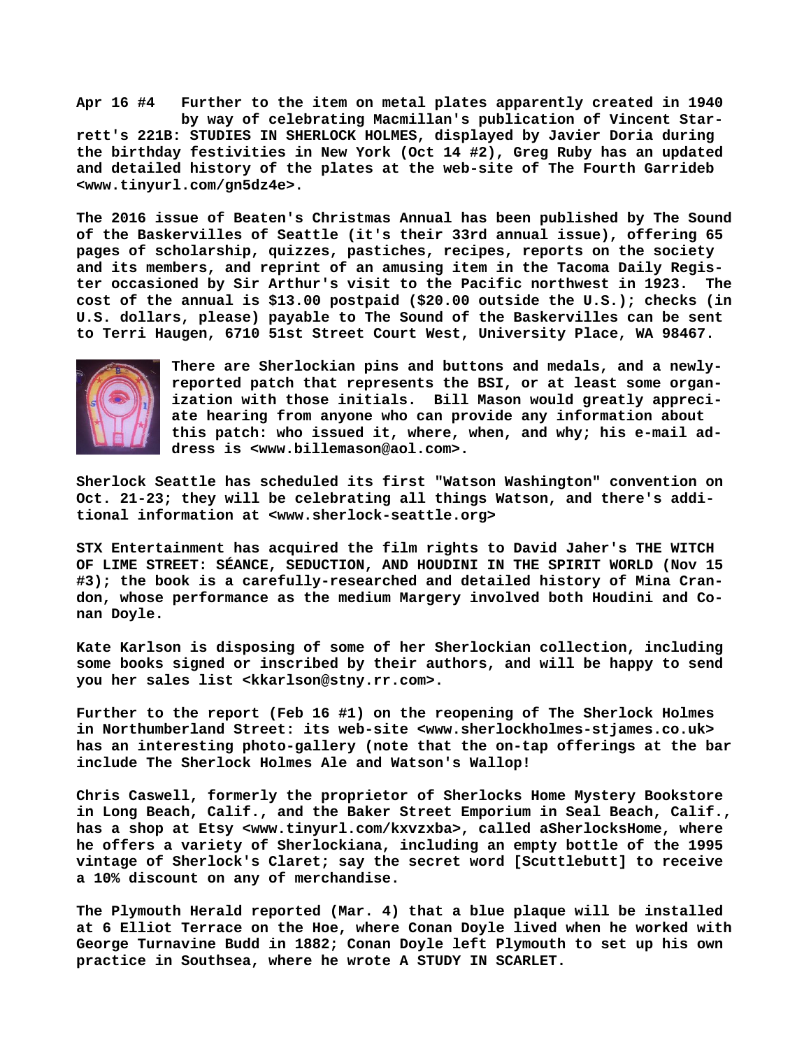**Apr 16 #4 Further to the item on metal plates apparently created in 1940 by way of celebrating Macmillan's publication of Vincent Starrett's 221B: STUDIES IN SHERLOCK HOLMES, displayed by Javier Doria during the birthday festivities in New York (Oct 14 #2), Greg Ruby has an updated and detailed history of the plates at the web-site of The Fourth Garrideb <www.tinyurl.com/gn5dz4e>.**

**The 2016 issue of Beaten's Christmas Annual has been published by The Sound of the Baskervilles of Seattle (it's their 33rd annual issue), offering 65 pages of scholarship, quizzes, pastiches, recipes, reports on the society and its members, and reprint of an amusing item in the Tacoma Daily Register occasioned by Sir Arthur's visit to the Pacific northwest in 1923. The cost of the annual is $13.00 postpaid ($20.00 outside the U.S.); checks (in U.S. dollars, please) payable to The Sound of the Baskervilles can be sent to Terri Haugen, 6710 51st Street Court West, University Place, WA 98467.**

**There are Sherlockian pins and buttons and medals, and a newly-reported patch that represents the BSI, or at least some organization with those initials. Bill Mason would greatly appreciate hearing from anyone who can provide any information about this patch: who issued it, where, when, and why; his e-mail address is <www.billemason@aol.com>.**

**Sherlock Seattle has scheduled its first "Watson Washington" convention on Oct. 21-23; they will be celebrating all things Watson, and there's additional information at <www.sherlock-seattle.org>**

**STX Entertainment has acquired the film rights to David Jaher's THE WITCH OF LIME STREET: SÉANCE, SEDUCTION, AND HOUDINI IN THE SPIRIT WORLD (Nov 15 #3); the book is a carefully-researched and detailed history of Mina Crandon, whose performance as the medium Margery involved both Houdini and Conan Doyle.**

**Kate Karlson is disposing of some of her Sherlockian collection, including some books signed or inscribed by their authors, and will be happy to send you her sales list <kkarlson@stny.rr.com>.**

**Further to the report (Feb 16 #1) on the reopening of The Sherlock Holmes in Northumberland Street: its web-site <www.sherlockholmes-stjames.co.uk> has an interesting photo-gallery (note that the on-tap offerings at the bar include The Sherlock Holmes Ale and Watson's Wallop!**

**Chris Caswell, formerly the proprietor of Sherlocks Home Mystery Bookstore in Long Beach, Calif., and the Baker Street Emporium in Seal Beach, Calif., has a shop at Etsy <www.tinyurl.com/kxvzxba>, called aSherlocksHome, where he offers a variety of Sherlockiana, including an empty bottle of the 1995 vintage of Sherlock's Claret; say the secret word [Scuttlebutt] to receive a 10% discount on any of merchandise.**

**The Plymouth Herald reported (Mar. 4) that a blue plaque will be installed at 6 Elliot Terrace on the Hoe, where Conan Doyle lived when he worked with George Turnavine Budd in 1882; Conan Doyle left Plymouth to set up his own practice in Southsea, where he wrote A STUDY IN SCARLET.**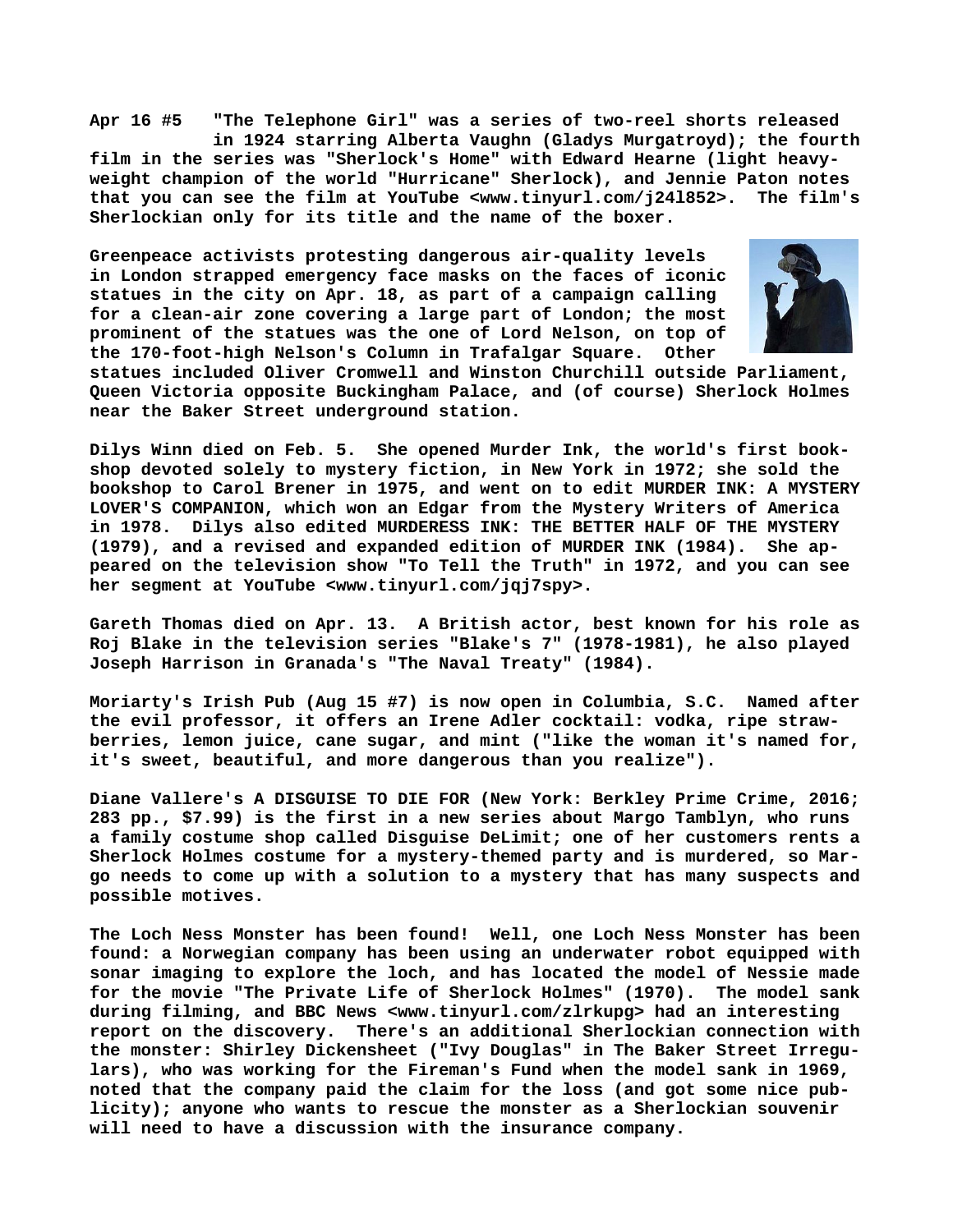**Apr 16 #5 "The Telephone Girl" was a series of two-reel shorts released in 1924 starring Alberta Vaughn (Gladys Murgatroyd); the fourth film in the series was "Sherlock's Home" with Edward Hearne (light heavy-weight champion of the world "Hurricane" Sherlock), and Jennie Paton notes that you can see the film at YouTube <www.tinyurl.com/j24l852>. The film's Sherlockian only for its title and the name of the boxer.**

**Greenpeace activists protesting dangerous air-quality levels in London strapped emergency face masks on the faces of iconic statues in the city on Apr. 18, as part of a campaign calling for a clean-air zone covering a large part of London; the most prominent of the statues was the one of Lord Nelson, on top of the 170-foot-high Nelson's Column in Trafalgar Square. Other statues included Oliver Cromwell and Winston Churchill outside Parliament, Queen Victoria opposite Buckingham Palace, and (of course) Sherlock Holmes near the Baker Street underground station.**

**Dilys Winn died on Feb. 5. She opened Murder Ink, the world's first bookshop devoted solely to mystery fiction, in New York in 1972; she sold the bookshop to Carol Brener in 1975, and went on to edit MURDER INK: A MYSTERY LOVER'S COMPANION, which won an Edgar from the Mystery Writers of America in 1978. Dilys also edited MURDERESS INK: THE BETTER HALF OF THE MYSTERY (1979), and a revised and expanded edition of MURDER INK (1984). She appeared on the television show "To Tell the Truth" in 1972, and you can see her segment at YouTube <www.tinyurl.com/jqj7spy>.**

**Gareth Thomas died on Apr. 13. A British actor, best known for his role as Roj Blake in the television series "Blake's 7" (1978-1981), he also played Joseph Harrison in Granada's "The Naval Treaty" (1984).**

**Moriarty's Irish Pub (Aug 15 #7) is now open in Columbia, S.C. Named after the evil professor, it offers an Irene Adler cocktail: vodka, ripe strawberries, lemon juice, cane sugar, and mint ("like the woman it's named for, it's sweet, beautiful, and more dangerous than you realize").**

**Diane Vallere's A DISGUISE TO DIE FOR (New York: Berkley Prime Crime, 2016; 283 pp., $7.99) is the first in a new series about Margo Tamblyn, who runs a family costume shop called Disguise DeLimit; one of her customers rents a Sherlock Holmes costume for a mystery-themed party and is murdered, so Margo needs to come up with a solution to a mystery that has many suspects and possible motives.**

**The Loch Ness Monster has been found! Well, one Loch Ness Monster has been found: a Norwegian company has been using an underwater robot equipped with sonar imaging to explore the loch, and has located the model of Nessie made for the movie "The Private Life of Sherlock Holmes" (1970). The model sank during filming, and BBC News <www.tinyurl.com/zlrkupg> had an interesting report on the discovery. There's an additional Sherlockian connection with the monster: Shirley Dickensheet ("Ivy Douglas" in The Baker Street Irregulars), who was working for the Fireman's Fund when the model sank in 1969, noted that the company paid the claim for the loss (and got some nice publicity); anyone who wants to rescue the monster as a Sherlockian souvenir will need to have a discussion with the insurance company.**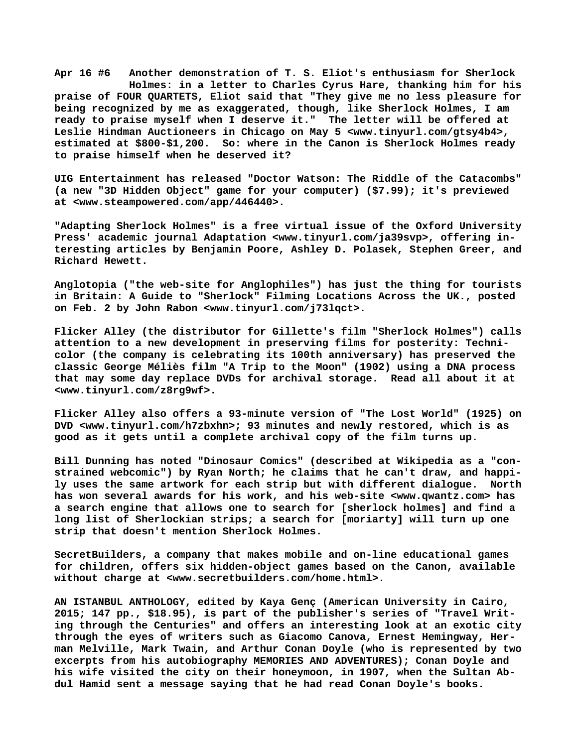**Apr 16 #6 Another demonstration of T. S. Eliot's enthusiasm for Sherlock Holmes: in a letter to Charles Cyrus Hare, thanking him for his praise of FOUR QUARTETS, Eliot said that "They give me no less pleasure for being recognized by me as exaggerated, though, like Sherlock Holmes, I am ready to praise myself when I deserve it." The letter will be offered at Leslie Hindman Auctioneers in Chicago on May 5 <www.tinyurl.com/gtsy4b4>, estimated at $800-$1,200. So: where in the Canon is Sherlock Holmes ready to praise himself when he deserved it?**

**UIG Entertainment has released "Doctor Watson: The Riddle of the Catacombs" (a new "3D Hidden Object" game for your computer) ($7.99); it's previewed at <www.steampowered.com/app/446440>.**

**"Adapting Sherlock Holmes" is a free virtual issue of the Oxford University Press' academic journal Adaptation <www.tinyurl.com/ja39svp>, offering interesting articles by Benjamin Poore, Ashley D. Polasek, Stephen Greer, and Richard Hewett.**

**Anglotopia ("the web-site for Anglophiles") has just the thing for tourists in Britain: A Guide to "Sherlock" Filming Locations Across the UK., posted on Feb. 2 by John Rabon <www.tinyurl.com/j73lqct>.**

**Flicker Alley (the distributor for Gillette's film "Sherlock Holmes") calls attention to a new development in preserving films for posterity: Technicolor (the company is celebrating its 100th anniversary) has preserved the classic George Méliès film "A Trip to the Moon" (1902) using a DNA process that may some day replace DVDs for archival storage. Read all about it at <www.tinyurl.com/z8rg9wf>.**

**Flicker Alley also offers a 93-minute version of "The Lost World" (1925) on DVD <www.tinyurl.com/h7zbxhn>; 93 minutes and newly restored, which is as good as it gets until a complete archival copy of the film turns up.**

**Bill Dunning has noted "Dinosaur Comics" (described at Wikipedia as a "constrained webcomic") by Ryan North; he claims that he can't draw, and happily uses the same artwork for each strip but with different dialogue. North has won several awards for his work, and his web-site <www.qwantz.com> has a search engine that allows one to search for [sherlock holmes] and find a long list of Sherlockian strips; a search for [moriarty] will turn up one strip that doesn't mention Sherlock Holmes.**

**SecretBuilders, a company that makes mobile and on-line educational games for children, offers six hidden-object games based on the Canon, available without charge at <www.secretbuilders.com/home.html>.**

**AN ISTANBUL ANTHOLOGY, edited by Kaya Genç (American University in Cairo, 2015; 147 pp., $18.95), is part of the publisher's series of "Travel Writing through the Centuries" and offers an interesting look at an exotic city through the eyes of writers such as Giacomo Canova, Ernest Hemingway, Herman Melville, Mark Twain, and Arthur Conan Doyle (who is represented by two excerpts from his autobiography MEMORIES AND ADVENTURES); Conan Doyle and his wife visited the city on their honeymoon, in 1907, when the Sultan Abdul Hamid sent a message saying that he had read Conan Doyle's books.**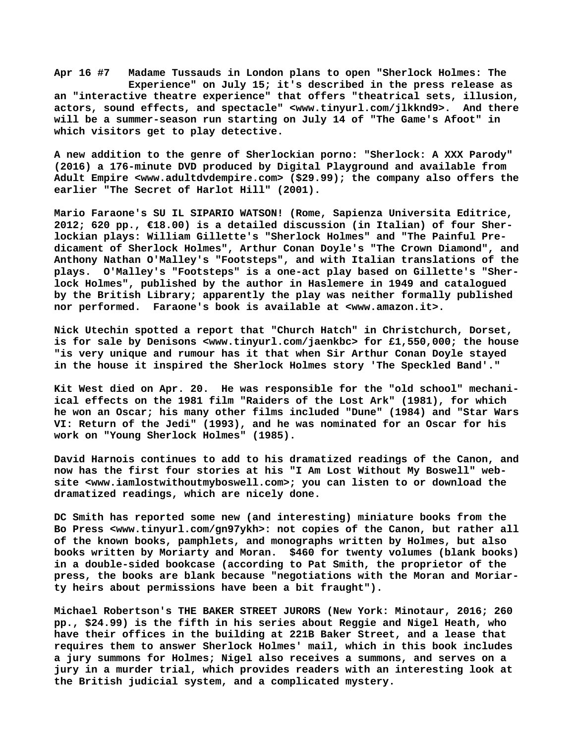**Apr 16 #7** Madame Tussauds in London plans to open "Sherlock Holmes: The Experience" on July 15; it's described in the press release as an "interactive theatre experience" that offers "theatrical sets, illusion, actors, sound effects, and spectacle" <www.tinyurl.com/jlkknd9>. And there will be a summer-season run starting on July 14 of "The Game's Afoot" in which visitors get to play detective.

A new addition to the genre of Sherlockian porno: "Sherlock: A XXX Parody" (2016) a 176-minute DVD produced by Digital Playground and available from Adult Empire <www.adultdvdempire.com> ($29.99); the company also offers the earlier "The Secret of Harlot Hill" (2001).

Mario Faraone's SU IL SIPARIO WATSON! (Rome, Sapienza Universita Editrice, 2012; 620 pp., €18.00) is a detailed discussion (in Italian) of four Sherlockian plays: William Gillette's "Sherlock Holmes" and "The Painful Predicament of Sherlock Holmes", Arthur Conan Doyle's "The Crown Diamond", and Anthony Nathan O'Malley's "Footsteps", and with Italian translations of the plays. O'Malley's "Footsteps" is a one-act play based on Gillette's "Sherlock Holmes", published by the author in Haslemere in 1949 and catalogued by the British Library; apparently the play was neither formally published nor performed. Faraone's book is available at <www.amazon.it>.

Nick Utechin spotted a report that "Church Hatch" in Christchurch, Dorset, is for sale by Denisons <www.tinyurl.com/jaenkbc> for £1,550,000; the house "is very unique and rumour has it that when Sir Arthur Conan Doyle stayed in the house it inspired the Sherlock Holmes story 'The Speckled Band'."

Kit West died on Apr. 20. He was responsible for the "old school" mechanical effects on the 1981 film "Raiders of the Lost Ark" (1981), for which he won an Oscar; his many other films included "Dune" (1984) and "Star Wars VI: Return of the Jedi" (1993), and he was nominated for an Oscar for his work on "Young Sherlock Holmes" (1985).

David Harnois continues to add to his dramatized readings of the Canon, and now has the first four stories at his "I Am Lost Without My Boswell" website <www.iamlostwithoutmyboswell.com>; you can listen to or download the dramatized readings, which are nicely done.

DC Smith has reported some new (and interesting) miniature books from the Bo Press <www.tinyurl.com/gn97ykh>: not copies of the Canon, but rather all of the known books, pamphlets, and monographs written by Holmes, but also books written by Moriarty and Moran. $460 for twenty volumes (blank books) in a double-sided bookcase (according to Pat Smith, the proprietor of the press, the books are blank because "negotiations with the Moran and Moriarty heirs about permissions have been a bit fraught").

Michael Robertson's THE BAKER STREET JURORS (New York: Minotaur, 2016; 260 pp., $24.99) is the fifth in his series about Reggie and Nigel Heath, who have their offices in the building at 221B Baker Street, and a lease that requires them to answer Sherlock Holmes' mail, which in this book includes a jury summons for Holmes; Nigel also receives a summons, and serves on a jury in a murder trial, which provides readers with an interesting look at the British judicial system, and a complicated mystery.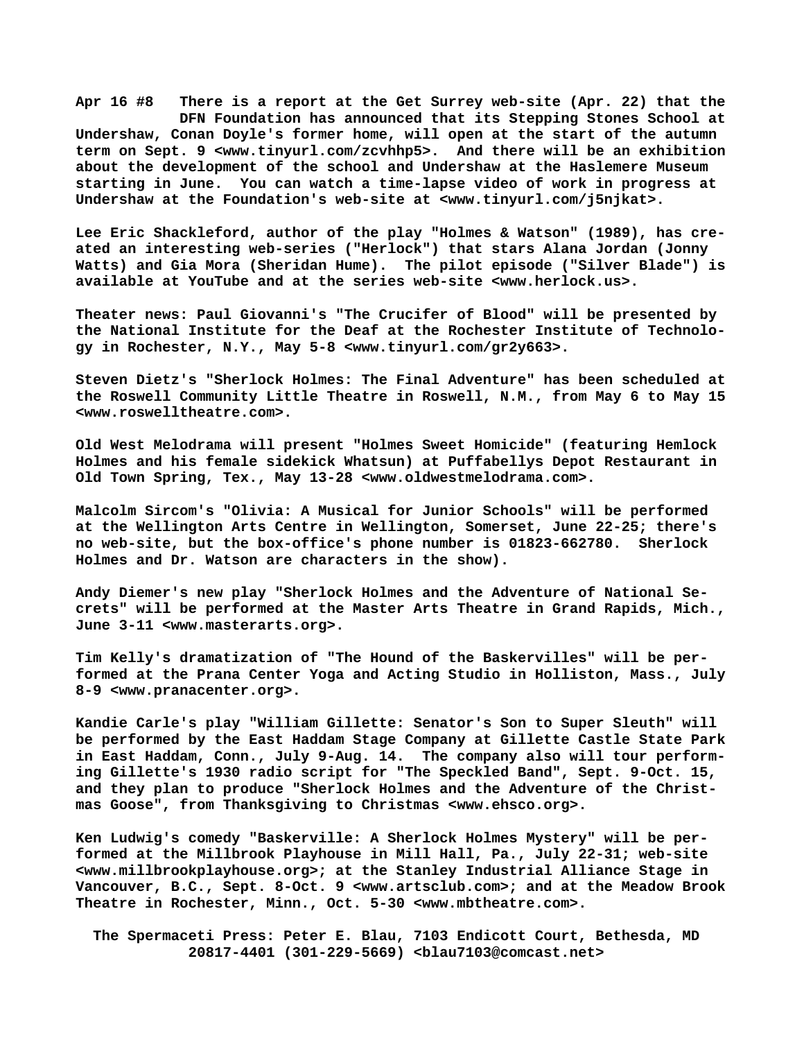**Apr 16 #8** There is a report at the Get Surrey web-site (Apr. 22) that the DFN Foundation has announced that its Stepping Stones School at Undershaw, Conan Doyle's former home, will open at the start of the autumn term on Sept. 9 <www.tinyurl.com/zcvhhp5>. And there will be an exhibition about the development of the school and Undershaw at the Haslemere Museum starting in June. You can watch a time-lapse video of work in progress at Undershaw at the Foundation's web-site at <www.tinyurl.com/j5njkat>.

Lee Eric Shackleford, author of the play "Holmes & Watson" (1989), has created an interesting web-series ("Herlock") that stars Alana Jordan (Jonny Watts) and Gia Mora (Sheridan Hume). The pilot episode ("Silver Blade") is available at YouTube and at the series web-site <www.herlock.us>.

Theater news: Paul Giovanni's "The Crucifer of Blood" will be presented by the National Institute for the Deaf at the Rochester Institute of Technology in Rochester, N.Y., May 5-8 <www.tinyurl.com/gr2y663>.

Steven Dietz's "Sherlock Holmes: The Final Adventure" has been scheduled at the Roswell Community Little Theatre in Roswell, N.M., from May 6 to May 15 <www.roswelltheatre.com>.

Old West Melodrama will present "Holmes Sweet Homicide" (featuring Hemlock Holmes and his female sidekick Whatsun) at Puffabellys Depot Restaurant in Old Town Spring, Tex., May 13-28 <www.oldwestmelodrama.com>.

Malcolm Sircom's "Olivia: A Musical for Junior Schools" will be performed at the Wellington Arts Centre in Wellington, Somerset, June 22-25; there's no web-site, but the box-office's phone number is 01823-662780. Sherlock Holmes and Dr. Watson are characters in the show).

Andy Diemer's new play "Sherlock Holmes and the Adventure of National Secrets" will be performed at the Master Arts Theatre in Grand Rapids, Mich., June 3-11 <www.masterarts.org>.

Tim Kelly's dramatization of "The Hound of the Baskervilles" will be performed at the Prana Center Yoga and Acting Studio in Holliston, Mass., July 8-9 <www.pranacenter.org>.

Kandie Carle's play "William Gillette: Senator's Son to Super Sleuth" will be performed by the East Haddam Stage Company at Gillette Castle State Park in East Haddam, Conn., July 9-Aug. 14. The company also will tour performing Gillette's 1930 radio script for "The Speckled Band", Sept. 9-Oct. 15, and they plan to produce "Sherlock Holmes and the Adventure of the Christmas Goose", from Thanksgiving to Christmas <www.ehsco.org>.

Ken Ludwig's comedy "Baskerville: A Sherlock Holmes Mystery" will be performed at the Millbrook Playhouse in Mill Hall, Pa., July 22-31; web-site <www.millbrookplayhouse.org>; at the Stanley Industrial Alliance Stage in Vancouver, B.C., Sept. 8-Oct. 9 <www.artsclub.com>; and at the Meadow Brook Theatre in Rochester, Minn., Oct. 5-30 <www.mbtheatre.com>.

The Spermaceti Press: Peter E. Blau, 7103 Endicott Court, Bethesda, MD 20817-4401 (301-229-5669) <blau7103@comcast.net>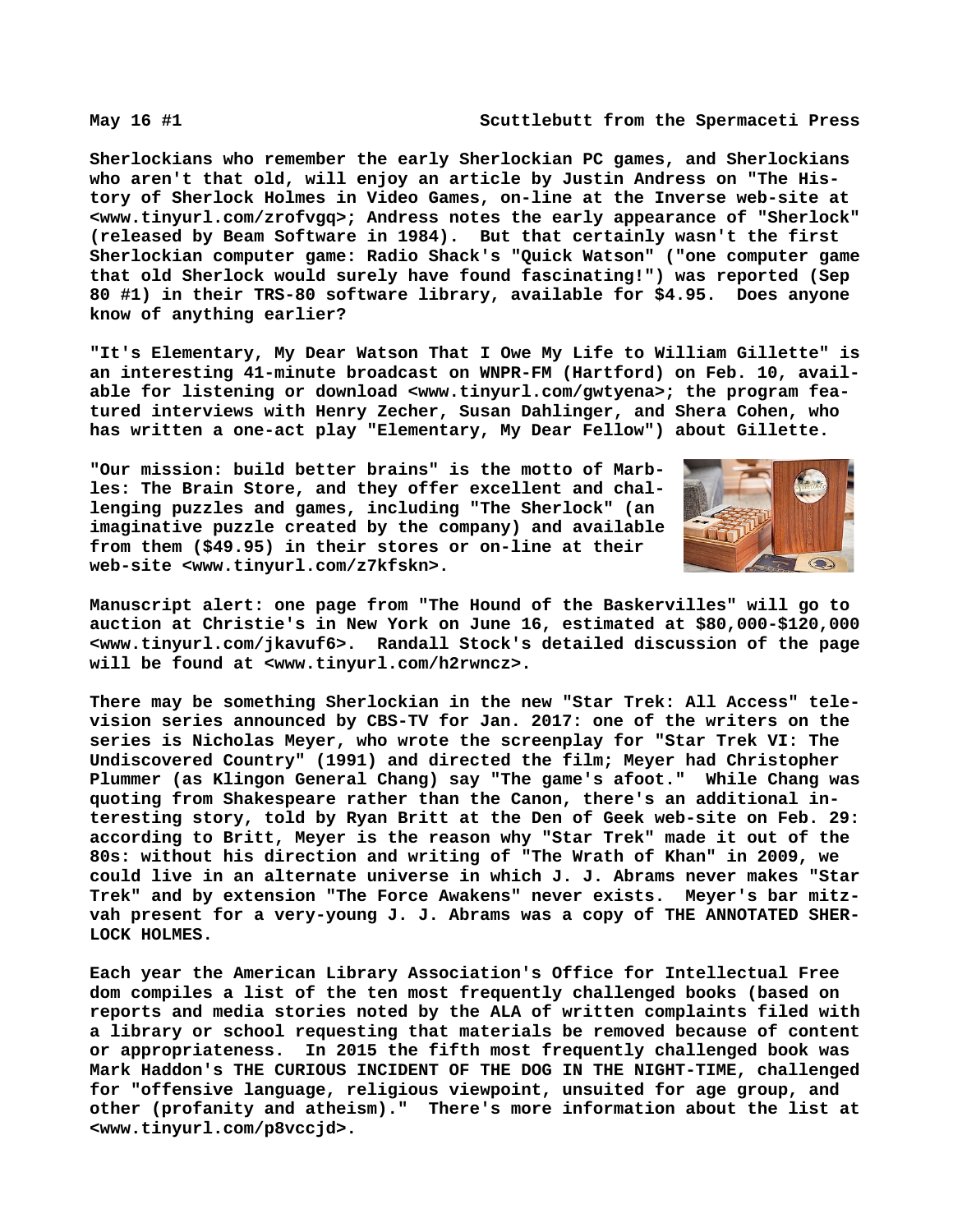Sherlockians who remember the early Sherlockian PC games, and Sherlockians who aren't that old, will enjoy an article by Justin Andress on "The History of Sherlock Holmes in Video Games, on-line at the Inverse web-site at <www.tinyurl.com/zrofvgq>; Andress notes the early appearance of "Sherlock" (released by Beam Software in 1984). But that certainly wasn't the first Sherlockian computer game: Radio Shack's "Quick Watson" ("one computer game that old Sherlock would surely have found fascinating!") was reported (Sep 80 #1) in their TRS-80 software library, available for $4.95. Does anyone know of anything earlier?

"It's Elementary, My Dear Watson That I Owe My Life to William Gillette" is an interesting 41-minute broadcast on WNPR-FM (Hartford) on Feb. 10, available for listening or download <www.tinyurl.com/gwtyena>; the program featured interviews with Henry Zecher, Susan Dahlinger, and Shera Cohen, who has written a one-act play "Elementary, My Dear Fellow") about Gillette.

"Our mission: build better brains" is the motto of Marbles: The Brain Store, and they offer excellent and challenging puzzles and games, including "The Sherlock" (an imaginative puzzle created by the company) and available from them ($49.95) in their stores or on-line at their web-site <www.tinyurl.com/z7kfskn>.

Manuscript alert: one page from "The Hound of the Baskervilles" will go to auction at Christie's in New York on June 16, estimated at $80,000-$120,000 <www.tinyurl.com/jkavuf6>. Randall Stock's detailed discussion of the page will be found at <www.tinyurl.com/h2rwncz>.

There may be something Sherlockian in the new "Star Trek: All Access" television series announced by CBS-TV for Jan. 2017: one of the writers on the series is Nicholas Meyer, who wrote the screenplay for "Star Trek VI: The Undiscovered Country" (1991) and directed the film; Meyer had Christopher Plummer (as Klingon General Chang) say "The game's afoot." While Chang was quoting from Shakespeare rather than the Canon, there's an additional interesting story, told by Ryan Britt at the Den of Geek web-site on Feb. 29: according to Britt, Meyer is the reason why "Star Trek" made it out of the 80s: without his direction and writing of "The Wrath of Khan" in 2009, we could live in an alternate universe in which J. J. Abrams never makes "Star Trek" and by extension "The Force Awakens" never exists. Meyer's bar mitzvah present for a very-young J. J. Abrams was a copy of THE ANNOTATED SHERLOCK HOLMES.

Each year the American Library Association's Office for Intellectual Free dom compiles a list of the ten most frequently challenged books (based on reports and media stories noted by the ALA of written complaints filed with a library or school requesting that materials be removed because of content or appropriateness. In 2015 the fifth most frequently challenged book was Mark Haddon's THE CURIOUS INCIDENT OF THE DOG IN THE NIGHT-TIME, challenged for "offensive language, religious viewpoint, unsuited for age group, and other (profanity and atheism)." There's more information about the list at <www.tinyurl.com/p8vccjd>.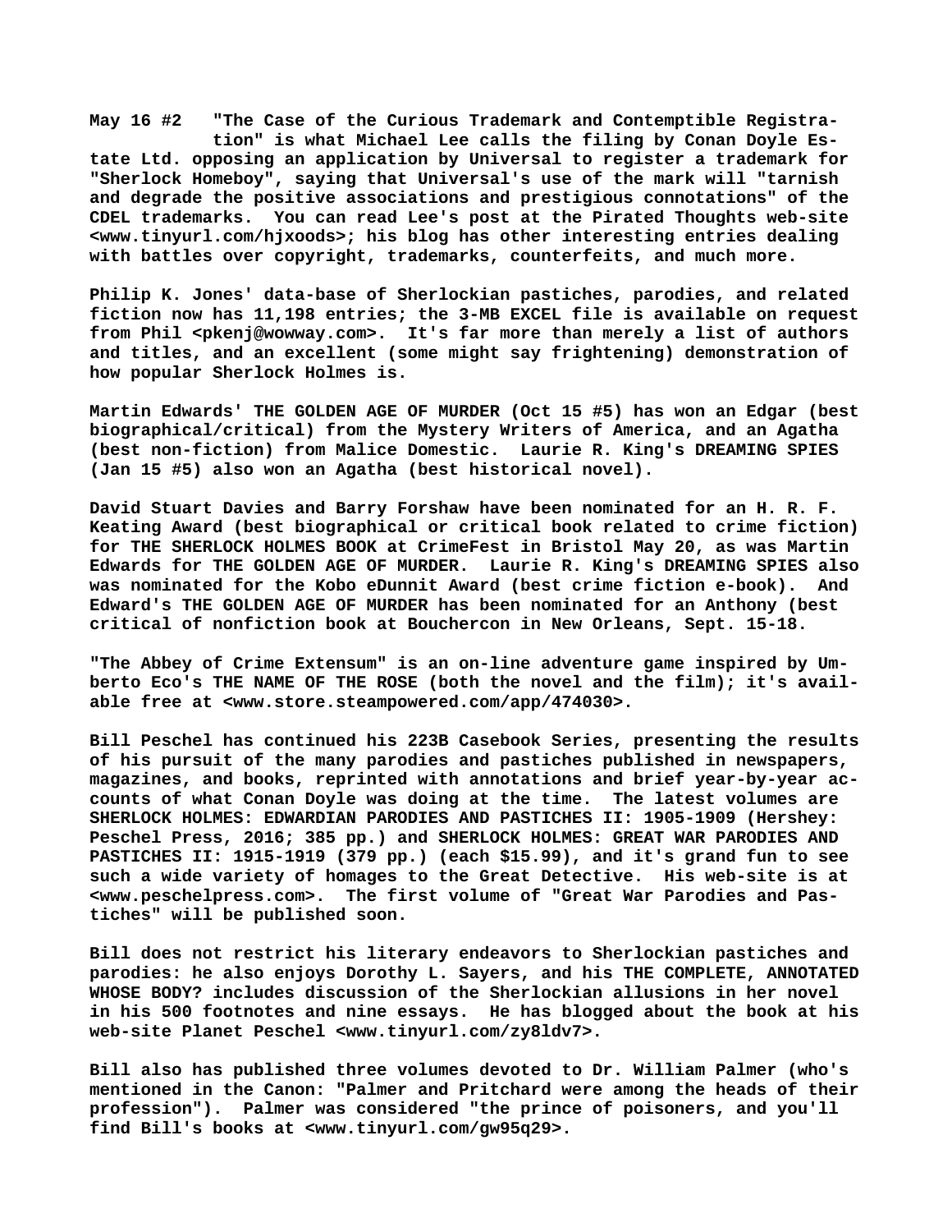**May 16 #2 "The Case of the Curious Trademark and Contemptible Registration" is what Michael Lee calls the filing by Conan Doyle Estate Ltd. opposing an application by Universal to register a trademark for "Sherlock Homeboy", saying that Universal's use of the mark will "tarnish and degrade the positive associations and prestigious connotations" of the CDEL trademarks. You can read Lee's post at the Pirated Thoughts web-site <www.tinyurl.com/hjxoods>; his blog has other interesting entries dealing with battles over copyright, trademarks, counterfeits, and much more.**

**Philip K. Jones' data-base of Sherlockian pastiches, parodies, and related fiction now has 11,198 entries; the 3-MB EXCEL file is available on request from Phil <pkenj@wowway.com>. It's far more than merely a list of authors and titles, and an excellent (some might say frightening) demonstration of how popular Sherlock Holmes is.**

**Martin Edwards' THE GOLDEN AGE OF MURDER (Oct 15 #5) has won an Edgar (best biographical/critical) from the Mystery Writers of America, and an Agatha (best non-fiction) from Malice Domestic. Laurie R. King's DREAMING SPIES (Jan 15 #5) also won an Agatha (best historical novel).**

**David Stuart Davies and Barry Forshaw have been nominated for an H. R. F. Keating Award (best biographical or critical book related to crime fiction) for THE SHERLOCK HOLMES BOOK at CrimeFest in Bristol May 20, as was Martin Edwards for THE GOLDEN AGE OF MURDER. Laurie R. King's DREAMING SPIES also was nominated for the Kobo eDunnit Award (best crime fiction e-book). And Edward's THE GOLDEN AGE OF MURDER has been nominated for an Anthony (best critical of nonfiction book at Bouchercon in New Orleans, Sept. 15-18.**

**"The Abbey of Crime Extensum" is an on-line adventure game inspired by Umberto Eco's THE NAME OF THE ROSE (both the novel and the film); it's available free at <www.store.steampowered.com/app/474030>.**

**Bill Peschel has continued his 223B Casebook Series, presenting the results of his pursuit of the many parodies and pastiches published in newspapers, magazines, and books, reprinted with annotations and brief year-by-year accounts of what Conan Doyle was doing at the time. The latest volumes are SHERLOCK HOLMES: EDWARDIAN PARODIES AND PASTICHES II: 1905-1909 (Hershey: Peschel Press, 2016; 385 pp.) and SHERLOCK HOLMES: GREAT WAR PARODIES AND PASTICHES II: 1915-1919 (379 pp.) (each $15.99), and it's grand fun to see such a wide variety of homages to the Great Detective. His web-site is at <www.peschelpress.com>. The first volume of "Great War Parodies and Pastiches" will be published soon.**

**Bill does not restrict his literary endeavors to Sherlockian pastiches and parodies: he also enjoys Dorothy L. Sayers, and his THE COMPLETE, ANNOTATED WHOSE BODY? includes discussion of the Sherlockian allusions in her novel in his 500 footnotes and nine essays. He has blogged about the book at his web-site Planet Peschel <www.tinyurl.com/zy8ldv7>.**

**Bill also has published three volumes devoted to Dr. William Palmer (who's mentioned in the Canon: "Palmer and Pritchard were among the heads of their profession"). Palmer was considered "the prince of poisoners, and you'll find Bill's books at <www.tinyurl.com/gw95q29>.**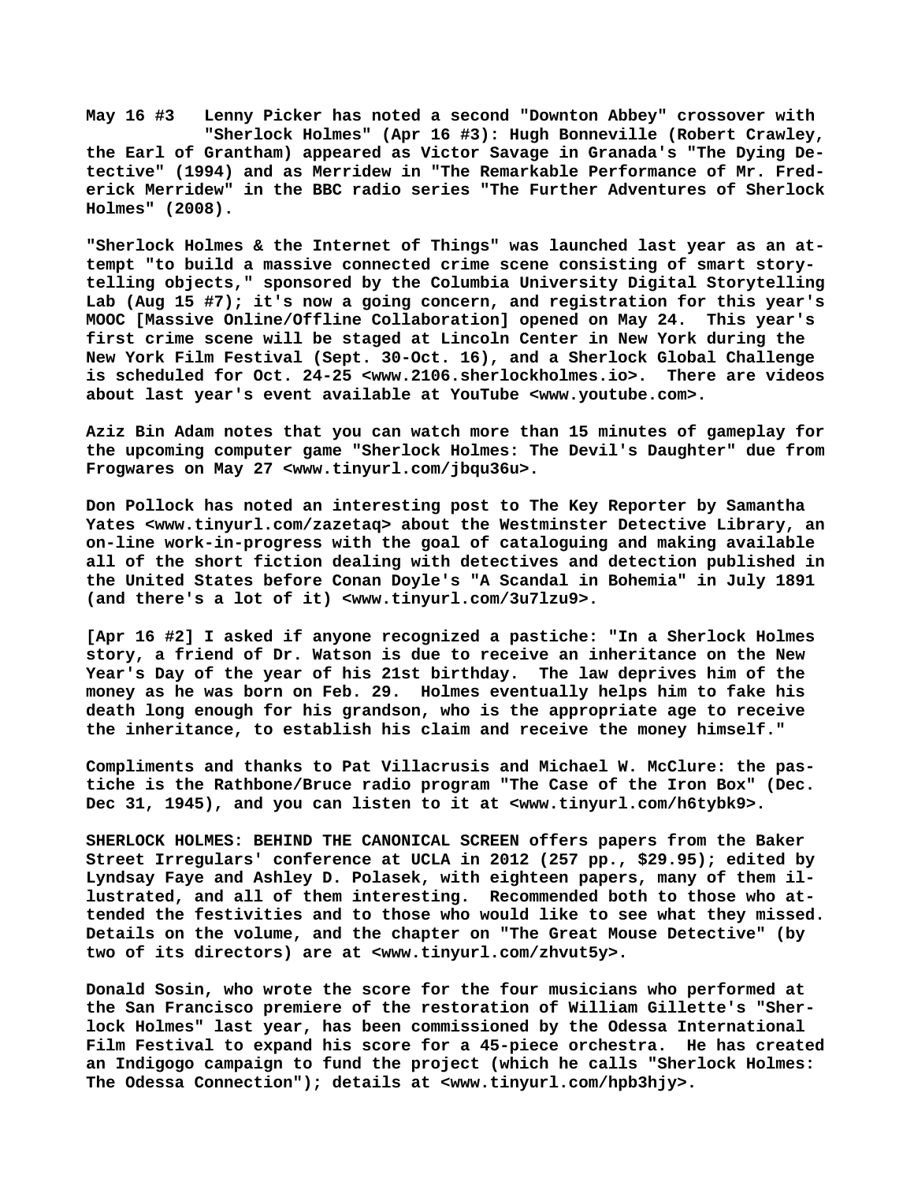**May 16 #3   Lenny Picker has noted a second "Downton Abbey" crossover with "Sherlock Holmes" (Apr 16 #3): Hugh Bonneville (Robert Crawley, the Earl of Grantham) appeared as Victor Savage in Granada's "The Dying Detective" (1994) and as Merridew in "The Remarkable Performance of Mr. Frederick Merridew" in the BBC radio series "The Further Adventures of Sherlock Holmes" (2008).**

**"Sherlock Holmes & the Internet of Things" was launched last year as an attempt "to build a massive connected crime scene consisting of smart storytelling objects," sponsored by the Columbia University Digital Storytelling Lab (Aug 15 #7); it's now a going concern, and registration for this year's MOOC [Massive Online/Offline Collaboration] opened on May 24. This year's first crime scene will be staged at Lincoln Center in New York during the New York Film Festival (Sept. 30-Oct. 16), and a Sherlock Global Challenge is scheduled for Oct. 24-25 <www.2106.sherlockholmes.io>. There are videos about last year's event available at YouTube <www.youtube.com>.**

**Aziz Bin Adam notes that you can watch more than 15 minutes of gameplay for the upcoming computer game "Sherlock Holmes: The Devil's Daughter" due from Frogwares on May 27 <www.tinyurl.com/jbqu36u>.**

**Don Pollock has noted an interesting post to The Key Reporter by Samantha Yates <www.tinyurl.com/zazetaq> about the Westminster Detective Library, an on-line work-in-progress with the goal of cataloguing and making available all of the short fiction dealing with detectives and detection published in the United States before Conan Doyle's "A Scandal in Bohemia" in July 1891 (and there's a lot of it) <www.tinyurl.com/3u7lzu9>.**

**[Apr 16 #2] I asked if anyone recognized a pastiche: "In a Sherlock Holmes story, a friend of Dr. Watson is due to receive an inheritance on the New Year's Day of the year of his 21st birthday. The law deprives him of the money as he was born on Feb. 29. Holmes eventually helps him to fake his death long enough for his grandson, who is the appropriate age to receive the inheritance, to establish his claim and receive the money himself."**

**Compliments and thanks to Pat Villacrusis and Michael W. McClure: the pastiche is the Rathbone/Bruce radio program "The Case of the Iron Box" (Dec. Dec 31, 1945), and you can listen to it at <www.tinyurl.com/h6tybk9>.**

**SHERLOCK HOLMES: BEHIND THE CANONICAL SCREEN offers papers from the Baker Street Irregulars' conference at UCLA in 2012 (257 pp., $29.95); edited by Lyndsay Faye and Ashley D. Polasek, with eighteen papers, many of them illustrated, and all of them interesting. Recommended both to those who attended the festivities and to those who would like to see what they missed. Details on the volume, and the chapter on "The Great Mouse Detective" (by two of its directors) are at <www.tinyurl.com/zhvut5y>.**

**Donald Sosin, who wrote the score for the four musicians who performed at the San Francisco premiere of the restoration of William Gillette's "Sherlock Holmes" last year, has been commissioned by the Odessa International Film Festival to expand his score for a 45-piece orchestra. He has created an Indigogo campaign to fund the project (which he calls "Sherlock Holmes: The Odessa Connection"); details at <www.tinyurl.com/hpb3hjy>.**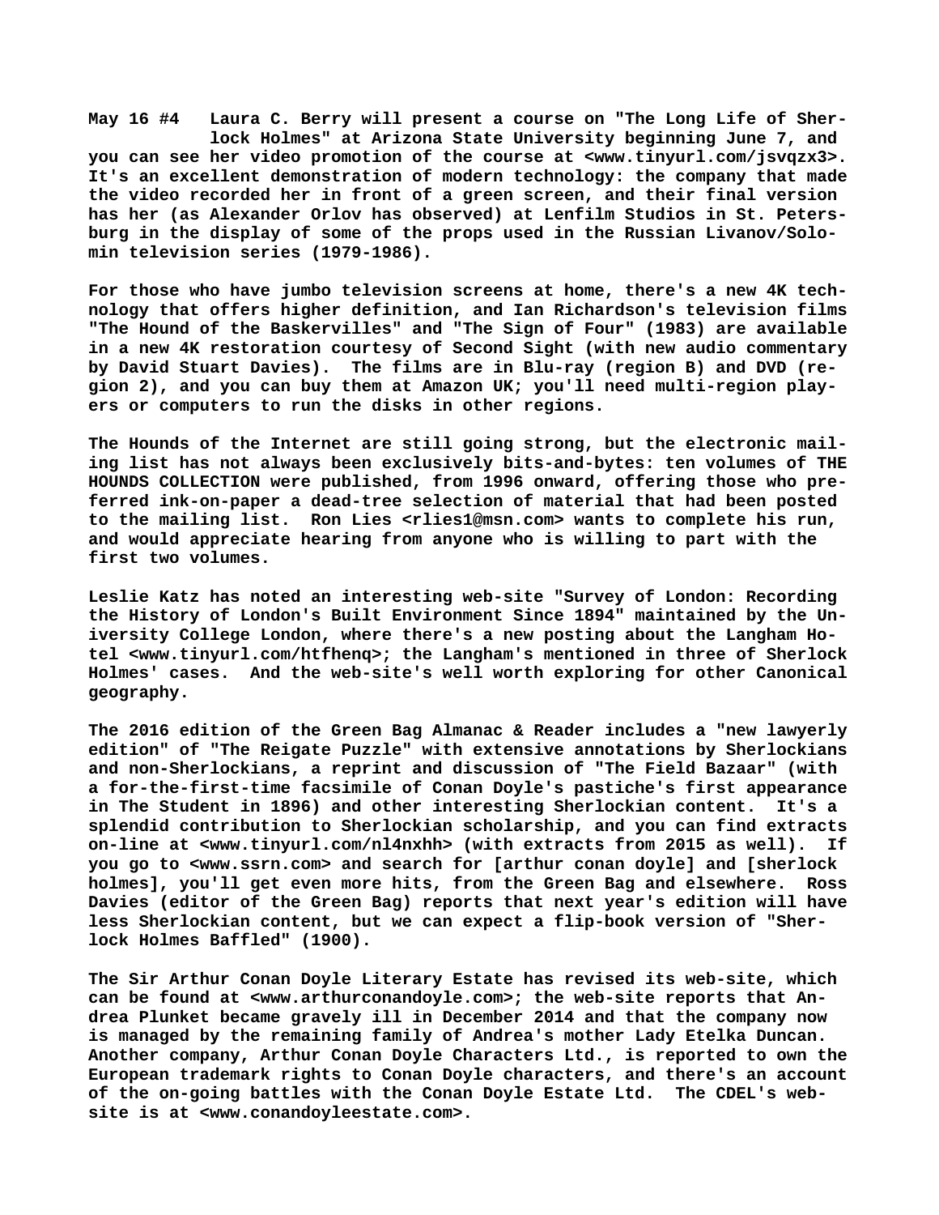**May 16 #4 Laura C. Berry will present a course on "The Long Life of Sherlock Holmes" at Arizona State University beginning June 7, and you can see her video promotion of the course at <www.tinyurl.com/jsvqzx3>. It's an excellent demonstration of modern technology: the company that made the video recorded her in front of a green screen, and their final version has her (as Alexander Orlov has observed) at Lenfilm Studios in St. Petersburg in the display of some of the props used in the Russian Livanov/Solomin television series (1979-1986).**

**For those who have jumbo television screens at home, there's a new 4K technology that offers higher definition, and Ian Richardson's television films "The Hound of the Baskervilles" and "The Sign of Four" (1983) are available in a new 4K restoration courtesy of Second Sight (with new audio commentary by David Stuart Davies). The films are in Blu-ray (region B) and DVD (region 2), and you can buy them at Amazon UK; you'll need multi-region players or computers to run the disks in other regions.**

**The Hounds of the Internet are still going strong, but the electronic mailing list has not always been exclusively bits-and-bytes: ten volumes of THE HOUNDS COLLECTION were published, from 1996 onward, offering those who preferred ink-on-paper a dead-tree selection of material that had been posted to the mailing list. Ron Lies <rlies1@msn.com> wants to complete his run, and would appreciate hearing from anyone who is willing to part with the first two volumes.**

**Leslie Katz has noted an interesting web-site "Survey of London: Recording the History of London's Built Environment Since 1894" maintained by the University College London, where there's a new posting about the Langham Hotel <www.tinyurl.com/htfhenq>; the Langham's mentioned in three of Sherlock Holmes' cases. And the web-site's well worth exploring for other Canonical geography.**

**The 2016 edition of the Green Bag Almanac & Reader includes a "new lawyerly edition" of "The Reigate Puzzle" with extensive annotations by Sherlockians and non-Sherlockians, a reprint and discussion of "The Field Bazaar" (with a for-the-first-time facsimile of Conan Doyle's pastiche's first appearance in The Student in 1896) and other interesting Sherlockian content. It's a splendid contribution to Sherlockian scholarship, and you can find extracts on-line at <www.tinyurl.com/nl4nxhh> (with extracts from 2015 as well). If you go to <www.ssrn.com> and search for [arthur conan doyle] and [sherlock holmes], you'll get even more hits, from the Green Bag and elsewhere. Ross Davies (editor of the Green Bag) reports that next year's edition will have less Sherlockian content, but we can expect a flip-book version of "Sherlock Holmes Baffled" (1900).**

**The Sir Arthur Conan Doyle Literary Estate has revised its web-site, which can be found at <www.arthurconandoyle.com>; the web-site reports that Andrea Plunket became gravely ill in December 2014 and that the company now is managed by the remaining family of Andrea's mother Lady Etelka Duncan. Another company, Arthur Conan Doyle Characters Ltd., is reported to own the European trademark rights to Conan Doyle characters, and there's an account of the on-going battles with the Conan Doyle Estate Ltd. The CDEL's web-site is at <www.conandoyleestate.com>.**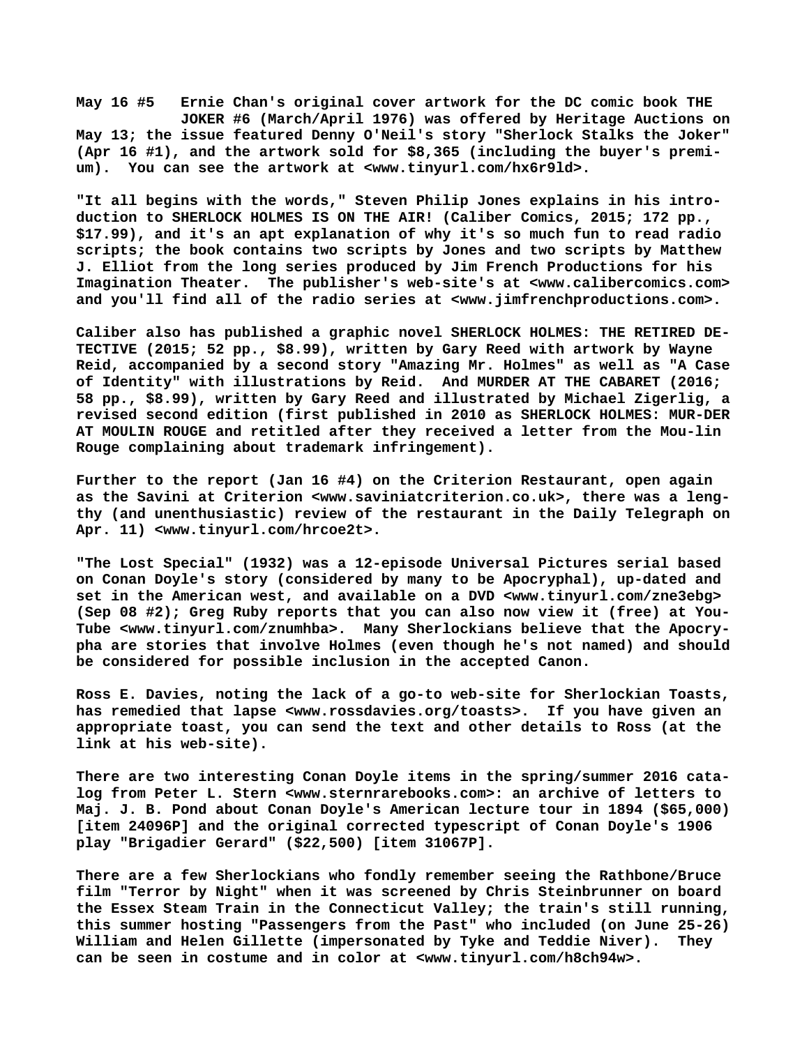**May 16 #5** Ernie Chan's original cover artwork for the DC comic book THE JOKER #6 (March/April 1976) was offered by Heritage Auctions on May 13; the issue featured Denny O'Neil's story "Sherlock Stalks the Joker" (Apr 16 #1), and the artwork sold for $8,365 (including the buyer's premium). You can see the artwork at <www.tinyurl.com/hx6r9ld>.

"It all begins with the words," Steven Philip Jones explains in his introduction to SHERLOCK HOLMES IS ON THE AIR! (Caliber Comics, 2015; 172 pp., $17.99), and it's an apt explanation of why it's so much fun to read radio scripts; the book contains two scripts by Jones and two scripts by Matthew J. Elliot from the long series produced by Jim French Productions for his Imagination Theater. The publisher's web-site's at <www.calibercomics.com> and you'll find all of the radio series at <www.jimfrenchproductions.com>.

Caliber also has published a graphic novel SHERLOCK HOLMES: THE RETIRED DETECTIVE (2015; 52 pp., $8.99), written by Gary Reed with artwork by Wayne Reid, accompanied by a second story "Amazing Mr. Holmes" as well as "A Case of Identity" with illustrations by Reid. And MURDER AT THE CABARET (2016; 58 pp., $8.99), written by Gary Reed and illustrated by Michael Zigerlig, a revised second edition (first published in 2010 as SHERLOCK HOLMES: MURDER AT MOULIN ROUGE and retitled after they received a letter from the Moulin Rouge complaining about trademark infringement).

Further to the report (Jan 16 #4) on the Criterion Restaurant, open again as the Savini at Criterion <www.saviniatcriterion.co.uk>, there was a lengthy (and unenthusiastic) review of the restaurant in the Daily Telegraph on Apr. 11) <www.tinyurl.com/hrcoe2t>.

"The Lost Special" (1932) was a 12-episode Universal Pictures serial based on Conan Doyle's story (considered by many to be Apocryphal), up-dated and set in the American west, and available on a DVD <www.tinyurl.com/zne3ebg> (Sep 08 #2); Greg Ruby reports that you can also now view it (free) at YouTube <www.tinyurl.com/znumhba>. Many Sherlockians believe that the Apocrypha are stories that involve Holmes (even though he's not named) and should be considered for possible inclusion in the accepted Canon.

Ross E. Davies, noting the lack of a go-to web-site for Sherlockian Toasts, has remedied that lapse <www.rossdavies.org/toasts>. If you have given an appropriate toast, you can send the text and other details to Ross (at the link at his web-site).

There are two interesting Conan Doyle items in the spring/summer 2016 catalog from Peter L. Stern <www.sternrarebooks.com>: an archive of letters to Maj. J. B. Pond about Conan Doyle's American lecture tour in 1894 ($65,000) [item 24096P] and the original corrected typescript of Conan Doyle's 1906 play "Brigadier Gerard" ($22,500) [item 31067P].

There are a few Sherlockians who fondly remember seeing the Rathbone/Bruce film "Terror by Night" when it was screened by Chris Steinbrunner on board the Essex Steam Train in the Connecticut Valley; the train's still running, this summer hosting "Passengers from the Past" who included (on June 25-26) William and Helen Gillette (impersonated by Tyke and Teddie Niver). They can be seen in costume and in color at <www.tinyurl.com/h8ch94w>.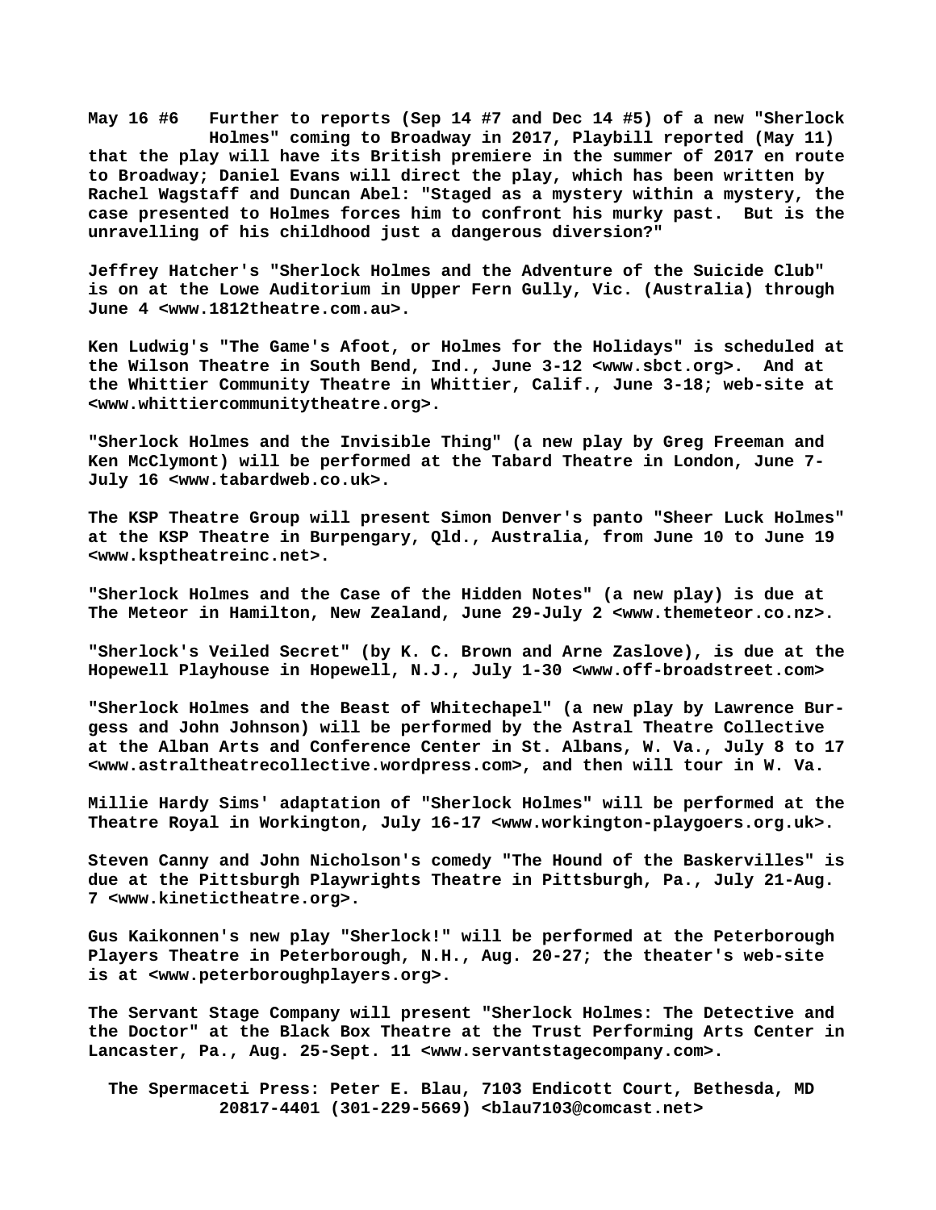**May 16 #6 Further to reports (Sep 14 #7 and Dec 14 #5) of a new "Sherlock Holmes" coming to Broadway in 2017, Playbill reported (May 11) that the play will have its British premiere in the summer of 2017 en route to Broadway; Daniel Evans will direct the play, which has been written by Rachel Wagstaff and Duncan Abel: "Staged as a mystery within a mystery, the case presented to Holmes forces him to confront his murky past. But is the unravelling of his childhood just a dangerous diversion?"**

**Jeffrey Hatcher's "Sherlock Holmes and the Adventure of the Suicide Club" is on at the Lowe Auditorium in Upper Fern Gully, Vic. (Australia) through June 4 <www.1812theatre.com.au>.**

**Ken Ludwig's "The Game's Afoot, or Holmes for the Holidays" is scheduled at the Wilson Theatre in South Bend, Ind., June 3-12 <www.sbct.org>. And at the Whittier Community Theatre in Whittier, Calif., June 3-18; web-site at <www.whittiercommunitytheatre.org>.**

**"Sherlock Holmes and the Invisible Thing" (a new play by Greg Freeman and Ken McClymont) will be performed at the Tabard Theatre in London, June 7-July 16 <www.tabardweb.co.uk>.**

**The KSP Theatre Group will present Simon Denver's panto "Sheer Luck Holmes" at the KSP Theatre in Burpengary, Qld., Australia, from June 10 to June 19 <www.ksptheatreinc.net>.**

**"Sherlock Holmes and the Case of the Hidden Notes" (a new play) is due at The Meteor in Hamilton, New Zealand, June 29-July 2 <www.themeteor.co.nz>.**

**"Sherlock's Veiled Secret" (by K. C. Brown and Arne Zaslove), is due at the Hopewell Playhouse in Hopewell, N.J., July 1-30 <www.off-broadstreet.com>**

**"Sherlock Holmes and the Beast of Whitechapel" (a new play by Lawrence Burgess and John Johnson) will be performed by the Astral Theatre Collective at the Alban Arts and Conference Center in St. Albans, W. Va., July 8 to 17 <www.astraltheatrecollective.wordpress.com>, and then will tour in W. Va.**

**Millie Hardy Sims' adaptation of "Sherlock Holmes" will be performed at the Theatre Royal in Workington, July 16-17 <www.workington-playgoers.org.uk>.**

**Steven Canny and John Nicholson's comedy "The Hound of the Baskervilles" is due at the Pittsburgh Playwrights Theatre in Pittsburgh, Pa., July 21-Aug. 7 <www.kinetictheatre.org>.**

**Gus Kaikonnen's new play "Sherlock!" will be performed at the Peterborough Players Theatre in Peterborough, N.H., Aug. 20-27; the theater's web-site is at <www.peterboroughplayers.org>.**

**The Servant Stage Company will present "Sherlock Holmes: The Detective and the Doctor" at the Black Box Theatre at the Trust Performing Arts Center in Lancaster, Pa., Aug. 25-Sept. 11 <www.servantstagecompany.com>.**

**The Spermaceti Press: Peter E. Blau, 7103 Endicott Court, Bethesda, MD 20817-4401 (301-229-5669) <blau7103@comcast.net>**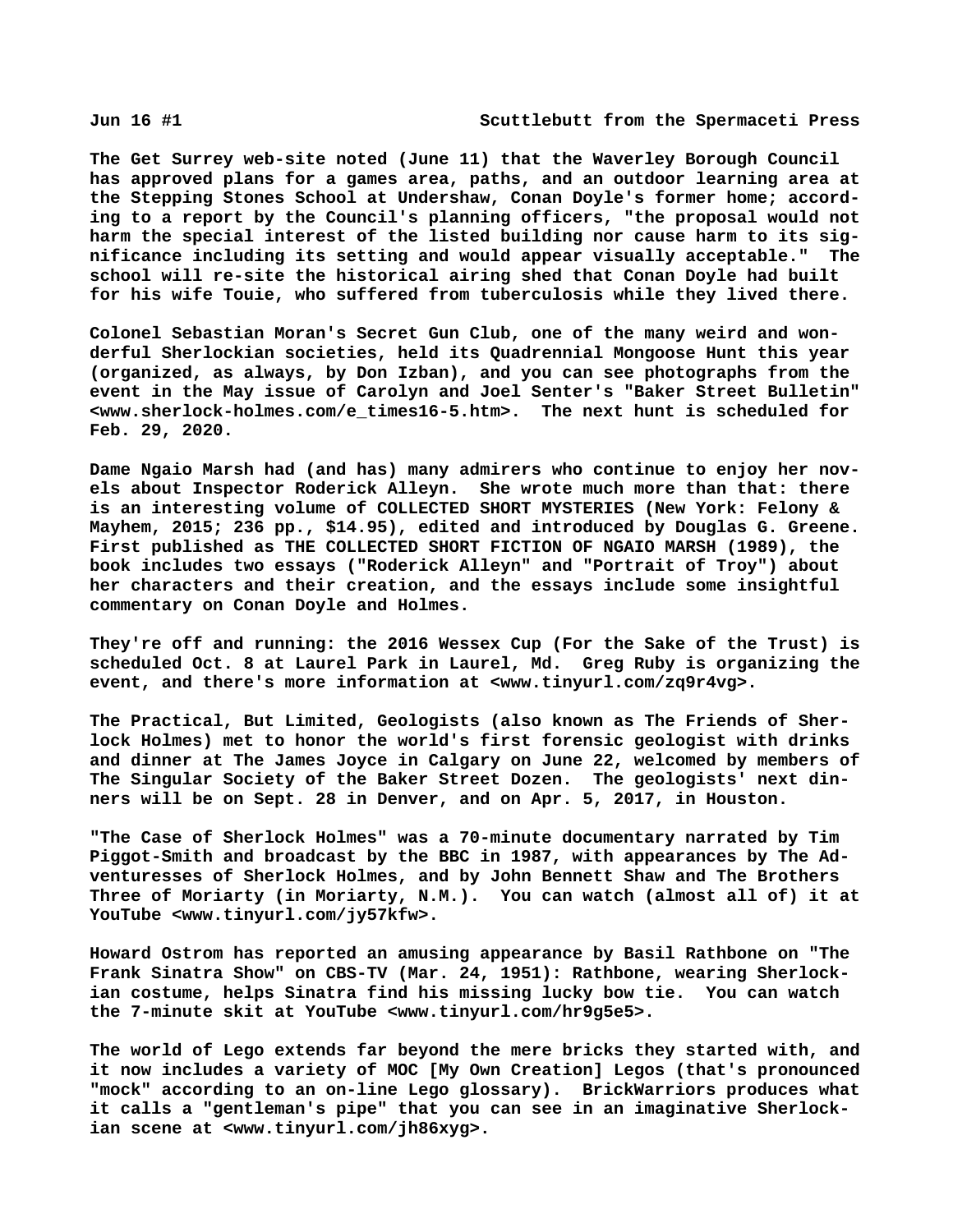The Get Surrey web-site noted (June 11) that the Waverley Borough Council has approved plans for a games area, paths, and an outdoor learning area at the Stepping Stones School at Undershaw, Conan Doyle's former home; according to a report by the Council's planning officers, "the proposal would not harm the special interest of the listed building nor cause harm to its significance including its setting and would appear visually acceptable." The school will re-site the historical airing shed that Conan Doyle had built for his wife Touie, who suffered from tuberculosis while they lived there.

Colonel Sebastian Moran's Secret Gun Club, one of the many weird and wonderful Sherlockian societies, held its Quadrennial Mongoose Hunt this year (organized, as always, by Don Izban), and you can see photographs from the event in the May issue of Carolyn and Joel Senter's "Baker Street Bulletin" <www.sherlock-holmes.com/e_times16-5.htm>. The next hunt is scheduled for Feb. 29, 2020.

Dame Ngaio Marsh had (and has) many admirers who continue to enjoy her novels about Inspector Roderick Alleyn. She wrote much more than that: there is an interesting volume of COLLECTED SHORT MYSTERIES (New York: Felony & Mayhem, 2015; 236 pp., $14.95), edited and introduced by Douglas G. Greene. First published as THE COLLECTED SHORT FICTION OF NGAIO MARSH (1989), the book includes two essays ("Roderick Alleyn" and "Portrait of Troy") about her characters and their creation, and the essays include some insightful commentary on Conan Doyle and Holmes.

They're off and running: the 2016 Wessex Cup (For the Sake of the Trust) is scheduled Oct. 8 at Laurel Park in Laurel, Md. Greg Ruby is organizing the event, and there's more information at <www.tinyurl.com/zq9r4vg>.

The Practical, But Limited, Geologists (also known as The Friends of Sherlock Holmes) met to honor the world's first forensic geologist with drinks and dinner at The James Joyce in Calgary on June 22, welcomed by members of The Singular Society of the Baker Street Dozen. The geologists' next dinners will be on Sept. 28 in Denver, and on Apr. 5, 2017, in Houston.

"The Case of Sherlock Holmes" was a 70-minute documentary narrated by Tim Piggot-Smith and broadcast by the BBC in 1987, with appearances by The Adventuresses of Sherlock Holmes, and by John Bennett Shaw and The Brothers Three of Moriarty (in Moriarty, N.M.). You can watch (almost all of) it at YouTube <www.tinyurl.com/jy57kfw>.

Howard Ostrom has reported an amusing appearance by Basil Rathbone on "The Frank Sinatra Show" on CBS-TV (Mar. 24, 1951): Rathbone, wearing Sherlockian costume, helps Sinatra find his missing lucky bow tie. You can watch the 7-minute skit at YouTube <www.tinyurl.com/hr9g5e5>.

The world of Lego extends far beyond the mere bricks they started with, and it now includes a variety of MOC [My Own Creation] Legos (that's pronounced "mock" according to an on-line Lego glossary). BrickWarriors produces what it calls a "gentleman's pipe" that you can see in an imaginative Sherlockian scene at <www.tinyurl.com/jh86xyg>.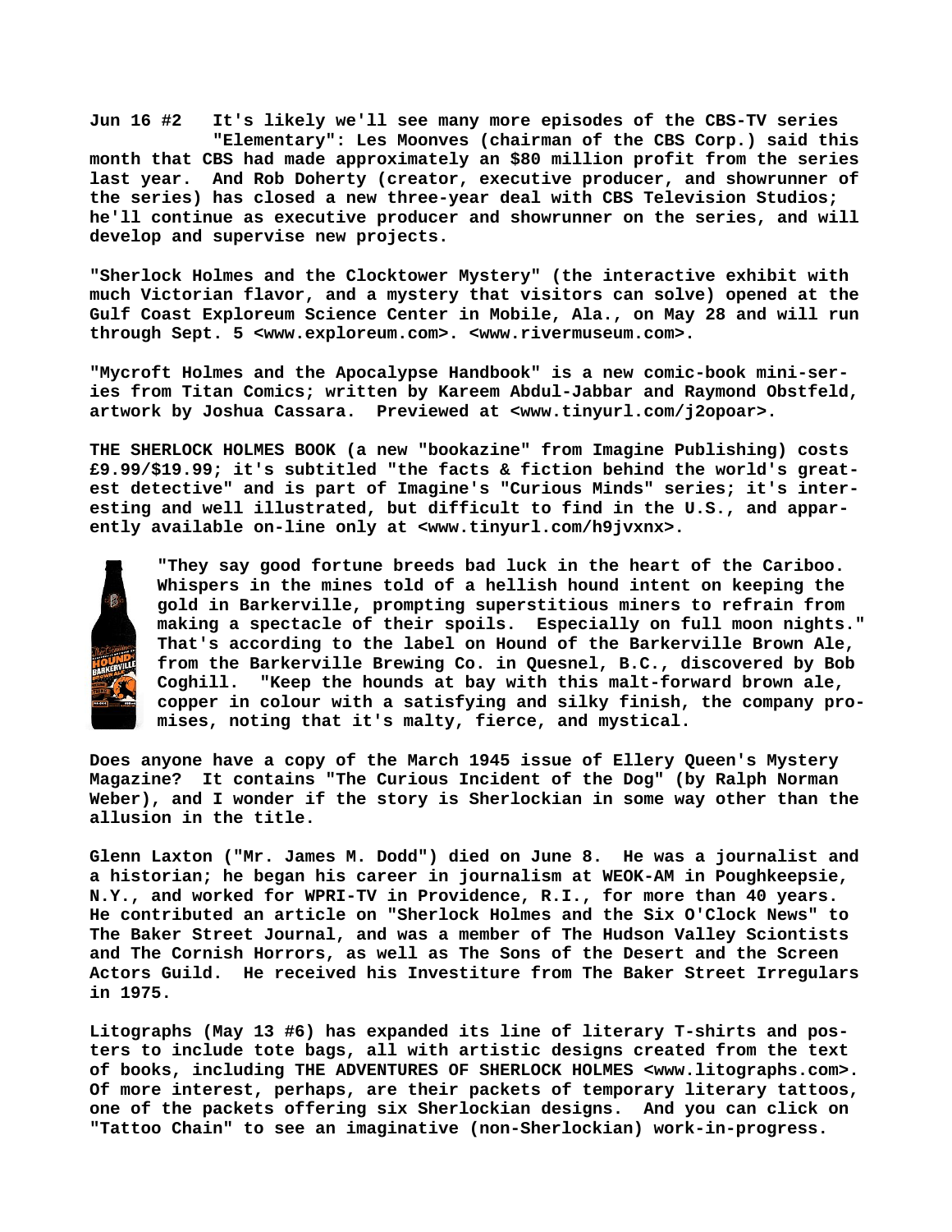**Jun 16 #2** It's likely we'll see many more episodes of the CBS-TV series "Elementary": Les Moonves (chairman of the CBS Corp.) said this month that CBS had made approximately an $80 million profit from the series last year. And Rob Doherty (creator, executive producer, and showrunner of the series) has closed a new three-year deal with CBS Television Studios; he'll continue as executive producer and showrunner on the series, and will develop and supervise new projects.

"Sherlock Holmes and the Clocktower Mystery" (the interactive exhibit with much Victorian flavor, and a mystery that visitors can solve) opened at the Gulf Coast Exploreum Science Center in Mobile, Ala., on May 28 and will run through Sept. 5 <www.exploreum.com>. <www.rivermuseum.com>.

"Mycroft Holmes and the Apocalypse Handbook" is a new comic-book mini-series from Titan Comics; written by Kareem Abdul-Jabbar and Raymond Obstfeld, artwork by Joshua Cassara. Previewed at <www.tinyurl.com/j2opoar>.

THE SHERLOCK HOLMES BOOK (a new "bookazine" from Imagine Publishing) costs £9.99/$19.99; it's subtitled "the facts & fiction behind the world's greatest detective" and is part of Imagine's "Curious Minds" series; it's interesting and well illustrated, but difficult to find in the U.S., and apparently available on-line only at <www.tinyurl.com/h9jvxnx>.

"They say good fortune breeds bad luck in the heart of the Cariboo. Whispers in the mines told of a hellish hound intent on keeping the gold in Barkerville, prompting superstitious miners to refrain from making a spectacle of their spoils. Especially on full moon nights." That's according to the label on Hound of the Barkerville Brown Ale, from the Barkerville Brewing Co. in Quesnel, B.C., discovered by Bob Coghill. "Keep the hounds at bay with this malt-forward brown ale, copper in colour with a satisfying and silky finish, the company promises, noting that it's malty, fierce, and mystical.

Does anyone have a copy of the March 1945 issue of Ellery Queen's Mystery Magazine? It contains "The Curious Incident of the Dog" (by Ralph Norman Weber), and I wonder if the story is Sherlockian in some way other than the allusion in the title.

Glenn Laxton ("Mr. James M. Dodd") died on June 8. He was a journalist and a historian; he began his career in journalism at WEOK-AM in Poughkeepsie, N.Y., and worked for WPRI-TV in Providence, R.I., for more than 40 years. He contributed an article on "Sherlock Holmes and the Six O'Clock News" to The Baker Street Journal, and was a member of The Hudson Valley Sciontists and The Cornish Horrors, as well as The Sons of the Desert and the Screen Actors Guild. He received his Investiture from The Baker Street Irregulars in 1975.

Litographs (May 13 #6) has expanded its line of literary T-shirts and posters to include tote bags, all with artistic designs created from the text of books, including THE ADVENTURES OF SHERLOCK HOLMES <www.litographs.com>. Of more interest, perhaps, are their packets of temporary literary tattoos, one of the packets offering six Sherlockian designs. And you can click on "Tattoo Chain" to see an imaginative (non-Sherlockian) work-in-progress.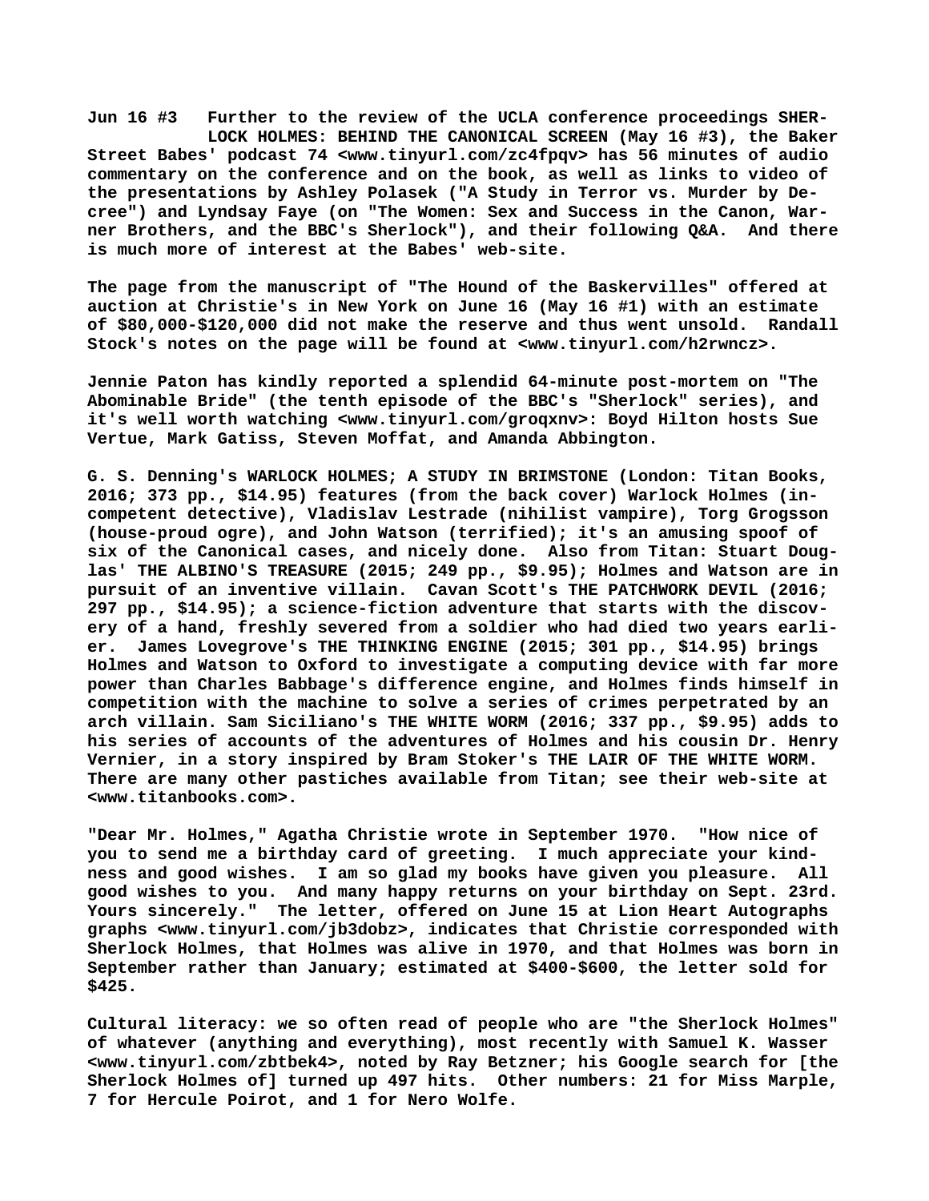**Jun 16 #3 Further to the review of the UCLA conference proceedings SHERLOCK HOLMES: BEHIND THE CANONICAL SCREEN (May 16 #3), the Baker Street Babes' podcast 74 <www.tinyurl.com/zc4fpqv> has 56 minutes of audio commentary on the conference and on the book, as well as links to video of the presentations by Ashley Polasek ("A Study in Terror vs. Murder by Decree") and Lyndsay Faye (on "The Women: Sex and Success in the Canon, Warner Brothers, and the BBC's Sherlock"), and their following Q&A. And there is much more of interest at the Babes' web-site.**

**The page from the manuscript of "The Hound of the Baskervilles" offered at auction at Christie's in New York on June 16 (May 16 #1) with an estimate of $80,000-$120,000 did not make the reserve and thus went unsold. Randall Stock's notes on the page will be found at <www.tinyurl.com/h2rwncz>.**

**Jennie Paton has kindly reported a splendid 64-minute post-mortem on "The Abominable Bride" (the tenth episode of the BBC's "Sherlock" series), and it's well worth watching <www.tinyurl.com/groqxnv>: Boyd Hilton hosts Sue Vertue, Mark Gatiss, Steven Moffat, and Amanda Abbington.**

**G. S. Denning's WARLOCK HOLMES; A STUDY IN BRIMSTONE (London: Titan Books, 2016; 373 pp., $14.95) features (from the back cover) Warlock Holmes (incompetent detective), Vladislav Lestrade (nihilist vampire), Torg Grogsson (house-proud ogre), and John Watson (terrified); it's an amusing spoof of six of the Canonical cases, and nicely done. Also from Titan: Stuart Douglas' THE ALBINO'S TREASURE (2015; 249 pp., $9.95); Holmes and Watson are in pursuit of an inventive villain. Cavan Scott's THE PATCHWORK DEVIL (2016; 297 pp., $14.95); a science-fiction adventure that starts with the discovery of a hand, freshly severed from a soldier who had died two years earlier. James Lovegrove's THE THINKING ENGINE (2015; 301 pp., $14.95) brings Holmes and Watson to Oxford to investigate a computing device with far more power than Charles Babbage's difference engine, and Holmes finds himself in competition with the machine to solve a series of crimes perpetrated by an arch villain. Sam Siciliano's THE WHITE WORM (2016; 337 pp., $9.95) adds to his series of accounts of the adventures of Holmes and his cousin Dr. Henry Vernier, in a story inspired by Bram Stoker's THE LAIR OF THE WHITE WORM. There are many other pastiches available from Titan; see their web-site at <www.titanbooks.com>.**

**"Dear Mr. Holmes," Agatha Christie wrote in September 1970. "How nice of you to send me a birthday card of greeting. I much appreciate your kindness and good wishes. I am so glad my books have given you pleasure. All good wishes to you. And many happy returns on your birthday on Sept. 23rd. Yours sincerely." The letter, offered on June 15 at Lion Heart Autographs graphs <www.tinyurl.com/jb3dobz>, indicates that Christie corresponded with Sherlock Holmes, that Holmes was alive in 1970, and that Holmes was born in September rather than January; estimated at $400-$600, the letter sold for $425.**

**Cultural literacy: we so often read of people who are "the Sherlock Holmes" of whatever (anything and everything), most recently with Samuel K. Wasser <www.tinyurl.com/zbtbek4>, noted by Ray Betzner; his Google search for [the Sherlock Holmes of] turned up 497 hits. Other numbers: 21 for Miss Marple, 7 for Hercule Poirot, and 1 for Nero Wolfe.**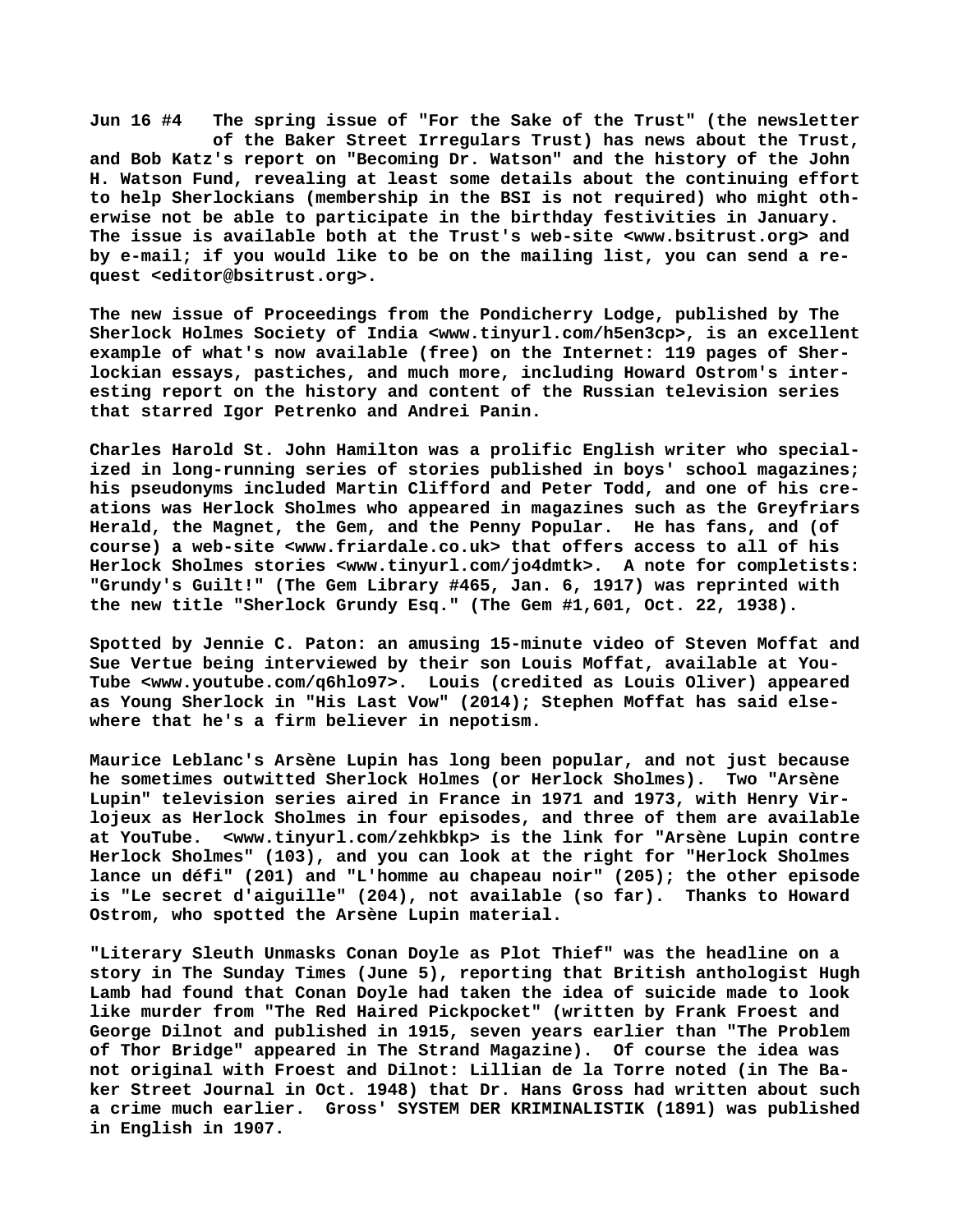**Jun 16 #4** The spring issue of "For the Sake of the Trust" (the newsletter of the Baker Street Irregulars Trust) has news about the Trust, and Bob Katz's report on "Becoming Dr. Watson" and the history of the John H. Watson Fund, revealing at least some details about the continuing effort to help Sherlockians (membership in the BSI is not required) who might otherwise not be able to participate in the birthday festivities in January. The issue is available both at the Trust's web-site <www.bsitrust.org> and by e-mail; if you would like to be on the mailing list, you can send a request <editor@bsitrust.org>.

The new issue of Proceedings from the Pondicherry Lodge, published by The Sherlock Holmes Society of India <www.tinyurl.com/h5en3cp>, is an excellent example of what's now available (free) on the Internet: 119 pages of Sherlockian essays, pastiches, and much more, including Howard Ostrom's interesting report on the history and content of the Russian television series that starred Igor Petrenko and Andrei Panin.

Charles Harold St. John Hamilton was a prolific English writer who specialized in long-running series of stories published in boys' school magazines; his pseudonyms included Martin Clifford and Peter Todd, and one of his creations was Herlock Sholmes who appeared in magazines such as the Greyfriars Herald, the Magnet, the Gem, and the Penny Popular. He has fans, and (of course) a web-site <www.friardale.co.uk> that offers access to all of his Herlock Sholmes stories <www.tinyurl.com/jo4dmtk>. A note for completists: "Grundy's Guilt!" (The Gem Library #465, Jan. 6, 1917) was reprinted with the new title "Sherlock Grundy Esq." (The Gem #1,601, Oct. 22, 1938).

Spotted by Jennie C. Paton: an amusing 15-minute video of Steven Moffat and Sue Vertue being interviewed by their son Louis Moffat, available at YouTube <www.youtube.com/q6hlo97>. Louis (credited as Louis Oliver) appeared as Young Sherlock in "His Last Vow" (2014); Stephen Moffat has said elsewhere that he's a firm believer in nepotism.

Maurice Leblanc's Arsène Lupin has long been popular, and not just because he sometimes outwitted Sherlock Holmes (or Herlock Sholmes). Two "Arsène Lupin" television series aired in France in 1971 and 1973, with Henry Virlojeux as Herlock Sholmes in four episodes, and three of them are available at YouTube. <www.tinyurl.com/zehkbkp> is the link for "Arsène Lupin contre Herlock Sholmes" (103), and you can look at the right for "Herlock Sholmes lance un défi" (201) and "L'homme au chapeau noir" (205); the other episode is "Le secret d'aiguille" (204), not available (so far). Thanks to Howard Ostrom, who spotted the Arsène Lupin material.

"Literary Sleuth Unmasks Conan Doyle as Plot Thief" was the headline on a story in The Sunday Times (June 5), reporting that British anthologist Hugh Lamb had found that Conan Doyle had taken the idea of suicide made to look like murder from "The Red Haired Pickpocket" (written by Frank Froest and George Dilnot and published in 1915, seven years earlier than "The Problem of Thor Bridge" appeared in The Strand Magazine). Of course the idea was not original with Froest and Dilnot: Lillian de la Torre noted (in The Baker Street Journal in Oct. 1948) that Dr. Hans Gross had written about such a crime much earlier. Gross' SYSTEM DER KRIMINALISTIK (1891) was published in English in 1907.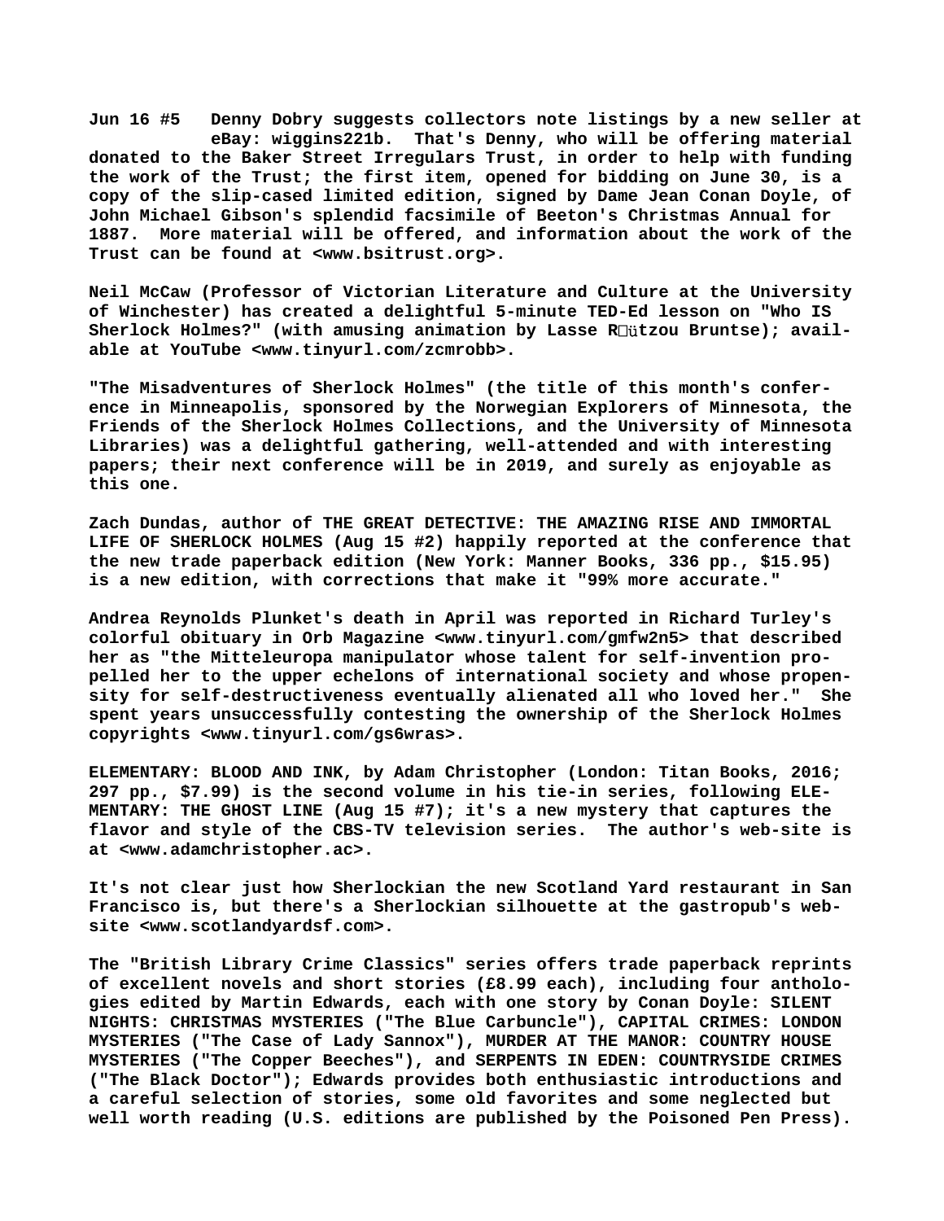**Jun 16 #5 Denny Dobry suggests collectors note listings by a new seller at eBay: wiggins221b. That's Denny, who will be offering material donated to the Baker Street Irregulars Trust, in order to help with funding the work of the Trust; the first item, opened for bidding on June 30, is a copy of the slip-cased limited edition, signed by Dame Jean Conan Doyle, of John Michael Gibson's splendid facsimile of Beeton's Christmas Annual for 1887. More material will be offered, and information about the work of the Trust can be found at <www.bsitrust.org>.**

**Neil McCaw (Professor of Victorian Literature and Culture at the University of Winchester) has created a delightful 5-minute TED-Ed lesson on "Who IS Sherlock Holmes?" (with amusing animation by Lasse Rützou Bruntse); available at YouTube <www.tinyurl.com/zcmrobb>.**

**"The Misadventures of Sherlock Holmes" (the title of this month's conference in Minneapolis, sponsored by the Norwegian Explorers of Minnesota, the Friends of the Sherlock Holmes Collections, and the University of Minnesota Libraries) was a delightful gathering, well-attended and with interesting papers; their next conference will be in 2019, and surely as enjoyable as this one.**

**Zach Dundas, author of THE GREAT DETECTIVE: THE AMAZING RISE AND IMMORTAL LIFE OF SHERLOCK HOLMES (Aug 15 #2) happily reported at the conference that the new trade paperback edition (New York: Manner Books, 336 pp., $15.95) is a new edition, with corrections that make it "99% more accurate."**

**Andrea Reynolds Plunket's death in April was reported in Richard Turley's colorful obituary in Orb Magazine <www.tinyurl.com/gmfw2n5> that described her as "the Mitteleuropa manipulator whose talent for self-invention propelled her to the upper echelons of international society and whose propensity for self-destructiveness eventually alienated all who loved her." She spent years unsuccessfully contesting the ownership of the Sherlock Holmes copyrights <www.tinyurl.com/gs6wras>.**

**ELEMENTARY: BLOOD AND INK, by Adam Christopher (London: Titan Books, 2016; 297 pp., $7.99) is the second volume in his tie-in series, following ELEMENTARY: THE GHOST LINE (Aug 15 #7); it's a new mystery that captures the flavor and style of the CBS-TV television series. The author's web-site is at <www.adamchristopher.ac>.**

**It's not clear just how Sherlockian the new Scotland Yard restaurant in San Francisco is, but there's a Sherlockian silhouette at the gastropub's web-site <www.scotlandyardsf.com>.**

**The "British Library Crime Classics" series offers trade paperback reprints of excellent novels and short stories (£8.99 each), including four anthologies edited by Martin Edwards, each with one story by Conan Doyle: SILENT NIGHTS: CHRISTMAS MYSTERIES ("The Blue Carbuncle"), CAPITAL CRIMES: LONDON MYSTERIES ("The Case of Lady Sannox"), MURDER AT THE MANOR: COUNTRY HOUSE MYSTERIES ("The Copper Beeches"), and SERPENTS IN EDEN: COUNTRYSIDE CRIMES ("The Black Doctor"); Edwards provides both enthusiastic introductions and a careful selection of stories, some old favorites and some neglected but well worth reading (U.S. editions are published by the Poisoned Pen Press).**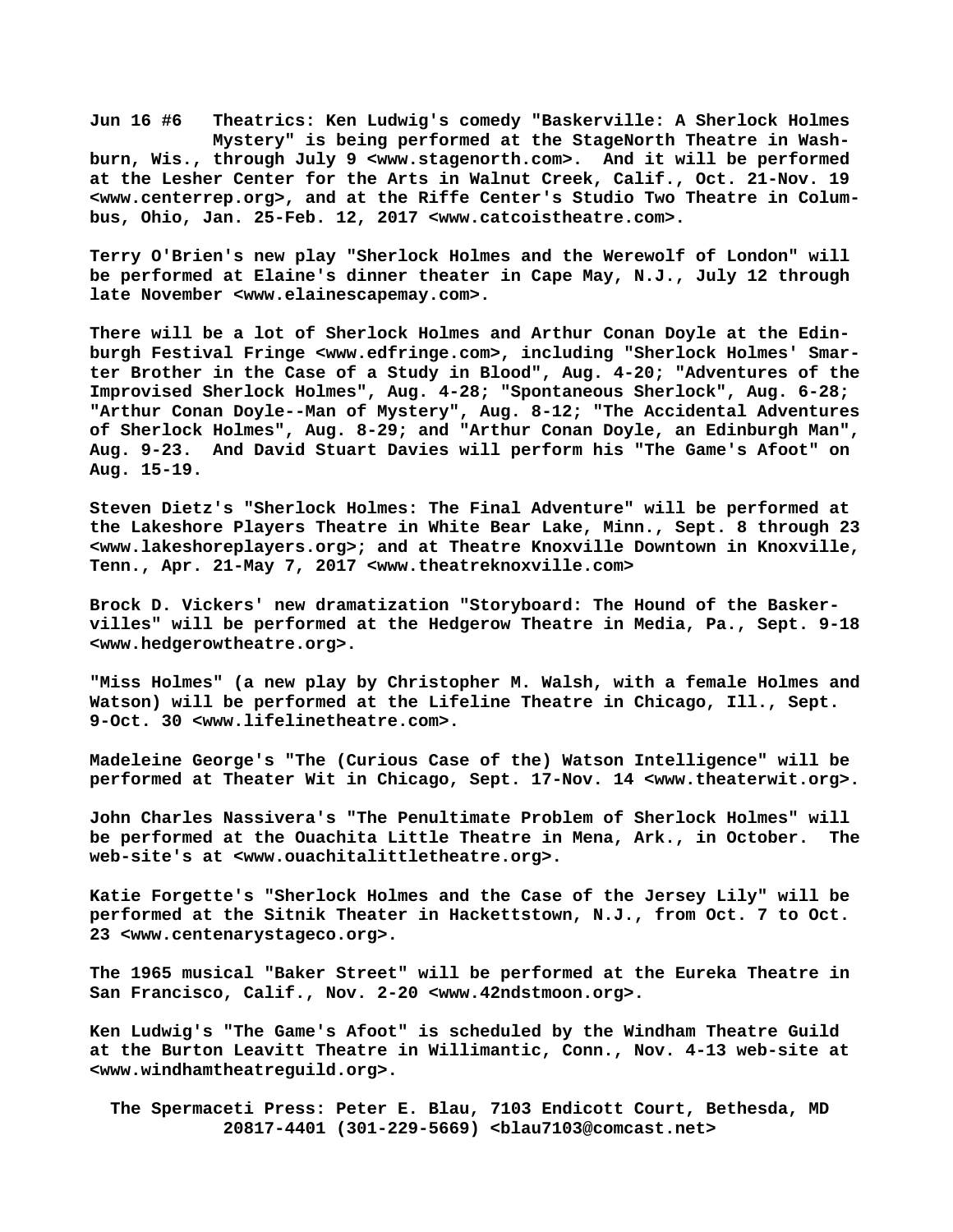**Jun 16 #6 Theatrics: Ken Ludwig's comedy "Baskerville: A Sherlock Holmes Mystery" is being performed at the StageNorth Theatre in Washburn, Wis., through July 9 <www.stagenorth.com>. And it will be performed at the Lesher Center for the Arts in Walnut Creek, Calif., Oct. 21-Nov. 19 <www.centerrep.org>, and at the Riffe Center's Studio Two Theatre in Columbus, Ohio, Jan. 25-Feb. 12, 2017 <www.catcoistheatre.com>.**

**Terry O'Brien's new play "Sherlock Holmes and the Werewolf of London" will be performed at Elaine's dinner theater in Cape May, N.J., July 12 through late November <www.elainescapemay.com>.**

**There will be a lot of Sherlock Holmes and Arthur Conan Doyle at the Edinburgh Festival Fringe <www.edfringe.com>, including "Sherlock Holmes' Smarter Brother in the Case of a Study in Blood", Aug. 4-20; "Adventures of the Improvised Sherlock Holmes", Aug. 4-28; "Spontaneous Sherlock", Aug. 6-28; "Arthur Conan Doyle--Man of Mystery", Aug. 8-12; "The Accidental Adventures of Sherlock Holmes", Aug. 8-29; and "Arthur Conan Doyle, an Edinburgh Man", Aug. 9-23. And David Stuart Davies will perform his "The Game's Afoot" on Aug. 15-19.**

**Steven Dietz's "Sherlock Holmes: The Final Adventure" will be performed at the Lakeshore Players Theatre in White Bear Lake, Minn., Sept. 8 through 23 <www.lakeshoreplayers.org>; and at Theatre Knoxville Downtown in Knoxville, Tenn., Apr. 21-May 7, 2017 <www.theatreknoxville.com>**

**Brock D. Vickers' new dramatization "Storyboard: The Hound of the Baskervilles" will be performed at the Hedgerow Theatre in Media, Pa., Sept. 9-18 <www.hedgerowtheatre.org>.**

**"Miss Holmes" (a new play by Christopher M. Walsh, with a female Holmes and Watson) will be performed at the Lifeline Theatre in Chicago, Ill., Sept. 9-Oct. 30 <www.lifelinetheatre.com>.**

**Madeleine George's "The (Curious Case of the) Watson Intelligence" will be performed at Theater Wit in Chicago, Sept. 17-Nov. 14 <www.theaterwit.org>.**

**John Charles Nassivera's "The Penultimate Problem of Sherlock Holmes" will be performed at the Ouachita Little Theatre in Mena, Ark., in October. The web-site's at <www.ouachitalittletheatre.org>.**

**Katie Forgette's "Sherlock Holmes and the Case of the Jersey Lily" will be performed at the Sitnik Theater in Hackettstown, N.J., from Oct. 7 to Oct. 23 <www.centenarystageco.org>.**

**The 1965 musical "Baker Street" will be performed at the Eureka Theatre in San Francisco, Calif., Nov. 2-20 <www.42ndstmoon.org>.**

**Ken Ludwig's "The Game's Afoot" is scheduled by the Windham Theatre Guild at the Burton Leavitt Theatre in Willimantic, Conn., Nov. 4-13 web-site at <www.windhamtheatreguild.org>.**

**The Spermaceti Press: Peter E. Blau, 7103 Endicott Court, Bethesda, MD 20817-4401 (301-229-5669) <blau7103@comcast.net>**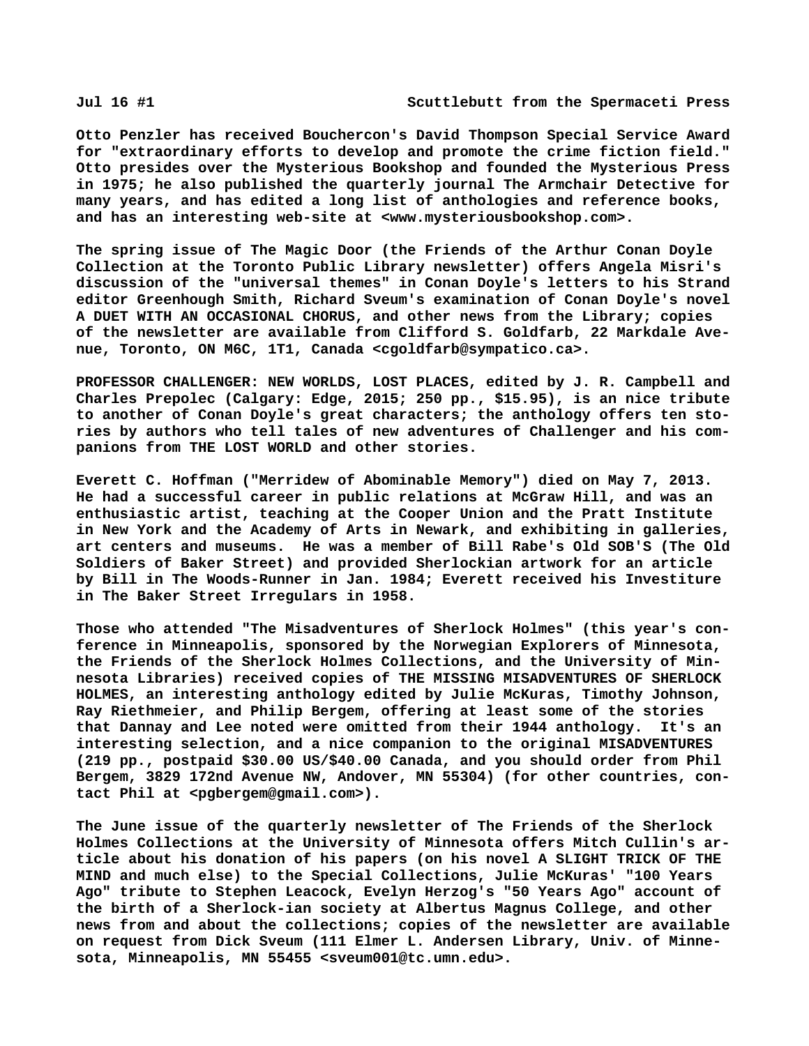Otto Penzler has received Bouchercon's David Thompson Special Service Award for "extraordinary efforts to develop and promote the crime fiction field." Otto presides over the Mysterious Bookshop and founded the Mysterious Press in 1975; he also published the quarterly journal The Armchair Detective for many years, and has edited a long list of anthologies and reference books, and has an interesting web-site at <www.mysteriousbookshop.com>.

The spring issue of The Magic Door (the Friends of the Arthur Conan Doyle Collection at the Toronto Public Library newsletter) offers Angela Misri's discussion of the "universal themes" in Conan Doyle's letters to his Strand editor Greenhough Smith, Richard Sveum's examination of Conan Doyle's novel A DUET WITH AN OCCASIONAL CHORUS, and other news from the Library; copies of the newsletter are available from Clifford S. Goldfarb, 22 Markdale Avenue, Toronto, ON M6C, 1T1, Canada <cgoldfarb@sympatico.ca>.

PROFESSOR CHALLENGER: NEW WORLDS, LOST PLACES, edited by J. R. Campbell and Charles Prepolec (Calgary: Edge, 2015; 250 pp., $15.95), is an nice tribute to another of Conan Doyle's great characters; the anthology offers ten stories by authors who tell tales of new adventures of Challenger and his companions from THE LOST WORLD and other stories.

Everett C. Hoffman ("Merridew of Abominable Memory") died on May 7, 2013. He had a successful career in public relations at McGraw Hill, and was an enthusiastic artist, teaching at the Cooper Union and the Pratt Institute in New York and the Academy of Arts in Newark, and exhibiting in galleries, art centers and museums. He was a member of Bill Rabe's Old SOB'S (The Old Soldiers of Baker Street) and provided Sherlockian artwork for an article by Bill in The Woods-Runner in Jan. 1984; Everett received his Investiture in The Baker Street Irregulars in 1958.

Those who attended "The Misadventures of Sherlock Holmes" (this year's conference in Minneapolis, sponsored by the Norwegian Explorers of Minnesota, the Friends of the Sherlock Holmes Collections, and the University of Minnesota Libraries) received copies of THE MISSING MISADVENTURES OF SHERLOCK HOLMES, an interesting anthology edited by Julie McKuras, Timothy Johnson, Ray Riethmeier, and Philip Bergem, offering at least some of the stories that Dannay and Lee noted were omitted from their 1944 anthology. It's an interesting selection, and a nice companion to the original MISADVENTURES (219 pp., postpaid $30.00 US/$40.00 Canada, and you should order from Phil Bergem, 3829 172nd Avenue NW, Andover, MN 55304) (for other countries, contact Phil at <pgbergem@gmail.com>).

The June issue of the quarterly newsletter of The Friends of the Sherlock Holmes Collections at the University of Minnesota offers Mitch Cullin's article about his donation of his papers (on his novel A SLIGHT TRICK OF THE MIND and much else) to the Special Collections, Julie McKuras' "100 Years Ago" tribute to Stephen Leacock, Evelyn Herzog's "50 Years Ago" account of the birth of a Sherlock-ian society at Albertus Magnus College, and other news from and about the collections; copies of the newsletter are available on request from Dick Sveum (111 Elmer L. Andersen Library, Univ. of Minnesota, Minneapolis, MN 55455 <sveum001@tc.umn.edu>.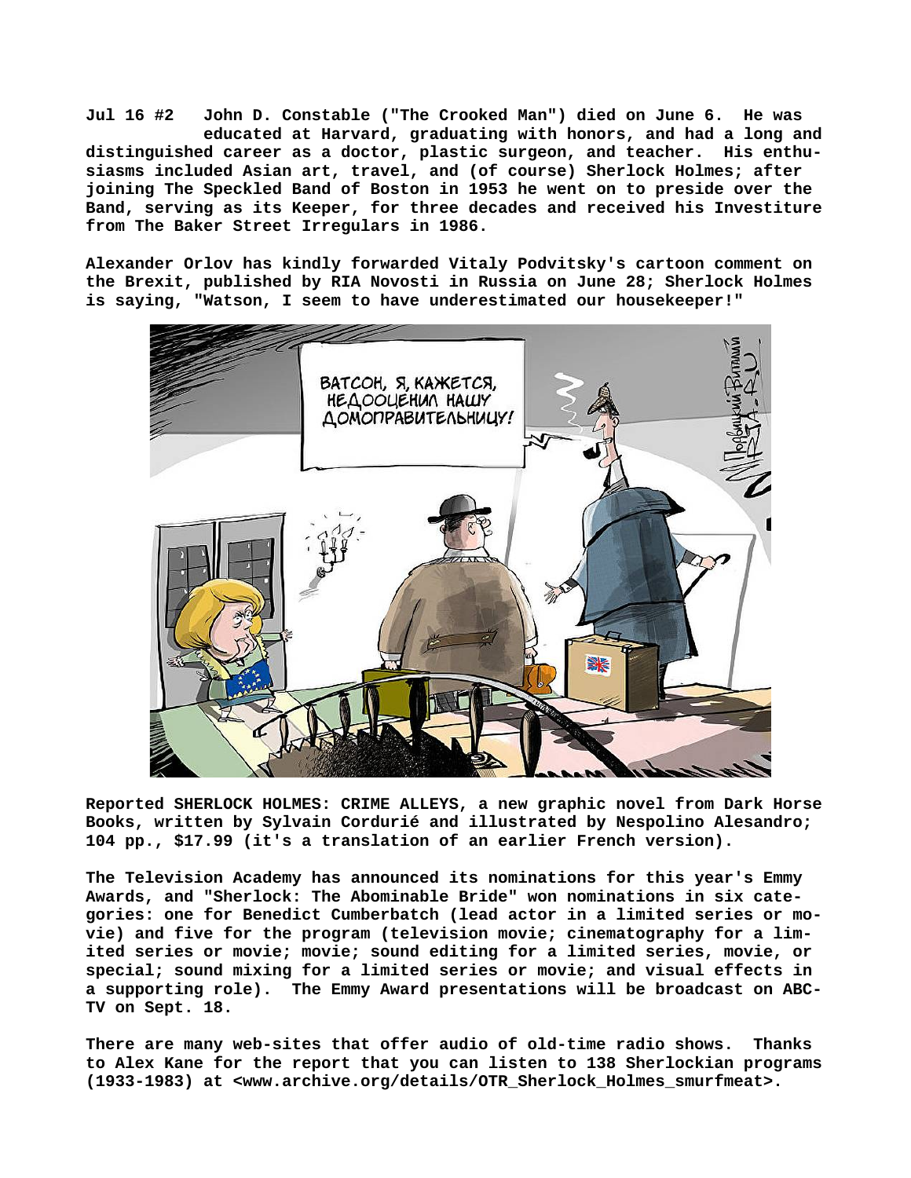**Jul 16 #2 John D. Constable ("The Crooked Man") died on June 6. He was educated at Harvard, graduating with honors, and had a long and distinguished career as a doctor, plastic surgeon, and teacher. His enthusiasms included Asian art, travel, and (of course) Sherlock Holmes; after joining The Speckled Band of Boston in 1953 he went on to preside over the Band, serving as its Keeper, for three decades and received his Investiture from The Baker Street Irregulars in 1986.**

**Alexander Orlov has kindly forwarded Vitaly Podvitsky's cartoon comment on the Brexit, published by RIA Novosti in Russia on June 28; Sherlock Holmes is saying, "Watson, I seem to have underestimated our housekeeper!"**

**Reported SHERLOCK HOLMES: CRIME ALLEYS, a new graphic novel from Dark Horse Books, written by Sylvain Cordurié and illustrated by Nespolino Alesandro; 104 pp., $17.99 (it's a translation of an earlier French version).**

**The Television Academy has announced its nominations for this year's Emmy Awards, and "Sherlock: The Abominable Bride" won nominations in six categories: one for Benedict Cumberbatch (lead actor in a limited series or movie) and five for the program (television movie; cinematography for a limited series or movie; movie; sound editing for a limited series, movie, or special; sound mixing for a limited series or movie; and visual effects in a supporting role). The Emmy Award presentations will be broadcast on ABC-TV on Sept. 18.**

**There are many web-sites that offer audio of old-time radio shows. Thanks to Alex Kane for the report that you can listen to 138 Sherlockian programs (1933-1983) at <www.archive.org/details/OTR_Sherlock_Holmes_smurfmeat>.**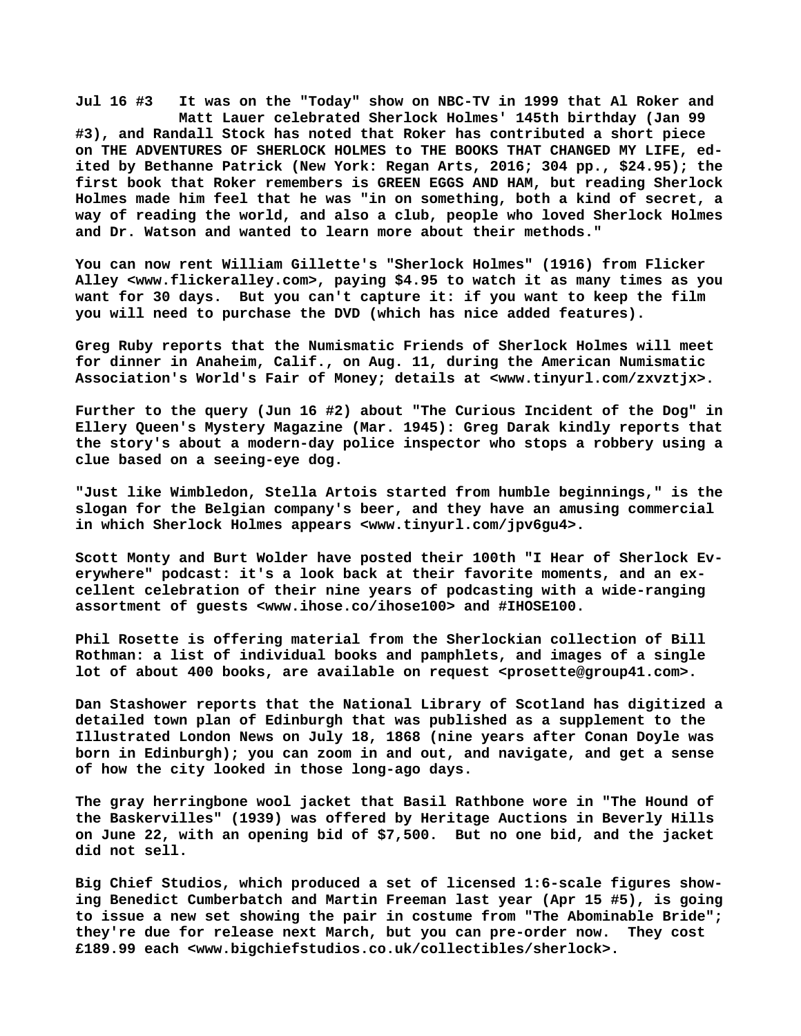**Jul 16 #3   It was on the "Today" show on NBC-TV in 1999 that Al Roker and Matt Lauer celebrated Sherlock Holmes' 145th birthday (Jan 99 #3), and Randall Stock has noted that Roker has contributed a short piece on THE ADVENTURES OF SHERLOCK HOLMES to THE BOOKS THAT CHANGED MY LIFE, edited by Bethanne Patrick (New York: Regan Arts, 2016; 304 pp., $24.95); the first book that Roker remembers is GREEN EGGS AND HAM, but reading Sherlock Holmes made him feel that he was "in on something, both a kind of secret, a way of reading the world, and also a club, people who loved Sherlock Holmes and Dr. Watson and wanted to learn more about their methods."**

**You can now rent William Gillette's "Sherlock Holmes" (1916) from Flicker Alley <www.flickeralley.com>, paying $4.95 to watch it as many times as you want for 30 days.  But you can't capture it: if you want to keep the film you will need to purchase the DVD (which has nice added features).**

**Greg Ruby reports that the Numismatic Friends of Sherlock Holmes will meet for dinner in Anaheim, Calif., on Aug. 11, during the American Numismatic Association's World's Fair of Money; details at <www.tinyurl.com/zxvztjx>.**

**Further to the query (Jun 16 #2) about "The Curious Incident of the Dog" in Ellery Queen's Mystery Magazine (Mar. 1945): Greg Darak kindly reports that the story's about a modern-day police inspector who stops a robbery using a clue based on a seeing-eye dog.**

**"Just like Wimbledon, Stella Artois started from humble beginnings," is the slogan for the Belgian company's beer, and they have an amusing commercial in which Sherlock Holmes appears <www.tinyurl.com/jpv6gu4>.**

**Scott Monty and Burt Wolder have posted their 100th "I Hear of Sherlock Everywhere" podcast: it's a look back at their favorite moments, and an excellent celebration of their nine years of podcasting with a wide-ranging assortment of guests <www.ihose.co/ihose100> and #IHOSE100.**

**Phil Rosette is offering material from the Sherlockian collection of Bill Rothman: a list of individual books and pamphlets, and images of a single lot of about 400 books, are available on request <prosette@group41.com>.**

**Dan Stashower reports that the National Library of Scotland has digitized a detailed town plan of Edinburgh that was published as a supplement to the Illustrated London News on July 18, 1868 (nine years after Conan Doyle was born in Edinburgh); you can zoom in and out, and navigate, and get a sense of how the city looked in those long-ago days.**

**The gray herringbone wool jacket that Basil Rathbone wore in "The Hound of the Baskervilles" (1939) was offered by Heritage Auctions in Beverly Hills on June 22, with an opening bid of $7,500.  But no one bid, and the jacket did not sell.**

**Big Chief Studios, which produced a set of licensed 1:6-scale figures showing Benedict Cumberbatch and Martin Freeman last year (Apr 15 #5), is going to issue a new set showing the pair in costume from "The Abominable Bride"; they're due for release next March, but you can pre-order now.  They cost £189.99 each <www.bigchiefstudios.co.uk/collectibles/sherlock>.**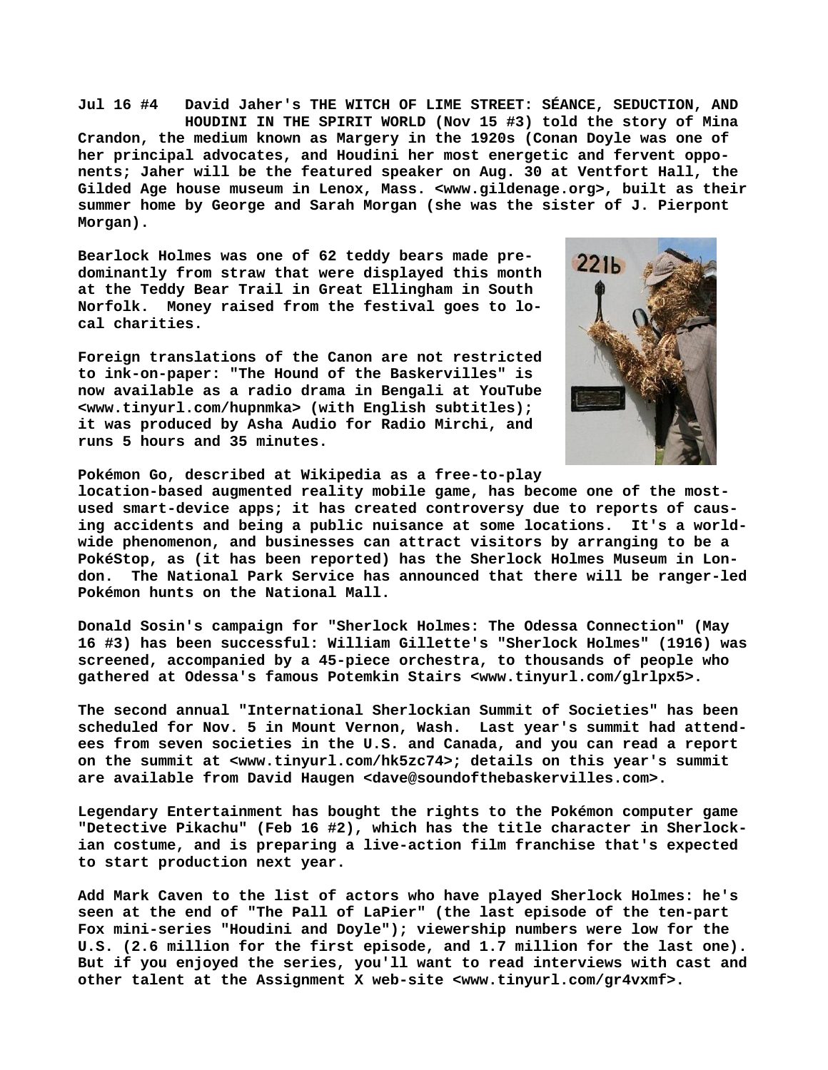**Jul 16 #4 David Jaher's THE WITCH OF LIME STREET: SÉANCE, SEDUCTION, AND HOUDINI IN THE SPIRIT WORLD (Nov 15 #3) told the story of Mina Crandon, the medium known as Margery in the 1920s (Conan Doyle was one of her principal advocates, and Houdini her most energetic and fervent opponents; Jaher will be the featured speaker on Aug. 30 at Ventfort Hall, the Gilded Age house museum in Lenox, Mass. <www.gildenage.org>, built as their summer home by George and Sarah Morgan (she was the sister of J. Pierpont Morgan).**

**Bearlock Holmes was one of 62 teddy bears made predominantly from straw that were displayed this month at the Teddy Bear Trail in Great Ellingham in South Norfolk. Money raised from the festival goes to local charities.**

**Foreign translations of the Canon are not restricted to ink-on-paper: "The Hound of the Baskervilles" is now available as a radio drama in Bengali at YouTube <www.tinyurl.com/hupnmka> (with English subtitles); it was produced by Asha Audio for Radio Mirchi, and runs 5 hours and 35 minutes.**

**Pokémon Go, described at Wikipedia as a free-to-play location-based augmented reality mobile game, has become one of the most-used smart-device apps; it has created controversy due to reports of causing accidents and being a public nuisance at some locations. It's a worldwide phenomenon, and businesses can attract visitors by arranging to be a PokéStop, as (it has been reported) has the Sherlock Holmes Museum in London. The National Park Service has announced that there will be ranger-led Pokémon hunts on the National Mall.**

**Donald Sosin's campaign for "Sherlock Holmes: The Odessa Connection" (May 16 #3) has been successful: William Gillette's "Sherlock Holmes" (1916) was screened, accompanied by a 45-piece orchestra, to thousands of people who gathered at Odessa's famous Potemkin Stairs <www.tinyurl.com/glrlpx5>.**

**The second annual "International Sherlockian Summit of Societies" has been scheduled for Nov. 5 in Mount Vernon, Wash. Last year's summit had attendees from seven societies in the U.S. and Canada, and you can read a report on the summit at <www.tinyurl.com/hk5zc74>; details on this year's summit are available from David Haugen <dave@soundofthebaskervilles.com>.**

**Legendary Entertainment has bought the rights to the Pokémon computer game "Detective Pikachu" (Feb 16 #2), which has the title character in Sherlockian costume, and is preparing a live-action film franchise that's expected to start production next year.**

**Add Mark Caven to the list of actors who have played Sherlock Holmes: he's seen at the end of "The Pall of LaPier" (the last episode of the ten-part Fox mini-series "Houdini and Doyle"); viewership numbers were low for the U.S. (2.6 million for the first episode, and 1.7 million for the last one). But if you enjoyed the series, you'll want to read interviews with cast and other talent at the Assignment X web-site <www.tinyurl.com/gr4vxmf>.**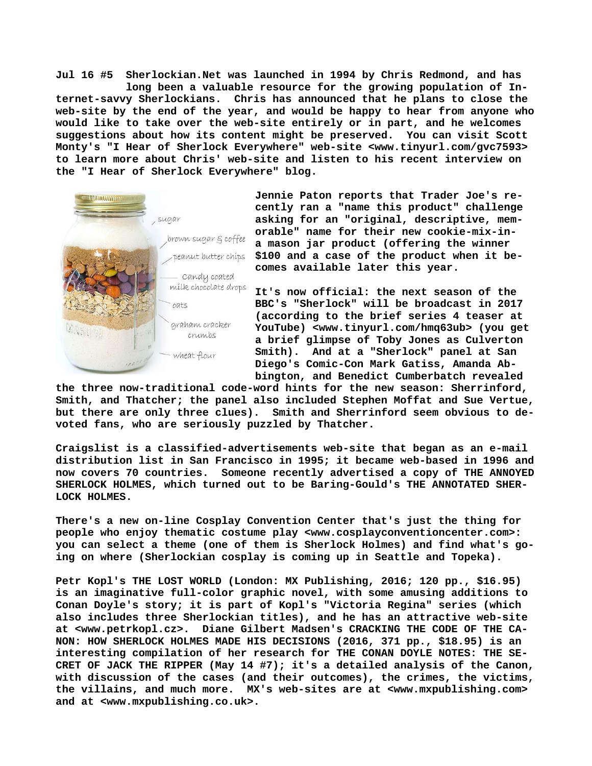**Jul 16 #5 Sherlockian.Net was launched in 1994 by Chris Redmond, and has long been a valuable resource for the growing population of Internet-savvy Sherlockians. Chris has announced that he plans to close the web-site by the end of the year, and would be happy to hear from anyone who would like to take over the web-site entirely or in part, and he welcomes suggestions about how its content might be preserved. You can visit Scott Monty's "I Hear of Sherlock Everywhere" web-site <www.tinyurl.com/gvc7593> to learn more about Chris' web-site and listen to his recent interview on the "I Hear of Sherlock Everywhere" blog.**

**Jennie Paton reports that Trader Joe's recently ran a "name this product" challenge asking for an "original, descriptive, memorable" name for their new cookie-mix-in-a mason jar product (offering the winner $100 and a case of the product when it becomes available later this year.**

**It's now official: the next season of the BBC's "Sherlock" will be broadcast in 2017 (according to the brief series 4 teaser at YouTube) <www.tinyurl.com/hmq63ub> (you get a brief glimpse of Toby Jones as Culverton Smith). And at a "Sherlock" panel at San Diego's Comic-Con Mark Gatiss, Amanda Abbington, and Benedict Cumberbatch revealed the three now-traditional code-word hints for the new season: Sherrinford, Smith, and Thatcher; the panel also included Stephen Moffat and Sue Vertue, but there are only three clues). Smith and Sherrinford seem obvious to devoted fans, who are seriously puzzled by Thatcher.**

**Craigslist is a classified-advertisements web-site that began as an e-mail distribution list in San Francisco in 1995; it became web-based in 1996 and now covers 70 countries. Someone recently advertised a copy of THE ANNOYED SHERLOCK HOLMES, which turned out to be Baring-Gould's THE ANNOTATED SHERLOCK HOLMES.**

**There's a new on-line Cosplay Convention Center that's just the thing for people who enjoy thematic costume play <www.cosplayconventioncenter.com>: you can select a theme (one of them is Sherlock Holmes) and find what's going on where (Sherlockian cosplay is coming up in Seattle and Topeka).**

**Petr Kopl's THE LOST WORLD (London: MX Publishing, 2016; 120 pp., $16.95) is an imaginative full-color graphic novel, with some amusing additions to Conan Doyle's story; it is part of Kopl's "Victoria Regina" series (which also includes three Sherlockian titles), and he has an attractive web-site at <www.petrkopl.cz>. Diane Gilbert Madsen's CRACKING THE CODE OF THE CANON: HOW SHERLOCK HOLMES MADE HIS DECISIONS (2016, 371 pp., $18.95) is an interesting compilation of her research for THE CONAN DOYLE NOTES: THE SECRET OF JACK THE RIPPER (May 14 #7); it's a detailed analysis of the Canon, with discussion of the cases (and their outcomes), the crimes, the victims, the villains, and much more. MX's web-sites are at <www.mxpublishing.com> and at <www.mxpublishing.co.uk>.**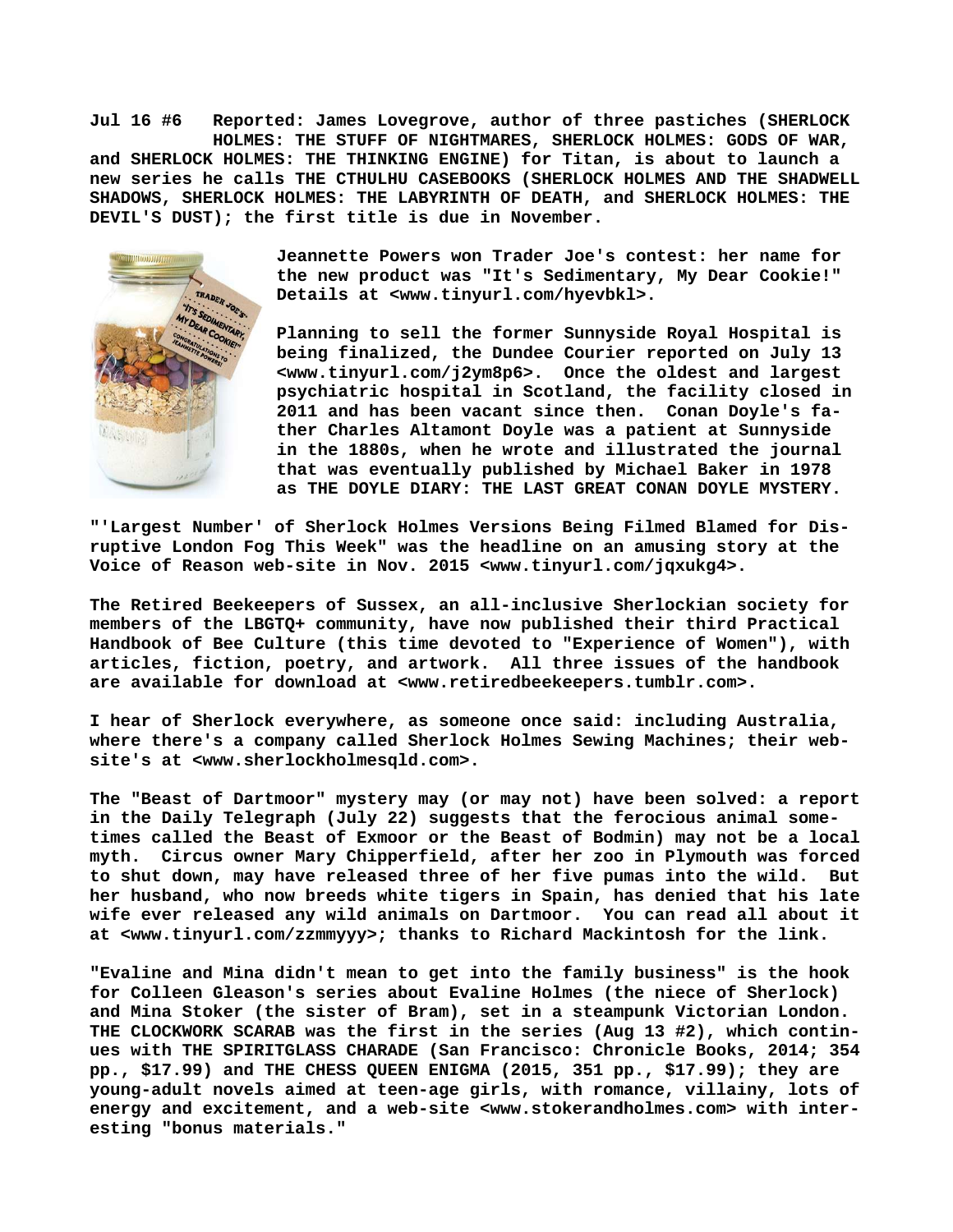**Jul 16 #6 Reported: James Lovegrove, author of three pastiches (SHERLOCK HOLMES: THE STUFF OF NIGHTMARES, SHERLOCK HOLMES: GODS OF WAR, and SHERLOCK HOLMES: THE THINKING ENGINE) for Titan, is about to launch a new series he calls THE CTHULHU CASEBOOKS (SHERLOCK HOLMES AND THE SHADWELL SHADOWS, SHERLOCK HOLMES: THE LABYRINTH OF DEATH, and SHERLOCK HOLMES: THE DEVIL'S DUST); the first title is due in November.**

**Jeannette Powers won Trader Joe's contest: her name for the new product was "It's Sedimentary, My Dear Cookie!" Details at <www.tinyurl.com/hyevbkl>.**

**Planning to sell the former Sunnyside Royal Hospital is being finalized, the Dundee Courier reported on July 13 <www.tinyurl.com/j2ym8p6>. Once the oldest and largest psychiatric hospital in Scotland, the facility closed in 2011 and has been vacant since then. Conan Doyle's father Charles Altamont Doyle was a patient at Sunnyside in the 1880s, when he wrote and illustrated the journal that was eventually published by Michael Baker in 1978 as THE DOYLE DIARY: THE LAST GREAT CONAN DOYLE MYSTERY.**

**"'Largest Number' of Sherlock Holmes Versions Being Filmed Blamed for Disruptive London Fog This Week" was the headline on an amusing story at the Voice of Reason web-site in Nov. 2015 <www.tinyurl.com/jqxukg4>.**

**The Retired Beekeepers of Sussex, an all-inclusive Sherlockian society for members of the LBGTQ+ community, have now published their third Practical Handbook of Bee Culture (this time devoted to "Experience of Women"), with articles, fiction, poetry, and artwork. All three issues of the handbook are available for download at <www.retiredbeekeepers.tumblr.com>.**

**I hear of Sherlock everywhere, as someone once said: including Australia, where there's a company called Sherlock Holmes Sewing Machines; their website's at <www.sherlockholmesqld.com>.**

**The "Beast of Dartmoor" mystery may (or may not) have been solved: a report in the Daily Telegraph (July 22) suggests that the ferocious animal sometimes called the Beast of Exmoor or the Beast of Bodmin) may not be a local myth. Circus owner Mary Chipperfield, after her zoo in Plymouth was forced to shut down, may have released three of her five pumas into the wild. But her husband, who now breeds white tigers in Spain, has denied that his late wife ever released any wild animals on Dartmoor. You can read all about it at <www.tinyurl.com/zzmmyyy>; thanks to Richard Mackintosh for the link.**

**"Evaline and Mina didn't mean to get into the family business" is the hook for Colleen Gleason's series about Evaline Holmes (the niece of Sherlock) and Mina Stoker (the sister of Bram), set in a steampunk Victorian London. THE CLOCKWORK SCARAB was the first in the series (Aug 13 #2), which continues with THE SPIRITGLASS CHARADE (San Francisco: Chronicle Books, 2014; 354 pp., $17.99) and THE CHESS QUEEN ENIGMA (2015, 351 pp., $17.99); they are young-adult novels aimed at teen-age girls, with romance, villainy, lots of energy and excitement, and a web-site <www.stokerandholmes.com> with interesting "bonus materials."**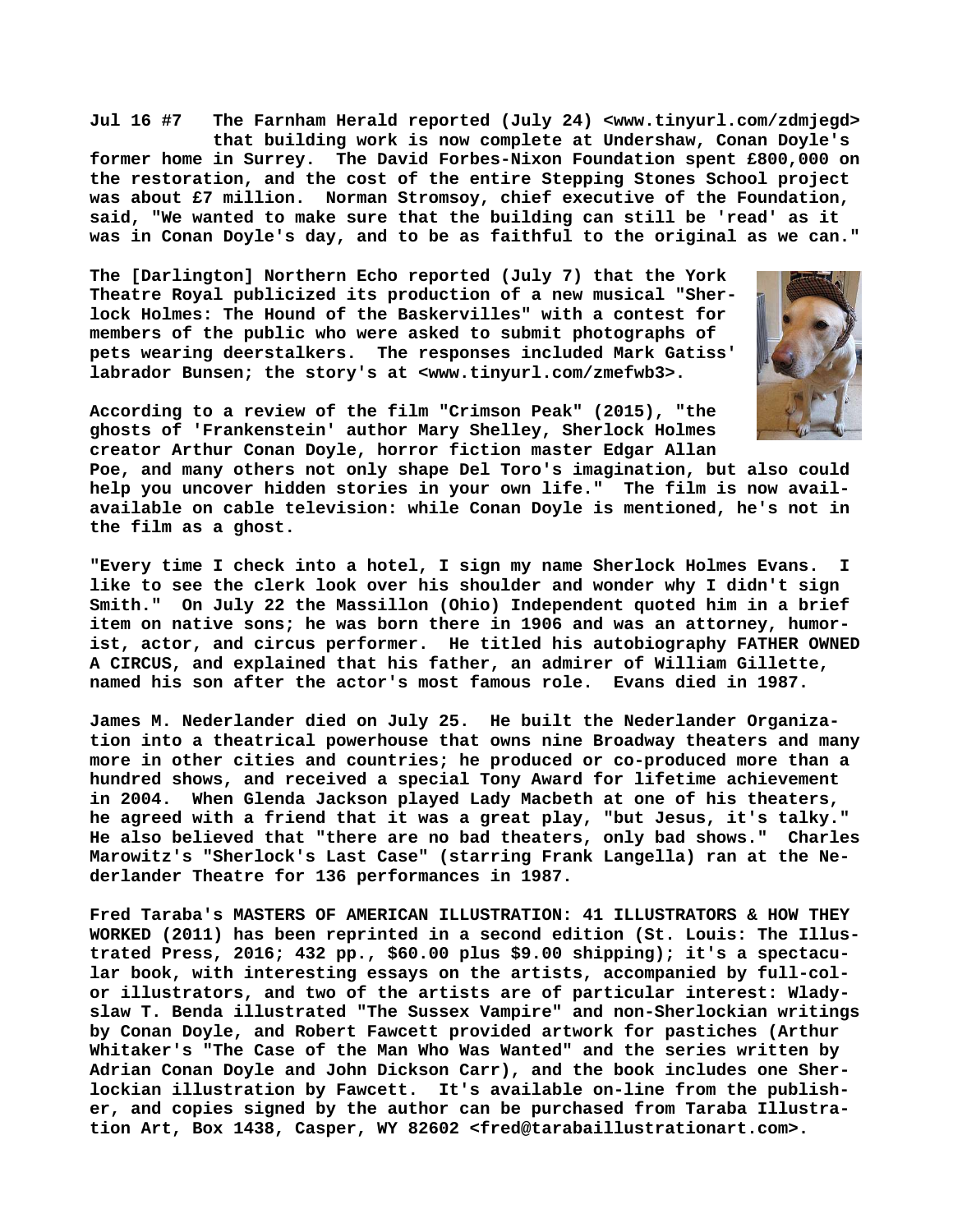**Jul 16 #7 The Farnham Herald reported (July 24) <www.tinyurl.com/zdmjegd> that building work is now complete at Undershaw, Conan Doyle's former home in Surrey. The David Forbes-Nixon Foundation spent £800,000 on the restoration, and the cost of the entire Stepping Stones School project was about £7 million. Norman Stromsoy, chief executive of the Foundation, said, "We wanted to make sure that the building can still be 'read' as it was in Conan Doyle's day, and to be as faithful to the original as we can."**

**The [Darlington] Northern Echo reported (July 7) that the York Theatre Royal publicized its production of a new musical "Sherlock Holmes: The Hound of the Baskervilles" with a contest for members of the public who were asked to submit photographs of pets wearing deerstalkers. The responses included Mark Gatiss' labrador Bunsen; the story's at <www.tinyurl.com/zmefwb3>.**

**According to a review of the film "Crimson Peak" (2015), "the ghosts of 'Frankenstein' author Mary Shelley, Sherlock Holmes creator Arthur Conan Doyle, horror fiction master Edgar Allan Poe, and many others not only shape Del Toro's imagination, but also could help you uncover hidden stories in your own life." The film is now available on cable television: while Conan Doyle is mentioned, he's not in the film as a ghost.**

**"Every time I check into a hotel, I sign my name Sherlock Holmes Evans. I like to see the clerk look over his shoulder and wonder why I didn't sign Smith." On July 22 the Massillon (Ohio) Independent quoted him in a brief item on native sons; he was born there in 1906 and was an attorney, humorist, actor, and circus performer. He titled his autobiography FATHER OWNED A CIRCUS, and explained that his father, an admirer of William Gillette, named his son after the actor's most famous role. Evans died in 1987.**

**James M. Nederlander died on July 25. He built the Nederlander Organization into a theatrical powerhouse that owns nine Broadway theaters and many more in other cities and countries; he produced or co-produced more than a hundred shows, and received a special Tony Award for lifetime achievement in 2004. When Glenda Jackson played Lady Macbeth at one of his theaters, he agreed with a friend that it was a great play, "but Jesus, it's talky." He also believed that "there are no bad theaters, only bad shows." Charles Marowitz's "Sherlock's Last Case" (starring Frank Langella) ran at the Nederlander Theatre for 136 performances in 1987.**

**Fred Taraba's MASTERS OF AMERICAN ILLUSTRATION: 41 ILLUSTRATORS & HOW THEY WORKED (2011) has been reprinted in a second edition (St. Louis: The Illustrated Press, 2016; 432 pp., $60.00 plus $9.00 shipping); it's a spectacular book, with interesting essays on the artists, accompanied by full-color illustrators, and two of the artists are of particular interest: Wladyslaw T. Benda illustrated "The Sussex Vampire" and non-Sherlockian writings by Conan Doyle, and Robert Fawcett provided artwork for pastiches (Arthur Whitaker's "The Case of the Man Who Was Wanted" and the series written by Adrian Conan Doyle and John Dickson Carr), and the book includes one Sherlockian illustration by Fawcett. It's available on-line from the publisher, and copies signed by the author can be purchased from Taraba Illustration Art, Box 1438, Casper, WY 82602 <fred@tarabaillustrationart.com>.**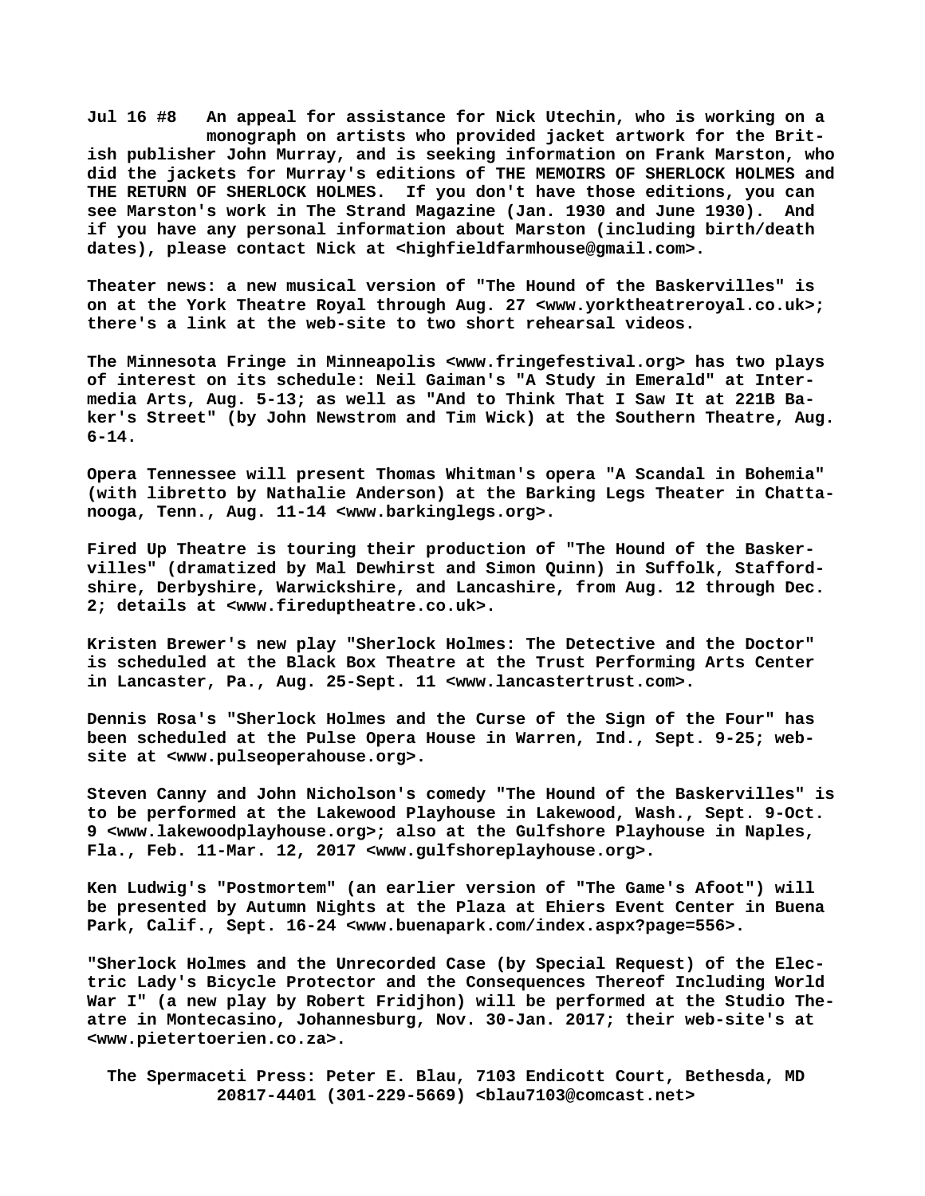**Jul 16 #8** An appeal for assistance for Nick Utechin, who is working on a monograph on artists who provided jacket artwork for the British publisher John Murray, and is seeking information on Frank Marston, who did the jackets for Murray's editions of THE MEMOIRS OF SHERLOCK HOLMES and THE RETURN OF SHERLOCK HOLMES. If you don't have those editions, you can see Marston's work in The Strand Magazine (Jan. 1930 and June 1930). And if you have any personal information about Marston (including birth/death dates), please contact Nick at <highfieldfarmhouse@gmail.com>.

Theater news: a new musical version of "The Hound of the Baskervilles" is on at the York Theatre Royal through Aug. 27 <www.yorktheatreroyal.co.uk>; there's a link at the web-site to two short rehearsal videos.

The Minnesota Fringe in Minneapolis <www.fringefestival.org> has two plays of interest on its schedule: Neil Gaiman's "A Study in Emerald" at Intermedia Arts, Aug. 5-13; as well as "And to Think That I Saw It at 221B Baker's Street" (by John Newstrom and Tim Wick) at the Southern Theatre, Aug. 6-14.

Opera Tennessee will present Thomas Whitman's opera "A Scandal in Bohemia" (with libretto by Nathalie Anderson) at the Barking Legs Theater in Chattanooga, Tenn., Aug. 11-14 <www.barkinglegs.org>.

Fired Up Theatre is touring their production of "The Hound of the Baskervilles" (dramatized by Mal Dewhirst and Simon Quinn) in Suffolk, Staffordshire, Derbyshire, Warwickshire, and Lancashire, from Aug. 12 through Dec. 2; details at <www.fireduptheatre.co.uk>.

Kristen Brewer's new play "Sherlock Holmes: The Detective and the Doctor" is scheduled at the Black Box Theatre at the Trust Performing Arts Center in Lancaster, Pa., Aug. 25-Sept. 11 <www.lancastertrust.com>.

Dennis Rosa's "Sherlock Holmes and the Curse of the Sign of the Four" has been scheduled at the Pulse Opera House in Warren, Ind., Sept. 9-25; website at <www.pulseoperahouse.org>.

Steven Canny and John Nicholson's comedy "The Hound of the Baskervilles" is to be performed at the Lakewood Playhouse in Lakewood, Wash., Sept. 9-Oct. 9 <www.lakewoodplayhouse.org>; also at the Gulfshore Playhouse in Naples, Fla., Feb. 11-Mar. 12, 2017 <www.gulfshoreplayhouse.org>.

Ken Ludwig's "Postmortem" (an earlier version of "The Game's Afoot") will be presented by Autumn Nights at the Plaza at Ehiers Event Center in Buena Park, Calif., Sept. 16-24 <www.buenapark.com/index.aspx?page=556>.

"Sherlock Holmes and the Unrecorded Case (by Special Request) of the Electric Lady's Bicycle Protector and the Consequences Thereof Including World War I" (a new play by Robert Fridjhon) will be performed at the Studio Theatre in Montecasino, Johannesburg, Nov. 30-Jan. 2017; their web-site's at <www.pietertoerien.co.za>.

The Spermaceti Press: Peter E. Blau, 7103 Endicott Court, Bethesda, MD 20817-4401 (301-229-5669) <blau7103@comcast.net>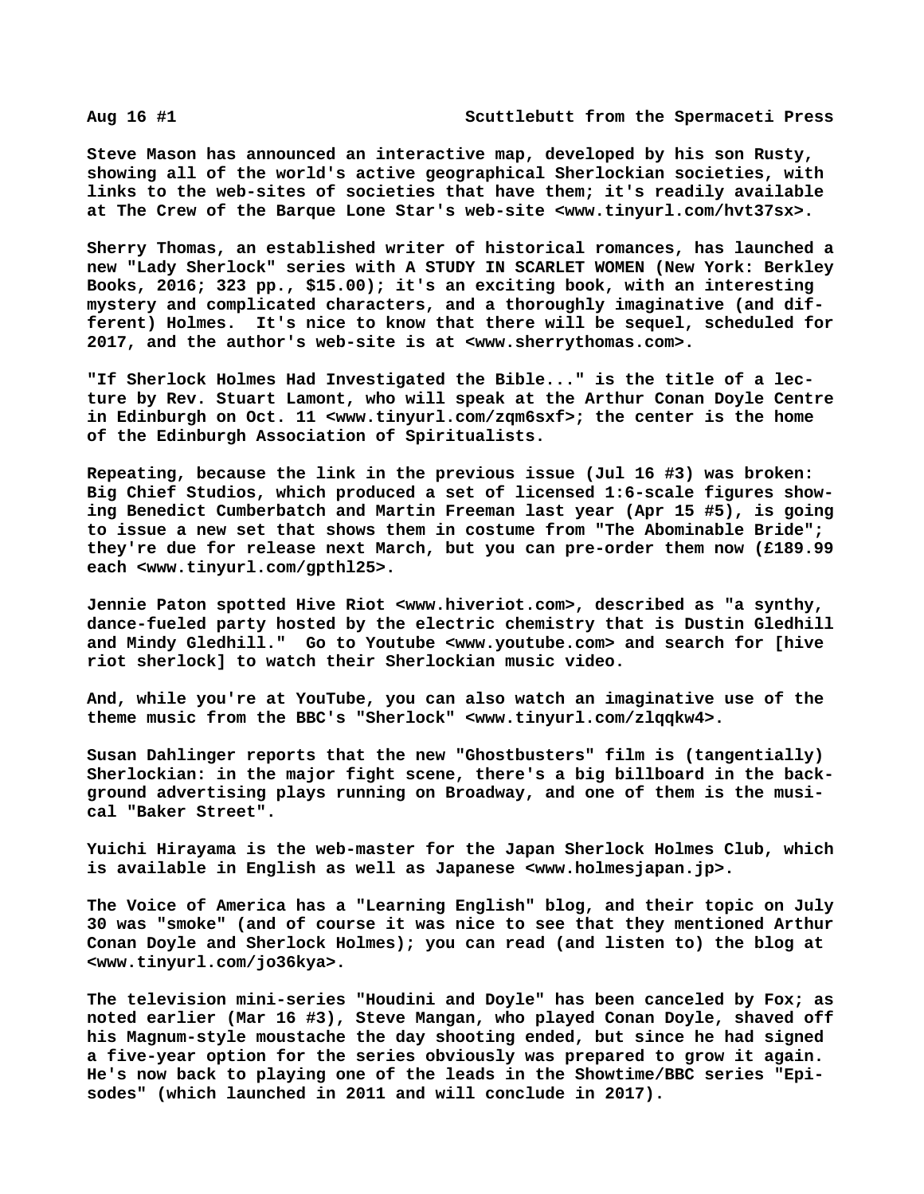Steve Mason has announced an interactive map, developed by his son Rusty, showing all of the world's active geographical Sherlockian societies, with links to the web-sites of societies that have them; it's readily available at The Crew of the Barque Lone Star's web-site <www.tinyurl.com/hvt37sx>.

Sherry Thomas, an established writer of historical romances, has launched a new "Lady Sherlock" series with A STUDY IN SCARLET WOMEN (New York: Berkley Books, 2016; 323 pp., $15.00); it's an exciting book, with an interesting mystery and complicated characters, and a thoroughly imaginative (and different) Holmes. It's nice to know that there will be sequel, scheduled for 2017, and the author's web-site is at <www.sherrythomas.com>.

"If Sherlock Holmes Had Investigated the Bible..." is the title of a lecture by Rev. Stuart Lamont, who will speak at the Arthur Conan Doyle Centre in Edinburgh on Oct. 11 <www.tinyurl.com/zqm6sxf>; the center is the home of the Edinburgh Association of Spiritualists.

Repeating, because the link in the previous issue (Jul 16 #3) was broken: Big Chief Studios, which produced a set of licensed 1:6-scale figures showing Benedict Cumberbatch and Martin Freeman last year (Apr 15 #5), is going to issue a new set that shows them in costume from "The Abominable Bride"; they're due for release next March, but you can pre-order them now (£189.99 each <www.tinyurl.com/gpthl25>.

Jennie Paton spotted Hive Riot <www.hiveriot.com>, described as "a synthy, dance-fueled party hosted by the electric chemistry that is Dustin Gledhill and Mindy Gledhill." Go to Youtube <www.youtube.com> and search for [hive riot sherlock] to watch their Sherlockian music video.

And, while you're at YouTube, you can also watch an imaginative use of the theme music from the BBC's "Sherlock" <www.tinyurl.com/zlqqkw4>.

Susan Dahlinger reports that the new "Ghostbusters" film is (tangentially) Sherlockian: in the major fight scene, there's a big billboard in the background advertising plays running on Broadway, and one of them is the musical "Baker Street".

Yuichi Hirayama is the web-master for the Japan Sherlock Holmes Club, which is available in English as well as Japanese <www.holmesjapan.jp>.

The Voice of America has a "Learning English" blog, and their topic on July 30 was "smoke" (and of course it was nice to see that they mentioned Arthur Conan Doyle and Sherlock Holmes); you can read (and listen to) the blog at <www.tinyurl.com/jo36kya>.

The television mini-series "Houdini and Doyle" has been canceled by Fox; as noted earlier (Mar 16 #3), Steve Mangan, who played Conan Doyle, shaved off his Magnum-style moustache the day shooting ended, but since he had signed a five-year option for the series obviously was prepared to grow it again. He's now back to playing one of the leads in the Showtime/BBC series "Episodes" (which launched in 2011 and will conclude in 2017).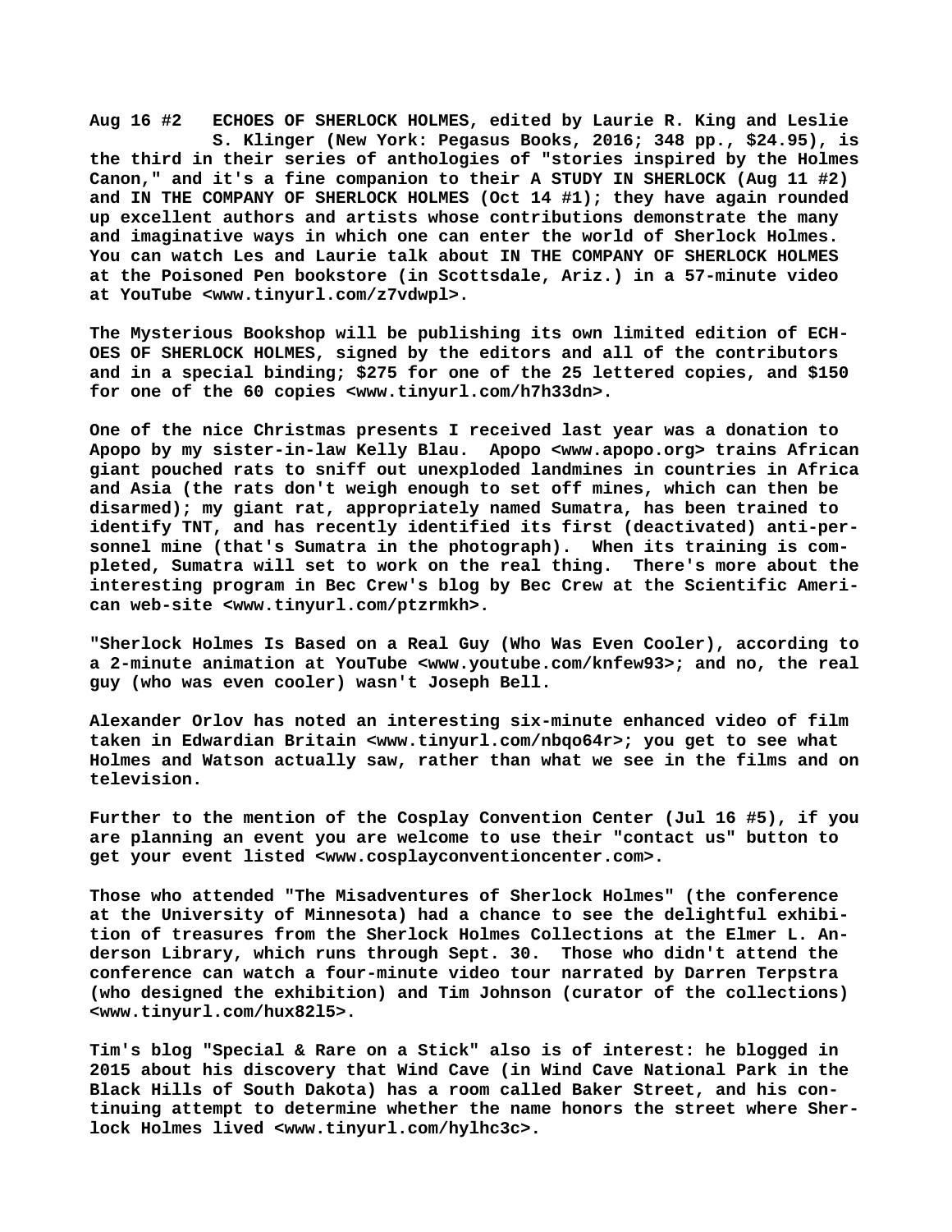**Aug 16 #2** ECHOES OF SHERLOCK HOLMES, edited by Laurie R. King and Leslie S. Klinger (New York: Pegasus Books, 2016; 348 pp., $24.95), is the third in their series of anthologies of "stories inspired by the Holmes Canon," and it's a fine companion to their A STUDY IN SHERLOCK (Aug 11 #2) and IN THE COMPANY OF SHERLOCK HOLMES (Oct 14 #1); they have again rounded up excellent authors and artists whose contributions demonstrate the many and imaginative ways in which one can enter the world of Sherlock Holmes. You can watch Les and Laurie talk about IN THE COMPANY OF SHERLOCK HOLMES at the Poisoned Pen bookstore (in Scottsdale, Ariz.) in a 57-minute video at YouTube <www.tinyurl.com/z7vdwpl>.

The Mysterious Bookshop will be publishing its own limited edition of ECHOES OF SHERLOCK HOLMES, signed by the editors and all of the contributors and in a special binding; $275 for one of the 25 lettered copies, and $150 for one of the 60 copies <www.tinyurl.com/h7h33dn>.

One of the nice Christmas presents I received last year was a donation to Apopo by my sister-in-law Kelly Blau. Apopo <www.apopo.org> trains African giant pouched rats to sniff out unexploded landmines in countries in Africa and Asia (the rats don't weigh enough to set off mines, which can then be disarmed); my giant rat, appropriately named Sumatra, has been trained to identify TNT, and has recently identified its first (deactivated) anti-personnel mine (that's Sumatra in the photograph). When its training is completed, Sumatra will set to work on the real thing. There's more about the interesting program in Bec Crew's blog by Bec Crew at the Scientific American web-site <www.tinyurl.com/ptzrmkh>.

"Sherlock Holmes Is Based on a Real Guy (Who Was Even Cooler), according to a 2-minute animation at YouTube <www.youtube.com/knfew93>; and no, the real guy (who was even cooler) wasn't Joseph Bell.

Alexander Orlov has noted an interesting six-minute enhanced video of film taken in Edwardian Britain <www.tinyurl.com/nbqo64r>; you get to see what Holmes and Watson actually saw, rather than what we see in the films and on television.

Further to the mention of the Cosplay Convention Center (Jul 16 #5), if you are planning an event you are welcome to use their "contact us" button to get your event listed <www.cosplayconventioncenter.com>.

Those who attended "The Misadventures of Sherlock Holmes" (the conference at the University of Minnesota) had a chance to see the delightful exhibition of treasures from the Sherlock Holmes Collections at the Elmer L. Anderson Library, which runs through Sept. 30. Those who didn't attend the conference can watch a four-minute video tour narrated by Darren Terpstra (who designed the exhibition) and Tim Johnson (curator of the collections) <www.tinyurl.com/hux82l5>.

Tim's blog "Special & Rare on a Stick" also is of interest: he blogged in 2015 about his discovery that Wind Cave (in Wind Cave National Park in the Black Hills of South Dakota) has a room called Baker Street, and his continuing attempt to determine whether the name honors the street where Sherlock Holmes lived <www.tinyurl.com/hylhc3c>.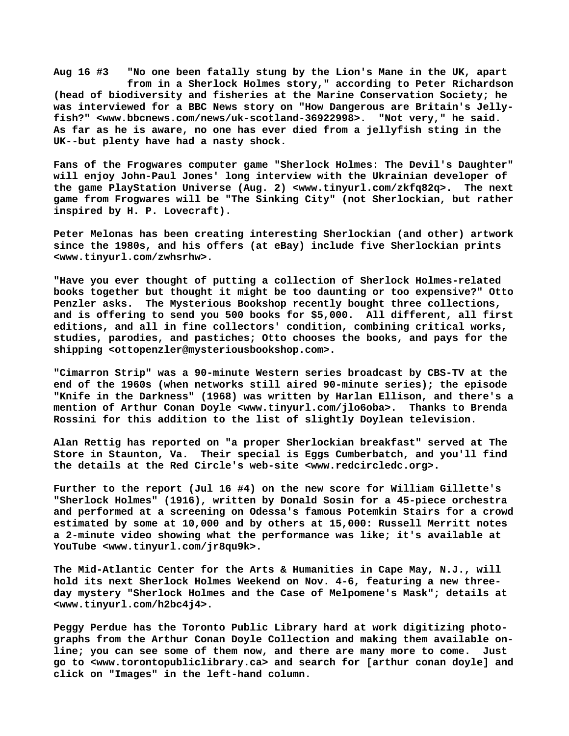**Aug 16 #3 "No one been fatally stung by the Lion's Mane in the UK, apart from in a Sherlock Holmes story," according to Peter Richardson (head of biodiversity and fisheries at the Marine Conservation Society; he was interviewed for a BBC News story on "How Dangerous are Britain's Jelly-fish?" <www.bbcnews.com/news/uk-scotland-36922998>. "Not very," he said. As far as he is aware, no one has ever died from a jellyfish sting in the UK--but plenty have had a nasty shock.**

**Fans of the Frogwares computer game "Sherlock Holmes: The Devil's Daughter" will enjoy John-Paul Jones' long interview with the Ukrainian developer of the game PlayStation Universe (Aug. 2) <www.tinyurl.com/zkfq82q>. The next game from Frogwares will be "The Sinking City" (not Sherlockian, but rather inspired by H. P. Lovecraft).**

**Peter Melonas has been creating interesting Sherlockian (and other) artwork since the 1980s, and his offers (at eBay) include five Sherlockian prints <www.tinyurl.com/zwhsrhw>.**

**"Have you ever thought of putting a collection of Sherlock Holmes-related books together but thought it might be too daunting or too expensive?" Otto Penzler asks. The Mysterious Bookshop recently bought three collections, and is offering to send you 500 books for $5,000. All different, all first editions, and all in fine collectors' condition, combining critical works, studies, parodies, and pastiches; Otto chooses the books, and pays for the shipping <ottopenzler@mysteriousbookshop.com>.**

**"Cimarron Strip" was a 90-minute Western series broadcast by CBS-TV at the end of the 1960s (when networks still aired 90-minute series); the episode "Knife in the Darkness" (1968) was written by Harlan Ellison, and there's a mention of Arthur Conan Doyle <www.tinyurl.com/jlo6oba>. Thanks to Brenda Rossini for this addition to the list of slightly Doylean television.**

**Alan Rettig has reported on "a proper Sherlockian breakfast" served at The Store in Staunton, Va. Their special is Eggs Cumberbatch, and you'll find the details at the Red Circle's web-site <www.redcircledc.org>.**

**Further to the report (Jul 16 #4) on the new score for William Gillette's "Sherlock Holmes" (1916), written by Donald Sosin for a 45-piece orchestra and performed at a screening on Odessa's famous Potemkin Stairs for a crowd estimated by some at 10,000 and by others at 15,000: Russell Merritt notes a 2-minute video showing what the performance was like; it's available at YouTube <www.tinyurl.com/jr8qu9k>.**

**The Mid-Atlantic Center for the Arts & Humanities in Cape May, N.J., will hold its next Sherlock Holmes Weekend on Nov. 4-6, featuring a new three-day mystery "Sherlock Holmes and the Case of Melpomene's Mask"; details at <www.tinyurl.com/h2bc4j4>.**

**Peggy Perdue has the Toronto Public Library hard at work digitizing photo-graphs from the Arthur Conan Doyle Collection and making them available on-line; you can see some of them now, and there are many more to come. Just go to <www.torontopubliclibrary.ca> and search for [arthur conan doyle] and click on "Images" in the left-hand column.**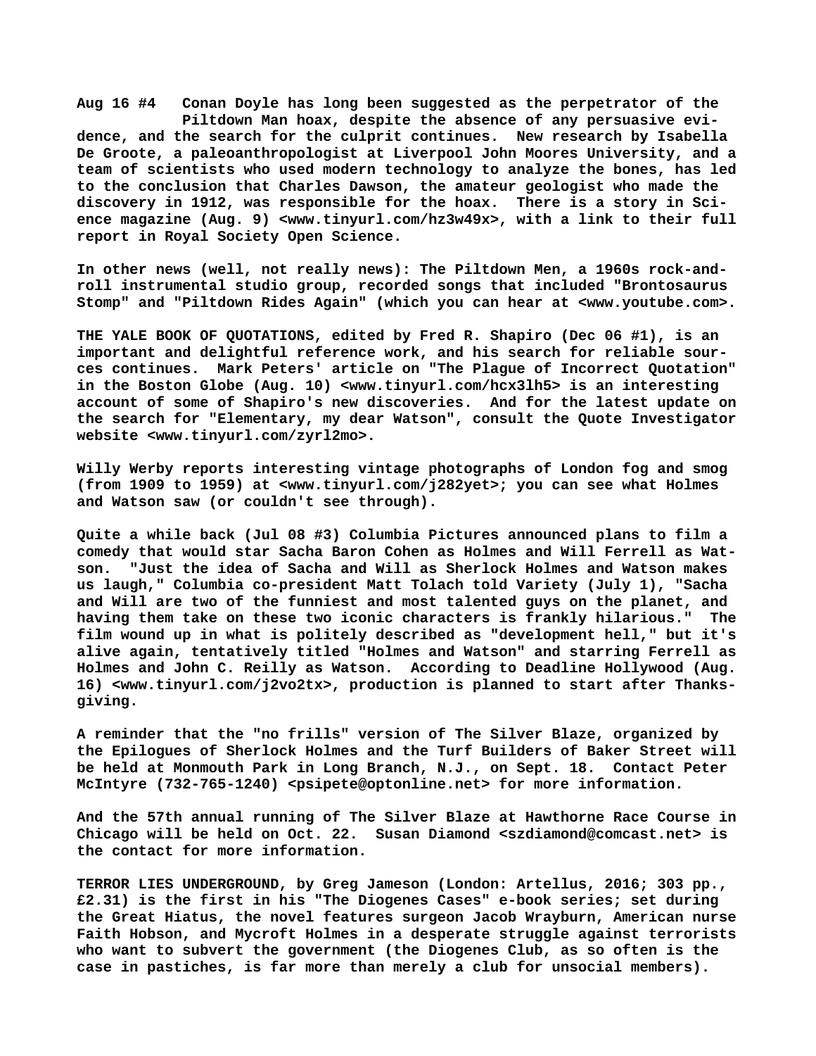**Aug 16 #4 Conan Doyle has long been suggested as the perpetrator of the Piltdown Man hoax, despite the absence of any persuasive evidence, and the search for the culprit continues. New research by Isabella De Groote, a paleoanthropologist at Liverpool John Moores University, and a team of scientists who used modern technology to analyze the bones, has led to the conclusion that Charles Dawson, the amateur geologist who made the discovery in 1912, was responsible for the hoax. There is a story in Science magazine (Aug. 9) <www.tinyurl.com/hz3w49x>, with a link to their full report in Royal Society Open Science.**

**In other news (well, not really news): The Piltdown Men, a 1960s rock-and-roll instrumental studio group, recorded songs that included "Brontosaurus Stomp" and "Piltdown Rides Again" (which you can hear at <www.youtube.com>.**

**THE YALE BOOK OF QUOTATIONS, edited by Fred R. Shapiro (Dec 06 #1), is an important and delightful reference work, and his search for reliable sources continues. Mark Peters' article on "The Plague of Incorrect Quotation" in the Boston Globe (Aug. 10) <www.tinyurl.com/hcx3lh5> is an interesting account of some of Shapiro's new discoveries. And for the latest update on the search for "Elementary, my dear Watson", consult the Quote Investigator website <www.tinyurl.com/zyrl2mo>.**

**Willy Werby reports interesting vintage photographs of London fog and smog (from 1909 to 1959) at <www.tinyurl.com/j282yet>; you can see what Holmes and Watson saw (or couldn't see through).**

**Quite a while back (Jul 08 #3) Columbia Pictures announced plans to film a comedy that would star Sacha Baron Cohen as Holmes and Will Ferrell as Watson. "Just the idea of Sacha and Will as Sherlock Holmes and Watson makes us laugh," Columbia co-president Matt Tolach told Variety (July 1), "Sacha and Will are two of the funniest and most talented guys on the planet, and having them take on these two iconic characters is frankly hilarious." The film wound up in what is politely described as "development hell," but it's alive again, tentatively titled "Holmes and Watson" and starring Ferrell as Holmes and John C. Reilly as Watson. According to Deadline Hollywood (Aug. 16) <www.tinyurl.com/j2vo2tx>, production is planned to start after Thanksgiving.**

**A reminder that the "no frills" version of The Silver Blaze, organized by the Epilogues of Sherlock Holmes and the Turf Builders of Baker Street will be held at Monmouth Park in Long Branch, N.J., on Sept. 18. Contact Peter McIntyre (732-765-1240) <psipete@optonline.net> for more information.**

**And the 57th annual running of The Silver Blaze at Hawthorne Race Course in Chicago will be held on Oct. 22. Susan Diamond <szdiamond@comcast.net> is the contact for more information.**

**TERROR LIES UNDERGROUND, by Greg Jameson (London: Artellus, 2016; 303 pp., £2.31) is the first in his "The Diogenes Cases" e-book series; set during the Great Hiatus, the novel features surgeon Jacob Wrayburn, American nurse Faith Hobson, and Mycroft Holmes in a desperate struggle against terrorists who want to subvert the government (the Diogenes Club, as so often is the case in pastiches, is far more than merely a club for unsocial members).**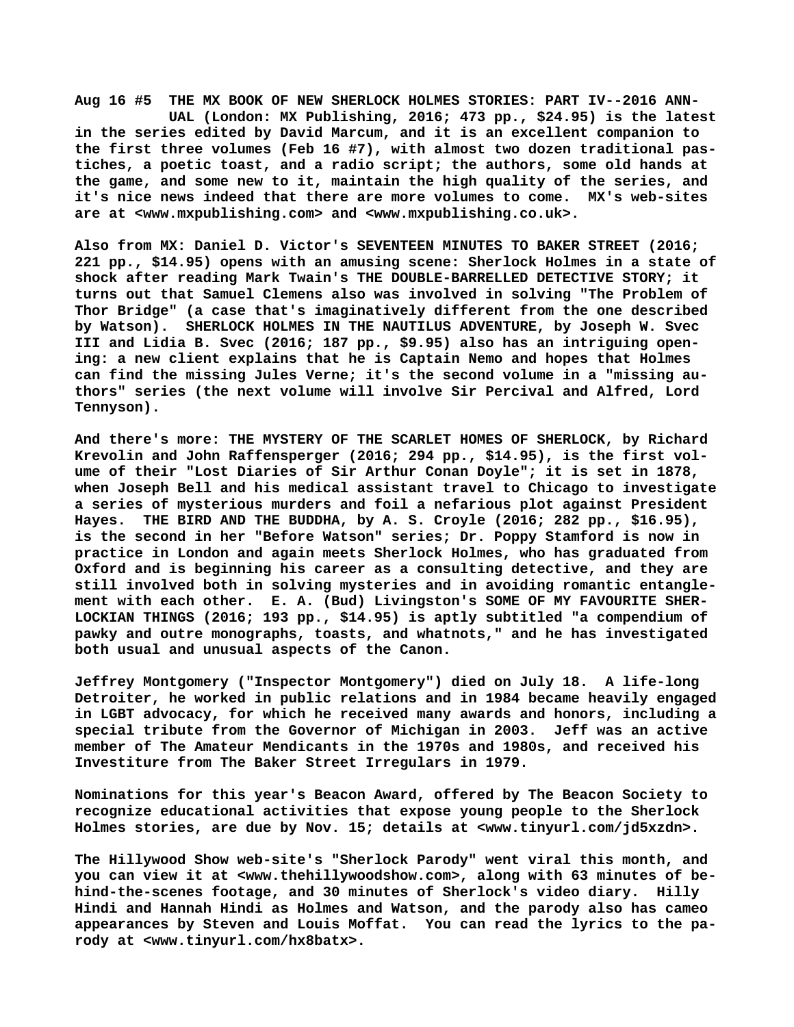**Aug 16 #5  THE MX BOOK OF NEW SHERLOCK HOLMES STORIES: PART IV--2016 ANNUAL (London: MX Publishing, 2016; 473 pp., $24.95) is the latest in the series edited by David Marcum, and it is an excellent companion to the first three volumes (Feb 16 #7), with almost two dozen traditional pastiches, a poetic toast, and a radio script; the authors, some old hands at the game, and some new to it, maintain the high quality of the series, and it's nice news indeed that there are more volumes to come.  MX's web-sites are at <www.mxpublishing.com> and <www.mxpublishing.co.uk>.**

**Also from MX: Daniel D. Victor's SEVENTEEN MINUTES TO BAKER STREET (2016; 221 pp., $14.95) opens with an amusing scene: Sherlock Holmes in a state of shock after reading Mark Twain's THE DOUBLE-BARRELLED DETECTIVE STORY; it turns out that Samuel Clemens also was involved in solving "The Problem of Thor Bridge" (a case that's imaginatively different from the one described by Watson).  SHERLOCK HOLMES IN THE NAUTILUS ADVENTURE, by Joseph W. Svec III and Lidia B. Svec (2016; 187 pp., $9.95) also has an intriguing opening: a new client explains that he is Captain Nemo and hopes that Holmes can find the missing Jules Verne; it's the second volume in a "missing authors" series (the next volume will involve Sir Percival and Alfred, Lord Tennyson).**

**And there's more: THE MYSTERY OF THE SCARLET HOMES OF SHERLOCK, by Richard Krevolin and John Raffensperger (2016; 294 pp., $14.95), is the first volume of their "Lost Diaries of Sir Arthur Conan Doyle"; it is set in 1878, when Joseph Bell and his medical assistant travel to Chicago to investigate a series of mysterious murders and foil a nefarious plot against President Hayes.  THE BIRD AND THE BUDDHA, by A. S. Croyle (2016; 282 pp., $16.95), is the second in her "Before Watson" series; Dr. Poppy Stamford is now in practice in London and again meets Sherlock Holmes, who has graduated from Oxford and is beginning his career as a consulting detective, and they are still involved both in solving mysteries and in avoiding romantic entanglement with each other.  E. A. (Bud) Livingston's SOME OF MY FAVOURITE SHERLOCKIAN THINGS (2016; 193 pp., $14.95) is aptly subtitled "a compendium of pawky and outre monographs, toasts, and whatnots," and he has investigated both usual and unusual aspects of the Canon.**

**Jeffrey Montgomery ("Inspector Montgomery") died on July 18.  A life-long Detroiter, he worked in public relations and in 1984 became heavily engaged in LGBT advocacy, for which he received many awards and honors, including a special tribute from the Governor of Michigan in 2003.  Jeff was an active member of The Amateur Mendicants in the 1970s and 1980s, and received his Investiture from The Baker Street Irregulars in 1979.**

**Nominations for this year's Beacon Award, offered by The Beacon Society to recognize educational activities that expose young people to the Sherlock Holmes stories, are due by Nov. 15; details at <www.tinyurl.com/jd5xzdn>.**

**The Hillywood Show web-site's "Sherlock Parody" went viral this month, and you can view it at <www.thehillywoodshow.com>, along with 63 minutes of behind-the-scenes footage, and 30 minutes of Sherlock's video diary.  Hilly Hindi and Hannah Hindi as Holmes and Watson, and the parody also has cameo appearances by Steven and Louis Moffat.  You can read the lyrics to the parody at <www.tinyurl.com/hx8batx>.**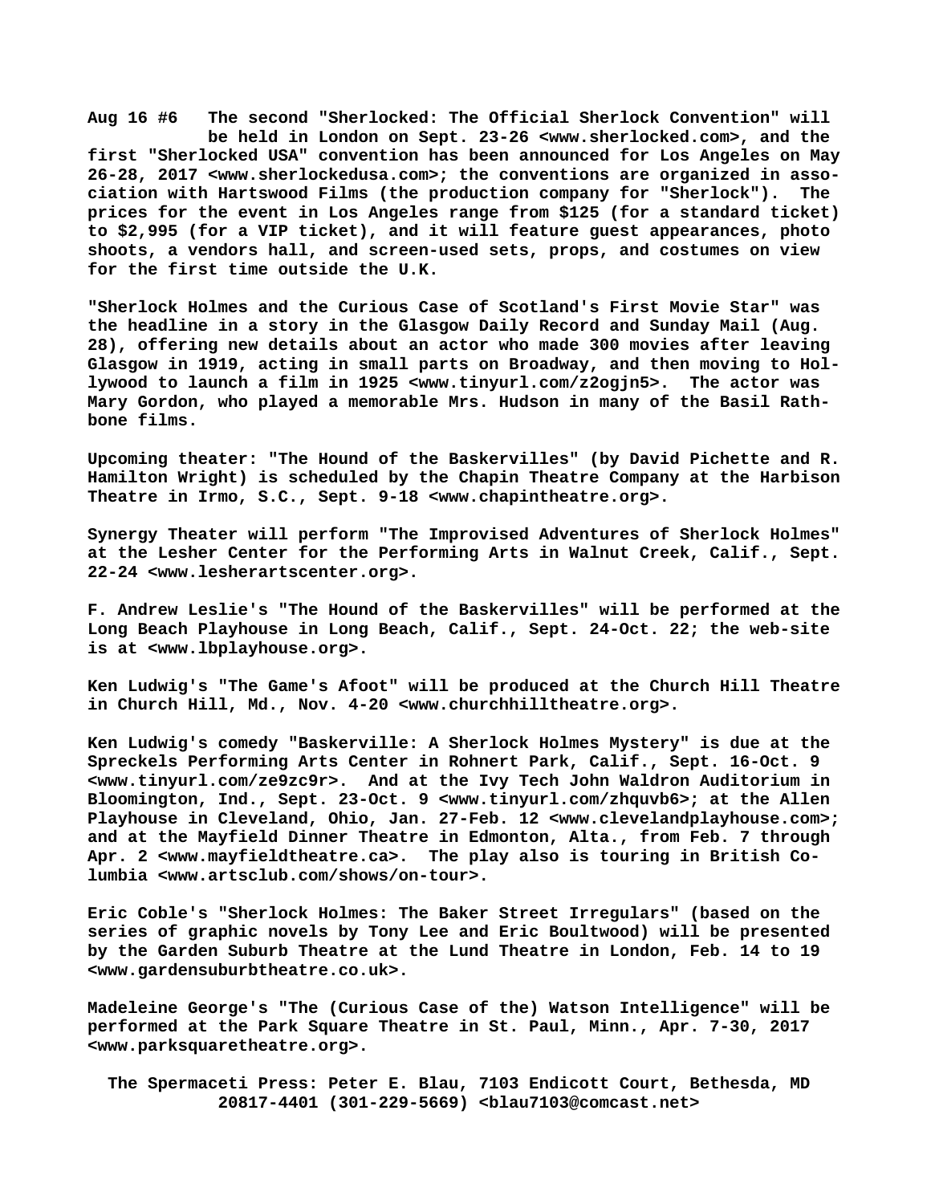**Aug 16 #6** The second "Sherlocked: The Official Sherlock Convention" will be held in London on Sept. 23-26 <www.sherlocked.com>, and the first "Sherlocked USA" convention has been announced for Los Angeles on May 26-28, 2017 <www.sherlockedusa.com>; the conventions are organized in association with Hartswood Films (the production company for "Sherlock"). The prices for the event in Los Angeles range from $125 (for a standard ticket) to $2,995 (for a VIP ticket), and it will feature guest appearances, photo shoots, a vendors hall, and screen-used sets, props, and costumes on view for the first time outside the U.K.

"Sherlock Holmes and the Curious Case of Scotland's First Movie Star" was the headline in a story in the Glasgow Daily Record and Sunday Mail (Aug. 28), offering new details about an actor who made 300 movies after leaving Glasgow in 1919, acting in small parts on Broadway, and then moving to Hollywood to launch a film in 1925 <www.tinyurl.com/z2ogjn5>. The actor was Mary Gordon, who played a memorable Mrs. Hudson in many of the Basil Rathbone films.

Upcoming theater: "The Hound of the Baskervilles" (by David Pichette and R. Hamilton Wright) is scheduled by the Chapin Theatre Company at the Harbison Theatre in Irmo, S.C., Sept. 9-18 <www.chapintheatre.org>.

Synergy Theater will perform "The Improvised Adventures of Sherlock Holmes" at the Lesher Center for the Performing Arts in Walnut Creek, Calif., Sept. 22-24 <www.lesherartscenter.org>.

F. Andrew Leslie's "The Hound of the Baskervilles" will be performed at the Long Beach Playhouse in Long Beach, Calif., Sept. 24-Oct. 22; the web-site is at <www.lbplayhouse.org>.

Ken Ludwig's "The Game's Afoot" will be produced at the Church Hill Theatre in Church Hill, Md., Nov. 4-20 <www.churchhilltheatre.org>.

Ken Ludwig's comedy "Baskerville: A Sherlock Holmes Mystery" is due at the Spreckels Performing Arts Center in Rohnert Park, Calif., Sept. 16-Oct. 9 <www.tinyurl.com/ze9zc9r>. And at the Ivy Tech John Waldron Auditorium in Bloomington, Ind., Sept. 23-Oct. 9 <www.tinyurl.com/zhquvb6>; at the Allen Playhouse in Cleveland, Ohio, Jan. 27-Feb. 12 <www.clevelandplayhouse.com>; and at the Mayfield Dinner Theatre in Edmonton, Alta., from Feb. 7 through Apr. 2 <www.mayfieldtheatre.ca>. The play also is touring in British Columbia <www.artsclub.com/shows/on-tour>.

Eric Coble's "Sherlock Holmes: The Baker Street Irregulars" (based on the series of graphic novels by Tony Lee and Eric Boultwood) will be presented by the Garden Suburb Theatre at the Lund Theatre in London, Feb. 14 to 19 <www.gardensuburbtheatre.co.uk>.

Madeleine George's "The (Curious Case of the) Watson Intelligence" will be performed at the Park Square Theatre in St. Paul, Minn., Apr. 7-30, 2017 <www.parksquaretheatre.org>.

The Spermaceti Press: Peter E. Blau, 7103 Endicott Court, Bethesda, MD 20817-4401 (301-229-5669) <blau7103@comcast.net>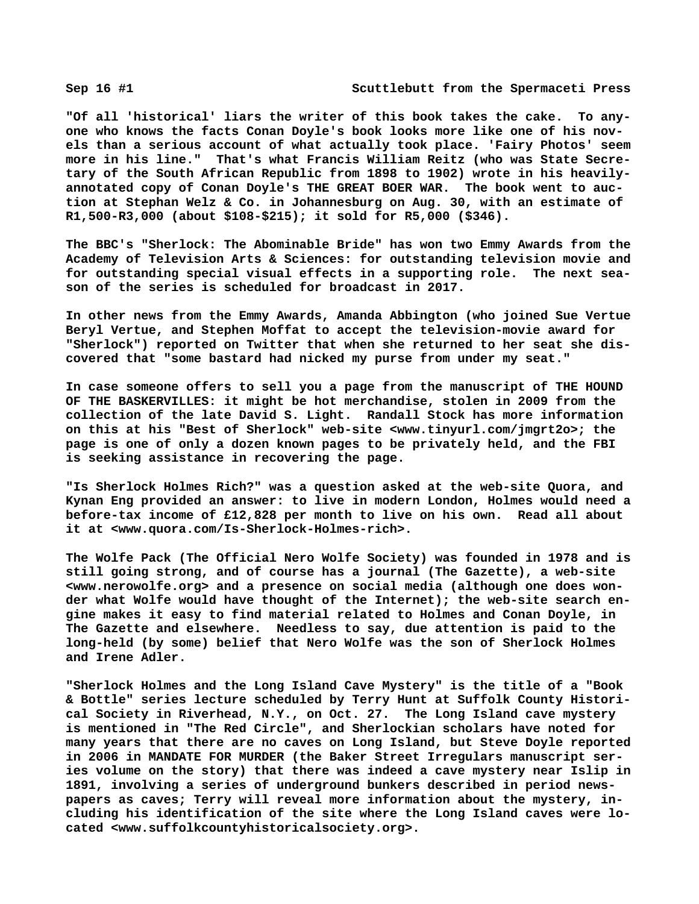"Of all 'historical' liars the writer of this book takes the cake. To anyone who knows the facts Conan Doyle's book looks more like one of his novels than a serious account of what actually took place. 'Fairy Photos' seem more in his line." That's what Francis William Reitz (who was State Secretary of the South African Republic from 1898 to 1902) wrote in his heavily-annotated copy of Conan Doyle's THE GREAT BOER WAR. The book went to auction at Stephan Welz & Co. in Johannesburg on Aug. 30, with an estimate of R1,500-R3,000 (about $108-$215); it sold for R5,000 ($346).

The BBC's "Sherlock: The Abominable Bride" has won two Emmy Awards from the Academy of Television Arts & Sciences: for outstanding television movie and for outstanding special visual effects in a supporting role. The next season of the series is scheduled for broadcast in 2017.

In other news from the Emmy Awards, Amanda Abbington (who joined Sue Vertue Beryl Vertue, and Stephen Moffat to accept the television-movie award for "Sherlock") reported on Twitter that when she returned to her seat she discovered that "some bastard had nicked my purse from under my seat."

In case someone offers to sell you a page from the manuscript of THE HOUND OF THE BASKERVILLES: it might be hot merchandise, stolen in 2009 from the collection of the late David S. Light. Randall Stock has more information on this at his "Best of Sherlock" web-site <www.tinyurl.com/jmgrt2o>; the page is one of only a dozen known pages to be privately held, and the FBI is seeking assistance in recovering the page.

"Is Sherlock Holmes Rich?" was a question asked at the web-site Quora, and Kynan Eng provided an answer: to live in modern London, Holmes would need a before-tax income of £12,828 per month to live on his own. Read all about it at <www.quora.com/Is-Sherlock-Holmes-rich>.

The Wolfe Pack (The Official Nero Wolfe Society) was founded in 1978 and is still going strong, and of course has a journal (The Gazette), a web-site <www.nerowolfe.org> and a presence on social media (although one does wonder what Wolfe would have thought of the Internet); the web-site search engine makes it easy to find material related to Holmes and Conan Doyle, in The Gazette and elsewhere. Needless to say, due attention is paid to the long-held (by some) belief that Nero Wolfe was the son of Sherlock Holmes and Irene Adler.

"Sherlock Holmes and the Long Island Cave Mystery" is the title of a "Book & Bottle" series lecture scheduled by Terry Hunt at Suffolk County Historical Society in Riverhead, N.Y., on Oct. 27. The Long Island cave mystery is mentioned in "The Red Circle", and Sherlockian scholars have noted for many years that there are no caves on Long Island, but Steve Doyle reported in 2006 in MANDATE FOR MURDER (the Baker Street Irregulars manuscript series volume on the story) that there was indeed a cave mystery near Islip in 1891, involving a series of underground bunkers described in period newspapers as caves; Terry will reveal more information about the mystery, including his identification of the site where the Long Island caves were located <www.suffolkcountyhistoricalsociety.org>.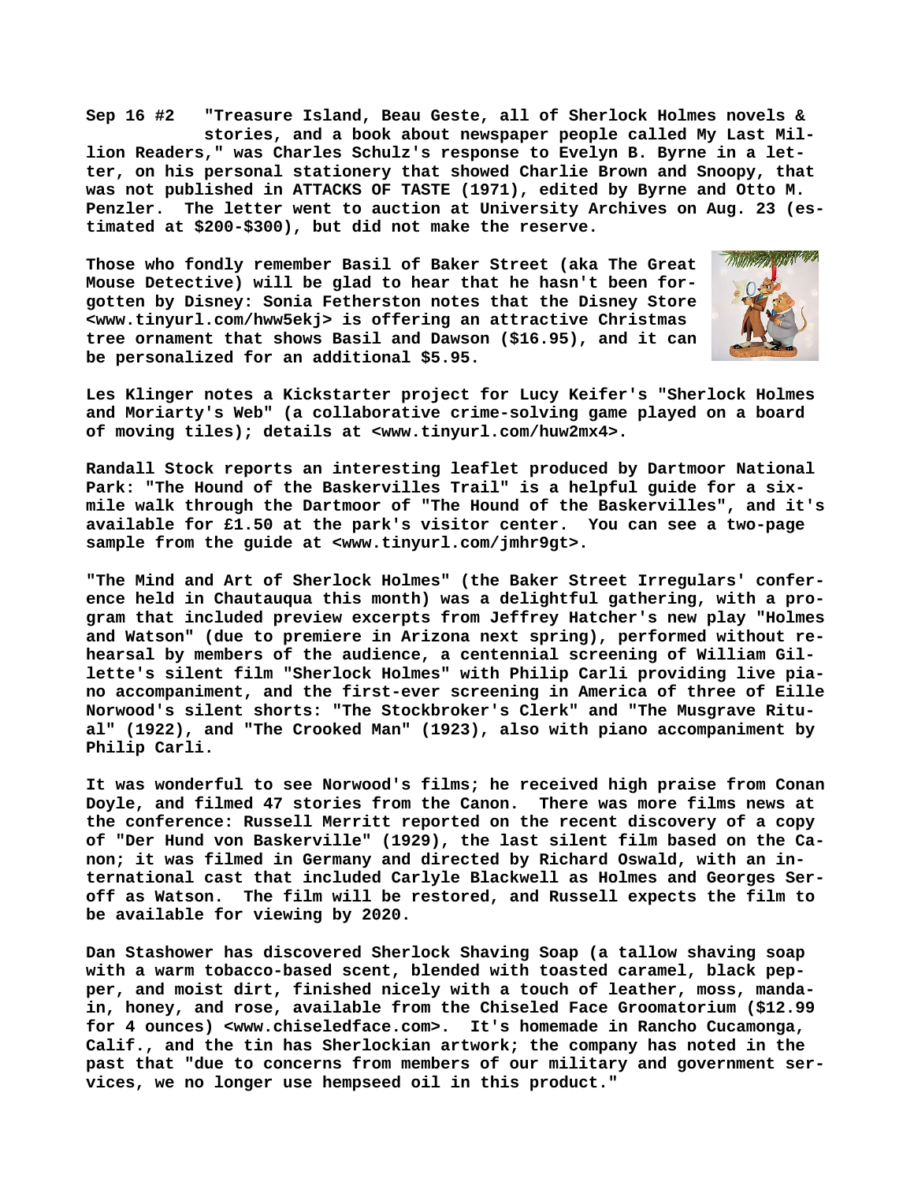**Sep 16 #2 "Treasure Island, Beau Geste, all of Sherlock Holmes novels & stories, and a book about newspaper people called My Last Million Readers," was Charles Schulz's response to Evelyn B. Byrne in a letter, on his personal stationery that showed Charlie Brown and Snoopy, that was not published in ATTACKS OF TASTE (1971), edited by Byrne and Otto M. Penzler. The letter went to auction at University Archives on Aug. 23 (estimated at $200-$300), but did not make the reserve.**

**Those who fondly remember Basil of Baker Street (aka The Great Mouse Detective) will be glad to hear that he hasn't been forgotten by Disney: Sonia Fetherston notes that the Disney Store <www.tinyurl.com/hww5ekj> is offering an attractive Christmas tree ornament that shows Basil and Dawson ($16.95), and it can be personalized for an additional $5.95.**

**Les Klinger notes a Kickstarter project for Lucy Keifer's "Sherlock Holmes and Moriarty's Web" (a collaborative crime-solving game played on a board of moving tiles); details at <www.tinyurl.com/huw2mx4>.**

**Randall Stock reports an interesting leaflet produced by Dartmoor National Park: "The Hound of the Baskervilles Trail" is a helpful guide for a six-mile walk through the Dartmoor of "The Hound of the Baskervilles", and it's available for £1.50 at the park's visitor center. You can see a two-page sample from the guide at <www.tinyurl.com/jmhr9gt>.**

**"The Mind and Art of Sherlock Holmes" (the Baker Street Irregulars' conference held in Chautauqua this month) was a delightful gathering, with a program that included preview excerpts from Jeffrey Hatcher's new play "Holmes and Watson" (due to premiere in Arizona next spring), performed without rehearsal by members of the audience, a centennial screening of William Gillette's silent film "Sherlock Holmes" with Philip Carli providing live piano accompaniment, and the first-ever screening in America of three of Eille Norwood's silent shorts: "The Stockbroker's Clerk" and "The Musgrave Ritual" (1922), and "The Crooked Man" (1923), also with piano accompaniment by Philip Carli.**

**It was wonderful to see Norwood's films; he received high praise from Conan Doyle, and filmed 47 stories from the Canon. There was more films news at the conference: Russell Merritt reported on the recent discovery of a copy of "Der Hund von Baskerville" (1929), the last silent film based on the Canon; it was filmed in Germany and directed by Richard Oswald, with an international cast that included Carlyle Blackwell as Holmes and Georges Seroff as Watson. The film will be restored, and Russell expects the film to be available for viewing by 2020.**

**Dan Stashower has discovered Sherlock Shaving Soap (a tallow shaving soap with a warm tobacco-based scent, blended with toasted caramel, black pepper, and moist dirt, finished nicely with a touch of leather, moss, mandain, honey, and rose, available from the Chiseled Face Groomatorium ($12.99 for 4 ounces) <www.chiseledface.com>. It's homemade in Rancho Cucamonga, Calif., and the tin has Sherlockian artwork; the company has noted in the past that "due to concerns from members of our military and government services, we no longer use hempseed oil in this product."**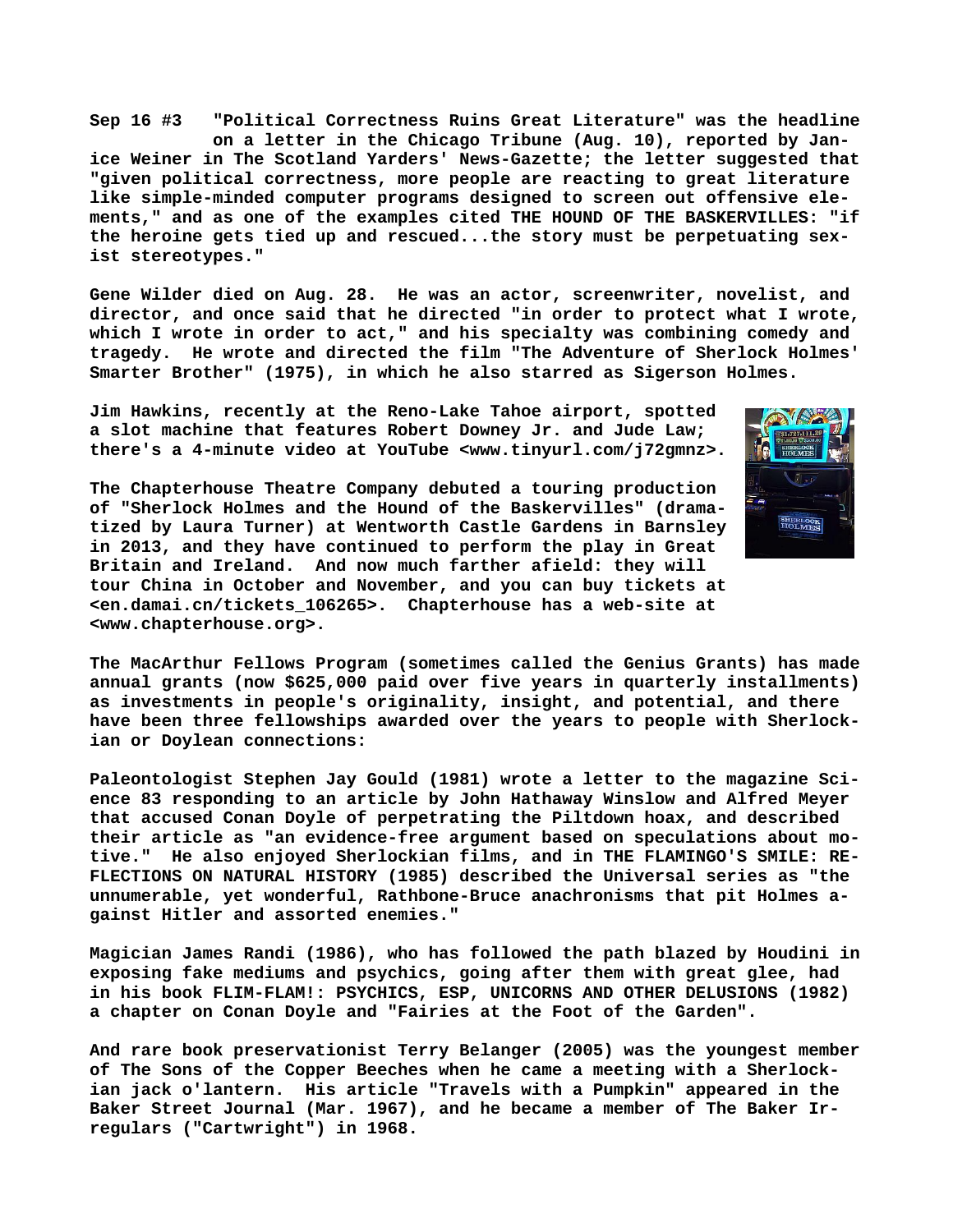**Sep 16 #3 "Political Correctness Ruins Great Literature" was the headline on a letter in the Chicago Tribune (Aug. 10), reported by Janice Weiner in The Scotland Yarders' News-Gazette; the letter suggested that "given political correctness, more people are reacting to great literature like simple-minded computer programs designed to screen out offensive elements," and as one of the examples cited THE HOUND OF THE BASKERVILLES: "if the heroine gets tied up and rescued...the story must be perpetuating sexist stereotypes."**

**Gene Wilder died on Aug. 28. He was an actor, screenwriter, novelist, and director, and once said that he directed "in order to protect what I wrote, which I wrote in order to act," and his specialty was combining comedy and tragedy. He wrote and directed the film "The Adventure of Sherlock Holmes' Smarter Brother" (1975), in which he also starred as Sigerson Holmes.**

**Jim Hawkins, recently at the Reno-Lake Tahoe airport, spotted a slot machine that features Robert Downey Jr. and Jude Law; there's a 4-minute video at YouTube <www.tinyurl.com/j72gmnz>.**

**The Chapterhouse Theatre Company debuted a touring production of "Sherlock Holmes and the Hound of the Baskervilles" (dramatized by Laura Turner) at Wentworth Castle Gardens in Barnsley in 2013, and they have continued to perform the play in Great Britain and Ireland. And now much farther afield: they will tour China in October and November, and you can buy tickets at <en.damai.cn/tickets_106265>. Chapterhouse has a web-site at <www.chapterhouse.org>.**

**The MacArthur Fellows Program (sometimes called the Genius Grants) has made annual grants (now $625,000 paid over five years in quarterly installments) as investments in people's originality, insight, and potential, and there have been three fellowships awarded over the years to people with Sherlockian or Doylean connections:**

**Paleontologist Stephen Jay Gould (1981) wrote a letter to the magazine Science 83 responding to an article by John Hathaway Winslow and Alfred Meyer that accused Conan Doyle of perpetrating the Piltdown hoax, and described their article as "an evidence-free argument based on speculations about motive." He also enjoyed Sherlockian films, and in THE FLAMINGO'S SMILE: REFLECTIONS ON NATURAL HISTORY (1985) described the Universal series as "the unnumerable, yet wonderful, Rathbone-Bruce anachronisms that pit Holmes against Hitler and assorted enemies."**

**Magician James Randi (1986), who has followed the path blazed by Houdini in exposing fake mediums and psychics, going after them with great glee, had in his book FLIM-FLAM!: PSYCHICS, ESP, UNICORNS AND OTHER DELUSIONS (1982) a chapter on Conan Doyle and "Fairies at the Foot of the Garden".**

**And rare book preservationist Terry Belanger (2005) was the youngest member of The Sons of the Copper Beeches when he came a meeting with a Sherlockian jack o'lantern. His article "Travels with a Pumpkin" appeared in the Baker Street Journal (Mar. 1967), and he became a member of The Baker Irregulars ("Cartwright") in 1968.**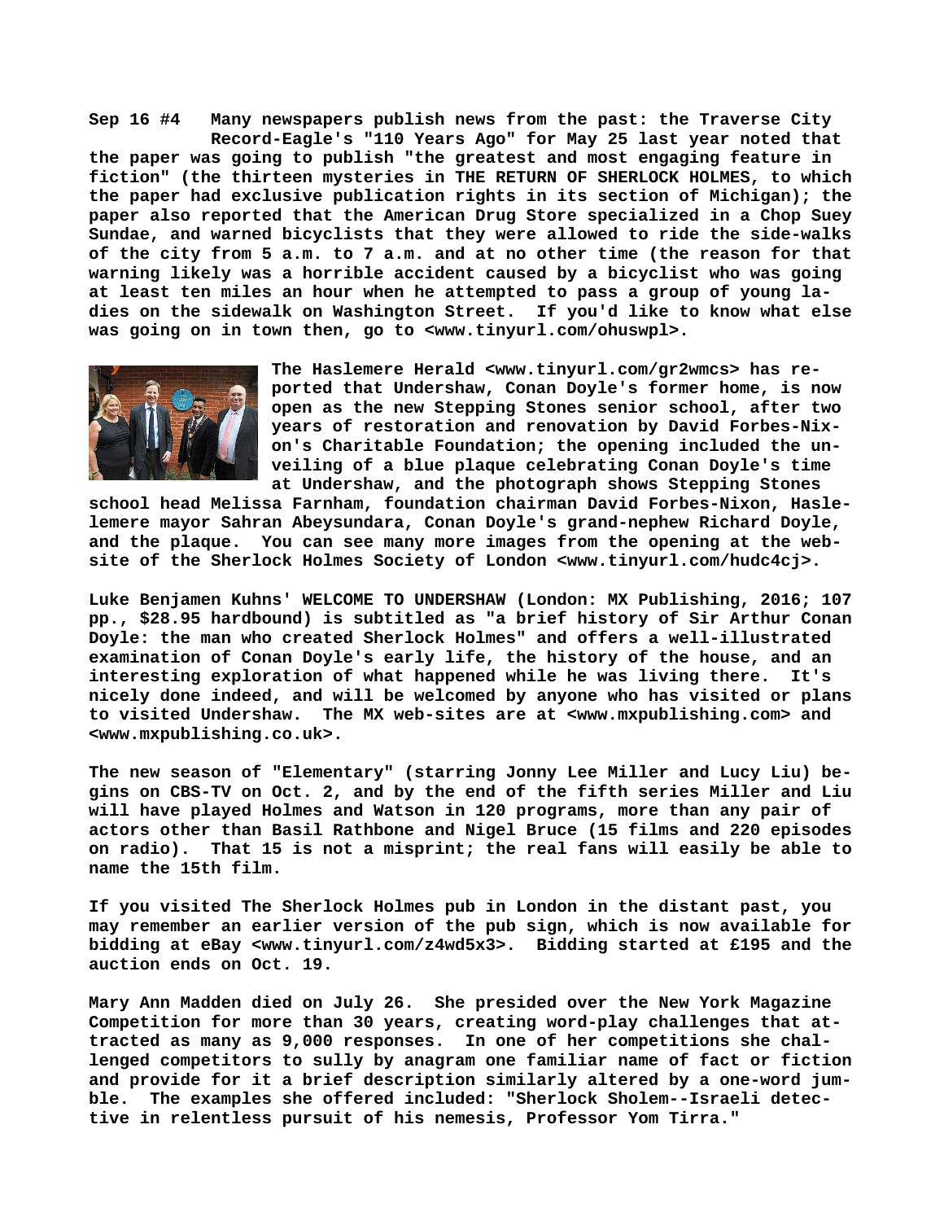**Sep 16 #4 Many newspapers publish news from the past: the Traverse City Record-Eagle's "110 Years Ago" for May 25 last year noted that the paper was going to publish "the greatest and most engaging feature in fiction" (the thirteen mysteries in THE RETURN OF SHERLOCK HOLMES, to which the paper had exclusive publication rights in its section of Michigan); the paper also reported that the American Drug Store specialized in a Chop Suey Sundae, and warned bicyclists that they were allowed to ride the side-walks of the city from 5 a.m. to 7 a.m. and at no other time (the reason for that warning likely was a horrible accident caused by a bicyclist who was going at least ten miles an hour when he attempted to pass a group of young ladies on the sidewalk on Washington Street. If you'd like to know what else was going on in town then, go to <www.tinyurl.com/ohuswpl>.**

**The Haslemere Herald <www.tinyurl.com/gr2wmcs> has reported that Undershaw, Conan Doyle's former home, is now open as the new Stepping Stones senior school, after two years of restoration and renovation by David Forbes-Nixon's Charitable Foundation; the opening included the unveiling of a blue plaque celebrating Conan Doyle's time at Undershaw, and the photograph shows Stepping Stones school head Melissa Farnham, foundation chairman David Forbes-Nixon, Haslelemere mayor Sahran Abeysundara, Conan Doyle's grand-nephew Richard Doyle, and the plaque. You can see many more images from the opening at the web-site of the Sherlock Holmes Society of London <www.tinyurl.com/hudc4cj>.**

**Luke Benjamen Kuhns' WELCOME TO UNDERSHAW (London: MX Publishing, 2016; 107 pp., $28.95 hardbound) is subtitled as "a brief history of Sir Arthur Conan Doyle: the man who created Sherlock Holmes" and offers a well-illustrated examination of Conan Doyle's early life, the history of the house, and an interesting exploration of what happened while he was living there. It's nicely done indeed, and will be welcomed by anyone who has visited or plans to visited Undershaw. The MX web-sites are at <www.mxpublishing.com> and <www.mxpublishing.co.uk>.**

**The new season of "Elementary" (starring Jonny Lee Miller and Lucy Liu) begins on CBS-TV on Oct. 2, and by the end of the fifth series Miller and Liu will have played Holmes and Watson in 120 programs, more than any pair of actors other than Basil Rathbone and Nigel Bruce (15 films and 220 episodes on radio). That 15 is not a misprint; the real fans will easily be able to name the 15th film.**

**If you visited The Sherlock Holmes pub in London in the distant past, you may remember an earlier version of the pub sign, which is now available for bidding at eBay <www.tinyurl.com/z4wd5x3>. Bidding started at £195 and the auction ends on Oct. 19.**

**Mary Ann Madden died on July 26. She presided over the New York Magazine Competition for more than 30 years, creating word-play challenges that attracted as many as 9,000 responses. In one of her competitions she challenged competitors to sully by anagram one familiar name of fact or fiction and provide for it a brief description similarly altered by a one-word jumble. The examples she offered included: "Sherlock Sholem--Israeli detective in relentless pursuit of his nemesis, Professor Yom Tirra."**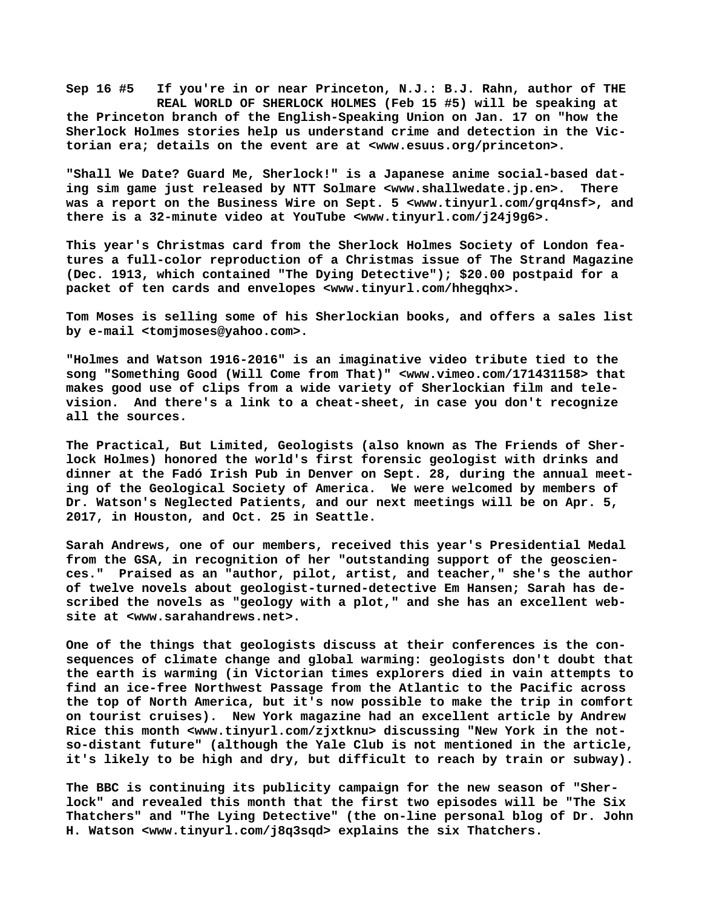**Sep 16 #5 If you're in or near Princeton, N.J.: B.J. Rahn, author of THE REAL WORLD OF SHERLOCK HOLMES (Feb 15 #5) will be speaking at the Princeton branch of the English-Speaking Union on Jan. 17 on "how the Sherlock Holmes stories help us understand crime and detection in the Victorian era; details on the event are at <www.esuus.org/princeton>.**

**"Shall We Date? Guard Me, Sherlock!" is a Japanese anime social-based dating sim game just released by NTT Solmare <www.shallwedate.jp.en>. There was a report on the Business Wire on Sept. 5 <www.tinyurl.com/grq4nsf>, and there is a 32-minute video at YouTube <www.tinyurl.com/j24j9g6>.**

**This year's Christmas card from the Sherlock Holmes Society of London features a full-color reproduction of a Christmas issue of The Strand Magazine (Dec. 1913, which contained "The Dying Detective"); $20.00 postpaid for a packet of ten cards and envelopes <www.tinyurl.com/hhegqhx>.**

**Tom Moses is selling some of his Sherlockian books, and offers a sales list by e-mail <tomjmoses@yahoo.com>.**

**"Holmes and Watson 1916-2016" is an imaginative video tribute tied to the song "Something Good (Will Come from That)" <www.vimeo.com/171431158> that makes good use of clips from a wide variety of Sherlockian film and television. And there's a link to a cheat-sheet, in case you don't recognize all the sources.**

**The Practical, But Limited, Geologists (also known as The Friends of Sherlock Holmes) honored the world's first forensic geologist with drinks and dinner at the Fadó Irish Pub in Denver on Sept. 28, during the annual meeting of the Geological Society of America. We were welcomed by members of Dr. Watson's Neglected Patients, and our next meetings will be on Apr. 5, 2017, in Houston, and Oct. 25 in Seattle.**

**Sarah Andrews, one of our members, received this year's Presidential Medal from the GSA, in recognition of her "outstanding support of the geosciences." Praised as an "author, pilot, artist, and teacher," she's the author of twelve novels about geologist-turned-detective Em Hansen; Sarah has described the novels as "geology with a plot," and she has an excellent website at <www.sarahandrews.net>.**

**One of the things that geologists discuss at their conferences is the consequences of climate change and global warming: geologists don't doubt that the earth is warming (in Victorian times explorers died in vain attempts to find an ice-free Northwest Passage from the Atlantic to the Pacific across the top of North America, but it's now possible to make the trip in comfort on tourist cruises). New York magazine had an excellent article by Andrew Rice this month <www.tinyurl.com/zjxtknu> discussing "New York in the not-so-distant future" (although the Yale Club is not mentioned in the article, it's likely to be high and dry, but difficult to reach by train or subway).**

**The BBC is continuing its publicity campaign for the new season of "Sherlock" and revealed this month that the first two episodes will be "The Six Thatchers" and "The Lying Detective" (the on-line personal blog of Dr. John H. Watson <www.tinyurl.com/j8q3sqd> explains the six Thatchers.**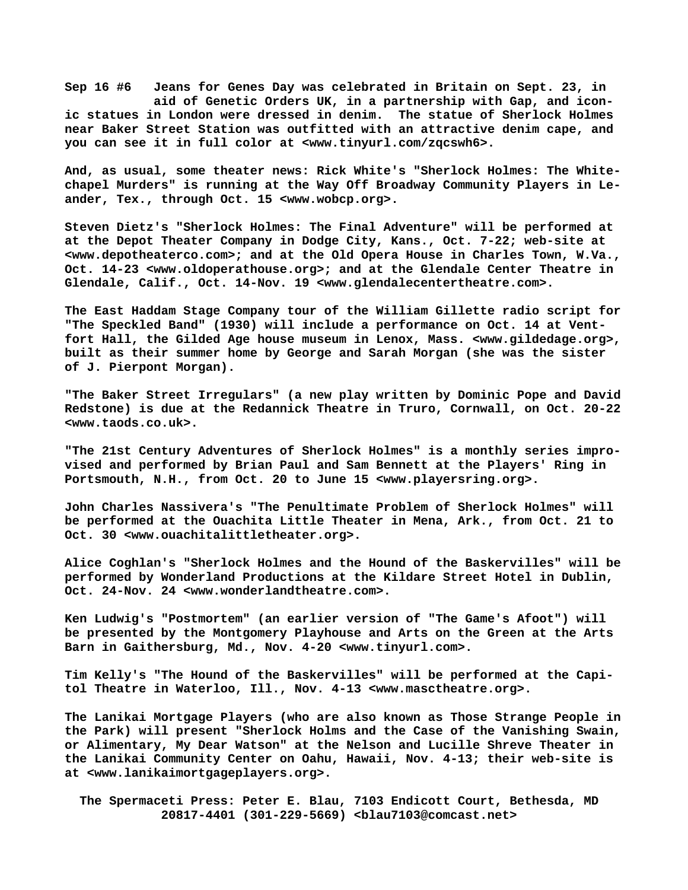**Sep 16 #6 Jeans for Genes Day was celebrated in Britain on Sept. 23, in aid of Genetic Orders UK, in a partnership with Gap, and iconic statues in London were dressed in denim. The statue of Sherlock Holmes near Baker Street Station was outfitted with an attractive denim cape, and you can see it in full color at <www.tinyurl.com/zqcswh6>.**

**And, as usual, some theater news: Rick White's "Sherlock Holmes: The Whitechapel Murders" is running at the Way Off Broadway Community Players in Leander, Tex., through Oct. 15 <www.wobcp.org>.**

**Steven Dietz's "Sherlock Holmes: The Final Adventure" will be performed at at the Depot Theater Company in Dodge City, Kans., Oct. 7-22; web-site at <www.depotheaterco.com>; and at the Old Opera House in Charles Town, W.Va., Oct. 14-23 <www.oldoperathouse.org>; and at the Glendale Center Theatre in Glendale, Calif., Oct. 14-Nov. 19 <www.glendalecentertheatre.com>.**

**The East Haddam Stage Company tour of the William Gillette radio script for "The Speckled Band" (1930) will include a performance on Oct. 14 at Ventfort Hall, the Gilded Age house museum in Lenox, Mass. <www.gildedage.org>, built as their summer home by George and Sarah Morgan (she was the sister of J. Pierpont Morgan).**

**"The Baker Street Irregulars" (a new play written by Dominic Pope and David Redstone) is due at the Redannick Theatre in Truro, Cornwall, on Oct. 20-22 <www.taods.co.uk>.**

**"The 21st Century Adventures of Sherlock Holmes" is a monthly series improvised and performed by Brian Paul and Sam Bennett at the Players' Ring in Portsmouth, N.H., from Oct. 20 to June 15 <www.playersring.org>.**

**John Charles Nassivera's "The Penultimate Problem of Sherlock Holmes" will be performed at the Ouachita Little Theater in Mena, Ark., from Oct. 21 to Oct. 30 <www.ouachitalittletheater.org>.**

**Alice Coghlan's "Sherlock Holmes and the Hound of the Baskervilles" will be performed by Wonderland Productions at the Kildare Street Hotel in Dublin, Oct. 24-Nov. 24 <www.wonderlandtheatre.com>.**

**Ken Ludwig's "Postmortem" (an earlier version of "The Game's Afoot") will be presented by the Montgomery Playhouse and Arts on the Green at the Arts Barn in Gaithersburg, Md., Nov. 4-20 <www.tinyurl.com>.**

**Tim Kelly's "The Hound of the Baskervilles" will be performed at the Capitol Theatre in Waterloo, Ill., Nov. 4-13 <www.masctheatre.org>.**

**The Lanikai Mortgage Players (who are also known as Those Strange People in the Park) will present "Sherlock Holms and the Case of the Vanishing Swain, or Alimentary, My Dear Watson" at the Nelson and Lucille Shreve Theater in the Lanikai Community Center on Oahu, Hawaii, Nov. 4-13; their web-site is at <www.lanikaimortgageplayers.org>.**

**The Spermaceti Press: Peter E. Blau, 7103 Endicott Court, Bethesda, MD 20817-4401 (301-229-5669) <blau7103@comcast.net>**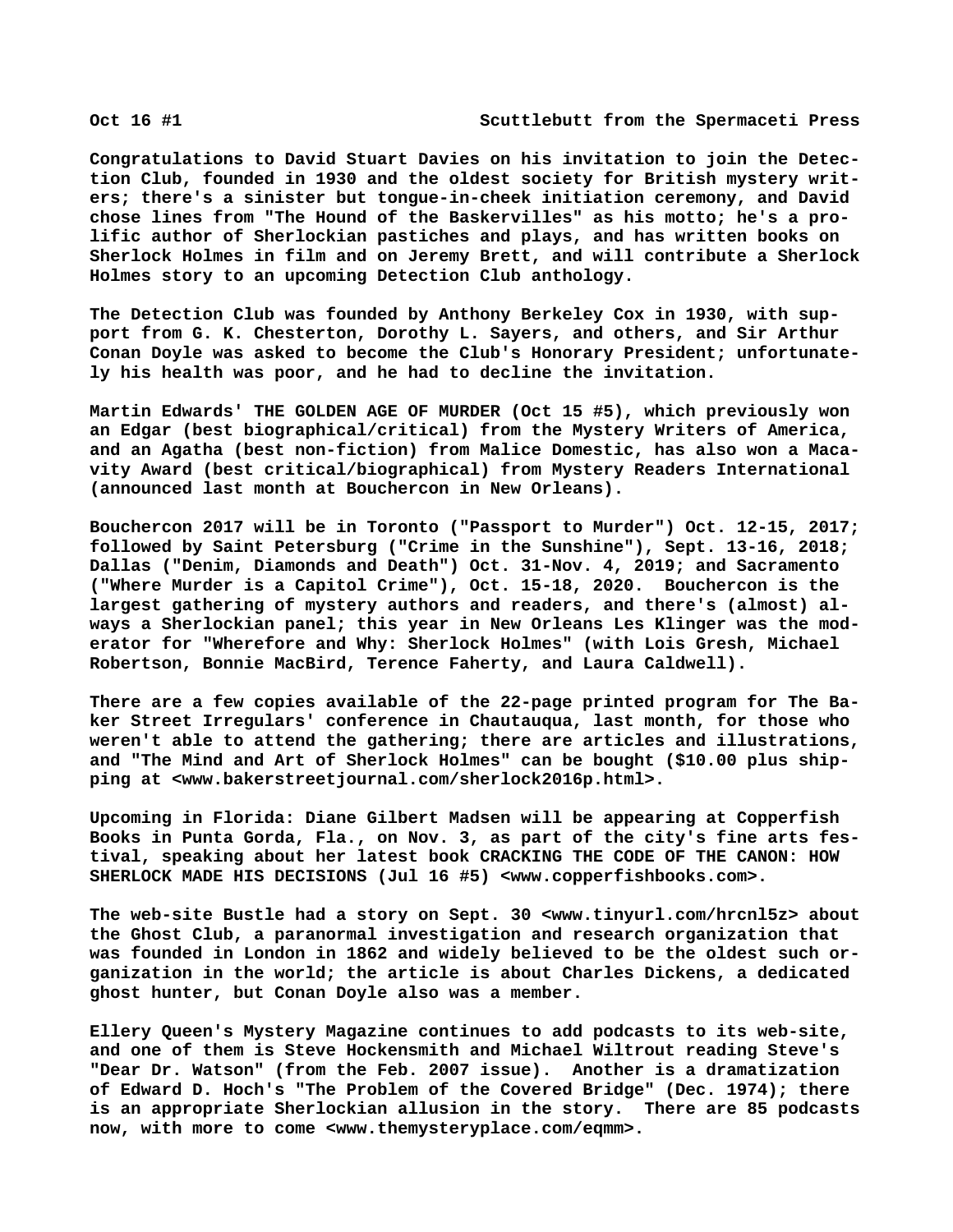Congratulations to David Stuart Davies on his invitation to join the Detection Club, founded in 1930 and the oldest society for British mystery writers; there's a sinister but tongue-in-cheek initiation ceremony, and David chose lines from "The Hound of the Baskervilles" as his motto; he's a prolific author of Sherlockian pastiches and plays, and has written books on Sherlock Holmes in film and on Jeremy Brett, and will contribute a Sherlock Holmes story to an upcoming Detection Club anthology.

The Detection Club was founded by Anthony Berkeley Cox in 1930, with support from G. K. Chesterton, Dorothy L. Sayers, and others, and Sir Arthur Conan Doyle was asked to become the Club's Honorary President; unfortunately his health was poor, and he had to decline the invitation.

Martin Edwards' THE GOLDEN AGE OF MURDER (Oct 15 #5), which previously won an Edgar (best biographical/critical) from the Mystery Writers of America, and an Agatha (best non-fiction) from Malice Domestic, has also won a Macavity Award (best critical/biographical) from Mystery Readers International (announced last month at Bouchercon in New Orleans).

Bouchercon 2017 will be in Toronto ("Passport to Murder") Oct. 12-15, 2017; followed by Saint Petersburg ("Crime in the Sunshine"), Sept. 13-16, 2018; Dallas ("Denim, Diamonds and Death") Oct. 31-Nov. 4, 2019; and Sacramento ("Where Murder is a Capitol Crime"), Oct. 15-18, 2020. Bouchercon is the largest gathering of mystery authors and readers, and there's (almost) always a Sherlockian panel; this year in New Orleans Les Klinger was the moderator for "Wherefore and Why: Sherlock Holmes" (with Lois Gresh, Michael Robertson, Bonnie MacBird, Terence Faherty, and Laura Caldwell).

There are a few copies available of the 22-page printed program for The Baker Street Irregulars' conference in Chautauqua, last month, for those who weren't able to attend the gathering; there are articles and illustrations, and "The Mind and Art of Sherlock Holmes" can be bought ($10.00 plus shipping at <www.bakerstreetjournal.com/sherlock2016p.html>.

Upcoming in Florida: Diane Gilbert Madsen will be appearing at Copperfish Books in Punta Gorda, Fla., on Nov. 3, as part of the city's fine arts festival, speaking about her latest book CRACKING THE CODE OF THE CANON: HOW SHERLOCK MADE HIS DECISIONS (Jul 16 #5) <www.copperfishbooks.com>.

The web-site Bustle had a story on Sept. 30 <www.tinyurl.com/hrcnl5z> about the Ghost Club, a paranormal investigation and research organization that was founded in London in 1862 and widely believed to be the oldest such organization in the world; the article is about Charles Dickens, a dedicated ghost hunter, but Conan Doyle also was a member.

Ellery Queen's Mystery Magazine continues to add podcasts to its web-site, and one of them is Steve Hockensmith and Michael Wiltrout reading Steve's "Dear Dr. Watson" (from the Feb. 2007 issue). Another is a dramatization of Edward D. Hoch's "The Problem of the Covered Bridge" (Dec. 1974); there is an appropriate Sherlockian allusion in the story. There are 85 podcasts now, with more to come <www.themysteryplace.com/eqmm>.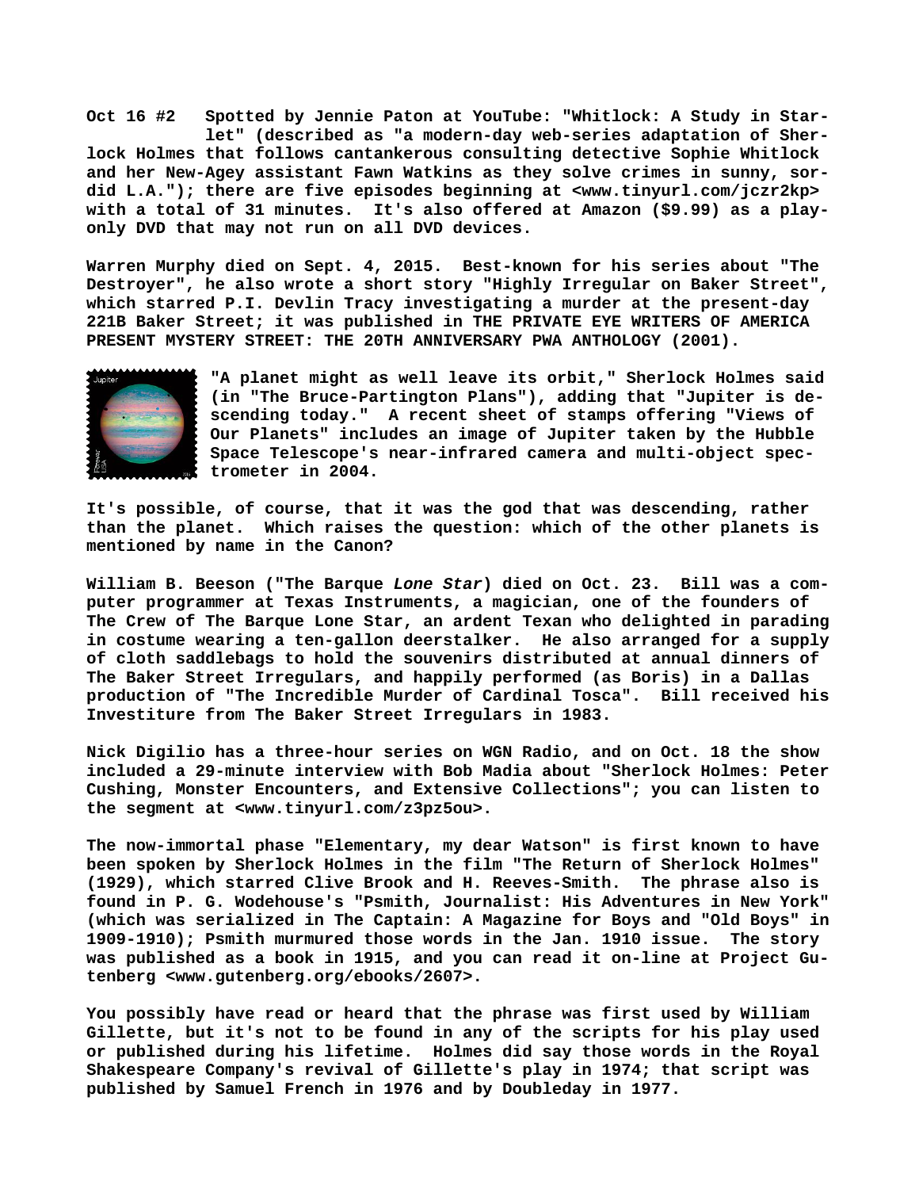**Oct 16 #2 Spotted by Jennie Paton at YouTube: "Whitlock: A Study in Starlet" (described as "a modern-day web-series adaptation of Sherlock Holmes that follows cantankerous consulting detective Sophie Whitlock and her New-Agey assistant Fawn Watkins as they solve crimes in sunny, sordid L.A."); there are five episodes beginning at <www.tinyurl.com/jczr2kp> with a total of 31 minutes. It's also offered at Amazon ($9.99) as a play-only DVD that may not run on all DVD devices.**

**Warren Murphy died on Sept. 4, 2015. Best-known for his series about "The Destroyer", he also wrote a short story "Highly Irregular on Baker Street", which starred P.I. Devlin Tracy investigating a murder at the present-day 221B Baker Street; it was published in THE PRIVATE EYE WRITERS OF AMERICA PRESENT MYSTERY STREET: THE 20TH ANNIVERSARY PWA ANTHOLOGY (2001).**

**"A planet might as well leave its orbit," Sherlock Holmes said (in "The Bruce-Partington Plans"), adding that "Jupiter is descending today." A recent sheet of stamps offering "Views of Our Planets" includes an image of Jupiter taken by the Hubble Space Telescope's near-infrared camera and multi-object spectrometer in 2004.**

**It's possible, of course, that it was the god that was descending, rather than the planet. Which raises the question: which of the other planets is mentioned by name in the Canon?**

**William B. Beeson ("The Barque *Lone Star*) died on Oct. 23. Bill was a computer programmer at Texas Instruments, a magician, one of the founders of The Crew of The Barque Lone Star, an ardent Texan who delighted in parading in costume wearing a ten-gallon deerstalker. He also arranged for a supply of cloth saddlebags to hold the souvenirs distributed at annual dinners of The Baker Street Irregulars, and happily performed (as Boris) in a Dallas production of "The Incredible Murder of Cardinal Tosca". Bill received his Investiture from The Baker Street Irregulars in 1983.**

**Nick Digilio has a three-hour series on WGN Radio, and on Oct. 18 the show included a 29-minute interview with Bob Madia about "Sherlock Holmes: Peter Cushing, Monster Encounters, and Extensive Collections"; you can listen to the segment at <www.tinyurl.com/z3pz5ou>.**

**The now-immortal phase "Elementary, my dear Watson" is first known to have been spoken by Sherlock Holmes in the film "The Return of Sherlock Holmes" (1929), which starred Clive Brook and H. Reeves-Smith. The phrase also is found in P. G. Wodehouse's "Psmith, Journalist: His Adventures in New York" (which was serialized in The Captain: A Magazine for Boys and "Old Boys" in 1909-1910); Psmith murmured those words in the Jan. 1910 issue. The story was published as a book in 1915, and you can read it on-line at Project Gutenberg <www.gutenberg.org/ebooks/2607>.**

**You possibly have read or heard that the phrase was first used by William Gillette, but it's not to be found in any of the scripts for his play used or published during his lifetime. Holmes did say those words in the Royal Shakespeare Company's revival of Gillette's play in 1974; that script was published by Samuel French in 1976 and by Doubleday in 1977.**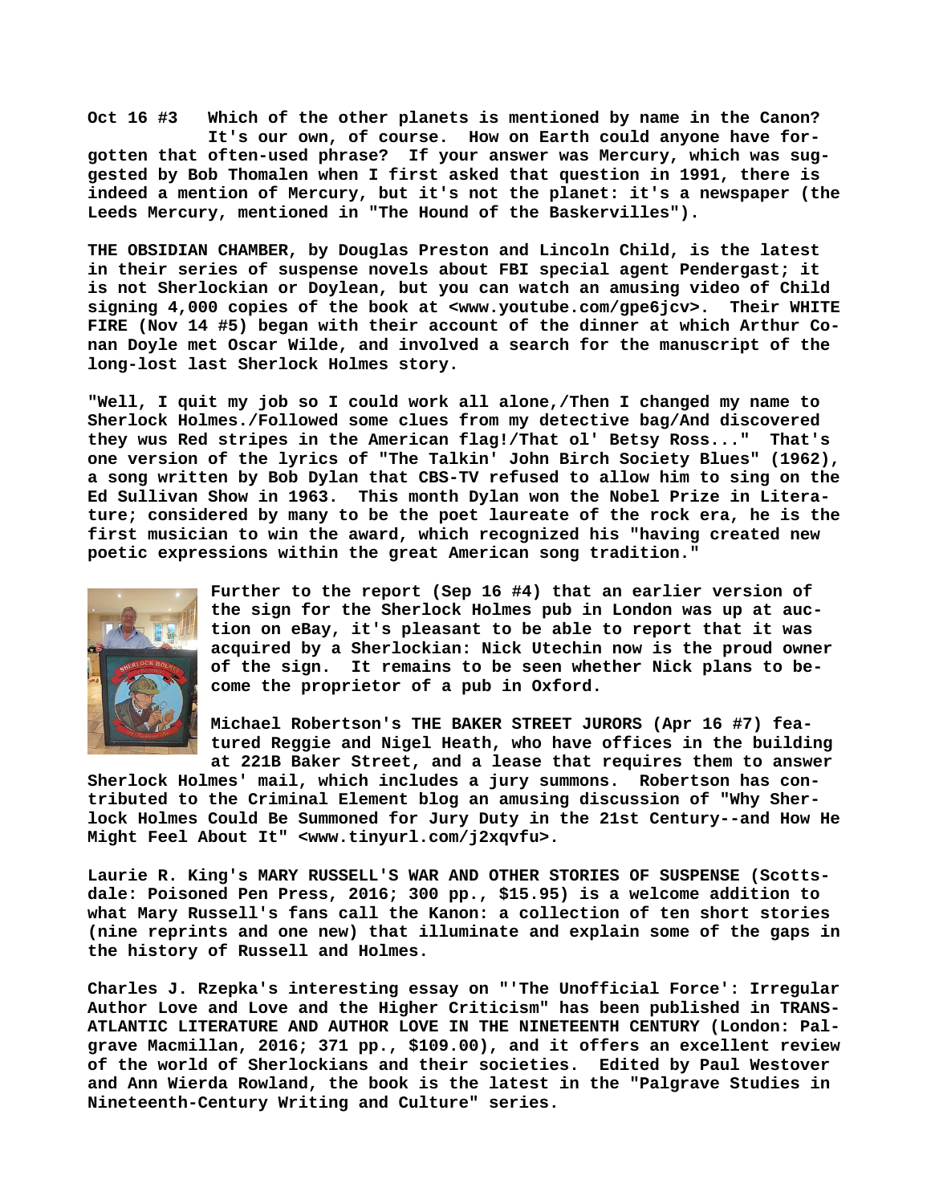**Oct 16 #3 Which of the other planets is mentioned by name in the Canon? It's our own, of course. How on Earth could anyone have forgotten that often-used phrase? If your answer was Mercury, which was suggested by Bob Thomalen when I first asked that question in 1991, there is indeed a mention of Mercury, but it's not the planet: it's a newspaper (the Leeds Mercury, mentioned in "The Hound of the Baskervilles").**

**THE OBSIDIAN CHAMBER, by Douglas Preston and Lincoln Child, is the latest in their series of suspense novels about FBI special agent Pendergast; it is not Sherlockian or Doylean, but you can watch an amusing video of Child signing 4,000 copies of the book at <www.youtube.com/gpe6jcv>. Their WHITE FIRE (Nov 14 #5) began with their account of the dinner at which Arthur Conan Doyle met Oscar Wilde, and involved a search for the manuscript of the long-lost last Sherlock Holmes story.**

**"Well, I quit my job so I could work all alone,/Then I changed my name to Sherlock Holmes./Followed some clues from my detective bag/And discovered they wus Red stripes in the American flag!/That ol' Betsy Ross..." That's one version of the lyrics of "The Talkin' John Birch Society Blues" (1962), a song written by Bob Dylan that CBS-TV refused to allow him to sing on the Ed Sullivan Show in 1963. This month Dylan won the Nobel Prize in Literature; considered by many to be the poet laureate of the rock era, he is the first musician to win the award, which recognized his "having created new poetic expressions within the great American song tradition."**

**Further to the report (Sep 16 #4) that an earlier version of the sign for the Sherlock Holmes pub in London was up at auction on eBay, it's pleasant to be able to report that it was acquired by a Sherlockian: Nick Utechin now is the proud owner of the sign. It remains to be seen whether Nick plans to become the proprietor of a pub in Oxford.**

**Michael Robertson's THE BAKER STREET JURORS (Apr 16 #7) featured Reggie and Nigel Heath, who have offices in the building at 221B Baker Street, and a lease that requires them to answer Sherlock Holmes' mail, which includes a jury summons. Robertson has contributed to the Criminal Element blog an amusing discussion of "Why Sherlock Holmes Could Be Summoned for Jury Duty in the 21st Century--and How He Might Feel About It" <www.tinyurl.com/j2xqvfu>.**

**Laurie R. King's MARY RUSSELL'S WAR AND OTHER STORIES OF SUSPENSE (Scottsdale: Poisoned Pen Press, 2016; 300 pp., $15.95) is a welcome addition to what Mary Russell's fans call the Kanon: a collection of ten short stories (nine reprints and one new) that illuminate and explain some of the gaps in the history of Russell and Holmes.**

**Charles J. Rzepka's interesting essay on "'The Unofficial Force': Irregular Author Love and Love and the Higher Criticism" has been published in TRANSATLANTIC LITERATURE AND AUTHOR LOVE IN THE NINETEENTH CENTURY (London: Palgrave Macmillan, 2016; 371 pp., $109.00), and it offers an excellent review of the world of Sherlockians and their societies. Edited by Paul Westover and Ann Wierda Rowland, the book is the latest in the "Palgrave Studies in Nineteenth-Century Writing and Culture" series.**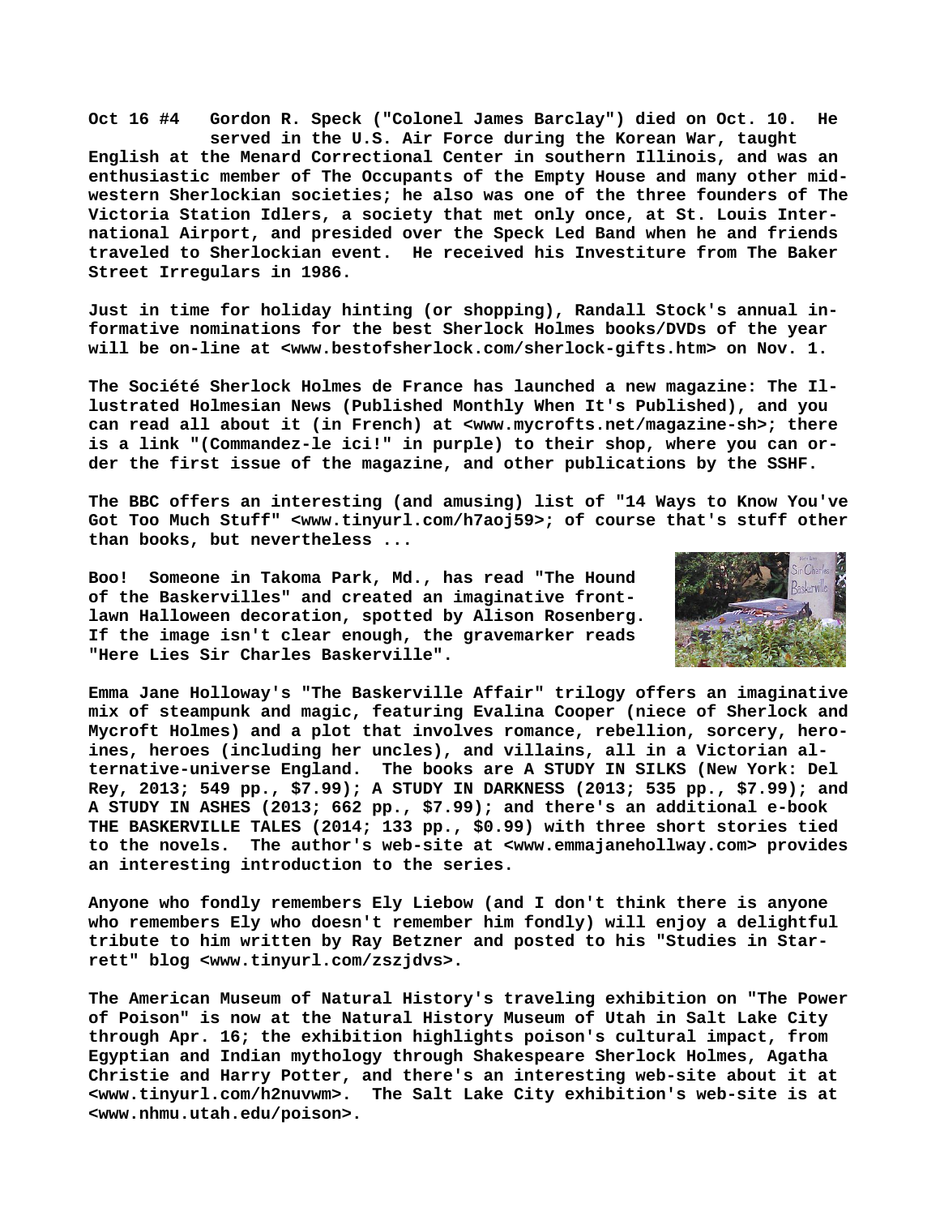**Oct 16 #4 Gordon R. Speck ("Colonel James Barclay") died on Oct. 10. He served in the U.S. Air Force during the Korean War, taught English at the Menard Correctional Center in southern Illinois, and was an enthusiastic member of The Occupants of the Empty House and many other mid-western Sherlockian societies; he also was one of the three founders of The Victoria Station Idlers, a society that met only once, at St. Louis International Airport, and presided over the Speck Led Band when he and friends traveled to Sherlockian event. He received his Investiture from The Baker Street Irregulars in 1986.**

**Just in time for holiday hinting (or shopping), Randall Stock's annual informative nominations for the best Sherlock Holmes books/DVDs of the year will be on-line at <www.bestofsherlock.com/sherlock-gifts.htm> on Nov. 1.**

**The Société Sherlock Holmes de France has launched a new magazine: The Illustrated Holmesian News (Published Monthly When It's Published), and you can read all about it (in French) at <www.mycrofts.net/magazine-sh>; there is a link "(Commandez-le ici!" in purple) to their shop, where you can order the first issue of the magazine, and other publications by the SSHF.**

**The BBC offers an interesting (and amusing) list of "14 Ways to Know You've Got Too Much Stuff" <www.tinyurl.com/h7aoj59>; of course that's stuff other than books, but nevertheless ...**

**Boo! Someone in Takoma Park, Md., has read "The Hound of the Baskervilles" and created an imaginative front-lawn Halloween decoration, spotted by Alison Rosenberg. If the image isn't clear enough, the gravemarker reads "Here Lies Sir Charles Baskerville".**

**Emma Jane Holloway's "The Baskerville Affair" trilogy offers an imaginative mix of steampunk and magic, featuring Evalina Cooper (niece of Sherlock and Mycroft Holmes) and a plot that involves romance, rebellion, sorcery, heroines, heroes (including her uncles), and villains, all in a Victorian alternative-universe England. The books are A STUDY IN SILKS (New York: Del Rey, 2013; 549 pp., $7.99); A STUDY IN DARKNESS (2013; 535 pp., $7.99); and A STUDY IN ASHES (2013; 662 pp., $7.99); and there's an additional e-book THE BASKERVILLE TALES (2014; 133 pp., $0.99) with three short stories tied to the novels. The author's web-site at <www.emmajanehollway.com> provides an interesting introduction to the series.**

**Anyone who fondly remembers Ely Liebow (and I don't think there is anyone who remembers Ely who doesn't remember him fondly) will enjoy a delightful tribute to him written by Ray Betzner and posted to his "Studies in Starrett" blog <www.tinyurl.com/zszjdvs>.**

**The American Museum of Natural History's traveling exhibition on "The Power of Poison" is now at the Natural History Museum of Utah in Salt Lake City through Apr. 16; the exhibition highlights poison's cultural impact, from Egyptian and Indian mythology through Shakespeare Sherlock Holmes, Agatha Christie and Harry Potter, and there's an interesting web-site about it at <www.tinyurl.com/h2nuvwm>. The Salt Lake City exhibition's web-site is at <www.nhmu.utah.edu/poison>.**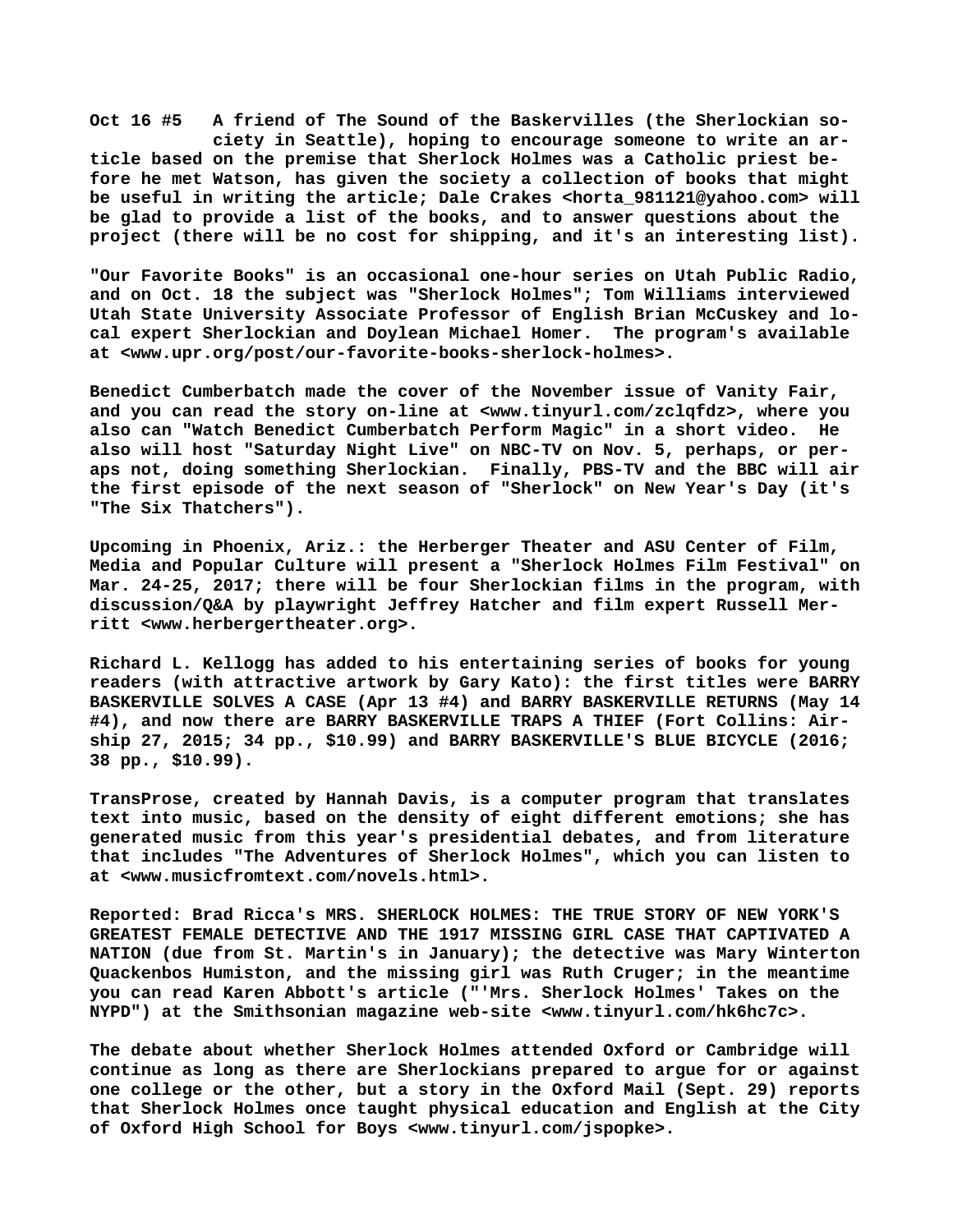**Oct 16 #5 A friend of The Sound of the Baskervilles (the Sherlockian society in Seattle), hoping to encourage someone to write an article based on the premise that Sherlock Holmes was a Catholic priest before he met Watson, has given the society a collection of books that might be useful in writing the article; Dale Crakes <horta_981121@yahoo.com> will be glad to provide a list of the books, and to answer questions about the project (there will be no cost for shipping, and it's an interesting list).**

**"Our Favorite Books" is an occasional one-hour series on Utah Public Radio, and on Oct. 18 the subject was "Sherlock Holmes"; Tom Williams interviewed Utah State University Associate Professor of English Brian McCuskey and local expert Sherlockian and Doylean Michael Homer. The program's available at <www.upr.org/post/our-favorite-books-sherlock-holmes>.**

**Benedict Cumberbatch made the cover of the November issue of Vanity Fair, and you can read the story on-line at <www.tinyurl.com/zclqfdz>, where you also can "Watch Benedict Cumberbatch Perform Magic" in a short video. He also will host "Saturday Night Live" on NBC-TV on Nov. 5, perhaps, or peraps not, doing something Sherlockian. Finally, PBS-TV and the BBC will air the first episode of the next season of "Sherlock" on New Year's Day (it's "The Six Thatchers").**

**Upcoming in Phoenix, Ariz.: the Herberger Theater and ASU Center of Film, Media and Popular Culture will present a "Sherlock Holmes Film Festival" on Mar. 24-25, 2017; there will be four Sherlockian films in the program, with discussion/Q&A by playwright Jeffrey Hatcher and film expert Russell Merritt <www.herbergertheater.org>.**

**Richard L. Kellogg has added to his entertaining series of books for young readers (with attractive artwork by Gary Kato): the first titles were BARRY BASKERVILLE SOLVES A CASE (Apr 13 #4) and BARRY BASKERVILLE RETURNS (May 14 #4), and now there are BARRY BASKERVILLE TRAPS A THIEF (Fort Collins: Airship 27, 2015; 34 pp., $10.99) and BARRY BASKERVILLE'S BLUE BICYCLE (2016; 38 pp., $10.99).**

**TransProse, created by Hannah Davis, is a computer program that translates text into music, based on the density of eight different emotions; she has generated music from this year's presidential debates, and from literature that includes "The Adventures of Sherlock Holmes", which you can listen to at <www.musicfromtext.com/novels.html>.**

**Reported: Brad Ricca's MRS. SHERLOCK HOLMES: THE TRUE STORY OF NEW YORK'S GREATEST FEMALE DETECTIVE AND THE 1917 MISSING GIRL CASE THAT CAPTIVATED A NATION (due from St. Martin's in January); the detective was Mary Winterton Quackenbos Humiston, and the missing girl was Ruth Cruger; in the meantime you can read Karen Abbott's article ("'Mrs. Sherlock Holmes' Takes on the NYPD") at the Smithsonian magazine web-site <www.tinyurl.com/hk6hc7c>.**

**The debate about whether Sherlock Holmes attended Oxford or Cambridge will continue as long as there are Sherlockians prepared to argue for or against one college or the other, but a story in the Oxford Mail (Sept. 29) reports that Sherlock Holmes once taught physical education and English at the City of Oxford High School for Boys <www.tinyurl.com/jspopke>.**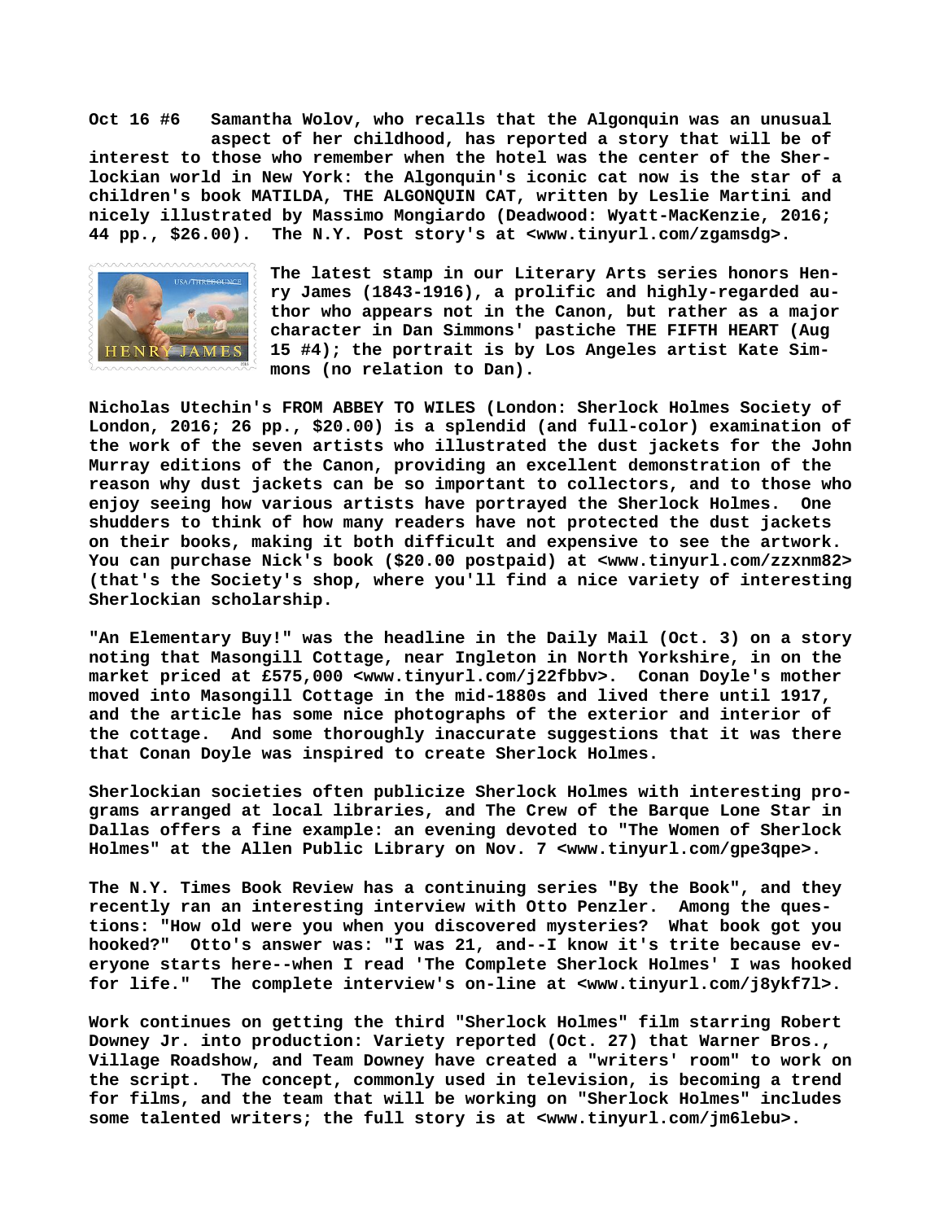**Oct 16 #6** Samantha Wolov, who recalls that the Algonquin was an unusual aspect of her childhood, has reported a story that will be of interest to those who remember when the hotel was the center of the Sherlockian world in New York: the Algonquin's iconic cat now is the star of a children's book MATILDA, THE ALGONQUIN CAT, written by Leslie Martini and nicely illustrated by Massimo Mongiardo (Deadwood: Wyatt-MacKenzie, 2016; 44 pp., $26.00). The N.Y. Post story's at <www.tinyurl.com/zgamsdg>.

The latest stamp in our Literary Arts series honors Henry James (1843-1916), a prolific and highly-regarded author who appears not in the Canon, but rather as a major character in Dan Simmons' pastiche THE FIFTH HEART (Aug 15 #4); the portrait is by Los Angeles artist Kate Simmons (no relation to Dan).

Nicholas Utechin's FROM ABBEY TO WILES (London: Sherlock Holmes Society of London, 2016; 26 pp., $20.00) is a splendid (and full-color) examination of the work of the seven artists who illustrated the dust jackets for the John Murray editions of the Canon, providing an excellent demonstration of the reason why dust jackets can be so important to collectors, and to those who enjoy seeing how various artists have portrayed the Sherlock Holmes. One shudders to think of how many readers have not protected the dust jackets on their books, making it both difficult and expensive to see the artwork. You can purchase Nick's book ($20.00 postpaid) at <www.tinyurl.com/zzxnm82> (that's the Society's shop, where you'll find a nice variety of interesting Sherlockian scholarship.

"An Elementary Buy!" was the headline in the Daily Mail (Oct. 3) on a story noting that Masongill Cottage, near Ingleton in North Yorkshire, in on the market priced at £575,000 <www.tinyurl.com/j22fbbv>. Conan Doyle's mother moved into Masongill Cottage in the mid-1880s and lived there until 1917, and the article has some nice photographs of the exterior and interior of the cottage. And some thoroughly inaccurate suggestions that it was there that Conan Doyle was inspired to create Sherlock Holmes.

Sherlockian societies often publicize Sherlock Holmes with interesting programs arranged at local libraries, and The Crew of the Barque Lone Star in Dallas offers a fine example: an evening devoted to "The Women of Sherlock Holmes" at the Allen Public Library on Nov. 7 <www.tinyurl.com/gpe3qpe>.

The N.Y. Times Book Review has a continuing series "By the Book", and they recently ran an interesting interview with Otto Penzler. Among the questions: "How old were you when you discovered mysteries? What book got you hooked?" Otto's answer was: "I was 21, and--I know it's trite because everyone starts here--when I read 'The Complete Sherlock Holmes' I was hooked for life." The complete interview's on-line at <www.tinyurl.com/j8ykf7l>.

Work continues on getting the third "Sherlock Holmes" film starring Robert Downey Jr. into production: Variety reported (Oct. 27) that Warner Bros., Village Roadshow, and Team Downey have created a "writers' room" to work on the script. The concept, commonly used in television, is becoming a trend for films, and the team that will be working on "Sherlock Holmes" includes some talented writers; the full story is at <www.tinyurl.com/jm6lebu>.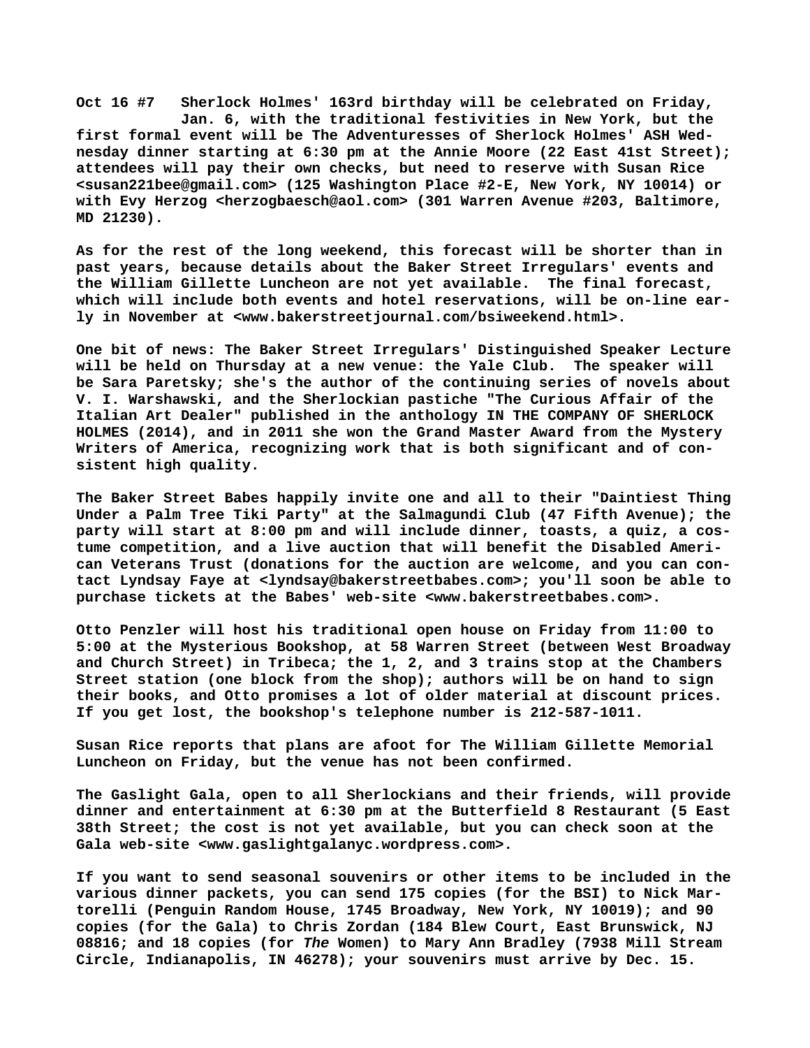**Oct 16 #7 Sherlock Holmes' 163rd birthday will be celebrated on Friday, Jan. 6, with the traditional festivities in New York, but the first formal event will be The Adventuresses of Sherlock Holmes' ASH Wednesday dinner starting at 6:30 pm at the Annie Moore (22 East 41st Street); attendees will pay their own checks, but need to reserve with Susan Rice <susan221bee@gmail.com> (125 Washington Place #2-E, New York, NY 10014) or with Evy Herzog <herzogbaesch@aol.com> (301 Warren Avenue #203, Baltimore, MD 21230).**

**As for the rest of the long weekend, this forecast will be shorter than in past years, because details about the Baker Street Irregulars' events and the William Gillette Luncheon are not yet available. The final forecast, which will include both events and hotel reservations, will be on-line early in November at <www.bakerstreetjournal.com/bsiweekend.html>.**

**One bit of news: The Baker Street Irregulars' Distinguished Speaker Lecture will be held on Thursday at a new venue: the Yale Club. The speaker will be Sara Paretsky; she's the author of the continuing series of novels about V. I. Warshawski, and the Sherlockian pastiche "The Curious Affair of the Italian Art Dealer" published in the anthology IN THE COMPANY OF SHERLOCK HOLMES (2014), and in 2011 she won the Grand Master Award from the Mystery Writers of America, recognizing work that is both significant and of consistent high quality.**

**The Baker Street Babes happily invite one and all to their "Daintiest Thing Under a Palm Tree Tiki Party" at the Salmagundi Club (47 Fifth Avenue); the party will start at 8:00 pm and will include dinner, toasts, a quiz, a costume competition, and a live auction that will benefit the Disabled American Veterans Trust (donations for the auction are welcome, and you can contact Lyndsay Faye at <lyndsay@bakerstreetbabes.com>; you'll soon be able to purchase tickets at the Babes' web-site <www.bakerstreetbabes.com>.**

**Otto Penzler will host his traditional open house on Friday from 11:00 to 5:00 at the Mysterious Bookshop, at 58 Warren Street (between West Broadway and Church Street) in Tribeca; the 1, 2, and 3 trains stop at the Chambers Street station (one block from the shop); authors will be on hand to sign their books, and Otto promises a lot of older material at discount prices. If you get lost, the bookshop's telephone number is 212-587-1011.**

**Susan Rice reports that plans are afoot for The William Gillette Memorial Luncheon on Friday, but the venue has not been confirmed.**

**The Gaslight Gala, open to all Sherlockians and their friends, will provide dinner and entertainment at 6:30 pm at the Butterfield 8 Restaurant (5 East 38th Street; the cost is not yet available, but you can check soon at the Gala web-site <www.gaslightgalanyc.wordpress.com>.**

**If you want to send seasonal souvenirs or other items to be included in the various dinner packets, you can send 175 copies (for the BSI) to Nick Martorelli (Penguin Random House, 1745 Broadway, New York, NY 10019); and 90 copies (for the Gala) to Chris Zordan (184 Blew Court, East Brunswick, NJ 08816; and 18 copies (for *The* Women) to Mary Ann Bradley (7938 Mill Stream Circle, Indianapolis, IN 46278); your souvenirs must arrive by Dec. 15.**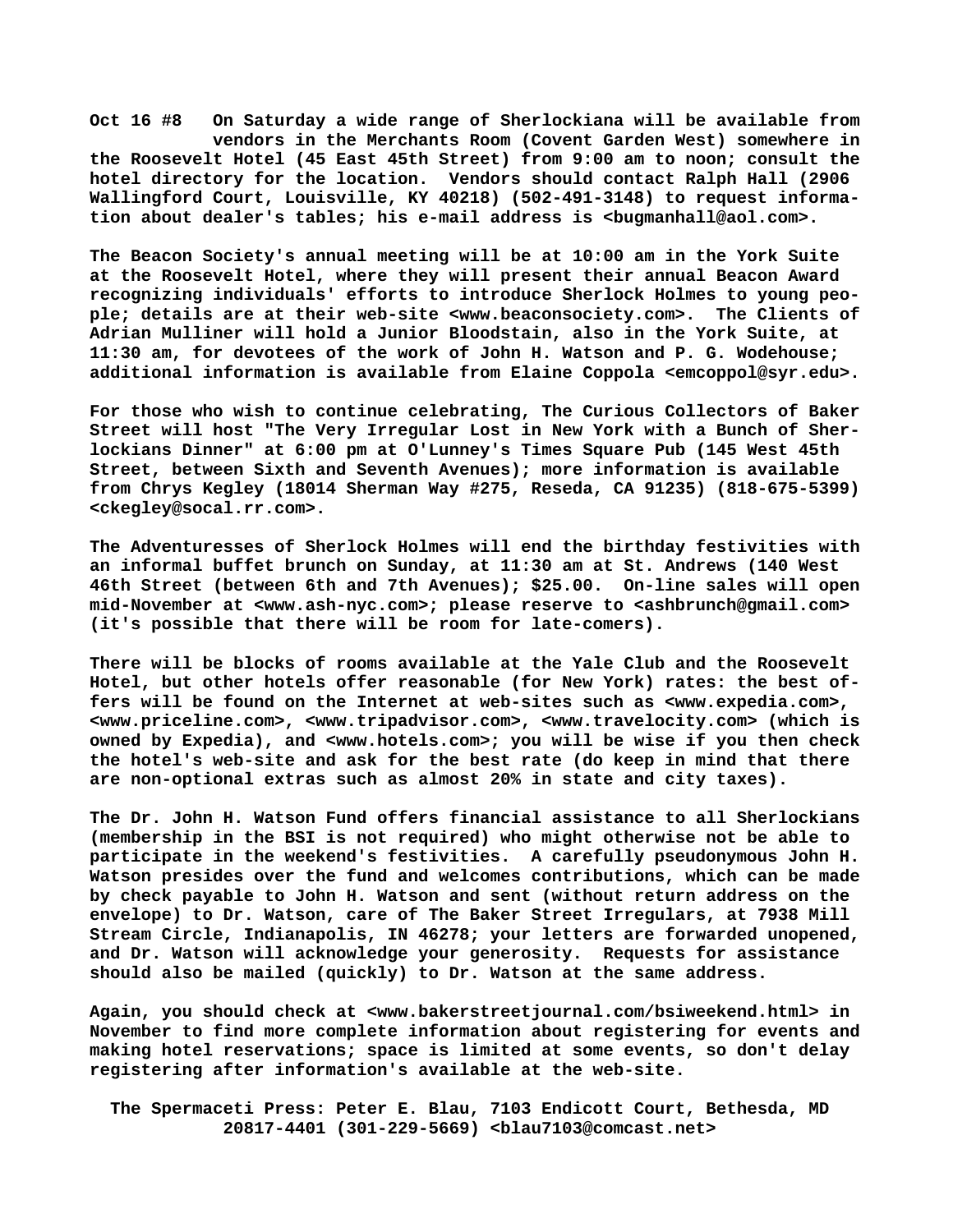**Oct 16 #8** On Saturday a wide range of Sherlockiana will be available from vendors in the Merchants Room (Covent Garden West) somewhere in the Roosevelt Hotel (45 East 45th Street) from 9:00 am to noon; consult the hotel directory for the location. Vendors should contact Ralph Hall (2906 Wallingford Court, Louisville, KY 40218) (502-491-3148) to request information about dealer's tables; his e-mail address is <bugmanhall@aol.com>.

The Beacon Society's annual meeting will be at 10:00 am in the York Suite at the Roosevelt Hotel, where they will present their annual Beacon Award recognizing individuals' efforts to introduce Sherlock Holmes to young people; details are at their web-site <www.beaconsociety.com>. The Clients of Adrian Mulliner will hold a Junior Bloodstain, also in the York Suite, at 11:30 am, for devotees of the work of John H. Watson and P. G. Wodehouse; additional information is available from Elaine Coppola <emcoppol@syr.edu>.

For those who wish to continue celebrating, The Curious Collectors of Baker Street will host "The Very Irregular Lost in New York with a Bunch of Sherlockians Dinner" at 6:00 pm at O'Lunney's Times Square Pub (145 West 45th Street, between Sixth and Seventh Avenues); more information is available from Chrys Kegley (18014 Sherman Way #275, Reseda, CA 91235) (818-675-5399) <ckegley@socal.rr.com>.

The Adventuresses of Sherlock Holmes will end the birthday festivities with an informal buffet brunch on Sunday, at 11:30 am at St. Andrews (140 West 46th Street (between 6th and 7th Avenues); $25.00. On-line sales will open mid-November at <www.ash-nyc.com>; please reserve to <ashbrunch@gmail.com> (it's possible that there will be room for late-comers).

There will be blocks of rooms available at the Yale Club and the Roosevelt Hotel, but other hotels offer reasonable (for New York) rates: the best offers will be found on the Internet at web-sites such as <www.expedia.com>, <www.priceline.com>, <www.tripadvisor.com>, <www.travelocity.com> (which is owned by Expedia), and <www.hotels.com>; you will be wise if you then check the hotel's web-site and ask for the best rate (do keep in mind that there are non-optional extras such as almost 20% in state and city taxes).

The Dr. John H. Watson Fund offers financial assistance to all Sherlockians (membership in the BSI is not required) who might otherwise not be able to participate in the weekend's festivities. A carefully pseudonymous John H. Watson presides over the fund and welcomes contributions, which can be made by check payable to John H. Watson and sent (without return address on the envelope) to Dr. Watson, care of The Baker Street Irregulars, at 7938 Mill Stream Circle, Indianapolis, IN 46278; your letters are forwarded unopened, and Dr. Watson will acknowledge your generosity. Requests for assistance should also be mailed (quickly) to Dr. Watson at the same address.

Again, you should check at <www.bakerstreetjournal.com/bsiweekend.html> in November to find more complete information about registering for events and making hotel reservations; space is limited at some events, so don't delay registering after information's available at the web-site.

The Spermaceti Press: Peter E. Blau, 7103 Endicott Court, Bethesda, MD 20817-4401 (301-229-5669) <blau7103@comcast.net>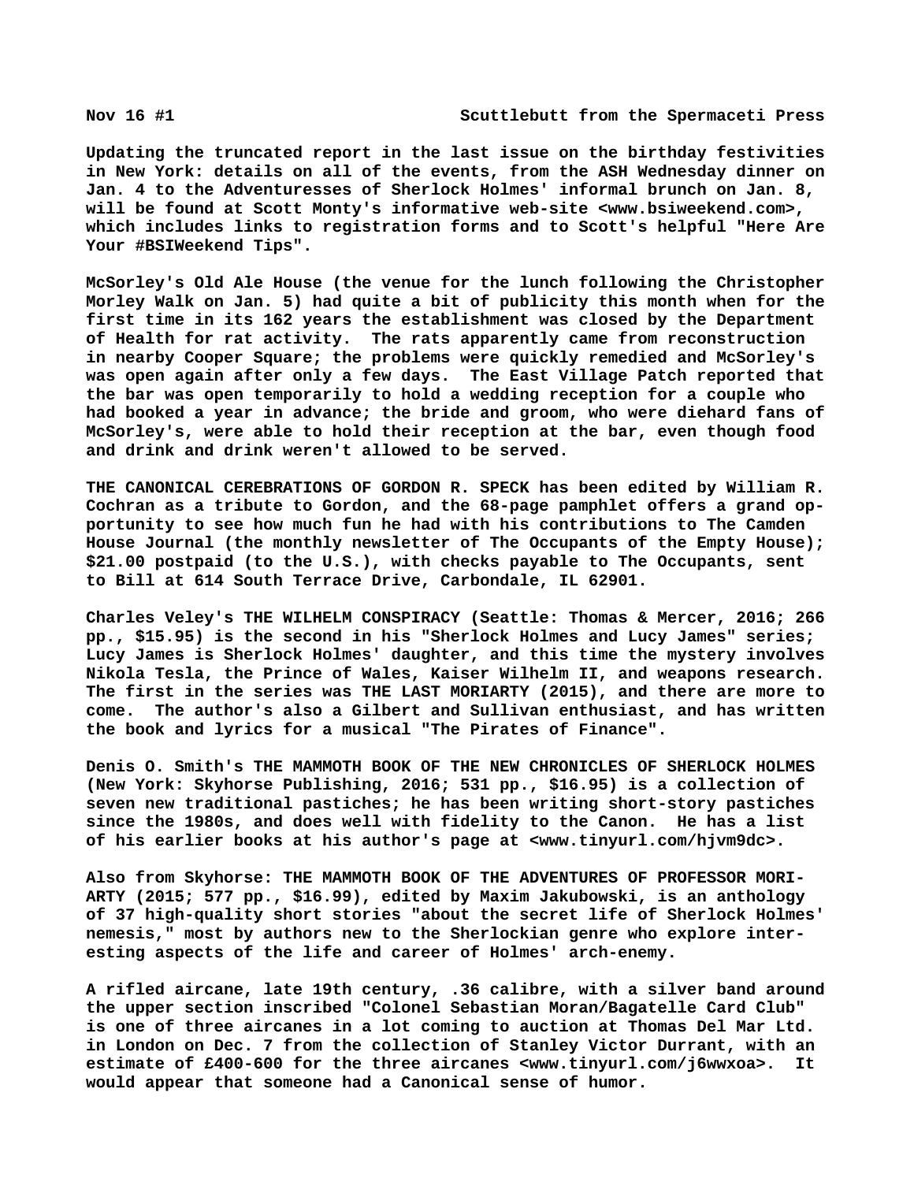Nov 16 #1 Scuttlebutt from the Spermaceti Press

Updating the truncated report in the last issue on the birthday festivities in New York: details on all of the events, from the ASH Wednesday dinner on Jan. 4 to the Adventuresses of Sherlock Holmes' informal brunch on Jan. 8, will be found at Scott Monty's informative web-site <www.bsiweekend.com>, which includes links to registration forms and to Scott's helpful "Here Are Your #BSIWeekend Tips".

McSorley's Old Ale House (the venue for the lunch following the Christopher Morley Walk on Jan. 5) had quite a bit of publicity this month when for the first time in its 162 years the establishment was closed by the Department of Health for rat activity. The rats apparently came from reconstruction in nearby Cooper Square; the problems were quickly remedied and McSorley's was open again after only a few days. The East Village Patch reported that the bar was open temporarily to hold a wedding reception for a couple who had booked a year in advance; the bride and groom, who were diehard fans of McSorley's, were able to hold their reception at the bar, even though food and drink and drink weren't allowed to be served.

THE CANONICAL CEREBRATIONS OF GORDON R. SPECK has been edited by William R. Cochran as a tribute to Gordon, and the 68-page pamphlet offers a grand opportunity to see how much fun he had with his contributions to The Camden House Journal (the monthly newsletter of The Occupants of the Empty House); $21.00 postpaid (to the U.S.), with checks payable to The Occupants, sent to Bill at 614 South Terrace Drive, Carbondale, IL 62901.

Charles Veley's THE WILHELM CONSPIRACY (Seattle: Thomas & Mercer, 2016; 266 pp., $15.95) is the second in his "Sherlock Holmes and Lucy James" series; Lucy James is Sherlock Holmes' daughter, and this time the mystery involves Nikola Tesla, the Prince of Wales, Kaiser Wilhelm II, and weapons research. The first in the series was THE LAST MORIARTY (2015), and there are more to come. The author's also a Gilbert and Sullivan enthusiast, and has written the book and lyrics for a musical "The Pirates of Finance".

Denis O. Smith's THE MAMMOTH BOOK OF THE NEW CHRONICLES OF SHERLOCK HOLMES (New York: Skyhorse Publishing, 2016; 531 pp., $16.95) is a collection of seven new traditional pastiches; he has been writing short-story pastiches since the 1980s, and does well with fidelity to the Canon. He has a list of his earlier books at his author's page at <www.tinyurl.com/hjvm9dc>.

Also from Skyhorse: THE MAMMOTH BOOK OF THE ADVENTURES OF PROFESSOR MORIARTY (2015; 577 pp., $16.99), edited by Maxim Jakubowski, is an anthology of 37 high-quality short stories "about the secret life of Sherlock Holmes' nemesis," most by authors new to the Sherlockian genre who explore interesting aspects of the life and career of Holmes' arch-enemy.

A rifled aircane, late 19th century, .36 calibre, with a silver band around the upper section inscribed "Colonel Sebastian Moran/Bagatelle Card Club" is one of three aircanes in a lot coming to auction at Thomas Del Mar Ltd. in London on Dec. 7 from the collection of Stanley Victor Durrant, with an estimate of £400-600 for the three aircanes <www.tinyurl.com/j6wwxoa>. It would appear that someone had a Canonical sense of humor.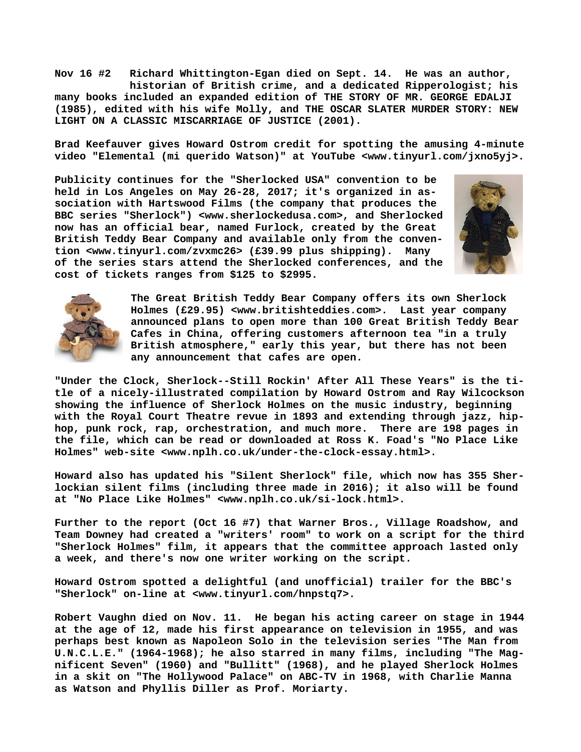**Nov 16 #2 Richard Whittington-Egan died on Sept. 14. He was an author, historian of British crime, and a dedicated Ripperologist; his many books included an expanded edition of THE STORY OF MR. GEORGE EDALJI (1985), edited with his wife Molly, and THE OSCAR SLATER MURDER STORY: NEW LIGHT ON A CLASSIC MISCARRIAGE OF JUSTICE (2001).**

**Brad Keefauver gives Howard Ostrom credit for spotting the amusing 4-minute video "Elemental (mi querido Watson)" at YouTube <www.tinyurl.com/jxno5yj>.**

**Publicity continues for the "Sherlocked USA" convention to be held in Los Angeles on May 26-28, 2017; it's organized in association with Hartswood Films (the company that produces the BBC series "Sherlock") <www.sherlockedusa.com>, and Sherlocked now has an official bear, named Furlock, created by the Great British Teddy Bear Company and available only from the convention <www.tinyurl.com/zvxmc26> (£39.99 plus shipping). Many of the series stars attend the Sherlocked conferences, and the cost of tickets ranges from $125 to $2995.**

**The Great British Teddy Bear Company offers its own Sherlock Holmes (£29.95) <www.britishteddies.com>. Last year company announced plans to open more than 100 Great British Teddy Bear Cafes in China, offering customers afternoon tea "in a truly British atmosphere," early this year, but there has not been any announcement that cafes are open.**

**"Under the Clock, Sherlock--Still Rockin' After All These Years" is the title of a nicely-illustrated compilation by Howard Ostrom and Ray Wilcockson showing the influence of Sherlock Holmes on the music industry, beginning with the Royal Court Theatre revue in 1893 and extending through jazz, hip-hop, punk rock, rap, orchestration, and much more. There are 198 pages in the file, which can be read or downloaded at Ross K. Foad's "No Place Like Holmes" web-site <www.nplh.co.uk/under-the-clock-essay.html>.**

**Howard also has updated his "Silent Sherlock" file, which now has 355 Sherlockian silent films (including three made in 2016); it also will be found at "No Place Like Holmes" <www.nplh.co.uk/si-lock.html>.**

**Further to the report (Oct 16 #7) that Warner Bros., Village Roadshow, and Team Downey had created a "writers' room" to work on a script for the third "Sherlock Holmes" film, it appears that the committee approach lasted only a week, and there's now one writer working on the script.**

**Howard Ostrom spotted a delightful (and unofficial) trailer for the BBC's "Sherlock" on-line at <www.tinyurl.com/hnpstq7>.**

**Robert Vaughn died on Nov. 11. He began his acting career on stage in 1944 at the age of 12, made his first appearance on television in 1955, and was perhaps best known as Napoleon Solo in the television series "The Man from U.N.C.L.E." (1964-1968); he also starred in many films, including "The Magnificent Seven" (1960) and "Bullitt" (1968), and he played Sherlock Holmes in a skit on "The Hollywood Palace" on ABC-TV in 1968, with Charlie Manna as Watson and Phyllis Diller as Prof. Moriarty.**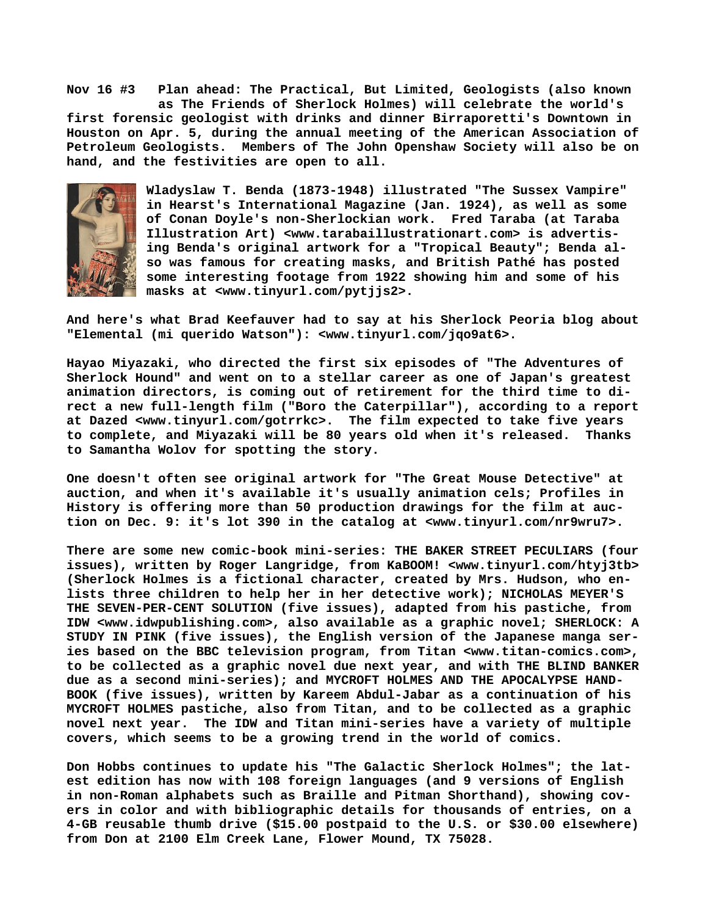**Nov 16 #3 Plan ahead: The Practical, But Limited, Geologists (also known as The Friends of Sherlock Holmes) will celebrate the world's first forensic geologist with drinks and dinner Birraporetti's Downtown in Houston on Apr. 5, during the annual meeting of the American Association of Petroleum Geologists. Members of The John Openshaw Society will also be on hand, and the festivities are open to all.**

**Wladyslaw T. Benda (1873-1948) illustrated "The Sussex Vampire" in Hearst's International Magazine (Jan. 1924), as well as some of Conan Doyle's non-Sherlockian work. Fred Taraba (at Taraba Illustration Art) <www.tarabaillustrationart.com> is advertising Benda's original artwork for a "Tropical Beauty"; Benda also was famous for creating masks, and British Pathé has posted some interesting footage from 1922 showing him and some of his masks at <www.tinyurl.com/pytjjs2>.**

**And here's what Brad Keefauver had to say at his Sherlock Peoria blog about "Elemental (mi querido Watson"): <www.tinyurl.com/jqo9at6>.**

**Hayao Miyazaki, who directed the first six episodes of "The Adventures of Sherlock Hound" and went on to a stellar career as one of Japan's greatest animation directors, is coming out of retirement for the third time to direct a new full-length film ("Boro the Caterpillar"), according to a report at Dazed <www.tinyurl.com/gotrrkc>. The film expected to take five years to complete, and Miyazaki will be 80 years old when it's released. Thanks to Samantha Wolov for spotting the story.**

**One doesn't often see original artwork for "The Great Mouse Detective" at auction, and when it's available it's usually animation cels; Profiles in History is offering more than 50 production drawings for the film at auction on Dec. 9: it's lot 390 in the catalog at <www.tinyurl.com/nr9wru7>.**

**There are some new comic-book mini-series: THE BAKER STREET PECULIARS (four issues), written by Roger Langridge, from KaBOOM! <www.tinyurl.com/htyj3tb> (Sherlock Holmes is a fictional character, created by Mrs. Hudson, who enlists three children to help her in her detective work); NICHOLAS MEYER'S THE SEVEN-PER-CENT SOLUTION (five issues), adapted from his pastiche, from IDW <www.idwpublishing.com>, also available as a graphic novel; SHERLOCK: A STUDY IN PINK (five issues), the English version of the Japanese manga series based on the BBC television program, from Titan <www.titan-comics.com>, to be collected as a graphic novel due next year, and with THE BLIND BANKER due as a second mini-series); and MYCROFT HOLMES AND THE APOCALYPSE HANDBOOK (five issues), written by Kareem Abdul-Jabar as a continuation of his MYCROFT HOLMES pastiche, also from Titan, and to be collected as a graphic novel next year. The IDW and Titan mini-series have a variety of multiple covers, which seems to be a growing trend in the world of comics.**

**Don Hobbs continues to update his "The Galactic Sherlock Holmes"; the latest edition has now with 108 foreign languages (and 9 versions of English in non-Roman alphabets such as Braille and Pitman Shorthand), showing covers in color and with bibliographic details for thousands of entries, on a 4-GB reusable thumb drive ($15.00 postpaid to the U.S. or $30.00 elsewhere) from Don at 2100 Elm Creek Lane, Flower Mound, TX 75028.**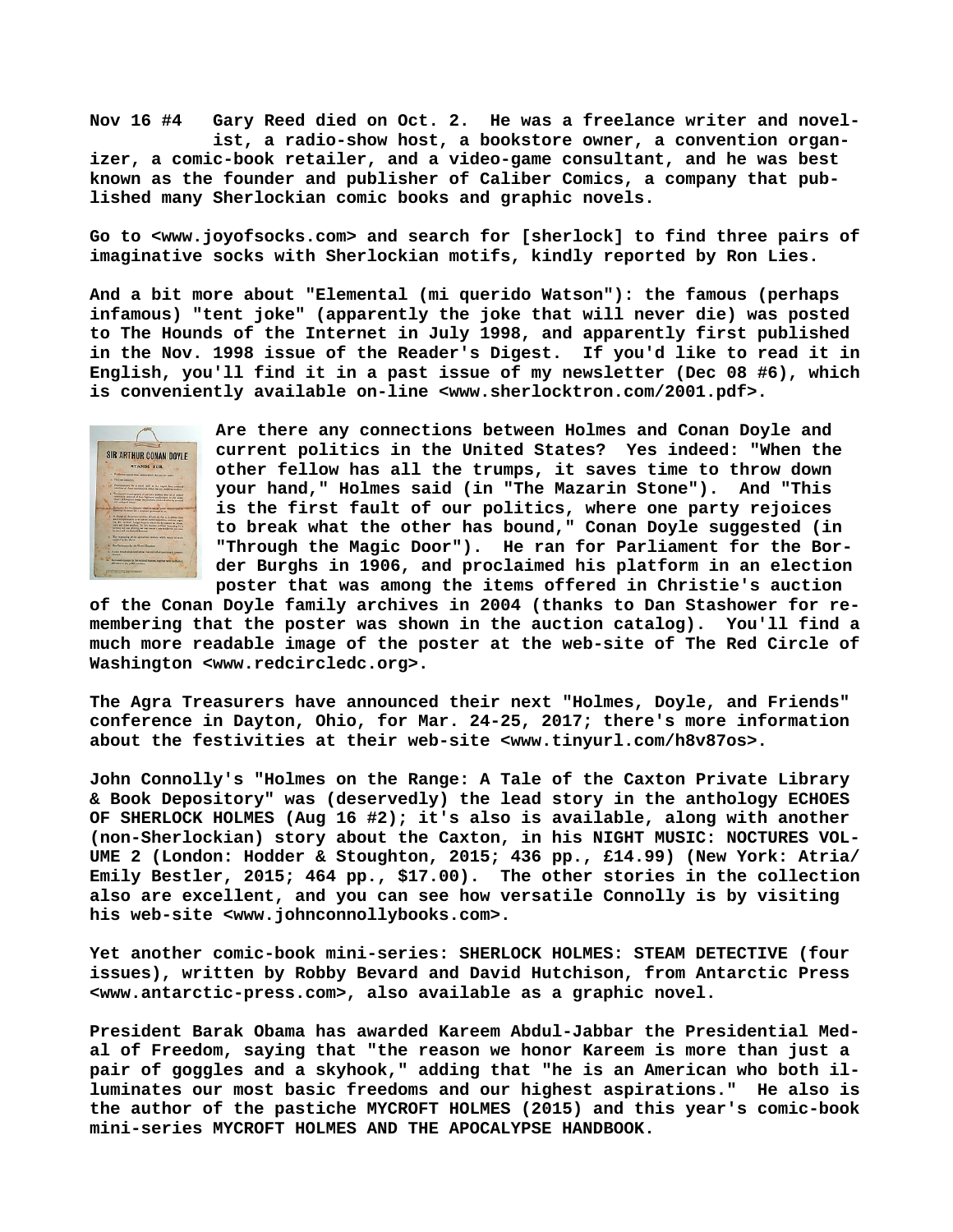**Nov 16 #4 Gary Reed died on Oct. 2. He was a freelance writer and novelist, a radio-show host, a bookstore owner, a convention organizer, a comic-book retailer, and a video-game consultant, and he was best known as the founder and publisher of Caliber Comics, a company that published many Sherlockian comic books and graphic novels.**

**Go to <www.joyofsocks.com> and search for [sherlock] to find three pairs of imaginative socks with Sherlockian motifs, kindly reported by Ron Lies.**

**And a bit more about "Elemental (mi querido Watson"): the famous (perhaps infamous) "tent joke" (apparently the joke that will never die) was posted to The Hounds of the Internet in July 1998, and apparently first published in the Nov. 1998 issue of the Reader's Digest. If you'd like to read it in English, you'll find it in a past issue of my newsletter (Dec 08 #6), which is conveniently available on-line <www.sherlocktron.com/2001.pdf>.**

**Are there any connections between Holmes and Conan Doyle and current politics in the United States? Yes indeed: "When the other fellow has all the trumps, it saves time to throw down your hand," Holmes said (in "The Mazarin Stone"). And "This is the first fault of our politics, where one party rejoices to break what the other has bound," Conan Doyle suggested (in "Through the Magic Door"). He ran for Parliament for the Border Burghs in 1906, and proclaimed his platform in an election poster that was among the items offered in Christie's auction of the Conan Doyle family archives in 2004 (thanks to Dan Stashower for remembering that the poster was shown in the auction catalog). You'll find a much more readable image of the poster at the web-site of The Red Circle of Washington <www.redcircledc.org>.**

**The Agra Treasurers have announced their next "Holmes, Doyle, and Friends" conference in Dayton, Ohio, for Mar. 24-25, 2017; there's more information about the festivities at their web-site <www.tinyurl.com/h8v87os>.**

**John Connolly's "Holmes on the Range: A Tale of the Caxton Private Library & Book Depository" was (deservedly) the lead story in the anthology ECHOES OF SHERLOCK HOLMES (Aug 16 #2); it's also is available, along with another (non-Sherlockian) story about the Caxton, in his NIGHT MUSIC: NOCTURES VOLUME 2 (London: Hodder & Stoughton, 2015; 436 pp., £14.99) (New York: Atria/ Emily Bestler, 2015; 464 pp., $17.00). The other stories in the collection also are excellent, and you can see how versatile Connolly is by visiting his web-site <www.johnconnollybooks.com>.**

**Yet another comic-book mini-series: SHERLOCK HOLMES: STEAM DETECTIVE (four issues), written by Robby Bevard and David Hutchison, from Antarctic Press <www.antarctic-press.com>, also available as a graphic novel.**

**President Barak Obama has awarded Kareem Abdul-Jabbar the Presidential Medal of Freedom, saying that "the reason we honor Kareem is more than just a pair of goggles and a skyhook," adding that "he is an American who both illuminates our most basic freedoms and our highest aspirations." He also is the author of the pastiche MYCROFT HOLMES (2015) and this year's comic-book mini-series MYCROFT HOLMES AND THE APOCALYPSE HANDBOOK.**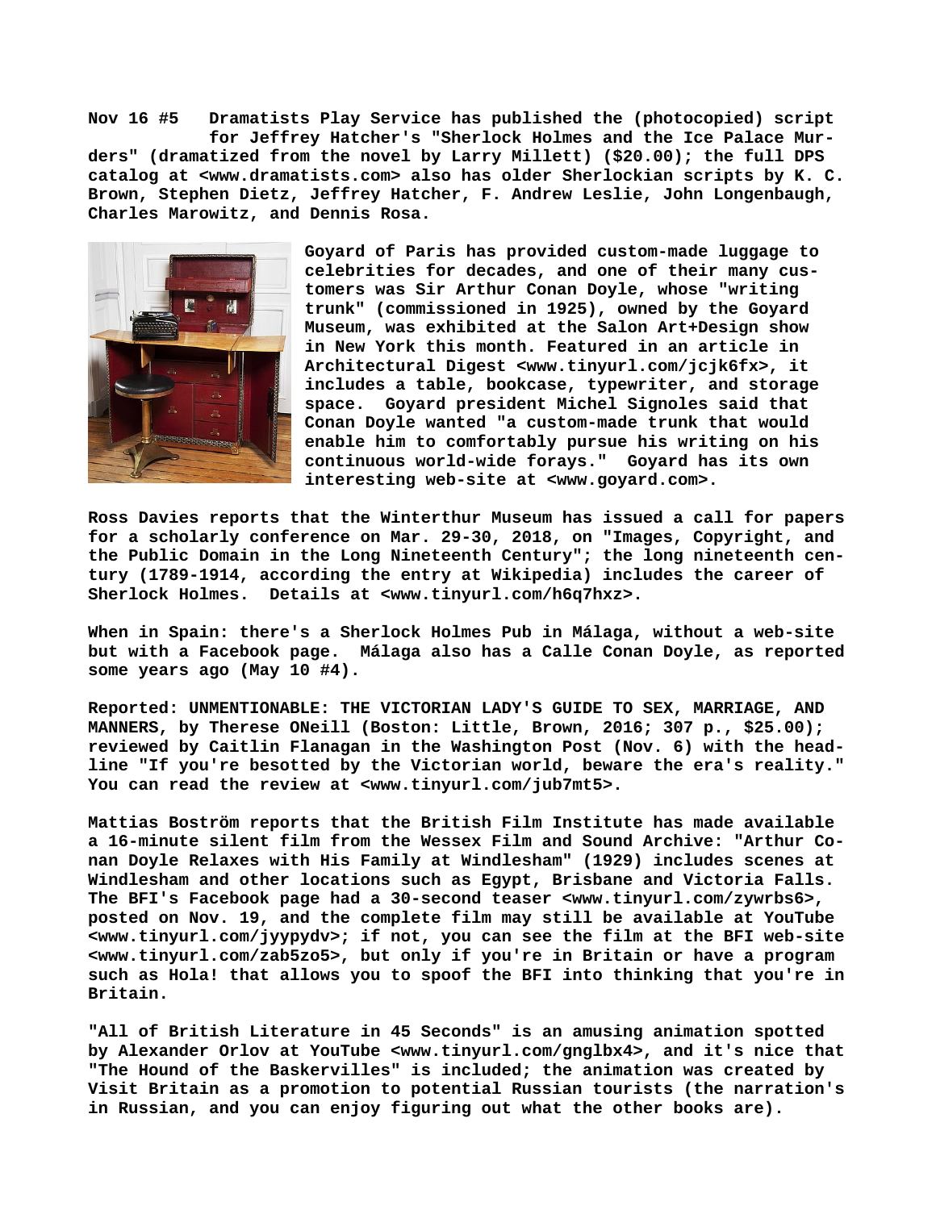**Nov 16 #5 Dramatists Play Service has published the (photocopied) script for Jeffrey Hatcher's "Sherlock Holmes and the Ice Palace Murders" (dramatized from the novel by Larry Millett) ($20.00); the full DPS catalog at <www.dramatists.com> also has older Sherlockian scripts by K. C. Brown, Stephen Dietz, Jeffrey Hatcher, F. Andrew Leslie, John Longenbaugh, Charles Marowitz, and Dennis Rosa.**

**Goyard of Paris has provided custom-made luggage to celebrities for decades, and one of their many customers was Sir Arthur Conan Doyle, whose "writing trunk" (commissioned in 1925), owned by the Goyard Museum, was exhibited at the Salon Art+Design show in New York this month. Featured in an article in Architectural Digest <www.tinyurl.com/jcjk6fx>, it includes a table, bookcase, typewriter, and storage space. Goyard president Michel Signoles said that Conan Doyle wanted "a custom-made trunk that would enable him to comfortably pursue his writing on his continuous world-wide forays." Goyard has its own interesting web-site at <www.goyard.com>.**

**Ross Davies reports that the Winterthur Museum has issued a call for papers for a scholarly conference on Mar. 29-30, 2018, on "Images, Copyright, and the Public Domain in the Long Nineteenth Century"; the long nineteenth century (1789-1914, according the entry at Wikipedia) includes the career of Sherlock Holmes. Details at <www.tinyurl.com/h6q7hxz>.**

**When in Spain: there's a Sherlock Holmes Pub in Málaga, without a web-site but with a Facebook page. Málaga also has a Calle Conan Doyle, as reported some years ago (May 10 #4).**

**Reported: UNMENTIONABLE: THE VICTORIAN LADY'S GUIDE TO SEX, MARRIAGE, AND MANNERS, by Therese ONeill (Boston: Little, Brown, 2016; 307 p., $25.00); reviewed by Caitlin Flanagan in the Washington Post (Nov. 6) with the headline "If you're besotted by the Victorian world, beware the era's reality." You can read the review at <www.tinyurl.com/jub7mt5>.**

**Mattias Boström reports that the British Film Institute has made available a 16-minute silent film from the Wessex Film and Sound Archive: "Arthur Conan Doyle Relaxes with His Family at Windlesham" (1929) includes scenes at Windlesham and other locations such as Egypt, Brisbane and Victoria Falls. The BFI's Facebook page had a 30-second teaser <www.tinyurl.com/zywrbs6>, posted on Nov. 19, and the complete film may still be available at YouTube <www.tinyurl.com/jyypydv>; if not, you can see the film at the BFI web-site <www.tinyurl.com/zab5zo5>, but only if you're in Britain or have a program such as Hola! that allows you to spoof the BFI into thinking that you're in Britain.**

**"All of British Literature in 45 Seconds" is an amusing animation spotted by Alexander Orlov at YouTube <www.tinyurl.com/gnglbx4>, and it's nice that "The Hound of the Baskervilles" is included; the animation was created by Visit Britain as a promotion to potential Russian tourists (the narration's in Russian, and you can enjoy figuring out what the other books are).**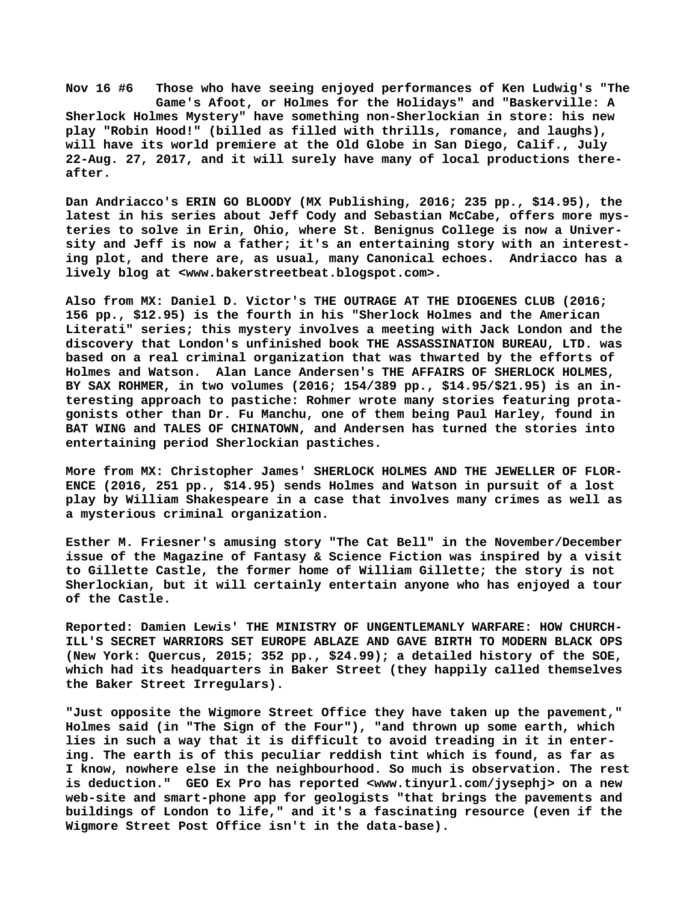**Nov 16 #6 Those who have seeing enjoyed performances of Ken Ludwig's "The Game's Afoot, or Holmes for the Holidays" and "Baskerville: A Sherlock Holmes Mystery" have something non-Sherlockian in store: his new play "Robin Hood!" (billed as filled with thrills, romance, and laughs), will have its world premiere at the Old Globe in San Diego, Calif., July 22-Aug. 27, 2017, and it will surely have many of local productions thereafter.**

**Dan Andriacco's ERIN GO BLOODY (MX Publishing, 2016; 235 pp., $14.95), the latest in his series about Jeff Cody and Sebastian McCabe, offers more mysteries to solve in Erin, Ohio, where St. Benignus College is now a University and Jeff is now a father; it's an entertaining story with an interesting plot, and there are, as usual, many Canonical echoes. Andriacco has a lively blog at <www.bakerstreetbeat.blogspot.com>.**

**Also from MX: Daniel D. Victor's THE OUTRAGE AT THE DIOGENES CLUB (2016; 156 pp., $12.95) is the fourth in his "Sherlock Holmes and the American Literati" series; this mystery involves a meeting with Jack London and the discovery that London's unfinished book THE ASSASSINATION BUREAU, LTD. was based on a real criminal organization that was thwarted by the efforts of Holmes and Watson. Alan Lance Andersen's THE AFFAIRS OF SHERLOCK HOLMES, BY SAX ROHMER, in two volumes (2016; 154/389 pp., $14.95/$21.95) is an interesting approach to pastiche: Rohmer wrote many stories featuring protagonists other than Dr. Fu Manchu, one of them being Paul Harley, found in BAT WING and TALES OF CHINATOWN, and Andersen has turned the stories into entertaining period Sherlockian pastiches.**

**More from MX: Christopher James' SHERLOCK HOLMES AND THE JEWELLER OF FLORENCE (2016, 251 pp., $14.95) sends Holmes and Watson in pursuit of a lost play by William Shakespeare in a case that involves many crimes as well as a mysterious criminal organization.**

**Esther M. Friesner's amusing story "The Cat Bell" in the November/December issue of the Magazine of Fantasy & Science Fiction was inspired by a visit to Gillette Castle, the former home of William Gillette; the story is not Sherlockian, but it will certainly entertain anyone who has enjoyed a tour of the Castle.**

**Reported: Damien Lewis' THE MINISTRY OF UNGENTLEMANLY WARFARE: HOW CHURCHILL'S SECRET WARRIORS SET EUROPE ABLAZE AND GAVE BIRTH TO MODERN BLACK OPS (New York: Quercus, 2015; 352 pp., $24.99); a detailed history of the SOE, which had its headquarters in Baker Street (they happily called themselves the Baker Street Irregulars).**

**"Just opposite the Wigmore Street Office they have taken up the pavement," Holmes said (in "The Sign of the Four"), "and thrown up some earth, which lies in such a way that it is difficult to avoid treading in it in entering. The earth is of this peculiar reddish tint which is found, as far as I know, nowhere else in the neighbourhood. So much is observation. The rest is deduction." GEO Ex Pro has reported <www.tinyurl.com/jysephj> on a new web-site and smart-phone app for geologists "that brings the pavements and buildings of London to life," and it's a fascinating resource (even if the Wigmore Street Post Office isn't in the data-base).**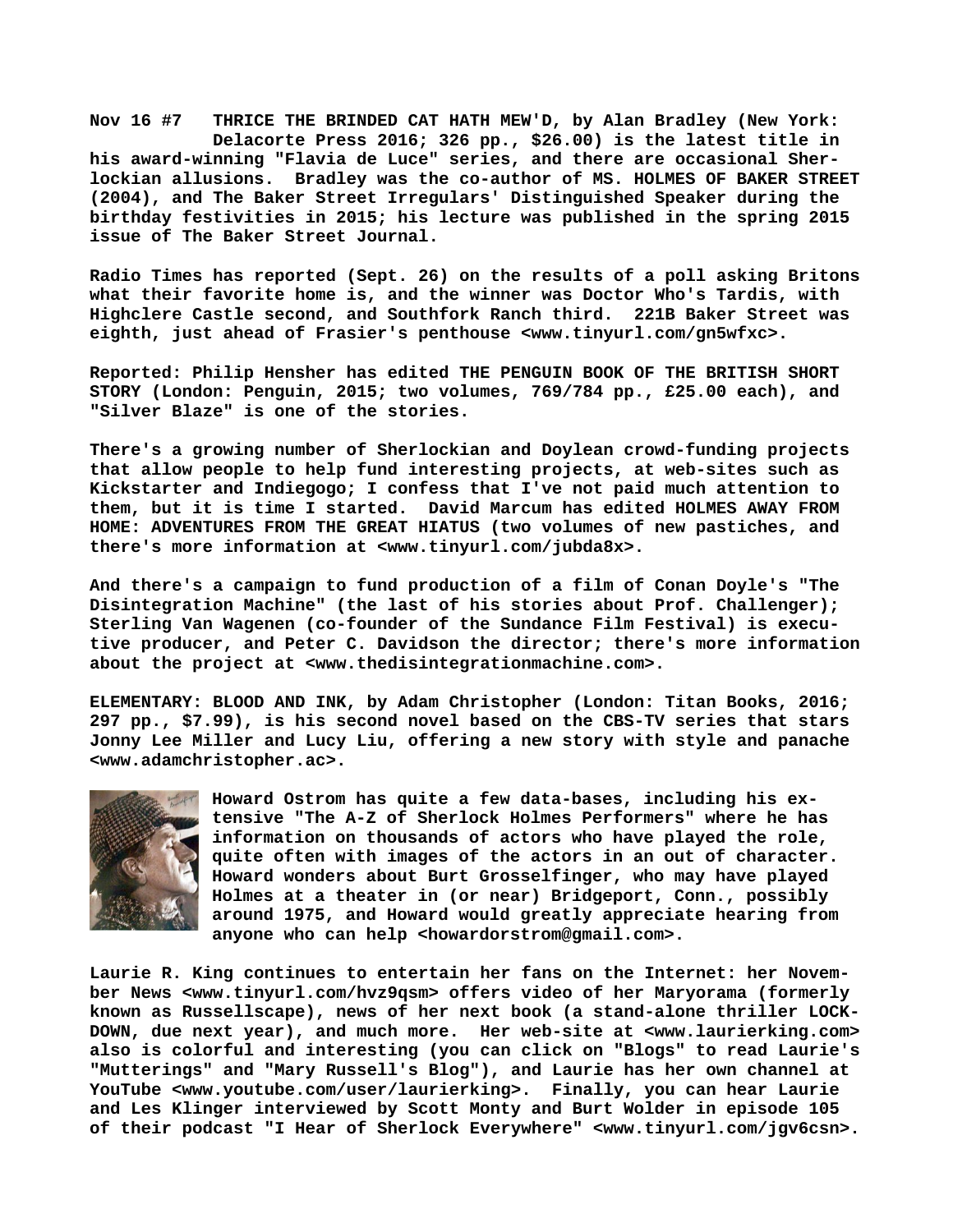**Nov 16 #7 THRICE THE BRINDED CAT HATH MEW'D, by Alan Bradley (New York: Delacorte Press 2016; 326 pp., $26.00) is the latest title in his award-winning "Flavia de Luce" series, and there are occasional Sherlockian allusions. Bradley was the co-author of MS. HOLMES OF BAKER STREET (2004), and The Baker Street Irregulars' Distinguished Speaker during the birthday festivities in 2015; his lecture was published in the spring 2015 issue of The Baker Street Journal.**

**Radio Times has reported (Sept. 26) on the results of a poll asking Britons what their favorite home is, and the winner was Doctor Who's Tardis, with Highclere Castle second, and Southfork Ranch third. 221B Baker Street was eighth, just ahead of Frasier's penthouse <www.tinyurl.com/gn5wfxc>.**

**Reported: Philip Hensher has edited THE PENGUIN BOOK OF THE BRITISH SHORT STORY (London: Penguin, 2015; two volumes, 769/784 pp., £25.00 each), and "Silver Blaze" is one of the stories.**

**There's a growing number of Sherlockian and Doylean crowd-funding projects that allow people to help fund interesting projects, at web-sites such as Kickstarter and Indiegogo; I confess that I've not paid much attention to them, but it is time I started. David Marcum has edited HOLMES AWAY FROM HOME: ADVENTURES FROM THE GREAT HIATUS (two volumes of new pastiches, and there's more information at <www.tinyurl.com/jubda8x>.**

**And there's a campaign to fund production of a film of Conan Doyle's "The Disintegration Machine" (the last of his stories about Prof. Challenger); Sterling Van Wagenen (co-founder of the Sundance Film Festival) is executive producer, and Peter C. Davidson the director; there's more information about the project at <www.thedisintegrationmachine.com>.**

**ELEMENTARY: BLOOD AND INK, by Adam Christopher (London: Titan Books, 2016; 297 pp., $7.99), is his second novel based on the CBS-TV series that stars Jonny Lee Miller and Lucy Liu, offering a new story with style and panache <www.adamchristopher.ac>.**

**Howard Ostrom has quite a few data-bases, including his extensive "The A-Z of Sherlock Holmes Performers" where he has information on thousands of actors who have played the role, quite often with images of the actors in an out of character. Howard wonders about Burt Grosselfinger, who may have played Holmes at a theater in (or near) Bridgeport, Conn., possibly around 1975, and Howard would greatly appreciate hearing from anyone who can help <howardorstrom@gmail.com>.**

**Laurie R. King continues to entertain her fans on the Internet: her November News <www.tinyurl.com/hvz9qsm> offers video of her Maryorama (formerly known as Russellscape), news of her next book (a stand-alone thriller LOCKDOWN, due next year), and much more. Her web-site at <www.laurierking.com> also is colorful and interesting (you can click on "Blogs" to read Laurie's "Mutterings" and "Mary Russell's Blog"), and Laurie has her own channel at YouTube <www.youtube.com/user/laurierking>. Finally, you can hear Laurie and Les Klinger interviewed by Scott Monty and Burt Wolder in episode 105 of their podcast "I Hear of Sherlock Everywhere" <www.tinyurl.com/jgv6csn>.**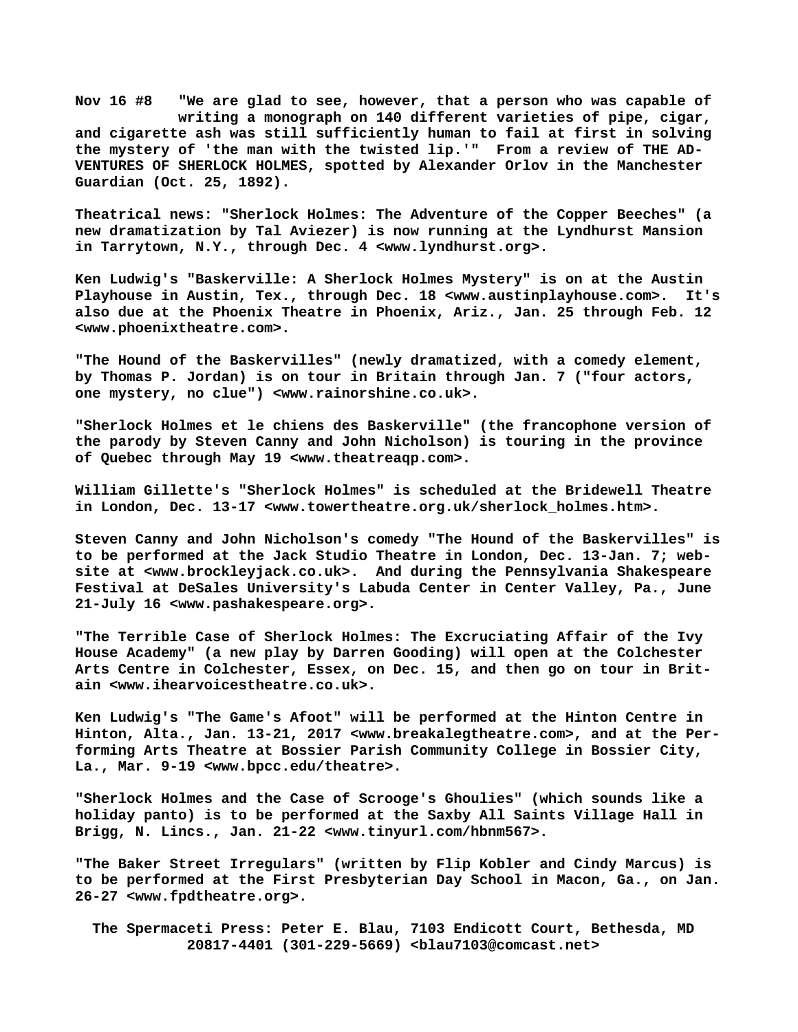**Nov 16 #8 "We are glad to see, however, that a person who was capable of writing a monograph on 140 different varieties of pipe, cigar, and cigarette ash was still sufficiently human to fail at first in solving the mystery of 'the man with the twisted lip.'" From a review of THE ADVENTURES OF SHERLOCK HOLMES, spotted by Alexander Orlov in the Manchester Guardian (Oct. 25, 1892).**

**Theatrical news: "Sherlock Holmes: The Adventure of the Copper Beeches" (a new dramatization by Tal Aviezer) is now running at the Lyndhurst Mansion in Tarrytown, N.Y., through Dec. 4 <www.lyndhurst.org>.**

**Ken Ludwig's "Baskerville: A Sherlock Holmes Mystery" is on at the Austin Playhouse in Austin, Tex., through Dec. 18 <www.austinplayhouse.com>. It's also due at the Phoenix Theatre in Phoenix, Ariz., Jan. 25 through Feb. 12 <www.phoenixtheatre.com>.**

**"The Hound of the Baskervilles" (newly dramatized, with a comedy element, by Thomas P. Jordan) is on tour in Britain through Jan. 7 ("four actors, one mystery, no clue") <www.rainorshine.co.uk>.**

**"Sherlock Holmes et le chiens des Baskerville" (the francophone version of the parody by Steven Canny and John Nicholson) is touring in the province of Quebec through May 19 <www.theatreaqp.com>.**

**William Gillette's "Sherlock Holmes" is scheduled at the Bridewell Theatre in London, Dec. 13-17 <www.towertheatre.org.uk/sherlock_holmes.htm>.**

**Steven Canny and John Nicholson's comedy "The Hound of the Baskervilles" is to be performed at the Jack Studio Theatre in London, Dec. 13-Jan. 7; website at <www.brockleyjack.co.uk>. And during the Pennsylvania Shakespeare Festival at DeSales University's Labuda Center in Center Valley, Pa., June 21-July 16 <www.pashakespeare.org>.**

**"The Terrible Case of Sherlock Holmes: The Excruciating Affair of the Ivy House Academy" (a new play by Darren Gooding) will open at the Colchester Arts Centre in Colchester, Essex, on Dec. 15, and then go on tour in Britain <www.ihearvoicestheatre.co.uk>.**

**Ken Ludwig's "The Game's Afoot" will be performed at the Hinton Centre in Hinton, Alta., Jan. 13-21, 2017 <www.breakalegtheatre.com>, and at the Performing Arts Theatre at Bossier Parish Community College in Bossier City, La., Mar. 9-19 <www.bpcc.edu/theatre>.**

**"Sherlock Holmes and the Case of Scrooge's Ghoulies" (which sounds like a holiday panto) is to be performed at the Saxby All Saints Village Hall in Brigg, N. Lincs., Jan. 21-22 <www.tinyurl.com/hbnm567>.**

**"The Baker Street Irregulars" (written by Flip Kobler and Cindy Marcus) is to be performed at the First Presbyterian Day School in Macon, Ga., on Jan. 26-27 <www.fpdtheatre.org>.**

**The Spermaceti Press: Peter E. Blau, 7103 Endicott Court, Bethesda, MD 20817-4401 (301-229-5669) <blau7103@comcast.net>**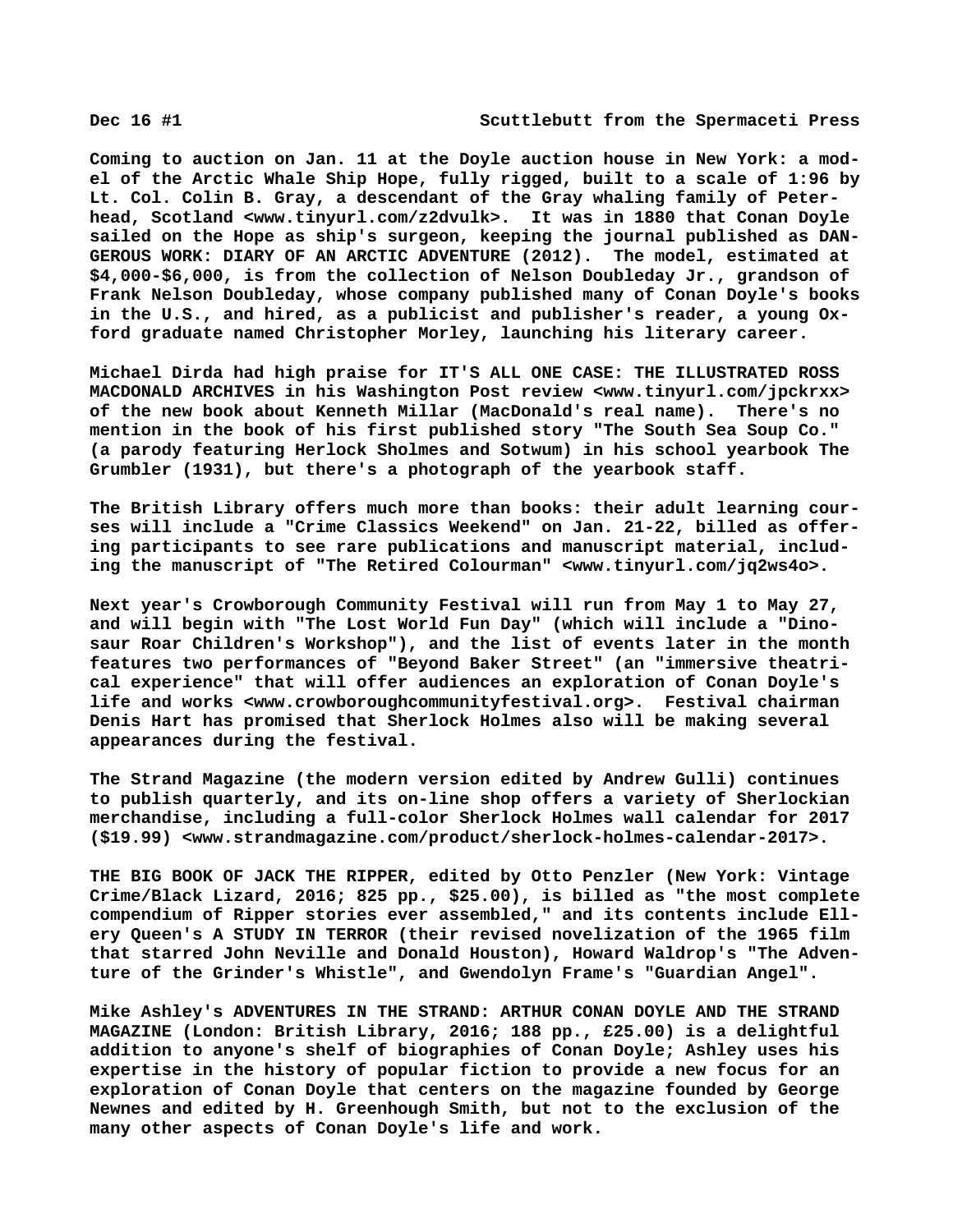**Coming to auction on Jan. 11 at the Doyle auction house in New York: a model of the Arctic Whale Ship Hope, fully rigged, built to a scale of 1:96 by Lt. Col. Colin B. Gray, a descendant of the Gray whaling family of Peterhead, Scotland <www.tinyurl.com/z2dvulk>. It was in 1880 that Conan Doyle sailed on the Hope as ship's surgeon, keeping the journal published as DANGEROUS WORK: DIARY OF AN ARCTIC ADVENTURE (2012). The model, estimated at $4,000-$6,000, is from the collection of Nelson Doubleday Jr., grandson of Frank Nelson Doubleday, whose company published many of Conan Doyle's books in the U.S., and hired, as a publicist and publisher's reader, a young Oxford graduate named Christopher Morley, launching his literary career.**

**Michael Dirda had high praise for IT'S ALL ONE CASE: THE ILLUSTRATED ROSS MACDONALD ARCHIVES in his Washington Post review <www.tinyurl.com/jpckrxx> of the new book about Kenneth Millar (MacDonald's real name). There's no mention in the book of his first published story "The South Sea Soup Co." (a parody featuring Herlock Sholmes and Sotwum) in his school yearbook The Grumbler (1931), but there's a photograph of the yearbook staff.**

**The British Library offers much more than books: their adult learning courses will include a "Crime Classics Weekend" on Jan. 21-22, billed as offering participants to see rare publications and manuscript material, including the manuscript of "The Retired Colourman" <www.tinyurl.com/jq2ws4o>.**

**Next year's Crowborough Community Festival will run from May 1 to May 27, and will begin with "The Lost World Fun Day" (which will include a "Dinosaur Roar Children's Workshop"), and the list of events later in the month features two performances of "Beyond Baker Street" (an "immersive theatrical experience" that will offer audiences an exploration of Conan Doyle's life and works <www.crowboroughcommunityfestival.org>. Festival chairman Denis Hart has promised that Sherlock Holmes also will be making several appearances during the festival.**

**The Strand Magazine (the modern version edited by Andrew Gulli) continues to publish quarterly, and its on-line shop offers a variety of Sherlockian merchandise, including a full-color Sherlock Holmes wall calendar for 2017 ($19.99) <www.strandmagazine.com/product/sherlock-holmes-calendar-2017>.**

**THE BIG BOOK OF JACK THE RIPPER, edited by Otto Penzler (New York: Vintage Crime/Black Lizard, 2016; 825 pp., $25.00), is billed as "the most complete compendium of Ripper stories ever assembled," and its contents include Ellery Queen's A STUDY IN TERROR (their revised novelization of the 1965 film that starred John Neville and Donald Houston), Howard Waldrop's "The Adventure of the Grinder's Whistle", and Gwendolyn Frame's "Guardian Angel".**

**Mike Ashley's ADVENTURES IN THE STRAND: ARTHUR CONAN DOYLE AND THE STRAND MAGAZINE (London: British Library, 2016; 188 pp., £25.00) is a delightful addition to anyone's shelf of biographies of Conan Doyle; Ashley uses his expertise in the history of popular fiction to provide a new focus for an exploration of Conan Doyle that centers on the magazine founded by George Newnes and edited by H. Greenhough Smith, but not to the exclusion of the many other aspects of Conan Doyle's life and work.**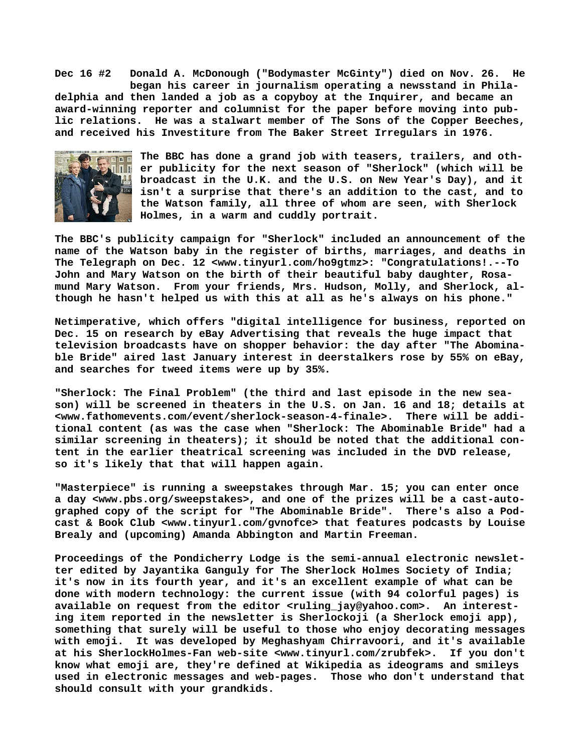**Dec 16 #2** Donald A. McDonough ("Bodymaster McGinty") died on Nov. 26. He began his career in journalism operating a newsstand in Philadelphia and then landed a job as a copyboy at the Inquirer, and became an award-winning reporter and columnist for the paper before moving into public relations. He was a stalwart member of The Sons of the Copper Beeches, and received his Investiture from The Baker Street Irregulars in 1976.

The BBC has done a grand job with teasers, trailers, and other publicity for the next season of "Sherlock" (which will be broadcast in the U.K. and the U.S. on New Year's Day), and it isn't a surprise that there's an addition to the cast, and to the Watson family, all three of whom are seen, with Sherlock Holmes, in a warm and cuddly portrait.

The BBC's publicity campaign for "Sherlock" included an announcement of the name of the Watson baby in the register of births, marriages, and deaths in The Telegraph on Dec. 12 <www.tinyurl.com/ho9gtmz>: "Congratulations!.--To John and Mary Watson on the birth of their beautiful baby daughter, Rosamund Mary Watson. From your friends, Mrs. Hudson, Molly, and Sherlock, although he hasn't helped us with this at all as he's always on his phone."

Netimperative, which offers "digital intelligence for business, reported on Dec. 15 on research by eBay Advertising that reveals the huge impact that television broadcasts have on shopper behavior: the day after "The Abominable Bride" aired last January interest in deerstalkers rose by 55% on eBay, and searches for tweed items were up by 35%.

"Sherlock: The Final Problem" (the third and last episode in the new season) will be screened in theaters in the U.S. on Jan. 16 and 18; details at <www.fathomevents.com/event/sherlock-season-4-finale>. There will be additional content (as was the case when "Sherlock: The Abominable Bride" had a similar screening in theaters); it should be noted that the additional content in the earlier theatrical screening was included in the DVD release, so it's likely that that will happen again.

"Masterpiece" is running a sweepstakes through Mar. 15; you can enter once a day <www.pbs.org/sweepstakes>, and one of the prizes will be a cast-autographed copy of the script for "The Abominable Bride". There's also a Podcast & Book Club <www.tinyurl.com/gvnofce> that features podcasts by Louise Brealy and (upcoming) Amanda Abbington and Martin Freeman.

Proceedings of the Pondicherry Lodge is the semi-annual electronic newsletter edited by Jayantika Ganguly for The Sherlock Holmes Society of India; it's now in its fourth year, and it's an excellent example of what can be done with modern technology: the current issue (with 94 colorful pages) is available on request from the editor <ruling_jay@yahoo.com>. An interesting item reported in the newsletter is Sherlockoji (a Sherlock emoji app), something that surely will be useful to those who enjoy decorating messages with emoji. It was developed by Meghashyam Chirravoori, and it's available at his SherlockHolmes-Fan web-site <www.tinyurl.com/zrubfek>. If you don't know what emoji are, they're defined at Wikipedia as ideograms and smileys used in electronic messages and web-pages. Those who don't understand that should consult with your grandkids.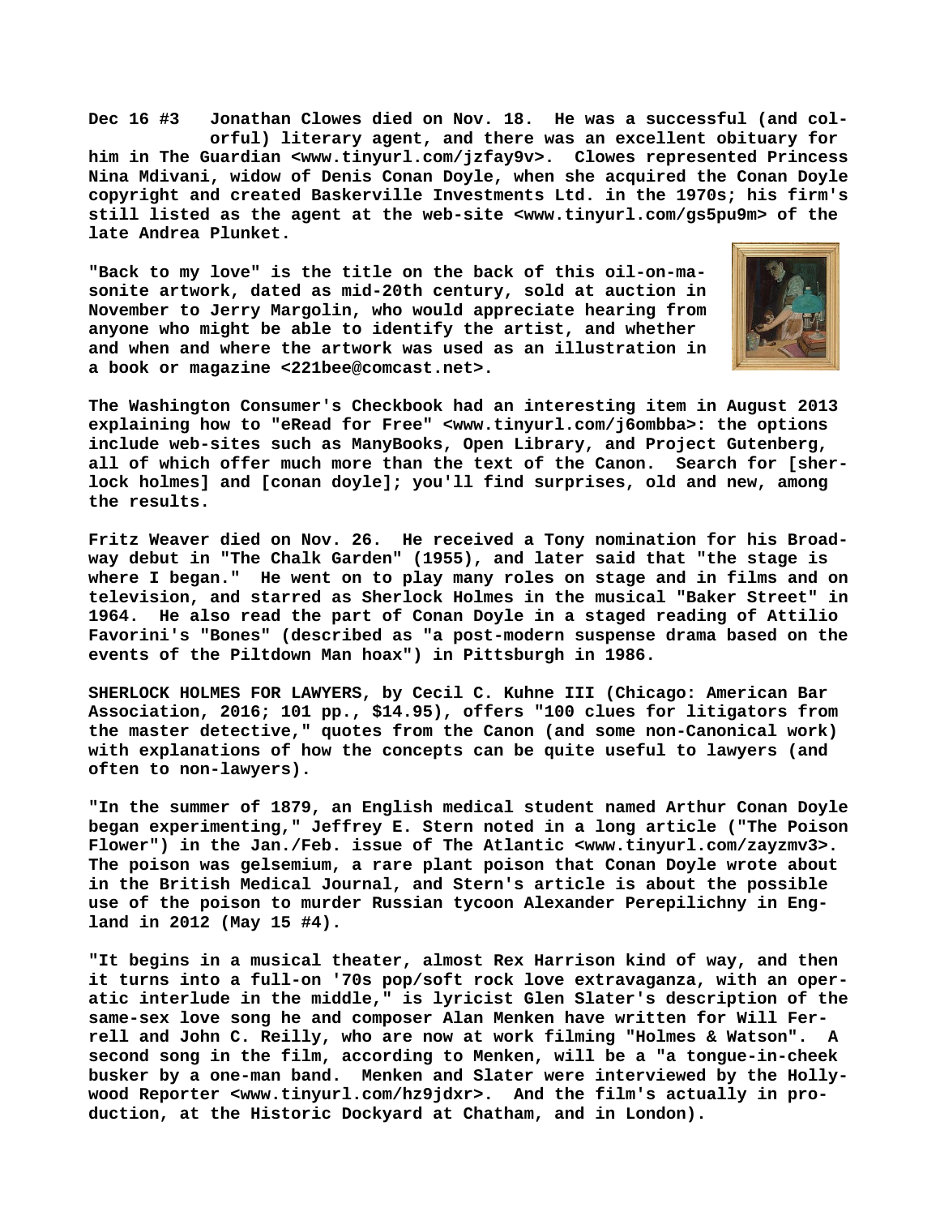**Dec 16 #3 Jonathan Clowes died on Nov. 18. He was a successful (and colorful) literary agent, and there was an excellent obituary for him in The Guardian <www.tinyurl.com/jzfay9v>. Clowes represented Princess Nina Mdivani, widow of Denis Conan Doyle, when she acquired the Conan Doyle copyright and created Baskerville Investments Ltd. in the 1970s; his firm's still listed as the agent at the web-site <www.tinyurl.com/gs5pu9m> of the late Andrea Plunket.**

**"Back to my love" is the title on the back of this oil-on-masonite artwork, dated as mid-20th century, sold at auction in November to Jerry Margolin, who would appreciate hearing from anyone who might be able to identify the artist, and whether and when and where the artwork was used as an illustration in a book or magazine <221bee@comcast.net>.**

**The Washington Consumer's Checkbook had an interesting item in August 2013 explaining how to "eRead for Free" <www.tinyurl.com/j6ombba>: the options include web-sites such as ManyBooks, Open Library, and Project Gutenberg, all of which offer much more than the text of the Canon. Search for [sherlock holmes] and [conan doyle]; you'll find surprises, old and new, among the results.**

**Fritz Weaver died on Nov. 26. He received a Tony nomination for his Broadway debut in "The Chalk Garden" (1955), and later said that "the stage is where I began." He went on to play many roles on stage and in films and on television, and starred as Sherlock Holmes in the musical "Baker Street" in 1964. He also read the part of Conan Doyle in a staged reading of Attilio Favorini's "Bones" (described as "a post-modern suspense drama based on the events of the Piltdown Man hoax") in Pittsburgh in 1986.**

**SHERLOCK HOLMES FOR LAWYERS, by Cecil C. Kuhne III (Chicago: American Bar Association, 2016; 101 pp., $14.95), offers "100 clues for litigators from the master detective," quotes from the Canon (and some non-Canonical work) with explanations of how the concepts can be quite useful to lawyers (and often to non-lawyers).**

**"In the summer of 1879, an English medical student named Arthur Conan Doyle began experimenting," Jeffrey E. Stern noted in a long article ("The Poison Flower") in the Jan./Feb. issue of The Atlantic <www.tinyurl.com/zayzmv3>. The poison was gelsemium, a rare plant poison that Conan Doyle wrote about in the British Medical Journal, and Stern's article is about the possible use of the poison to murder Russian tycoon Alexander Perepilichny in England in 2012 (May 15 #4).**

**"It begins in a musical theater, almost Rex Harrison kind of way, and then it turns into a full-on '70s pop/soft rock love extravaganza, with an operatic interlude in the middle," is lyricist Glen Slater's description of the same-sex love song he and composer Alan Menken have written for Will Ferrell and John C. Reilly, who are now at work filming "Holmes & Watson". A second song in the film, according to Menken, will be a "a tongue-in-cheek busker by a one-man band. Menken and Slater were interviewed by the Hollywood Reporter <www.tinyurl.com/hz9jdxr>. And the film's actually in production, at the Historic Dockyard at Chatham, and in London).**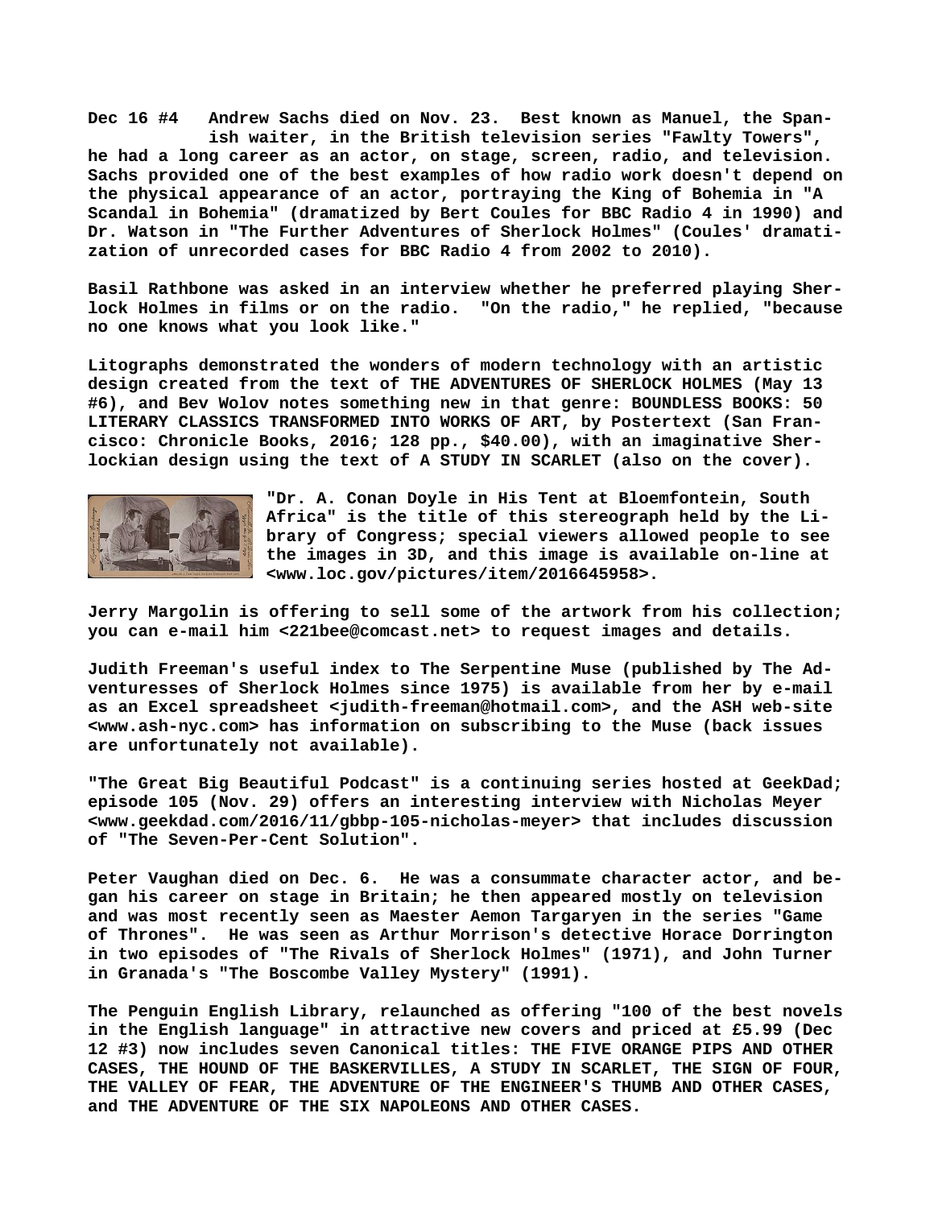**Dec 16 #4 Andrew Sachs died on Nov. 23. Best known as Manuel, the Spanish waiter, in the British television series "Fawlty Towers", he had a long career as an actor, on stage, screen, radio, and television. Sachs provided one of the best examples of how radio work doesn't depend on the physical appearance of an actor, portraying the King of Bohemia in "A Scandal in Bohemia" (dramatized by Bert Coules for BBC Radio 4 in 1990) and Dr. Watson in "The Further Adventures of Sherlock Holmes" (Coules' dramatization of unrecorded cases for BBC Radio 4 from 2002 to 2010).**

**Basil Rathbone was asked in an interview whether he preferred playing Sherlock Holmes in films or on the radio. "On the radio," he replied, "because no one knows what you look like."**

**Litographs demonstrated the wonders of modern technology with an artistic design created from the text of THE ADVENTURES OF SHERLOCK HOLMES (May 13 #6), and Bev Wolov notes something new in that genre: BOUNDLESS BOOKS: 50 LITERARY CLASSICS TRANSFORMED INTO WORKS OF ART, by Postertext (San Francisco: Chronicle Books, 2016; 128 pp., $40.00), with an imaginative Sherlockian design using the text of A STUDY IN SCARLET (also on the cover).**

**"Dr. A. Conan Doyle in His Tent at Bloemfontein, South Africa" is the title of this stereograph held by the Library of Congress; special viewers allowed people to see the images in 3D, and this image is available on-line at <www.loc.gov/pictures/item/2016645958>.**

**Jerry Margolin is offering to sell some of the artwork from his collection; you can e-mail him <221bee@comcast.net> to request images and details.**

**Judith Freeman's useful index to The Serpentine Muse (published by The Adventuresses of Sherlock Holmes since 1975) is available from her by e-mail as an Excel spreadsheet <judith-freeman@hotmail.com>, and the ASH web-site <www.ash-nyc.com> has information on subscribing to the Muse (back issues are unfortunately not available).**

**"The Great Big Beautiful Podcast" is a continuing series hosted at GeekDad; episode 105 (Nov. 29) offers an interesting interview with Nicholas Meyer <www.geekdad.com/2016/11/gbbp-105-nicholas-meyer> that includes discussion of "The Seven-Per-Cent Solution".**

**Peter Vaughan died on Dec. 6. He was a consummate character actor, and began his career on stage in Britain; he then appeared mostly on television and was most recently seen as Maester Aemon Targaryen in the series "Game of Thrones". He was seen as Arthur Morrison's detective Horace Dorrington in two episodes of "The Rivals of Sherlock Holmes" (1971), and John Turner in Granada's "The Boscombe Valley Mystery" (1991).**

**The Penguin English Library, relaunched as offering "100 of the best novels in the English language" in attractive new covers and priced at £5.99 (Dec 12 #3) now includes seven Canonical titles: THE FIVE ORANGE PIPS AND OTHER CASES, THE HOUND OF THE BASKERVILLES, A STUDY IN SCARLET, THE SIGN OF FOUR, THE VALLEY OF FEAR, THE ADVENTURE OF THE ENGINEER'S THUMB AND OTHER CASES, and THE ADVENTURE OF THE SIX NAPOLEONS AND OTHER CASES.**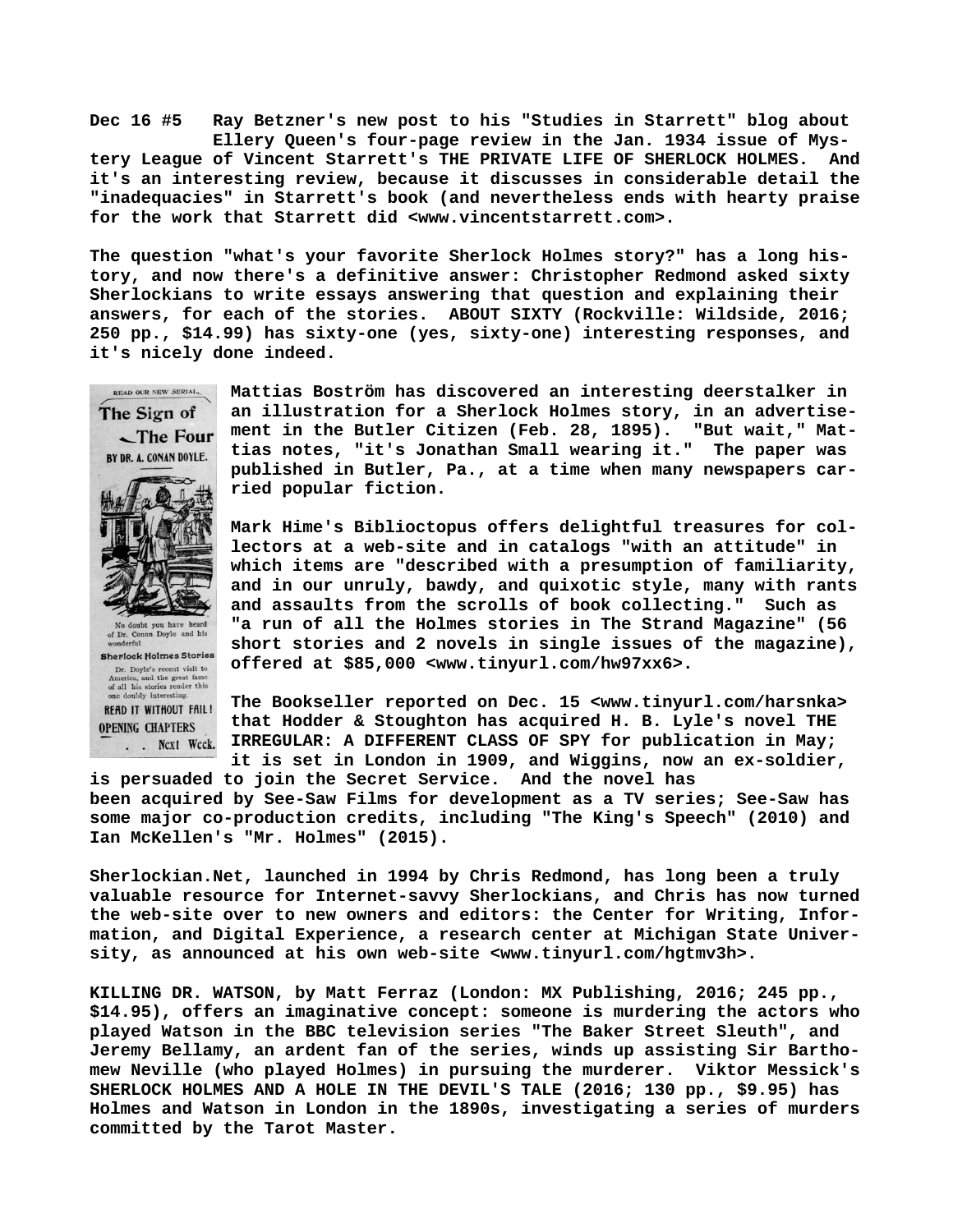**Dec 16 #5 Ray Betzner's new post to his "Studies in Starrett" blog about Ellery Queen's four-page review in the Jan. 1934 issue of Mystery League of Vincent Starrett's THE PRIVATE LIFE OF SHERLOCK HOLMES. And it's an interesting review, because it discusses in considerable detail the "inadequacies" in Starrett's book (and nevertheless ends with hearty praise for the work that Starrett did <www.vincentstarrett.com>.**

**The question "what's your favorite Sherlock Holmes story?" has a long history, and now there's a definitive answer: Christopher Redmond asked sixty Sherlockians to write essays answering that question and explaining their answers, for each of the stories. ABOUT SIXTY (Rockville: Wildside, 2016; 250 pp., $14.99) has sixty-one (yes, sixty-one) interesting responses, and it's nicely done indeed.**

READ OUR NEW SERIAL, The Sign of The Four BY DR. A. CONAN DOYLE. No doubt you have heard of Dr. Conan Doyle and his wonderful Sherlock Holmes Stories Dr. Doyle's recent visit to America, and the great fame of all his stories render this one doubly interesting. READ IT WITHOUT FAIL! OPENING CHAPTERS . . Next Week.

**Mattias Boström has discovered an interesting deerstalker in an illustration for a Sherlock Holmes story, in an advertisement in the Butler Citizen (Feb. 28, 1895). "But wait," Mattias notes, "it's Jonathan Small wearing it." The paper was published in Butler, Pa., at a time when many newspapers carried popular fiction.**

**Mark Hime's Biblioctopus offers delightful treasures for collectors at a web-site and in catalogs "with an attitude" in which items are "described with a presumption of familiarity, and in our unruly, bawdy, and quixotic style, many with rants and assaults from the scrolls of book collecting." Such as "a run of all the Holmes stories in The Strand Magazine" (56 short stories and 2 novels in single issues of the magazine), offered at $85,000 <www.tinyurl.com/hw97xx6>.**

**The Bookseller reported on Dec. 15 <www.tinyurl.com/harsnka> that Hodder & Stoughton has acquired H. B. Lyle's novel THE IRREGULAR: A DIFFERENT CLASS OF SPY for publication in May; it is set in London in 1909, and Wiggins, now an ex-soldier, is persuaded to join the Secret Service. And the novel has been acquired by See-Saw Films for development as a TV series; See-Saw has some major co-production credits, including "The King's Speech" (2010) and Ian McKellen's "Mr. Holmes" (2015).**

**Sherlockian.Net, launched in 1994 by Chris Redmond, has long been a truly valuable resource for Internet-savvy Sherlockians, and Chris has now turned the web-site over to new owners and editors: the Center for Writing, Information, and Digital Experience, a research center at Michigan State University, as announced at his own web-site <www.tinyurl.com/hgtmv3h>.**

**KILLING DR. WATSON, by Matt Ferraz (London: MX Publishing, 2016; 245 pp., $14.95), offers an imaginative concept: someone is murdering the actors who played Watson in the BBC television series "The Baker Street Sleuth", and Jeremy Bellamy, an ardent fan of the series, winds up assisting Sir Barthomew Neville (who played Holmes) in pursuing the murderer. Viktor Messick's SHERLOCK HOLMES AND A HOLE IN THE DEVIL'S TALE (2016; 130 pp., $9.95) has Holmes and Watson in London in the 1890s, investigating a series of murders committed by the Tarot Master.**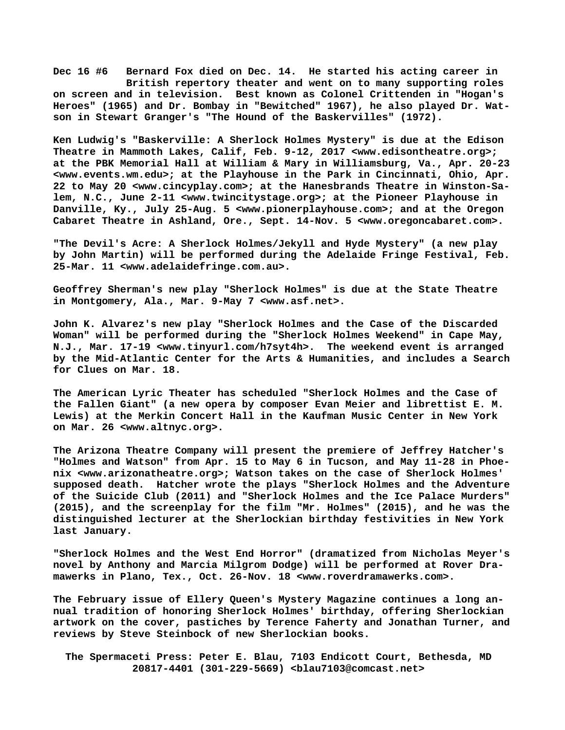**Dec 16 #6   Bernard Fox died on Dec. 14.  He started his acting career in British repertory theater and went on to many supporting roles on screen and in television.  Best known as Colonel Crittenden in "Hogan's Heroes" (1965) and Dr. Bombay in "Bewitched" 1967), he also played Dr. Watson in Stewart Granger's "The Hound of the Baskervilles" (1972).**

**Ken Ludwig's "Baskerville: A Sherlock Holmes Mystery" is due at the Edison Theatre in Mammoth Lakes, Calif, Feb. 9-12, 2017 <www.edisontheatre.org>; at the PBK Memorial Hall at William & Mary in Williamsburg, Va., Apr. 20-23 <www.events.wm.edu>; at the Playhouse in the Park in Cincinnati, Ohio, Apr. 22 to May 20 <www.cincyplay.com>; at the Hanesbrands Theatre in Winston-Salem, N.C., June 2-11 <www.twincitystage.org>; at the Pioneer Playhouse in Danville, Ky., July 25-Aug. 5 <www.pionerplayhouse.com>; and at the Oregon Cabaret Theatre in Ashland, Ore., Sept. 14-Nov. 5 <www.oregoncabaret.com>.**

**"The Devil's Acre: A Sherlock Holmes/Jekyll and Hyde Mystery" (a new play by John Martin) will be performed during the Adelaide Fringe Festival, Feb. 25-Mar. 11 <www.adelaidefringe.com.au>.**

**Geoffrey Sherman's new play "Sherlock Holmes" is due at the State Theatre in Montgomery, Ala., Mar. 9-May 7 <www.asf.net>.**

**John K. Alvarez's new play "Sherlock Holmes and the Case of the Discarded Woman" will be performed during the "Sherlock Holmes Weekend" in Cape May, N.J., Mar. 17-19 <www.tinyurl.com/h7syt4h>.  The weekend event is arranged by the Mid-Atlantic Center for the Arts & Humanities, and includes a Search for Clues on Mar. 18.**

**The American Lyric Theater has scheduled "Sherlock Holmes and the Case of the Fallen Giant" (a new opera by composer Evan Meier and librettist E. M. Lewis) at the Merkin Concert Hall in the Kaufman Music Center in New York on Mar. 26 <www.altnyc.org>.**

**The Arizona Theatre Company will present the premiere of Jeffrey Hatcher's "Holmes and Watson" from Apr. 15 to May 6 in Tucson, and May 11-28 in Phoenix <www.arizonatheatre.org>; Watson takes on the case of Sherlock Holmes' supposed death.  Hatcher wrote the plays "Sherlock Holmes and the Adventure of the Suicide Club (2011) and "Sherlock Holmes and the Ice Palace Murders" (2015), and the screenplay for the film "Mr. Holmes" (2015), and he was the distinguished lecturer at the Sherlockian birthday festivities in New York last January.**

**"Sherlock Holmes and the West End Horror" (dramatized from Nicholas Meyer's novel by Anthony and Marcia Milgrom Dodge) will be performed at Rover Dramawerks in Plano, Tex., Oct. 26-Nov. 18 <www.roverdramawerks.com>.**

**The February issue of Ellery Queen's Mystery Magazine continues a long annual tradition of honoring Sherlock Holmes' birthday, offering Sherlockian artwork on the cover, pastiches by Terence Faherty and Jonathan Turner, and reviews by Steve Steinbock of new Sherlockian books.**

**The Spermaceti Press: Peter E. Blau, 7103 Endicott Court, Bethesda, MD 20817-4401 (301-229-5669) <blau7103@comcast.net>**